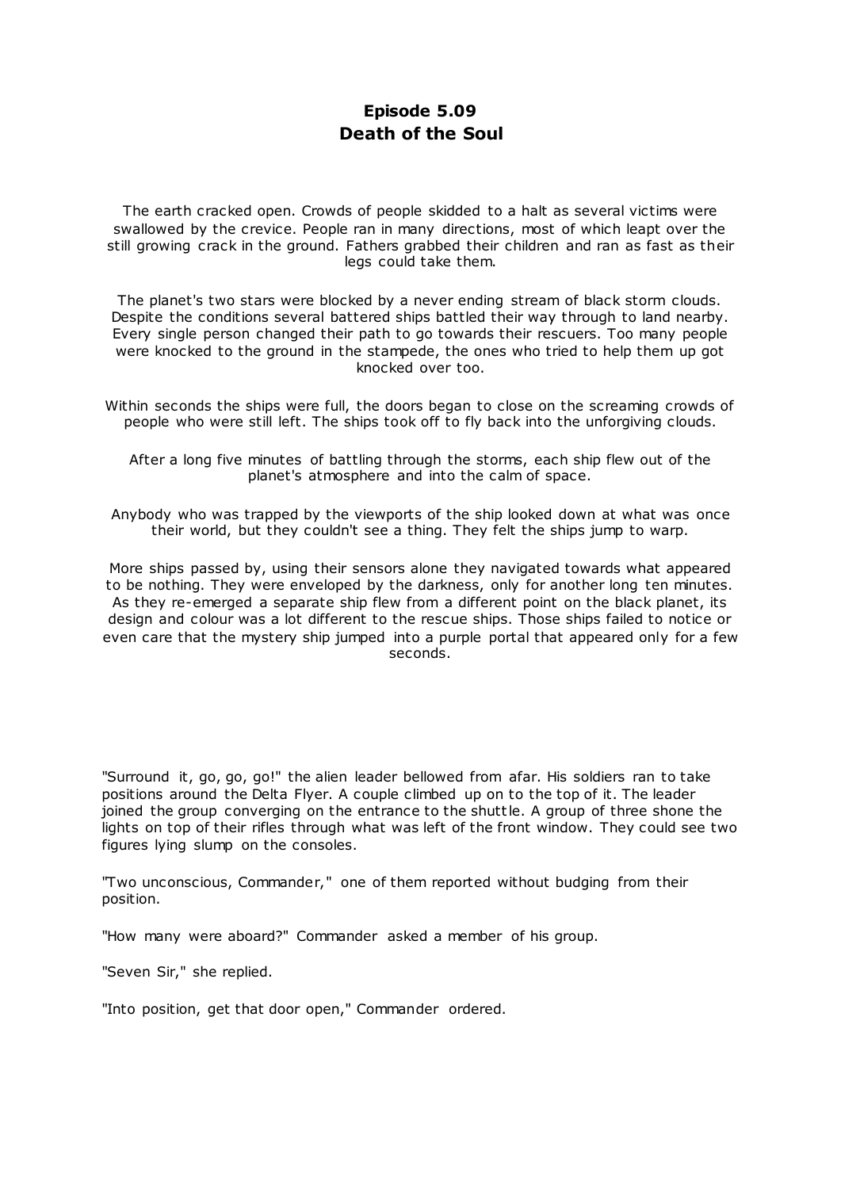# Episode 5.09
# Death of the Soul

The earth cracked open. Crowds of people skidded to a halt as several victims were swallowed by the crevice. People ran in many directions, most of which leapt over the still growing crack in the ground. Fathers grabbed their children and ran as fast as their legs could take them.

The planet's two stars were blocked by a never ending stream of black storm clouds. Despite the conditions several battered ships battled their way through to land nearby. Every single person changed their path to go towards their rescuers. Too many people were knocked to the ground in the stampede, the ones who tried to help them up got knocked over too.

Within seconds the ships were full, the doors began to close on the screaming crowds of people who were still left. The ships took off to fly back into the unforgiving clouds.

After a long five minutes of battling through the storms, each ship flew out of the planet's atmosphere and into the calm of space.

Anybody who was trapped by the viewports of the ship looked down at what was once their world, but they couldn't see a thing. They felt the ships jump to warp.

More ships passed by, using their sensors alone they navigated towards what appeared to be nothing. They were enveloped by the darkness, only for another long ten minutes. As they re-emerged a separate ship flew from a different point on the black planet, its design and colour was a lot different to the rescue ships. Those ships failed to notice or even care that the mystery ship jumped into a purple portal that appeared only for a few seconds.

"Surround it, go, go, go!" the alien leader bellowed from afar. His soldiers ran to take positions around the Delta Flyer. A couple climbed up on to the top of it. The leader joined the group converging on the entrance to the shuttle. A group of three shone the lights on top of their rifles through what was left of the front window. They could see two figures lying slump on the consoles.

"Two unconscious, Commander," one of them reported without budging from their position.

"How many were aboard?" Commander asked a member of his group.

"Seven Sir," she replied.

"Into position, get that door open," Commander ordered.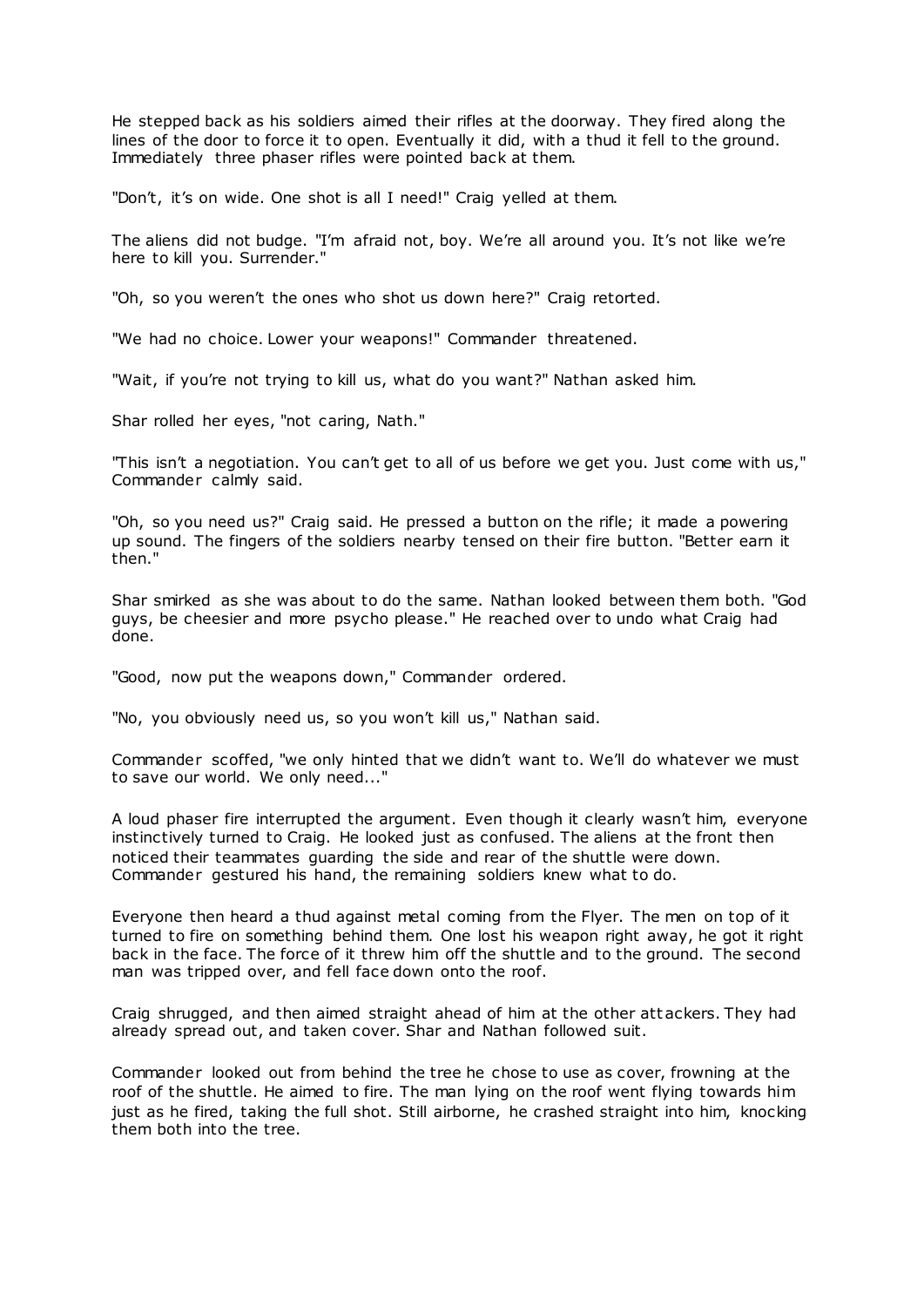He stepped back as his soldiers aimed their rifles at the doorway. They fired along the lines of the door to force it to open. Eventually it did, with a thud it fell to the ground. Immediately three phaser rifles were pointed back at them.

"Don't, it's on wide. One shot is all I need!" Craig yelled at them.

The aliens did not budge. "I'm afraid not, boy. We're all around you. It's not like we're here to kill you. Surrender."

"Oh, so you weren't the ones who shot us down here?" Craig retorted.

"We had no choice. Lower your weapons!" Commander threatened.

"Wait, if you're not trying to kill us, what do you want?" Nathan asked him.

Shar rolled her eyes, "not caring, Nath."

"This isn't a negotiation. You can't get to all of us before we get you. Just come with us," Commander calmly said.

"Oh, so you need us?" Craig said. He pressed a button on the rifle; it made a powering up sound. The fingers of the soldiers nearby tensed on their fire button. "Better earn it then."

Shar smirked as she was about to do the same. Nathan looked between them both. "God guys, be cheesier and more psycho please." He reached over to undo what Craig had done.

"Good, now put the weapons down," Commander ordered.

"No, you obviously need us, so you won't kill us," Nathan said.

Commander scoffed, "we only hinted that we didn't want to. We'll do whatever we must to save our world. We only need..."

A loud phaser fire interrupted the argument. Even though it clearly wasn't him, everyone instinctively turned to Craig. He looked just as confused. The aliens at the front then noticed their teammates guarding the side and rear of the shuttle were down. Commander gestured his hand, the remaining soldiers knew what to do.

Everyone then heard a thud against metal coming from the Flyer. The men on top of it turned to fire on something behind them. One lost his weapon right away, he got it right back in the face. The force of it threw him off the shuttle and to the ground. The second man was tripped over, and fell face down onto the roof.

Craig shrugged, and then aimed straight ahead of him at the other attackers. They had already spread out, and taken cover. Shar and Nathan followed suit.

Commander looked out from behind the tree he chose to use as cover, frowning at the roof of the shuttle. He aimed to fire. The man lying on the roof went flying towards him just as he fired, taking the full shot. Still airborne, he crashed straight into him, knocking them both into the tree.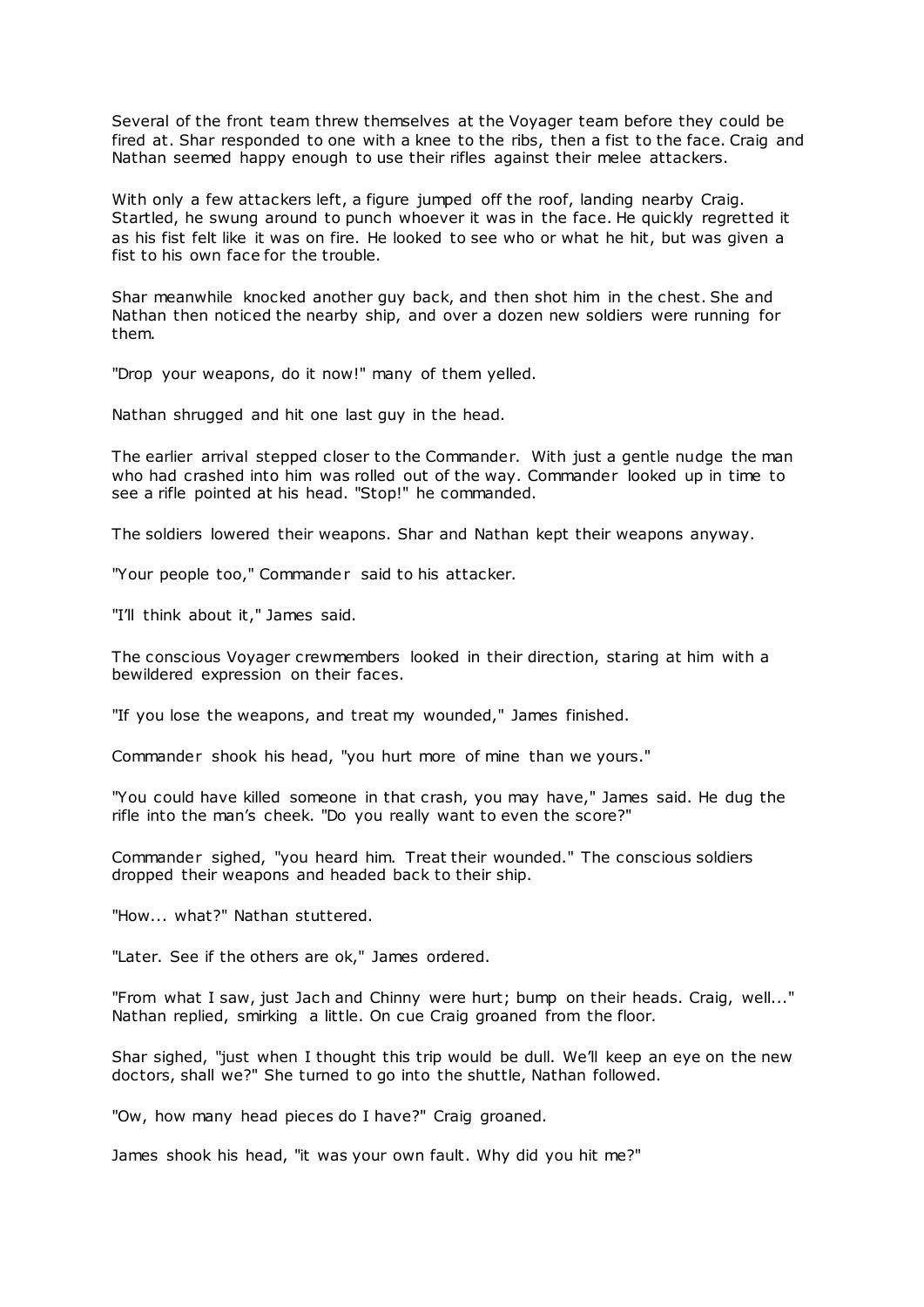Several of the front team threw themselves at the Voyager team before they could be fired at. Shar responded to one with a knee to the ribs, then a fist to the face. Craig and Nathan seemed happy enough to use their rifles against their melee attackers.

With only a few attackers left, a figure jumped off the roof, landing nearby Craig. Startled, he swung around to punch whoever it was in the face. He quickly regretted it as his fist felt like it was on fire. He looked to see who or what he hit, but was given a fist to his own face for the trouble.

Shar meanwhile knocked another guy back, and then shot him in the chest. She and Nathan then noticed the nearby ship, and over a dozen new soldiers were running for them.

"Drop your weapons, do it now!" many of them yelled.

Nathan shrugged and hit one last guy in the head.

The earlier arrival stepped closer to the Commander. With just a gentle nudge the man who had crashed into him was rolled out of the way. Commander looked up in time to see a rifle pointed at his head. "Stop!" he commanded.

The soldiers lowered their weapons. Shar and Nathan kept their weapons anyway.

"Your people too," Commander said to his attacker.

"I'll think about it," James said.

The conscious Voyager crewmembers looked in their direction, staring at him with a bewildered expression on their faces.

"If you lose the weapons, and treat my wounded," James finished.

Commander shook his head, "you hurt more of mine than we yours."

"You could have killed someone in that crash, you may have," James said. He dug the rifle into the man's cheek. "Do you really want to even the score?"

Commander sighed, "you heard him. Treat their wounded." The conscious soldiers dropped their weapons and headed back to their ship.

"How... what?" Nathan stuttered.

"Later. See if the others are ok," James ordered.

"From what I saw, just Jach and Chinny were hurt; bump on their heads. Craig, well..." Nathan replied, smirking a little. On cue Craig groaned from the floor.

Shar sighed, "just when I thought this trip would be dull. We'll keep an eye on the new doctors, shall we?" She turned to go into the shuttle, Nathan followed.

"Ow, how many head pieces do I have?" Craig groaned.

James shook his head, "it was your own fault. Why did you hit me?"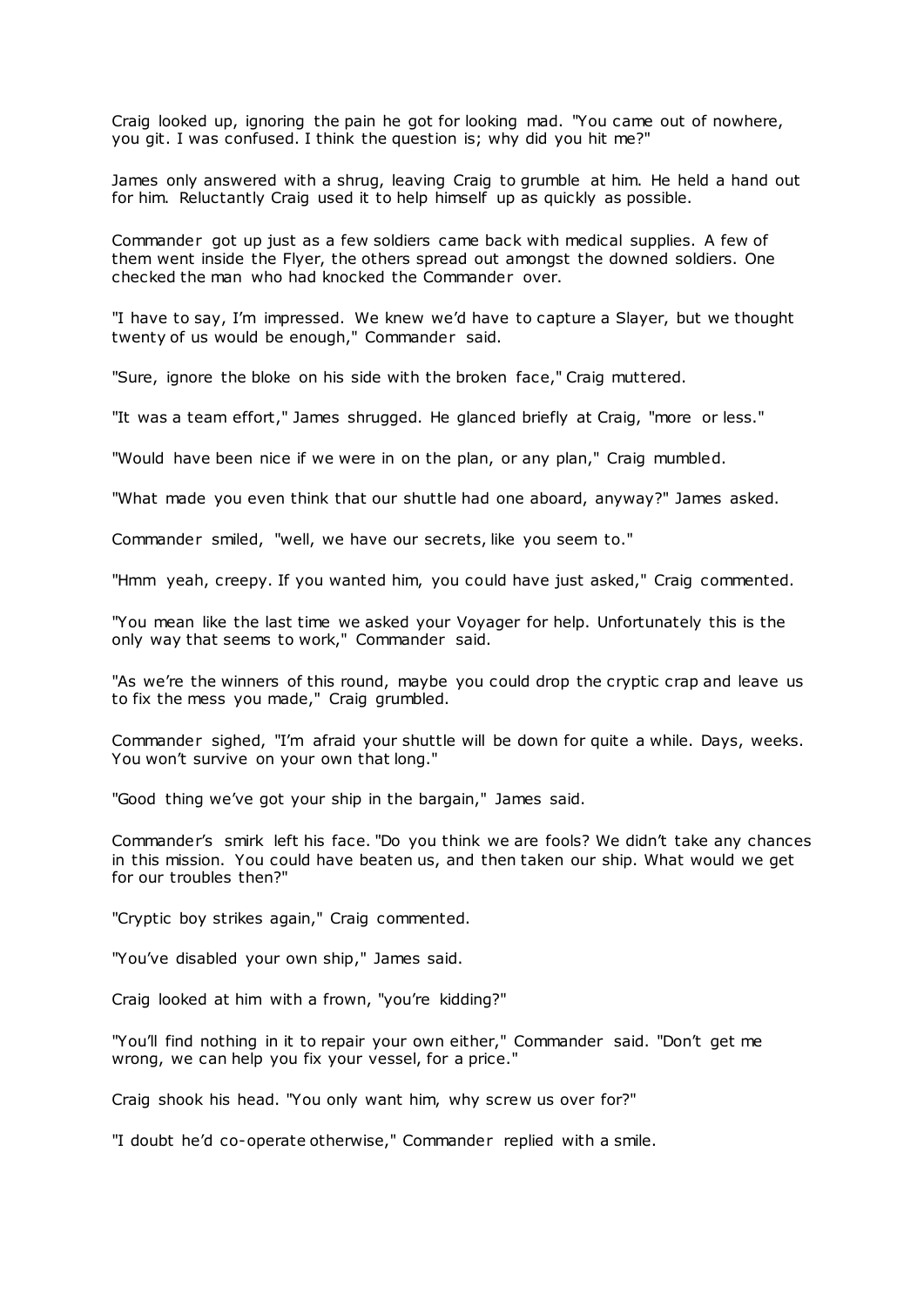Craig looked up, ignoring the pain he got for looking mad. "You came out of nowhere, you git. I was confused. I think the question is; why did you hit me?"

James only answered with a shrug, leaving Craig to grumble at him. He held a hand out for him. Reluctantly Craig used it to help himself up as quickly as possible.

Commander got up just as a few soldiers came back with medical supplies. A few of them went inside the Flyer, the others spread out amongst the downed soldiers. One checked the man who had knocked the Commander over.

"I have to say, I'm impressed. We knew we'd have to capture a Slayer, but we thought twenty of us would be enough," Commander said.

"Sure, ignore the bloke on his side with the broken face," Craig muttered.

"It was a team effort," James shrugged. He glanced briefly at Craig, "more or less."

"Would have been nice if we were in on the plan, or any plan," Craig mumbled.

"What made you even think that our shuttle had one aboard, anyway?" James asked.

Commander smiled, "well, we have our secrets, like you seem to."

"Hmm yeah, creepy. If you wanted him, you could have just asked," Craig commented.

"You mean like the last time we asked your Voyager for help. Unfortunately this is the only way that seems to work," Commander said.

"As we're the winners of this round, maybe you could drop the cryptic crap and leave us to fix the mess you made," Craig grumbled.

Commander sighed, "I'm afraid your shuttle will be down for quite a while. Days, weeks. You won't survive on your own that long."

"Good thing we've got your ship in the bargain," James said.

Commander's smirk left his face. "Do you think we are fools? We didn't take any chances in this mission. You could have beaten us, and then taken our ship. What would we get for our troubles then?"

"Cryptic boy strikes again," Craig commented.

"You've disabled your own ship," James said.

Craig looked at him with a frown, "you're kidding?"

"You'll find nothing in it to repair your own either," Commander said. "Don't get me wrong, we can help you fix your vessel, for a price."

Craig shook his head. "You only want him, why screw us over for?"

"I doubt he'd co-operate otherwise," Commander replied with a smile.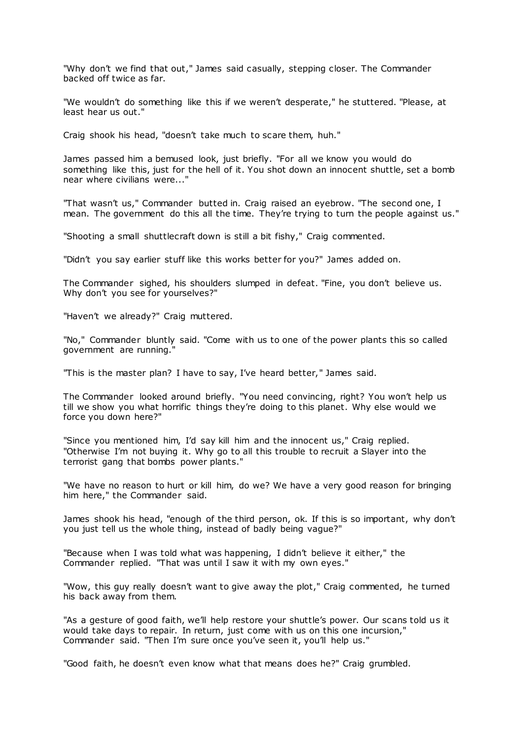"Why don't we find that out," James said casually, stepping closer. The Commander backed off twice as far.

"We wouldn't do something like this if we weren't desperate," he stuttered. "Please, at least hear us out."

Craig shook his head, "doesn't take much to scare them, huh."

James passed him a bemused look, just briefly. "For all we know you would do something like this, just for the hell of it. You shot down an innocent shuttle, set a bomb near where civilians were..."

"That wasn't us," Commander butted in. Craig raised an eyebrow. "The second one, I mean. The government do this all the time. They're trying to turn the people against us."

"Shooting a small shuttlecraft down is still a bit fishy," Craig commented.

"Didn't you say earlier stuff like this works better for you?" James added on.

The Commander sighed, his shoulders slumped in defeat. "Fine, you don't believe us. Why don't you see for yourselves?"

"Haven't we already?" Craig muttered.

"No," Commander bluntly said. "Come with us to one of the power plants this so called government are running."

"This is the master plan? I have to say, I've heard better," James said.

The Commander looked around briefly. "You need convincing, right? You won't help us till we show you what horrific things they're doing to this planet. Why else would we force you down here?"

"Since you mentioned him, I'd say kill him and the innocent us," Craig replied. "Otherwise I'm not buying it. Why go to all this trouble to recruit a Slayer into the terrorist gang that bombs power plants."

"We have no reason to hurt or kill him, do we? We have a very good reason for bringing him here," the Commander said.

James shook his head, "enough of the third person, ok. If this is so important, why don't you just tell us the whole thing, instead of badly being vague?"

"Because when I was told what was happening, I didn't believe it either," the Commander replied. "That was until I saw it with my own eyes."

"Wow, this guy really doesn't want to give away the plot," Craig commented, he turned his back away from them.

"As a gesture of good faith, we'll help restore your shuttle's power. Our scans told us it would take days to repair. In return, just come with us on this one incursion," Commander said. "Then I'm sure once you've seen it, you'll help us."

"Good faith, he doesn't even know what that means does he?" Craig grumbled.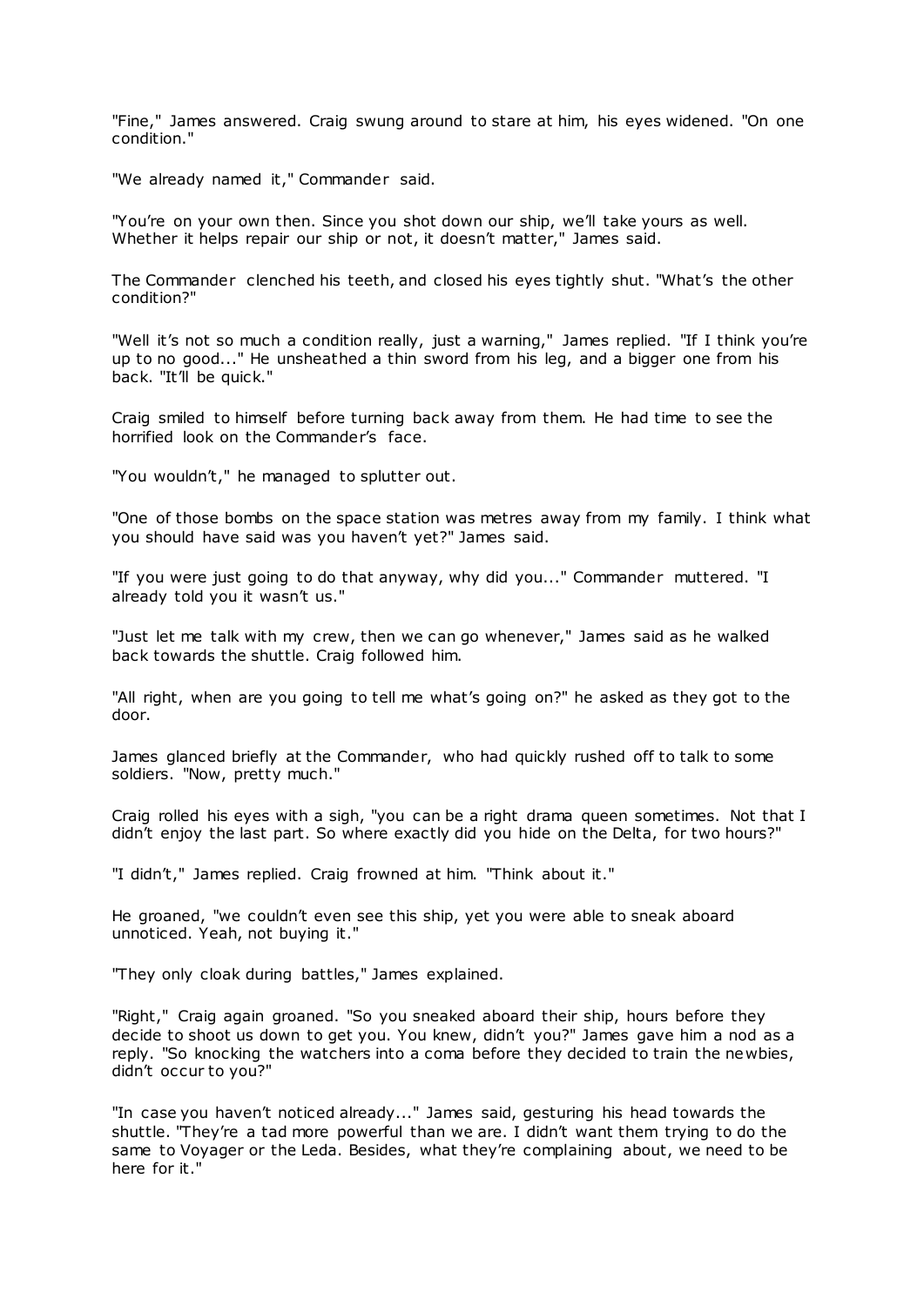"Fine," James answered. Craig swung around to stare at him, his eyes widened. "On one condition."

"We already named it," Commander said.

"You're on your own then. Since you shot down our ship, we'll take yours as well. Whether it helps repair our ship or not, it doesn't matter," James said.

The Commander clenched his teeth, and closed his eyes tightly shut. "What's the other condition?"

"Well it's not so much a condition really, just a warning," James replied. "If I think you're up to no good..." He unsheathed a thin sword from his leg, and a bigger one from his back. "It'll be quick."

Craig smiled to himself before turning back away from them. He had time to see the horrified look on the Commander's face.

"You wouldn't," he managed to splutter out.

"One of those bombs on the space station was metres away from my family. I think what you should have said was you haven't yet?" James said.

"If you were just going to do that anyway, why did you..." Commander muttered. "I already told you it wasn't us."

"Just let me talk with my crew, then we can go whenever," James said as he walked back towards the shuttle. Craig followed him.

"All right, when are you going to tell me what's going on?" he asked as they got to the door.

James glanced briefly at the Commander, who had quickly rushed off to talk to some soldiers. "Now, pretty much."

Craig rolled his eyes with a sigh, "you can be a right drama queen sometimes. Not that I didn't enjoy the last part. So where exactly did you hide on the Delta, for two hours?"

"I didn't," James replied. Craig frowned at him. "Think about it."

He groaned, "we couldn't even see this ship, yet you were able to sneak aboard unnoticed. Yeah, not buying it."

"They only cloak during battles," James explained.

"Right," Craig again groaned. "So you sneaked aboard their ship, hours before they decide to shoot us down to get you. You knew, didn't you?" James gave him a nod as a reply. "So knocking the watchers into a coma before they decided to train the newbies, didn't occur to you?"

"In case you haven't noticed already..." James said, gesturing his head towards the shuttle. "They're a tad more powerful than we are. I didn't want them trying to do the same to Voyager or the Leda. Besides, what they're complaining about, we need to be here for it."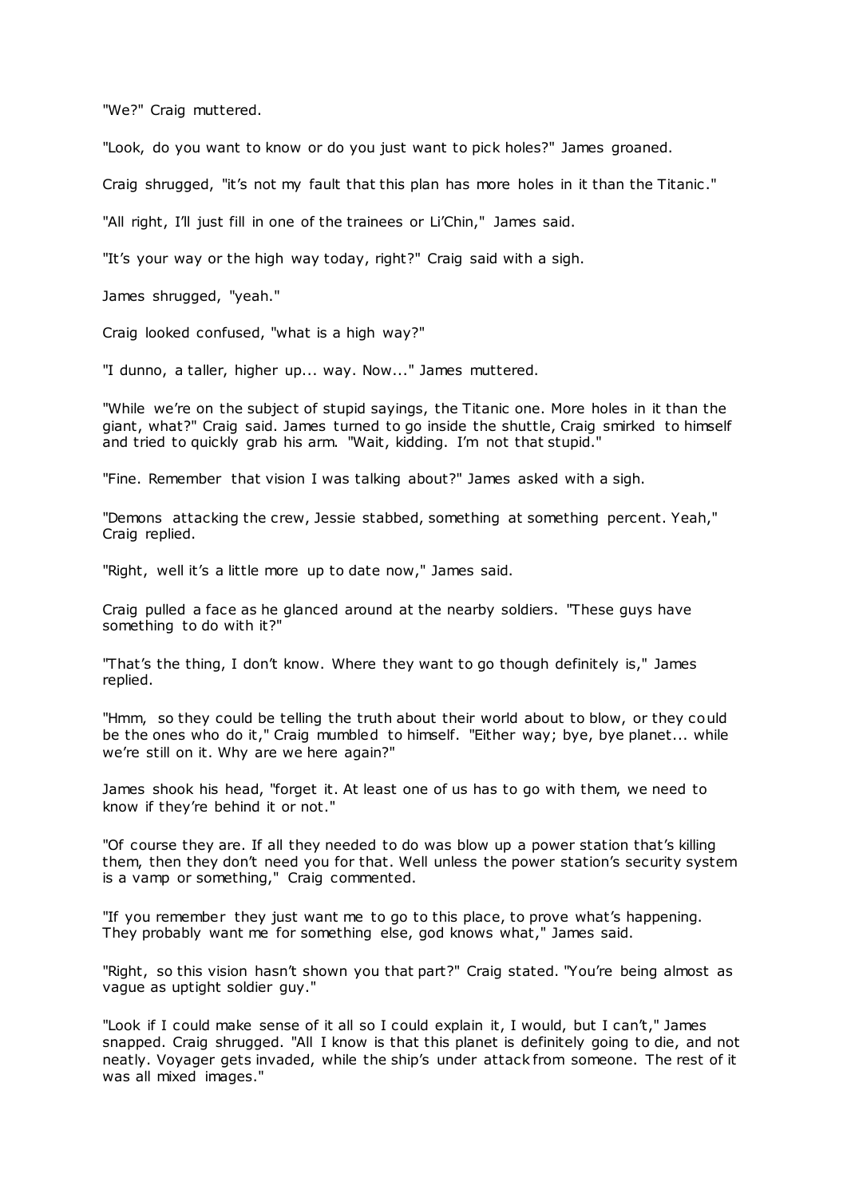"We?" Craig muttered.

"Look, do you want to know or do you just want to pick holes?" James groaned.

Craig shrugged, "it's not my fault that this plan has more holes in it than the Titanic."

"All right, I'll just fill in one of the trainees or Li'Chin," James said.

"It's your way or the high way today, right?" Craig said with a sigh.

James shrugged, "yeah."

Craig looked confused, "what is a high way?"

"I dunno, a taller, higher up... way. Now..." James muttered.

"While we're on the subject of stupid sayings, the Titanic one. More holes in it than the giant, what?" Craig said. James turned to go inside the shuttle, Craig smirked to himself and tried to quickly grab his arm. "Wait, kidding. I'm not that stupid."

"Fine. Remember that vision I was talking about?" James asked with a sigh.

"Demons attacking the crew, Jessie stabbed, something at something percent. Yeah," Craig replied.

"Right, well it's a little more up to date now," James said.

Craig pulled a face as he glanced around at the nearby soldiers. "These guys have something to do with it?"

"That's the thing, I don't know. Where they want to go though definitely is," James replied.

"Hmm, so they could be telling the truth about their world about to blow, or they could be the ones who do it," Craig mumbled to himself. "Either way; bye, bye planet... while we're still on it. Why are we here again?"

James shook his head, "forget it. At least one of us has to go with them, we need to know if they're behind it or not."

"Of course they are. If all they needed to do was blow up a power station that's killing them, then they don't need you for that. Well unless the power station's security system is a vamp or something," Craig commented.

"If you remember they just want me to go to this place, to prove what's happening. They probably want me for something else, god knows what," James said.

"Right, so this vision hasn't shown you that part?" Craig stated. "You're being almost as vague as uptight soldier guy."

"Look if I could make sense of it all so I could explain it, I would, but I can't," James snapped. Craig shrugged. "All I know is that this planet is definitely going to die, and not neatly. Voyager gets invaded, while the ship's under attack from someone. The rest of it was all mixed images."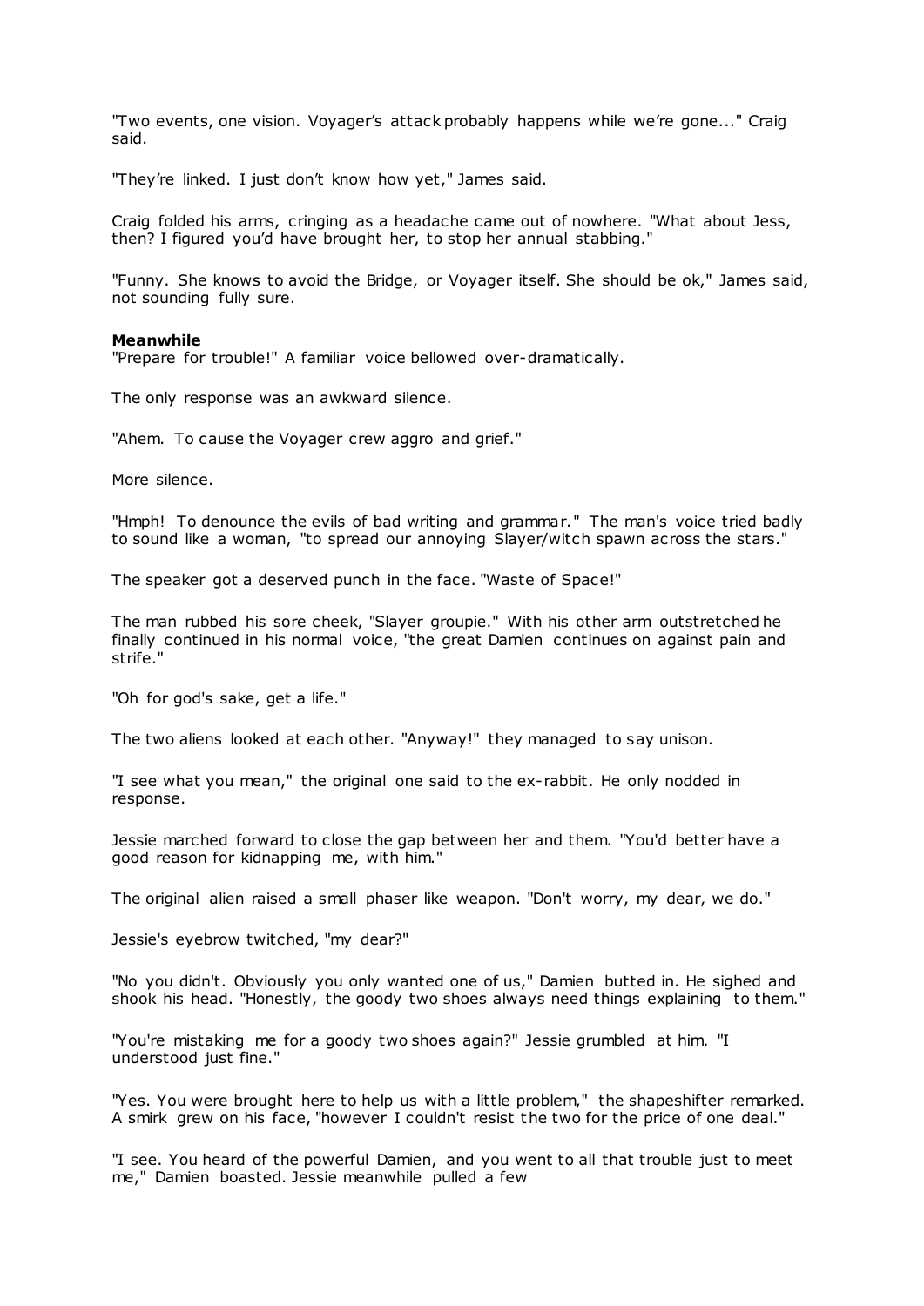"Two events, one vision. Voyager's attack probably happens while we're gone..." Craig said.

"They're linked. I just don't know how yet," James said.

Craig folded his arms, cringing as a headache came out of nowhere. "What about Jess, then? I figured you'd have brought her, to stop her annual stabbing."

"Funny. She knows to avoid the Bridge, or Voyager itself. She should be ok," James said, not sounding fully sure.

**Meanwhile**

"Prepare for trouble!" A familiar voice bellowed over-dramatically.

The only response was an awkward silence.

"Ahem. To cause the Voyager crew aggro and grief."

More silence.

"Hmph! To denounce the evils of bad writing and grammar." The man's voice tried badly to sound like a woman, "to spread our annoying Slayer/witch spawn across the stars."

The speaker got a deserved punch in the face. "Waste of Space!"

The man rubbed his sore cheek, "Slayer groupie." With his other arm outstretched he finally continued in his normal voice, "the great Damien continues on against pain and strife."

"Oh for god's sake, get a life."

The two aliens looked at each other. "Anyway!" they managed to say unison.

"I see what you mean," the original one said to the ex-rabbit. He only nodded in response.

Jessie marched forward to close the gap between her and them. "You'd better have a good reason for kidnapping me, with him."

The original alien raised a small phaser like weapon. "Don't worry, my dear, we do."

Jessie's eyebrow twitched, "my dear?"

"No you didn't. Obviously you only wanted one of us," Damien butted in. He sighed and shook his head. "Honestly, the goody two shoes always need things explaining to them."

"You're mistaking me for a goody two shoes again?" Jessie grumbled at him. "I understood just fine."

"Yes. You were brought here to help us with a little problem," the shapeshifter remarked. A smirk grew on his face, "however I couldn't resist the two for the price of one deal."

"I see. You heard of the powerful Damien, and you went to all that trouble just to meet me," Damien boasted. Jessie meanwhile pulled a few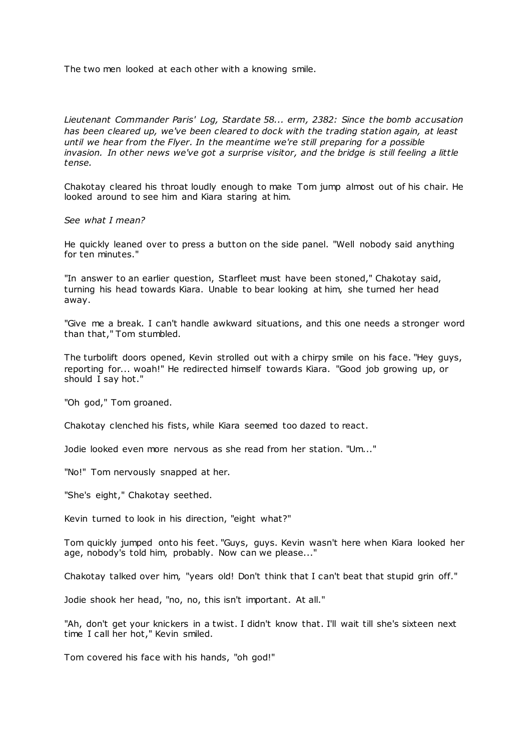The two men looked at each other with a knowing smile.

*Lieutenant Commander Paris' Log, Stardate 58... erm, 2382: Since the bomb accusation has been cleared up, we've been cleared to dock with the trading station again, at least until we hear from the Flyer. In the meantime we're still preparing for a possible invasion. In other news we've got a surprise visitor, and the bridge is still feeling a little tense.*

Chakotay cleared his throat loudly enough to make Tom jump almost out of his chair. He looked around to see him and Kiara staring at him.

*See what I mean?*

He quickly leaned over to press a button on the side panel. "Well nobody said anything for ten minutes."

"In answer to an earlier question, Starfleet must have been stoned," Chakotay said, turning his head towards Kiara. Unable to bear looking at him, she turned her head away.

"Give me a break. I can't handle awkward situations, and this one needs a stronger word than that," Tom stumbled.

The turbolift doors opened, Kevin strolled out with a chirpy smile on his face. "Hey guys, reporting for... woah!" He redirected himself towards Kiara. "Good job growing up, or should I say hot."

"Oh god," Tom groaned.

Chakotay clenched his fists, while Kiara seemed too dazed to react.

Jodie looked even more nervous as she read from her station. "Um..."

"No!" Tom nervously snapped at her.

"She's eight," Chakotay seethed.

Kevin turned to look in his direction, "eight what?"

Tom quickly jumped onto his feet. "Guys, guys. Kevin wasn't here when Kiara looked her age, nobody's told him, probably. Now can we please..."

Chakotay talked over him, "years old! Don't think that I can't beat that stupid grin off."

Jodie shook her head, "no, no, this isn't important. At all."

"Ah, don't get your knickers in a twist. I didn't know that. I'll wait till she's sixteen next time I call her hot," Kevin smiled.

Tom covered his face with his hands, "oh god!"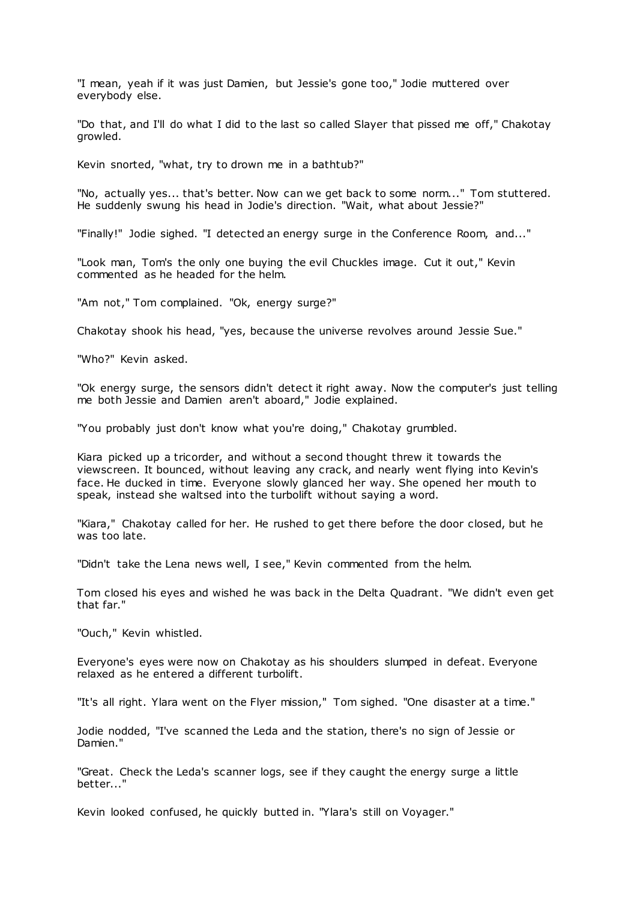"I mean, yeah if it was just Damien, but Jessie's gone too," Jodie muttered over everybody else.

"Do that, and I'll do what I did to the last so called Slayer that pissed me off," Chakotay growled.

Kevin snorted, "what, try to drown me in a bathtub?"

"No, actually yes... that's better. Now can we get back to some norm..." Tom stuttered. He suddenly swung his head in Jodie's direction. "Wait, what about Jessie?"

"Finally!" Jodie sighed. "I detected an energy surge in the Conference Room, and..."

"Look man, Tom's the only one buying the evil Chuckles image. Cut it out," Kevin commented as he headed for the helm.

"Am not," Tom complained. "Ok, energy surge?"

Chakotay shook his head, "yes, because the universe revolves around Jessie Sue."

"Who?" Kevin asked.

"Ok energy surge, the sensors didn't detect it right away. Now the computer's just telling me both Jessie and Damien aren't aboard," Jodie explained.

"You probably just don't know what you're doing," Chakotay grumbled.

Kiara picked up a tricorder, and without a second thought threw it towards the viewscreen. It bounced, without leaving any crack, and nearly went flying into Kevin's face. He ducked in time. Everyone slowly glanced her way. She opened her mouth to speak, instead she waltsed into the turbolift without saying a word.

"Kiara," Chakotay called for her. He rushed to get there before the door closed, but he was too late.

"Didn't take the Lena news well, I see," Kevin commented from the helm.

Tom closed his eyes and wished he was back in the Delta Quadrant. "We didn't even get that far."

"Ouch," Kevin whistled.

Everyone's eyes were now on Chakotay as his shoulders slumped in defeat. Everyone relaxed as he entered a different turbolift.

"It's all right. Ylara went on the Flyer mission," Tom sighed. "One disaster at a time."

Jodie nodded, "I've scanned the Leda and the station, there's no sign of Jessie or Damien."

"Great. Check the Leda's scanner logs, see if they caught the energy surge a little better..."

Kevin looked confused, he quickly butted in. "Ylara's still on Voyager."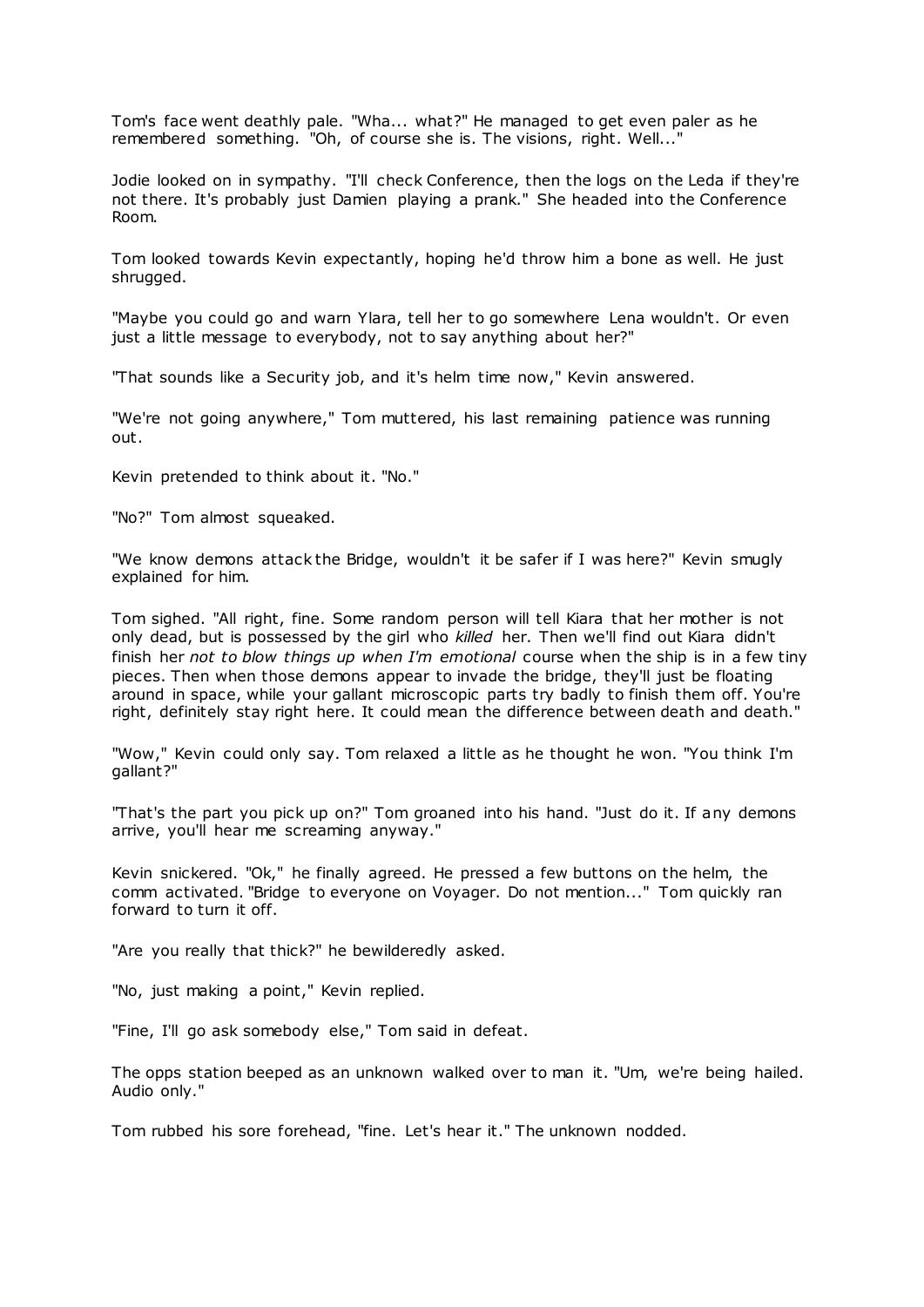Tom's face went deathly pale. "Wha... what?" He managed to get even paler as he remembered something. "Oh, of course she is. The visions, right. Well..."

Jodie looked on in sympathy. "I'll check Conference, then the logs on the Leda if they're not there. It's probably just Damien playing a prank." She headed into the Conference Room.

Tom looked towards Kevin expectantly, hoping he'd throw him a bone as well. He just shrugged.

"Maybe you could go and warn Ylara, tell her to go somewhere Lena wouldn't. Or even just a little message to everybody, not to say anything about her?"

"That sounds like a Security job, and it's helm time now," Kevin answered.

"We're not going anywhere," Tom muttered, his last remaining patience was running out.

Kevin pretended to think about it. "No."

"No?" Tom almost squeaked.

"We know demons attack the Bridge, wouldn't it be safer if I was here?" Kevin smugly explained for him.

Tom sighed. "All right, fine. Some random person will tell Kiara that her mother is not only dead, but is possessed by the girl who *killed* her. Then we'll find out Kiara didn't finish her *not to blow things up when I'm emotional* course when the ship is in a few tiny pieces. Then when those demons appear to invade the bridge, they'll just be floating around in space, while your gallant microscopic parts try badly to finish them off. You're right, definitely stay right here. It could mean the difference between death and death."

"Wow," Kevin could only say. Tom relaxed a little as he thought he won. "You think I'm gallant?"

"That's the part you pick up on?" Tom groaned into his hand. "Just do it. If any demons arrive, you'll hear me screaming anyway."

Kevin snickered. "Ok," he finally agreed. He pressed a few buttons on the helm, the comm activated. "Bridge to everyone on Voyager. Do not mention..." Tom quickly ran forward to turn it off.

"Are you really that thick?" he bewilderedly asked.

"No, just making a point," Kevin replied.

"Fine, I'll go ask somebody else," Tom said in defeat.

The opps station beeped as an unknown walked over to man it. "Um, we're being hailed. Audio only."

Tom rubbed his sore forehead, "fine. Let's hear it." The unknown nodded.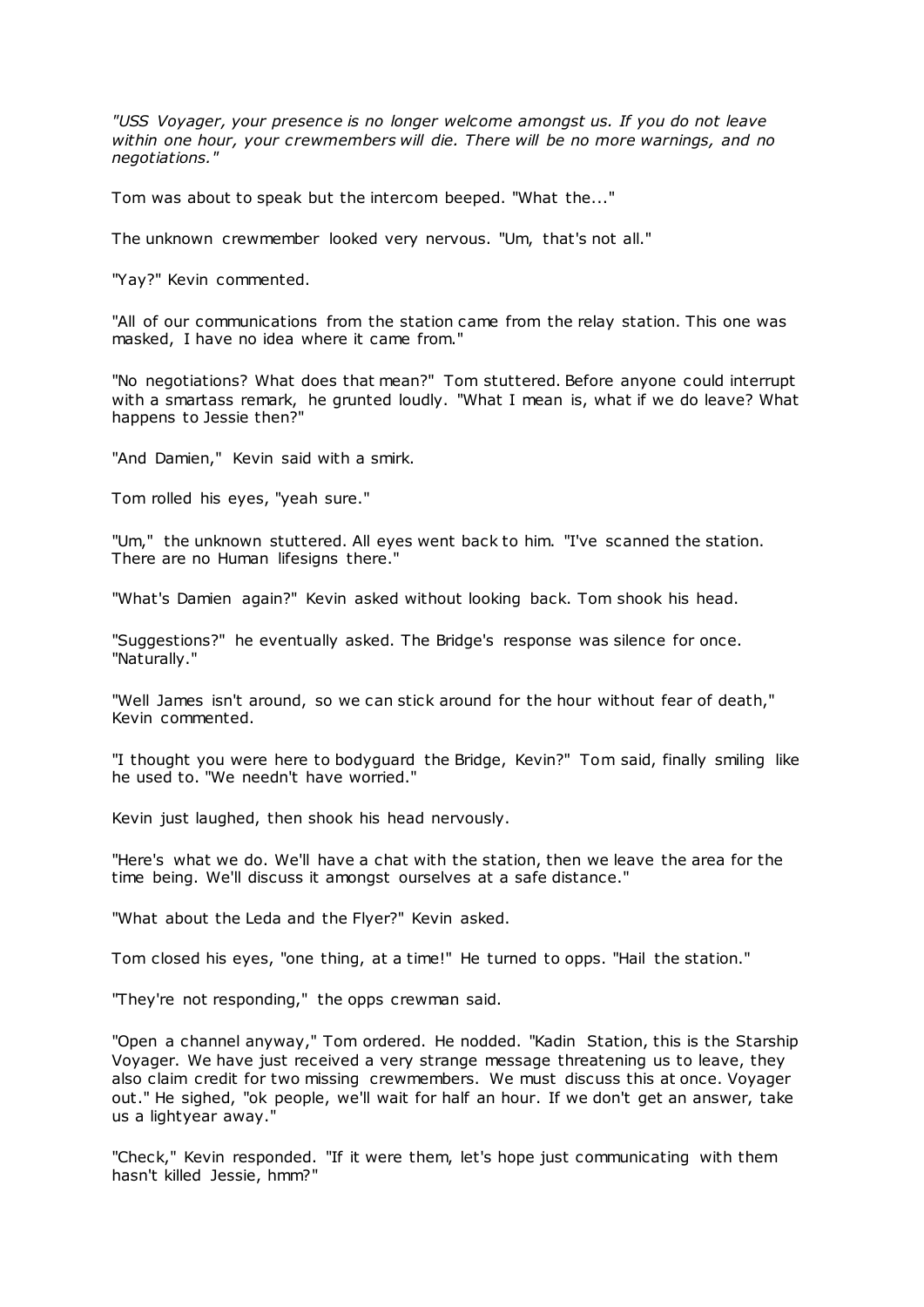*"USS Voyager, your presence is no longer welcome amongst us. If you do not leave within one hour, your crewmembers will die. There will be no more warnings, and no negotiations."*

Tom was about to speak but the intercom beeped. "What the..."

The unknown crewmember looked very nervous. "Um, that's not all."

"Yay?" Kevin commented.

"All of our communications from the station came from the relay station. This one was masked, I have no idea where it came from."

"No negotiations? What does that mean?" Tom stuttered. Before anyone could interrupt with a smartass remark, he grunted loudly. "What I mean is, what if we do leave? What happens to Jessie then?"

"And Damien," Kevin said with a smirk.

Tom rolled his eyes, "yeah sure."

"Um," the unknown stuttered. All eyes went back to him. "I've scanned the station. There are no Human lifesigns there."

"What's Damien again?" Kevin asked without looking back. Tom shook his head.

"Suggestions?" he eventually asked. The Bridge's response was silence for once. "Naturally."

"Well James isn't around, so we can stick around for the hour without fear of death," Kevin commented.

"I thought you were here to bodyguard the Bridge, Kevin?" Tom said, finally smiling like he used to. "We needn't have worried."

Kevin just laughed, then shook his head nervously.

"Here's what we do. We'll have a chat with the station, then we leave the area for the time being. We'll discuss it amongst ourselves at a safe distance."

"What about the Leda and the Flyer?" Kevin asked.

Tom closed his eyes, "one thing, at a time!" He turned to opps. "Hail the station."

"They're not responding," the opps crewman said.

"Open a channel anyway," Tom ordered. He nodded. "Kadin Station, this is the Starship Voyager. We have just received a very strange message threatening us to leave, they also claim credit for two missing crewmembers. We must discuss this at once. Voyager out." He sighed, "ok people, we'll wait for half an hour. If we don't get an answer, take us a lightyear away."

"Check," Kevin responded. "If it were them, let's hope just communicating with them hasn't killed Jessie, hmm?"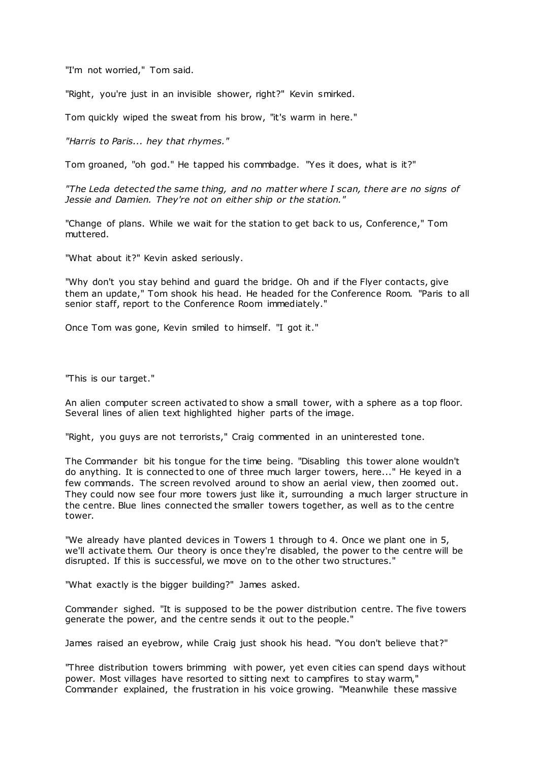"I'm not worried," Tom said.

"Right, you're just in an invisible shower, right?" Kevin smirked.

Tom quickly wiped the sweat from his brow, "it's warm in here."

*"Harris to Paris... hey that rhymes."*

Tom groaned, "oh god." He tapped his commbadge. "Yes it does, what is it?"

*"The Leda detected the same thing, and no matter where I scan, there are no signs of Jessie and Damien. They're not on either ship or the station."*

"Change of plans. While we wait for the station to get back to us, Conference," Tom muttered.

"What about it?" Kevin asked seriously.

"Why don't you stay behind and guard the bridge. Oh and if the Flyer contacts, give them an update," Tom shook his head. He headed for the Conference Room. "Paris to all senior staff, report to the Conference Room immediately."

Once Tom was gone, Kevin smiled to himself. "I got it."

"This is our target."

An alien computer screen activated to show a small tower, with a sphere as a top floor. Several lines of alien text highlighted higher parts of the image.

"Right, you guys are not terrorists," Craig commented in an uninterested tone.

The Commander bit his tongue for the time being. "Disabling this tower alone wouldn't do anything. It is connected to one of three much larger towers, here..." He keyed in a few commands. The screen revolved around to show an aerial view, then zoomed out. They could now see four more towers just like it, surrounding a much larger structure in the centre. Blue lines connected the smaller towers together, as well as to the centre tower.

"We already have planted devices in Towers 1 through to 4. Once we plant one in 5, we'll activate them. Our theory is once they're disabled, the power to the centre will be disrupted. If this is successful, we move on to the other two structures."

"What exactly is the bigger building?" James asked.

Commander sighed. "It is supposed to be the power distribution centre. The five towers generate the power, and the centre sends it out to the people."

James raised an eyebrow, while Craig just shook his head. "You don't believe that?"

"Three distribution towers brimming with power, yet even cities can spend days without power. Most villages have resorted to sitting next to campfires to stay warm," Commander explained, the frustration in his voice growing. "Meanwhile these massive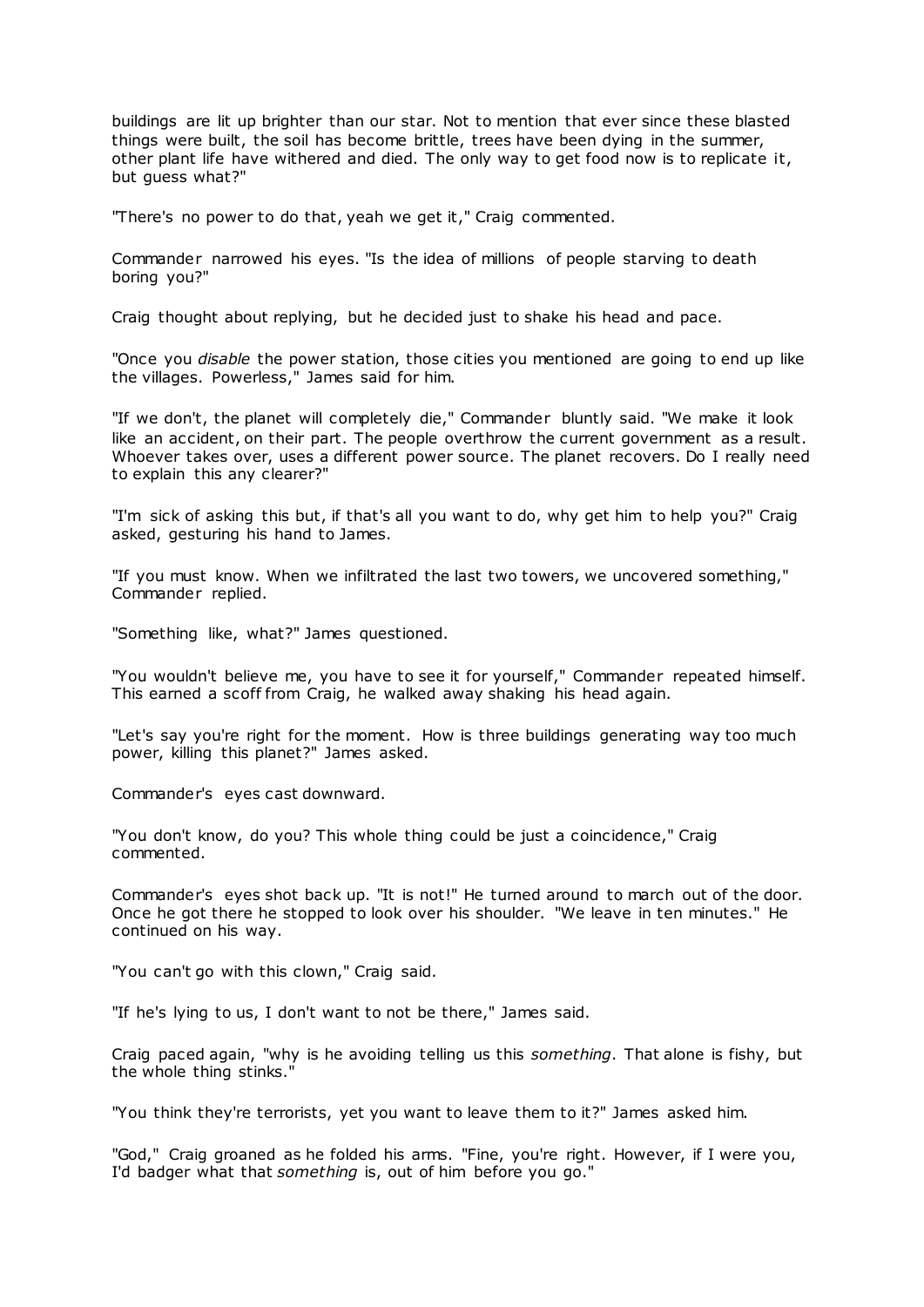buildings are lit up brighter than our star. Not to mention that ever since these blasted things were built, the soil has become brittle, trees have been dying in the summer, other plant life have withered and died. The only way to get food now is to replicate it, but guess what?"

"There's no power to do that, yeah we get it," Craig commented.

Commander narrowed his eyes. "Is the idea of millions of people starving to death boring you?"

Craig thought about replying, but he decided just to shake his head and pace.

"Once you *disable* the power station, those cities you mentioned are going to end up like the villages. Powerless," James said for him.

"If we don't, the planet will completely die," Commander bluntly said. "We make it look like an accident, on their part. The people overthrow the current government as a result. Whoever takes over, uses a different power source. The planet recovers. Do I really need to explain this any clearer?"

"I'm sick of asking this but, if that's all you want to do, why get him to help you?" Craig asked, gesturing his hand to James.

"If you must know. When we infiltrated the last two towers, we uncovered something," Commander replied.

"Something like, what?" James questioned.

"You wouldn't believe me, you have to see it for yourself," Commander repeated himself. This earned a scoff from Craig, he walked away shaking his head again.

"Let's say you're right for the moment. How is three buildings generating way too much power, killing this planet?" James asked.

Commander's eyes cast downward.

"You don't know, do you? This whole thing could be just a coincidence," Craig commented.

Commander's eyes shot back up. "It is not!" He turned around to march out of the door. Once he got there he stopped to look over his shoulder. "We leave in ten minutes." He continued on his way.

"You can't go with this clown," Craig said.

"If he's lying to us, I don't want to not be there," James said.

Craig paced again, "why is he avoiding telling us this *something*. That alone is fishy, but the whole thing stinks."

"You think they're terrorists, yet you want to leave them to it?" James asked him.

"God," Craig groaned as he folded his arms. "Fine, you're right. However, if I were you, I'd badger what that *something* is, out of him before you go."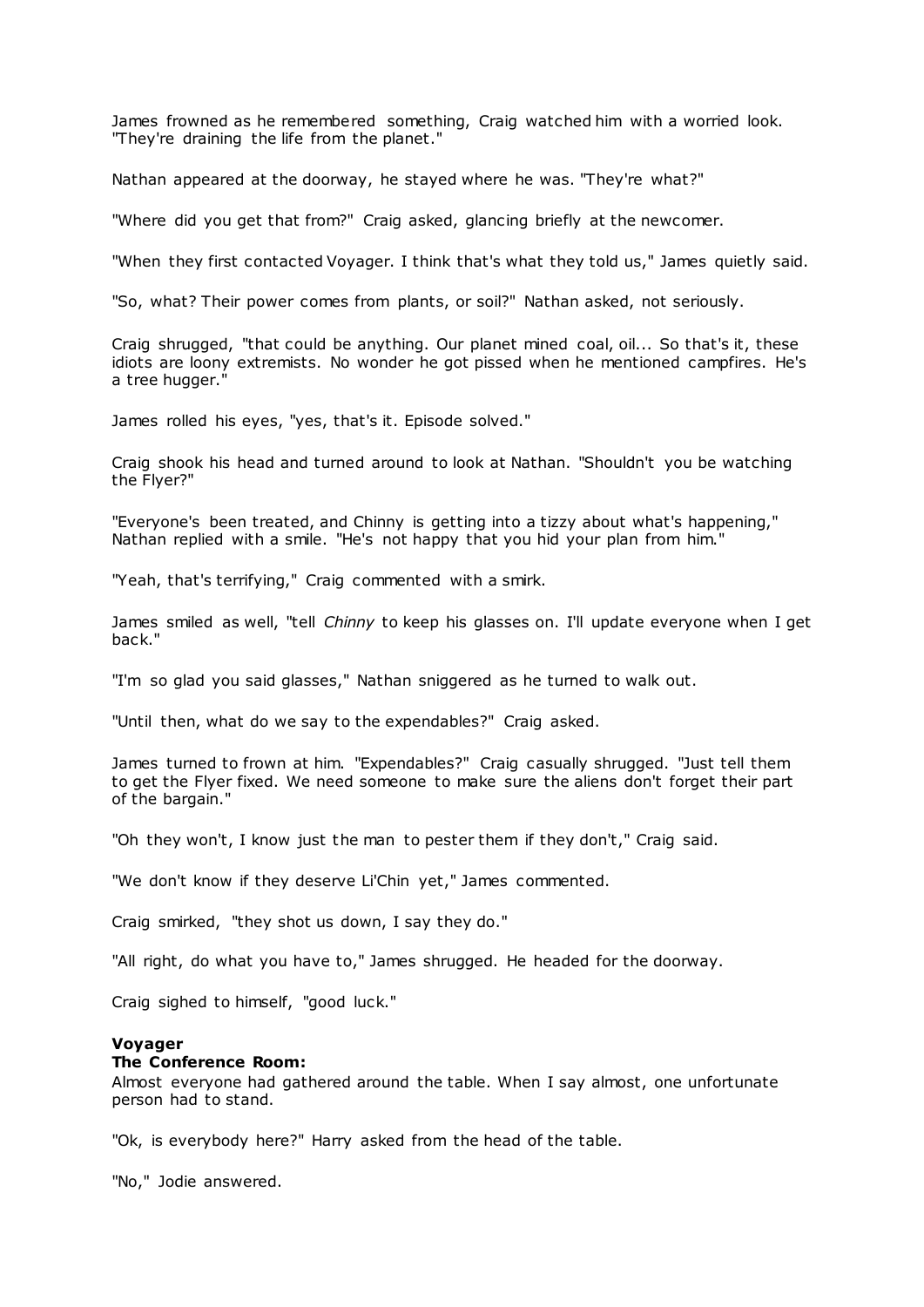James frowned as he remembered something, Craig watched him with a worried look. "They're draining the life from the planet."

Nathan appeared at the doorway, he stayed where he was. "They're what?"

"Where did you get that from?" Craig asked, glancing briefly at the newcomer.

"When they first contacted Voyager. I think that's what they told us," James quietly said.

"So, what? Their power comes from plants, or soil?" Nathan asked, not seriously.

Craig shrugged, "that could be anything. Our planet mined coal, oil... So that's it, these idiots are loony extremists. No wonder he got pissed when he mentioned campfires. He's a tree hugger."

James rolled his eyes, "yes, that's it. Episode solved."

Craig shook his head and turned around to look at Nathan. "Shouldn't you be watching the Flyer?"

"Everyone's been treated, and Chinny is getting into a tizzy about what's happening," Nathan replied with a smile. "He's not happy that you hid your plan from him."

"Yeah, that's terrifying," Craig commented with a smirk.

James smiled as well, "tell *Chinny* to keep his glasses on. I'll update everyone when I get back."

"I'm so glad you said glasses," Nathan sniggered as he turned to walk out.

"Until then, what do we say to the expendables?" Craig asked.

James turned to frown at him. "Expendables?" Craig casually shrugged. "Just tell them to get the Flyer fixed. We need someone to make sure the aliens don't forget their part of the bargain."

"Oh they won't, I know just the man to pester them if they don't," Craig said.

"We don't know if they deserve Li'Chin yet," James commented.

Craig smirked, "they shot us down, I say they do."

"All right, do what you have to," James shrugged. He headed for the doorway.

Craig sighed to himself, "good luck."

**Voyager**
**The Conference Room:**
Almost everyone had gathered around the table. When I say almost, one unfortunate person had to stand.

"Ok, is everybody here?" Harry asked from the head of the table.

"No," Jodie answered.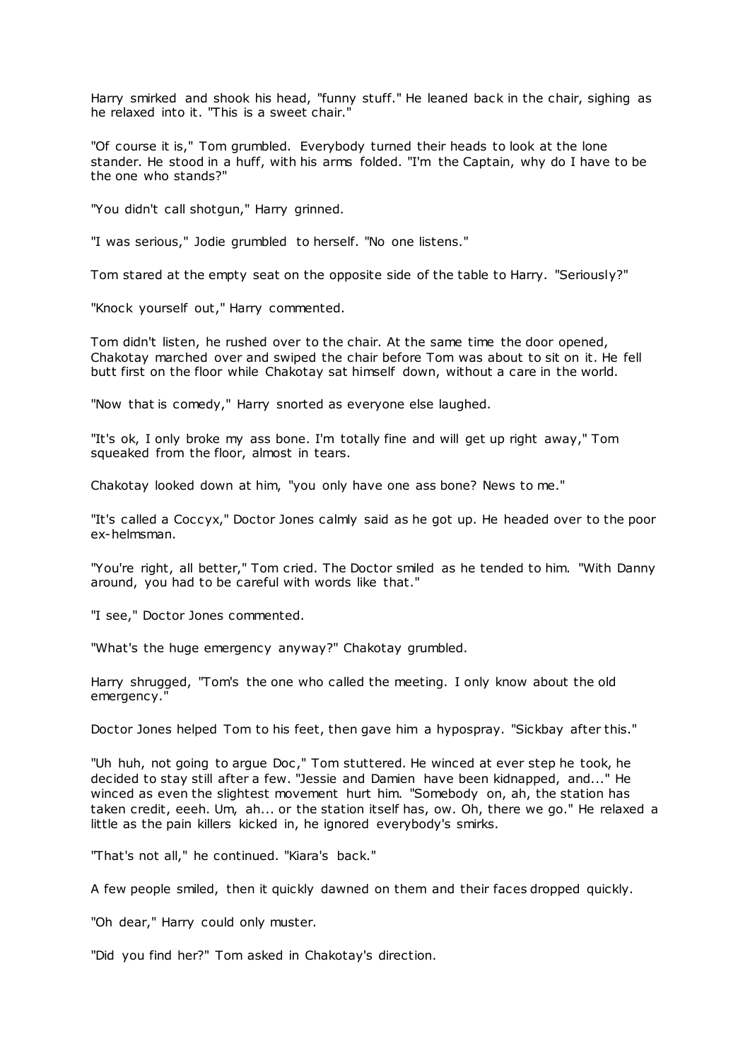Harry smirked and shook his head, "funny stuff." He leaned back in the chair, sighing as he relaxed into it. "This is a sweet chair."

"Of course it is," Tom grumbled. Everybody turned their heads to look at the lone stander. He stood in a huff, with his arms folded. "I'm the Captain, why do I have to be the one who stands?"

"You didn't call shotgun," Harry grinned.

"I was serious," Jodie grumbled to herself. "No one listens."

Tom stared at the empty seat on the opposite side of the table to Harry. "Seriously?"

"Knock yourself out," Harry commented.

Tom didn't listen, he rushed over to the chair. At the same time the door opened, Chakotay marched over and swiped the chair before Tom was about to sit on it. He fell butt first on the floor while Chakotay sat himself down, without a care in the world.

"Now that is comedy," Harry snorted as everyone else laughed.

"It's ok, I only broke my ass bone. I'm totally fine and will get up right away," Tom squeaked from the floor, almost in tears.

Chakotay looked down at him, "you only have one ass bone? News to me."

"It's called a Coccyx," Doctor Jones calmly said as he got up. He headed over to the poor ex-helmsman.

"You're right, all better," Tom cried. The Doctor smiled as he tended to him. "With Danny around, you had to be careful with words like that."

"I see," Doctor Jones commented.

"What's the huge emergency anyway?" Chakotay grumbled.

Harry shrugged, "Tom's the one who called the meeting. I only know about the old emergency."

Doctor Jones helped Tom to his feet, then gave him a hypospray. "Sickbay after this."

"Uh huh, not going to argue Doc," Tom stuttered. He winced at ever step he took, he decided to stay still after a few. "Jessie and Damien have been kidnapped, and..." He winced as even the slightest movement hurt him. "Somebody on, ah, the station has taken credit, eeeh. Um, ah... or the station itself has, ow. Oh, there we go." He relaxed a little as the pain killers kicked in, he ignored everybody's smirks.

"That's not all," he continued. "Kiara's back."

A few people smiled, then it quickly dawned on them and their faces dropped quickly.

"Oh dear," Harry could only muster.

"Did you find her?" Tom asked in Chakotay's direction.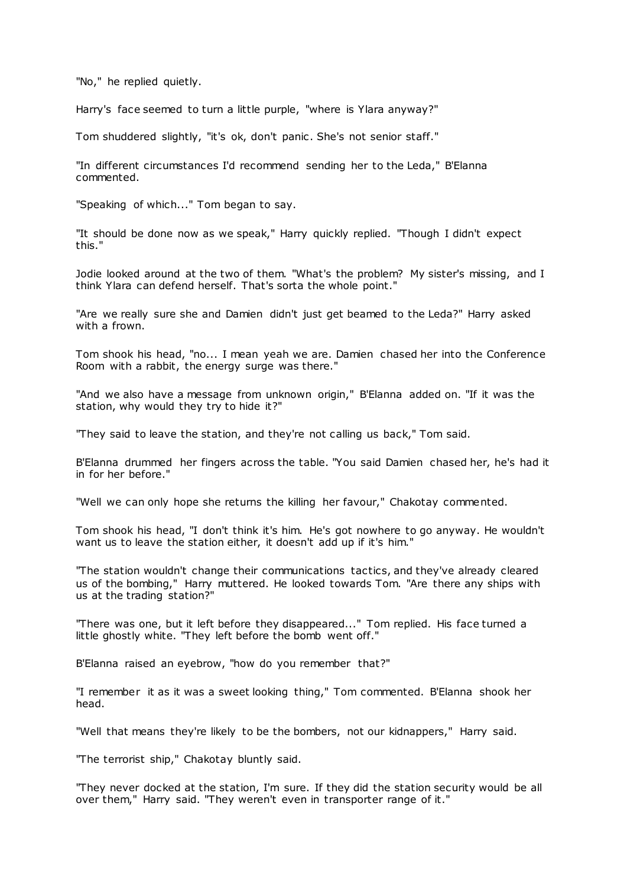"No," he replied quietly.

Harry's face seemed to turn a little purple, "where is Ylara anyway?"

Tom shuddered slightly, "it's ok, don't panic. She's not senior staff."

"In different circumstances I'd recommend sending her to the Leda," B'Elanna commented.

"Speaking of which..." Tom began to say.

"It should be done now as we speak," Harry quickly replied. "Though I didn't expect this."

Jodie looked around at the two of them. "What's the problem? My sister's missing, and I think Ylara can defend herself. That's sorta the whole point."

"Are we really sure she and Damien didn't just get beamed to the Leda?" Harry asked with a frown.

Tom shook his head, "no... I mean yeah we are. Damien chased her into the Conference Room with a rabbit, the energy surge was there."

"And we also have a message from unknown origin," B'Elanna added on. "If it was the station, why would they try to hide it?"

"They said to leave the station, and they're not calling us back," Tom said.

B'Elanna drummed her fingers across the table. "You said Damien chased her, he's had it in for her before."

"Well we can only hope she returns the killing her favour," Chakotay commented.

Tom shook his head, "I don't think it's him. He's got nowhere to go anyway. He wouldn't want us to leave the station either, it doesn't add up if it's him."

"The station wouldn't change their communications tactics, and they've already cleared us of the bombing," Harry muttered. He looked towards Tom. "Are there any ships with us at the trading station?"

"There was one, but it left before they disappeared..." Tom replied. His face turned a little ghostly white. "They left before the bomb went off."

B'Elanna raised an eyebrow, "how do you remember that?"

"I remember it as it was a sweet looking thing," Tom commented. B'Elanna shook her head.

"Well that means they're likely to be the bombers, not our kidnappers," Harry said.

"The terrorist ship," Chakotay bluntly said.

"They never docked at the station, I'm sure. If they did the station security would be all over them," Harry said. "They weren't even in transporter range of it."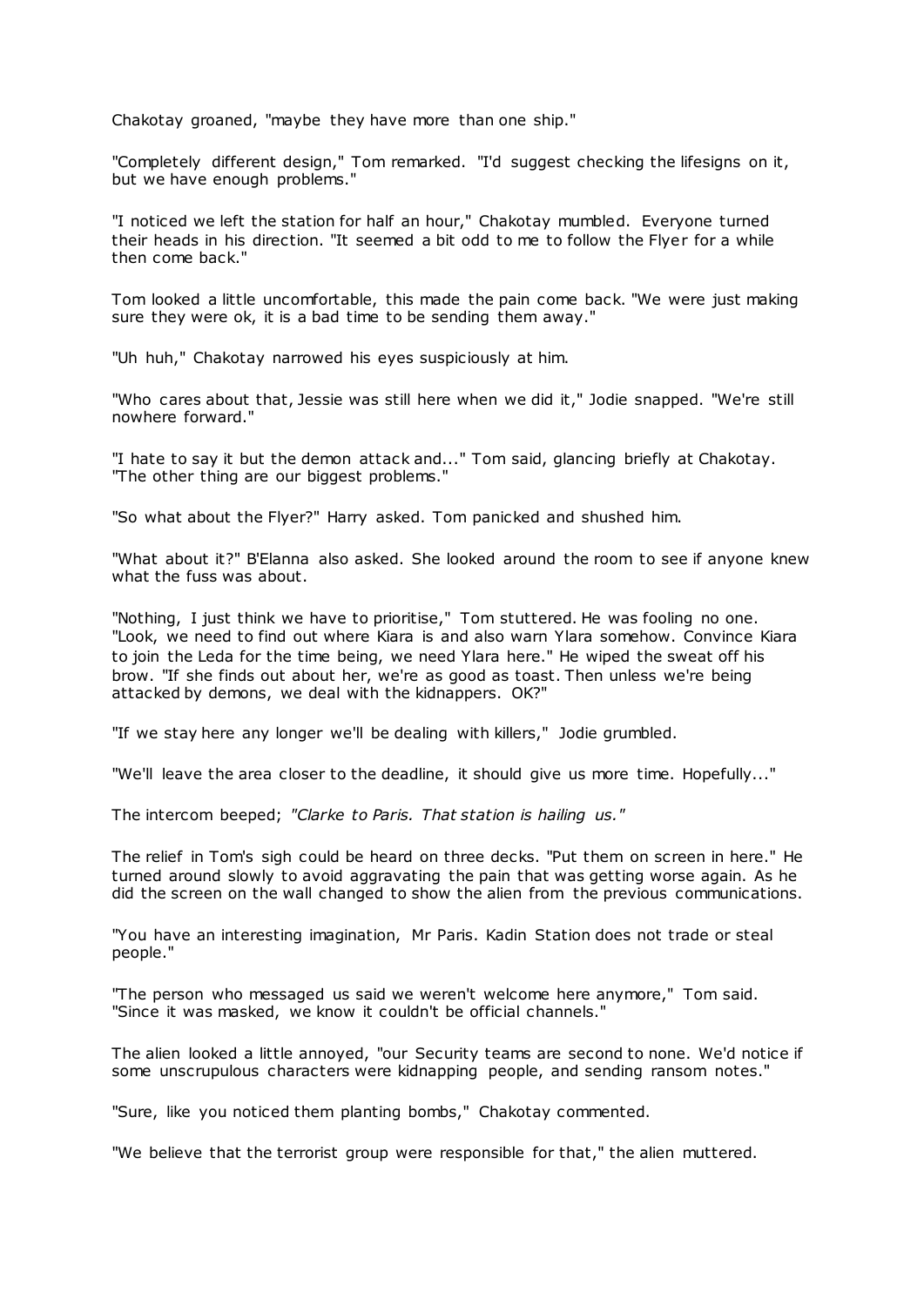Chakotay groaned, "maybe they have more than one ship."

"Completely different design," Tom remarked. "I'd suggest checking the lifesigns on it, but we have enough problems."

"I noticed we left the station for half an hour," Chakotay mumbled. Everyone turned their heads in his direction. "It seemed a bit odd to me to follow the Flyer for a while then come back."

Tom looked a little uncomfortable, this made the pain come back. "We were just making sure they were ok, it is a bad time to be sending them away."

"Uh huh," Chakotay narrowed his eyes suspiciously at him.

"Who cares about that, Jessie was still here when we did it," Jodie snapped. "We're still nowhere forward."

"I hate to say it but the demon attack and..." Tom said, glancing briefly at Chakotay. "The other thing are our biggest problems."

"So what about the Flyer?" Harry asked. Tom panicked and shushed him.

"What about it?" B'Elanna also asked. She looked around the room to see if anyone knew what the fuss was about.

"Nothing, I just think we have to prioritise," Tom stuttered. He was fooling no one. "Look, we need to find out where Kiara is and also warn Ylara somehow. Convince Kiara to join the Leda for the time being, we need Ylara here." He wiped the sweat off his brow. "If she finds out about her, we're as good as toast. Then unless we're being attacked by demons, we deal with the kidnappers. OK?"

"If we stay here any longer we'll be dealing with killers," Jodie grumbled.

"We'll leave the area closer to the deadline, it should give us more time. Hopefully..."

The intercom beeped; *"Clarke to Paris. That station is hailing us."*

The relief in Tom's sigh could be heard on three decks. "Put them on screen in here." He turned around slowly to avoid aggravating the pain that was getting worse again. As he did the screen on the wall changed to show the alien from the previous communications.

"You have an interesting imagination, Mr Paris. Kadin Station does not trade or steal people."

"The person who messaged us said we weren't welcome here anymore," Tom said. "Since it was masked, we know it couldn't be official channels."

The alien looked a little annoyed, "our Security teams are second to none. We'd notice if some unscrupulous characters were kidnapping people, and sending ransom notes."

"Sure, like you noticed them planting bombs," Chakotay commented.

"We believe that the terrorist group were responsible for that," the alien muttered.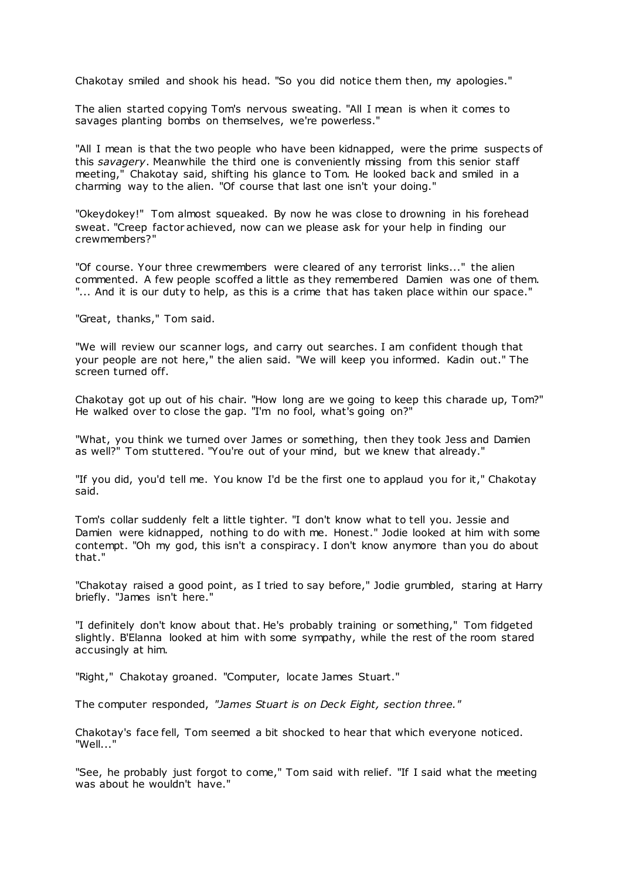Chakotay smiled and shook his head. "So you did notice them then, my apologies."

The alien started copying Tom's nervous sweating. "All I mean is when it comes to savages planting bombs on themselves, we're powerless."

"All I mean is that the two people who have been kidnapped, were the prime suspects of this *savagery*. Meanwhile the third one is conveniently missing from this senior staff meeting," Chakotay said, shifting his glance to Tom. He looked back and smiled in a charming way to the alien. "Of course that last one isn't your doing."

"Okeydokey!" Tom almost squeaked. By now he was close to drowning in his forehead sweat. "Creep factor achieved, now can we please ask for your help in finding our crewmembers?"

"Of course. Your three crewmembers were cleared of any terrorist links..." the alien commented. A few people scoffed a little as they remembered Damien was one of them. "... And it is our duty to help, as this is a crime that has taken place within our space."

"Great, thanks," Tom said.

"We will review our scanner logs, and carry out searches. I am confident though that your people are not here," the alien said. "We will keep you informed. Kadin out." The screen turned off.

Chakotay got up out of his chair. "How long are we going to keep this charade up, Tom?" He walked over to close the gap. "I'm no fool, what's going on?"

"What, you think we turned over James or something, then they took Jess and Damien as well?" Tom stuttered. "You're out of your mind, but we knew that already."

"If you did, you'd tell me. You know I'd be the first one to applaud you for it," Chakotay said.

Tom's collar suddenly felt a little tighter. "I don't know what to tell you. Jessie and Damien were kidnapped, nothing to do with me. Honest." Jodie looked at him with some contempt. "Oh my god, this isn't a conspiracy. I don't know anymore than you do about that."

"Chakotay raised a good point, as I tried to say before," Jodie grumbled, staring at Harry briefly. "James isn't here."

"I definitely don't know about that. He's probably training or something," Tom fidgeted slightly. B'Elanna looked at him with some sympathy, while the rest of the room stared accusingly at him.

"Right," Chakotay groaned. "Computer, locate James Stuart."

The computer responded, *"James Stuart is on Deck Eight, section three."*

Chakotay's face fell, Tom seemed a bit shocked to hear that which everyone noticed. "Well..."

"See, he probably just forgot to come," Tom said with relief. "If I said what the meeting was about he wouldn't have."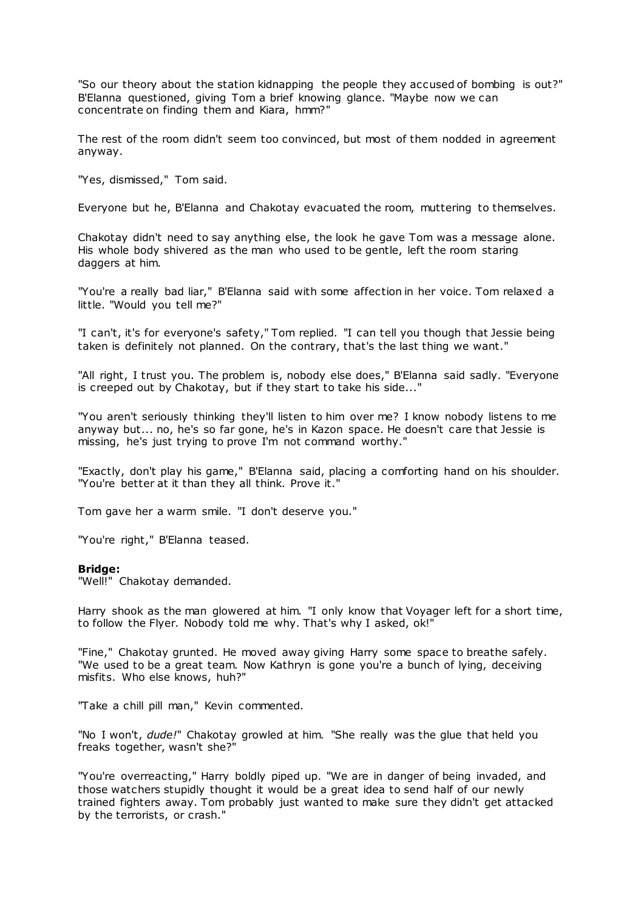"So our theory about the station kidnapping the people they accused of bombing is out?" B'Elanna questioned, giving Tom a brief knowing glance. "Maybe now we can concentrate on finding them and Kiara, hmm?"

The rest of the room didn't seem too convinced, but most of them nodded in agreement anyway.

"Yes, dismissed," Tom said.

Everyone but he, B'Elanna and Chakotay evacuated the room, muttering to themselves.

Chakotay didn't need to say anything else, the look he gave Tom was a message alone. His whole body shivered as the man who used to be gentle, left the room staring daggers at him.

"You're a really bad liar," B'Elanna said with some affection in her voice. Tom relaxed a little. "Would you tell me?"

"I can't, it's for everyone's safety," Tom replied. "I can tell you though that Jessie being taken is definitely not planned. On the contrary, that's the last thing we want."

"All right, I trust you. The problem is, nobody else does," B'Elanna said sadly. "Everyone is creeped out by Chakotay, but if they start to take his side..."

"You aren't seriously thinking they'll listen to him over me? I know nobody listens to me anyway but... no, he's so far gone, he's in Kazon space. He doesn't care that Jessie is missing, he's just trying to prove I'm not command worthy."

"Exactly, don't play his game," B'Elanna said, placing a comforting hand on his shoulder. "You're better at it than they all think. Prove it."

Tom gave her a warm smile. "I don't deserve you."

"You're right," B'Elanna teased.

**Bridge:**
"Well!" Chakotay demanded.

Harry shook as the man glowered at him. "I only know that Voyager left for a short time, to follow the Flyer. Nobody told me why. That's why I asked, ok!"

"Fine," Chakotay grunted. He moved away giving Harry some space to breathe safely. "We used to be a great team. Now Kathryn is gone you're a bunch of lying, deceiving misfits. Who else knows, huh?"

"Take a chill pill man," Kevin commented.

"No I won't, *dude!*" Chakotay growled at him. "She really was the glue that held you freaks together, wasn't she?"

"You're overreacting," Harry boldly piped up. "We are in danger of being invaded, and those watchers stupidly thought it would be a great idea to send half of our newly trained fighters away. Tom probably just wanted to make sure they didn't get attacked by the terrorists, or crash."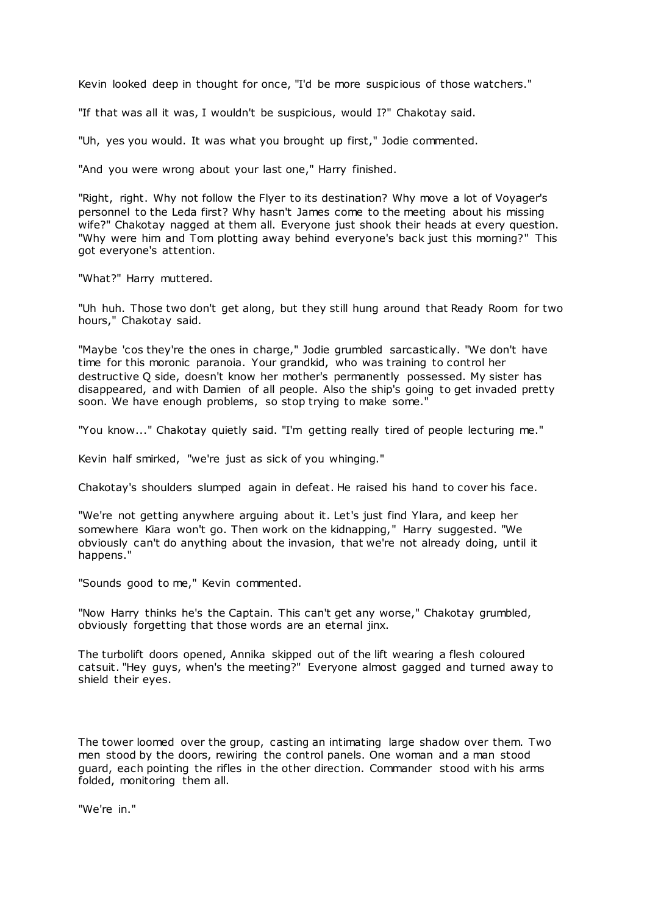Kevin looked deep in thought for once, "I'd be more suspicious of those watchers."

"If that was all it was, I wouldn't be suspicious, would I?" Chakotay said.

"Uh, yes you would. It was what you brought up first," Jodie commented.

"And you were wrong about your last one," Harry finished.

"Right, right. Why not follow the Flyer to its destination? Why move a lot of Voyager's personnel to the Leda first? Why hasn't James come to the meeting about his missing wife?" Chakotay nagged at them all. Everyone just shook their heads at every question. "Why were him and Tom plotting away behind everyone's back just this morning?" This got everyone's attention.

"What?" Harry muttered.

"Uh huh. Those two don't get along, but they still hung around that Ready Room for two hours," Chakotay said.

"Maybe 'cos they're the ones in charge," Jodie grumbled sarcastically. "We don't have time for this moronic paranoia. Your grandkid, who was training to control her destructive Q side, doesn't know her mother's permanently possessed. My sister has disappeared, and with Damien of all people. Also the ship's going to get invaded pretty soon. We have enough problems, so stop trying to make some."

"You know..." Chakotay quietly said. "I'm getting really tired of people lecturing me."

Kevin half smirked, "we're just as sick of you whinging."

Chakotay's shoulders slumped again in defeat. He raised his hand to cover his face.

"We're not getting anywhere arguing about it. Let's just find Ylara, and keep her somewhere Kiara won't go. Then work on the kidnapping," Harry suggested. "We obviously can't do anything about the invasion, that we're not already doing, until it happens."

"Sounds good to me," Kevin commented.

"Now Harry thinks he's the Captain. This can't get any worse," Chakotay grumbled, obviously forgetting that those words are an eternal jinx.

The turbolift doors opened, Annika skipped out of the lift wearing a flesh coloured catsuit. "Hey guys, when's the meeting?" Everyone almost gagged and turned away to shield their eyes.

The tower loomed over the group, casting an intimating large shadow over them. Two men stood by the doors, rewiring the control panels. One woman and a man stood guard, each pointing the rifles in the other direction. Commander stood with his arms folded, monitoring them all.

"We're in."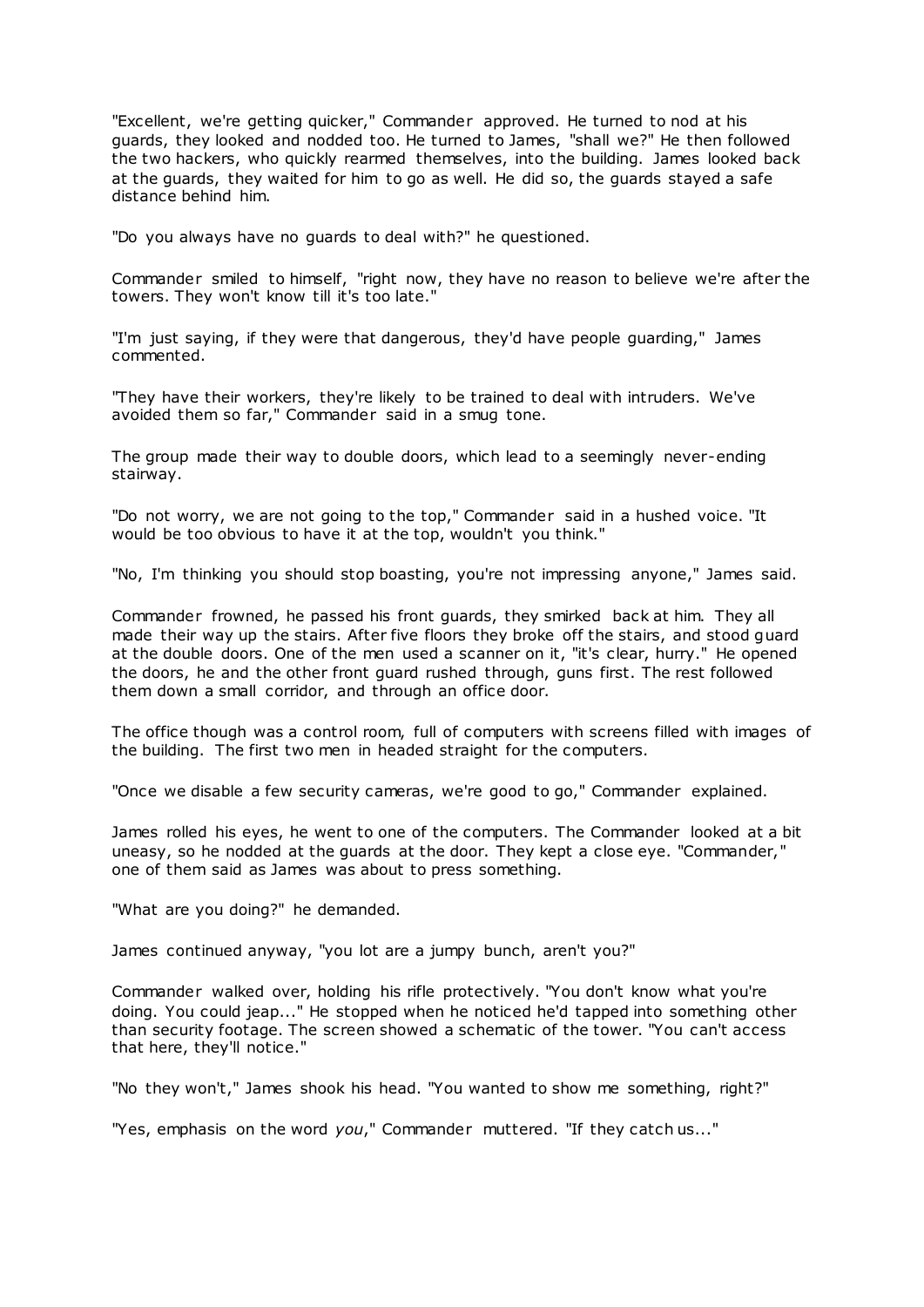"Excellent, we're getting quicker," Commander approved. He turned to nod at his guards, they looked and nodded too. He turned to James, "shall we?" He then followed the two hackers, who quickly rearmed themselves, into the building. James looked back at the guards, they waited for him to go as well. He did so, the guards stayed a safe distance behind him.

"Do you always have no guards to deal with?" he questioned.

Commander smiled to himself, "right now, they have no reason to believe we're after the towers. They won't know till it's too late."

"I'm just saying, if they were that dangerous, they'd have people guarding," James commented.

"They have their workers, they're likely to be trained to deal with intruders. We've avoided them so far," Commander said in a smug tone.

The group made their way to double doors, which lead to a seemingly never-ending stairway.

"Do not worry, we are not going to the top," Commander said in a hushed voice. "It would be too obvious to have it at the top, wouldn't you think."

"No, I'm thinking you should stop boasting, you're not impressing anyone," James said.

Commander frowned, he passed his front guards, they smirked back at him. They all made their way up the stairs. After five floors they broke off the stairs, and stood guard at the double doors. One of the men used a scanner on it, "it's clear, hurry." He opened the doors, he and the other front guard rushed through, guns first. The rest followed them down a small corridor, and through an office door.

The office though was a control room, full of computers with screens filled with images of the building. The first two men in headed straight for the computers.

"Once we disable a few security cameras, we're good to go," Commander explained.

James rolled his eyes, he went to one of the computers. The Commander looked at a bit uneasy, so he nodded at the guards at the door. They kept a close eye. "Commander," one of them said as James was about to press something.

"What are you doing?" he demanded.

James continued anyway, "you lot are a jumpy bunch, aren't you?"

Commander walked over, holding his rifle protectively. "You don't know what you're doing. You could jeap..." He stopped when he noticed he'd tapped into something other than security footage. The screen showed a schematic of the tower. "You can't access that here, they'll notice."

"No they won't," James shook his head. "You wanted to show me something, right?"

"Yes, emphasis on the word *you*," Commander muttered. "If they catch us..."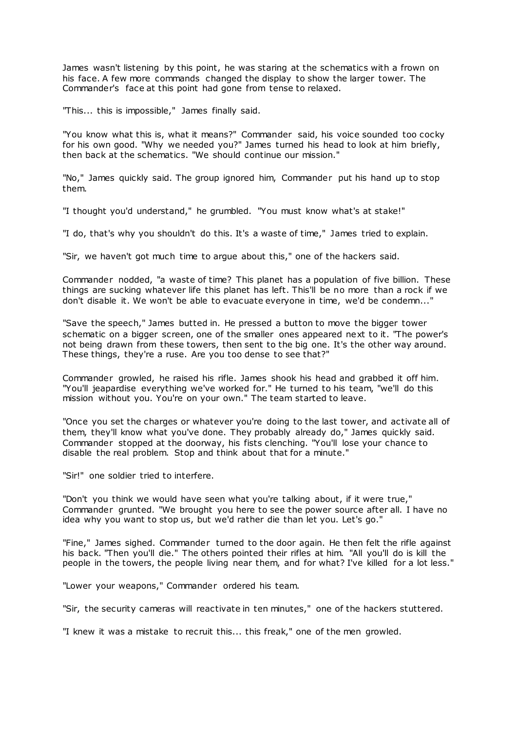James wasn't listening by this point, he was staring at the schematics with a frown on his face. A few more commands changed the display to show the larger tower. The Commander's face at this point had gone from tense to relaxed.

"This... this is impossible," James finally said.

"You know what this is, what it means?" Commander said, his voice sounded too cocky for his own good. "Why we needed you?" James turned his head to look at him briefly, then back at the schematics. "We should continue our mission."

"No," James quickly said. The group ignored him, Commander put his hand up to stop them.

"I thought you'd understand," he grumbled. "You must know what's at stake!"

"I do, that's why you shouldn't do this. It's a waste of time," James tried to explain.

"Sir, we haven't got much time to argue about this," one of the hackers said.

Commander nodded, "a waste of time? This planet has a population of five billion. These things are sucking whatever life this planet has left. This'll be no more than a rock if we don't disable it. We won't be able to evacuate everyone in time, we'd be condemn..."

"Save the speech," James butted in. He pressed a button to move the bigger tower schematic on a bigger screen, one of the smaller ones appeared next to it. "The power's not being drawn from these towers, then sent to the big one. It's the other way around. These things, they're a ruse. Are you too dense to see that?"

Commander growled, he raised his rifle. James shook his head and grabbed it off him. "You'll jeapardise everything we've worked for." He turned to his team, "we'll do this mission without you. You're on your own." The team started to leave.

"Once you set the charges or whatever you're doing to the last tower, and activate all of them, they'll know what you've done. They probably already do," James quickly said. Commander stopped at the doorway, his fists clenching. "You'll lose your chance to disable the real problem. Stop and think about that for a minute."

"Sir!" one soldier tried to interfere.

"Don't you think we would have seen what you're talking about, if it were true," Commander grunted. "We brought you here to see the power source after all. I have no idea why you want to stop us, but we'd rather die than let you. Let's go."

"Fine," James sighed. Commander turned to the door again. He then felt the rifle against his back. "Then you'll die." The others pointed their rifles at him. "All you'll do is kill the people in the towers, the people living near them, and for what? I've killed for a lot less."

"Lower your weapons," Commander ordered his team.

"Sir, the security cameras will reactivate in ten minutes," one of the hackers stuttered.

"I knew it was a mistake to recruit this... this freak," one of the men growled.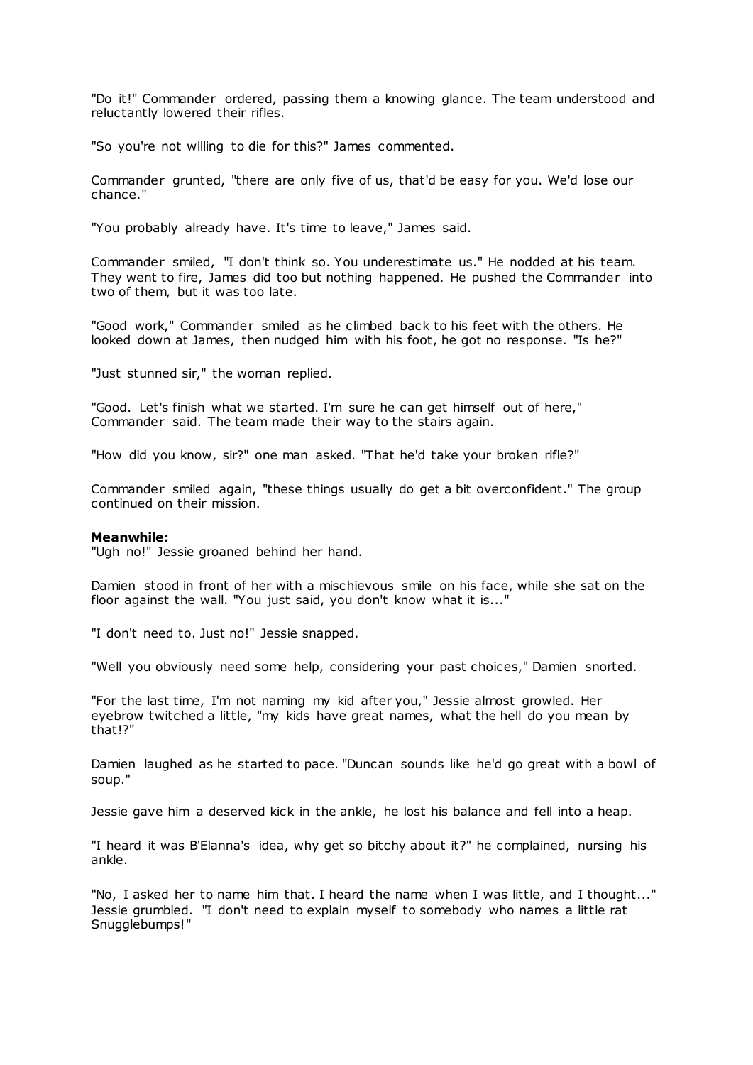"Do it!" Commander ordered, passing them a knowing glance. The team understood and reluctantly lowered their rifles.

"So you're not willing to die for this?" James commented.

Commander grunted, "there are only five of us, that'd be easy for you. We'd lose our chance."

"You probably already have. It's time to leave," James said.

Commander smiled, "I don't think so. You underestimate us." He nodded at his team. They went to fire, James did too but nothing happened. He pushed the Commander into two of them, but it was too late.

"Good work," Commander smiled as he climbed back to his feet with the others. He looked down at James, then nudged him with his foot, he got no response. "Is he?"

"Just stunned sir," the woman replied.

"Good. Let's finish what we started. I'm sure he can get himself out of here," Commander said. The team made their way to the stairs again.

"How did you know, sir?" one man asked. "That he'd take your broken rifle?"

Commander smiled again, "these things usually do get a bit overconfident." The group continued on their mission.

**Meanwhile:**
"Ugh no!" Jessie groaned behind her hand.

Damien stood in front of her with a mischievous smile on his face, while she sat on the floor against the wall. "You just said, you don't know what it is..."

"I don't need to. Just no!" Jessie snapped.

"Well you obviously need some help, considering your past choices," Damien snorted.

"For the last time, I'm not naming my kid after you," Jessie almost growled. Her eyebrow twitched a little, "my kids have great names, what the hell do you mean by that!?"

Damien laughed as he started to pace. "Duncan sounds like he'd go great with a bowl of soup."

Jessie gave him a deserved kick in the ankle, he lost his balance and fell into a heap.

"I heard it was B'Elanna's idea, why get so bitchy about it?" he complained, nursing his ankle.

"No, I asked her to name him that. I heard the name when I was little, and I thought..." Jessie grumbled. "I don't need to explain myself to somebody who names a little rat Snugglebumps!"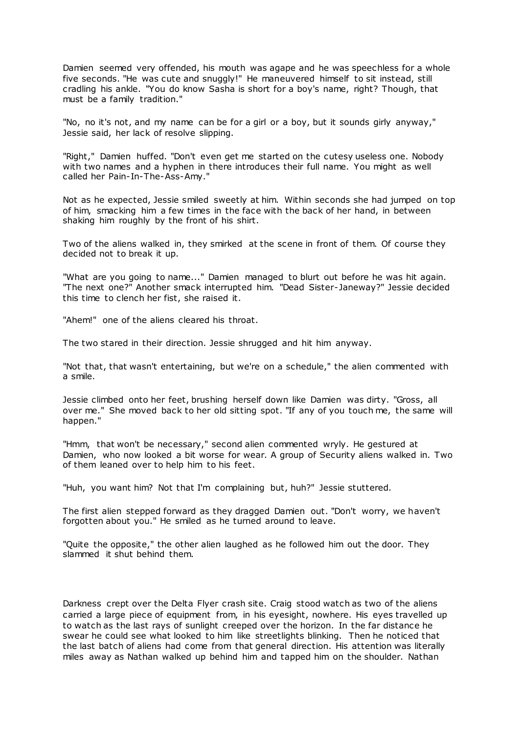Damien seemed very offended, his mouth was agape and he was speechless for a whole five seconds. "He was cute and snuggly!" He maneuvered himself to sit instead, still cradling his ankle. "You do know Sasha is short for a boy's name, right? Though, that must be a family tradition."

"No, no it's not, and my name can be for a girl or a boy, but it sounds girly anyway," Jessie said, her lack of resolve slipping.

"Right," Damien huffed. "Don't even get me started on the cutesy useless one. Nobody with two names and a hyphen in there introduces their full name. You might as well called her Pain-In-The-Ass-Amy."

Not as he expected, Jessie smiled sweetly at him. Within seconds she had jumped on top of him, smacking him a few times in the face with the back of her hand, in between shaking him roughly by the front of his shirt.

Two of the aliens walked in, they smirked at the scene in front of them. Of course they decided not to break it up.

"What are you going to name..." Damien managed to blurt out before he was hit again. "The next one?" Another smack interrupted him. "Dead Sister-Janeway?" Jessie decided this time to clench her fist, she raised it.

"Ahem!" one of the aliens cleared his throat.

The two stared in their direction. Jessie shrugged and hit him anyway.

"Not that, that wasn't entertaining, but we're on a schedule," the alien commented with a smile.

Jessie climbed onto her feet, brushing herself down like Damien was dirty. "Gross, all over me." She moved back to her old sitting spot. "If any of you touch me, the same will happen."

"Hmm, that won't be necessary," second alien commented wryly. He gestured at Damien, who now looked a bit worse for wear. A group of Security aliens walked in. Two of them leaned over to help him to his feet.

"Huh, you want him? Not that I'm complaining but, huh?" Jessie stuttered.

The first alien stepped forward as they dragged Damien out. "Don't worry, we haven't forgotten about you." He smiled as he turned around to leave.

"Quite the opposite," the other alien laughed as he followed him out the door. They slammed it shut behind them.

Darkness crept over the Delta Flyer crash site. Craig stood watch as two of the aliens carried a large piece of equipment from, in his eyesight, nowhere. His eyes travelled up to watch as the last rays of sunlight creeped over the horizon. In the far distance he swear he could see what looked to him like streetlights blinking. Then he noticed that the last batch of aliens had come from that general direction. His attention was literally miles away as Nathan walked up behind him and tapped him on the shoulder. Nathan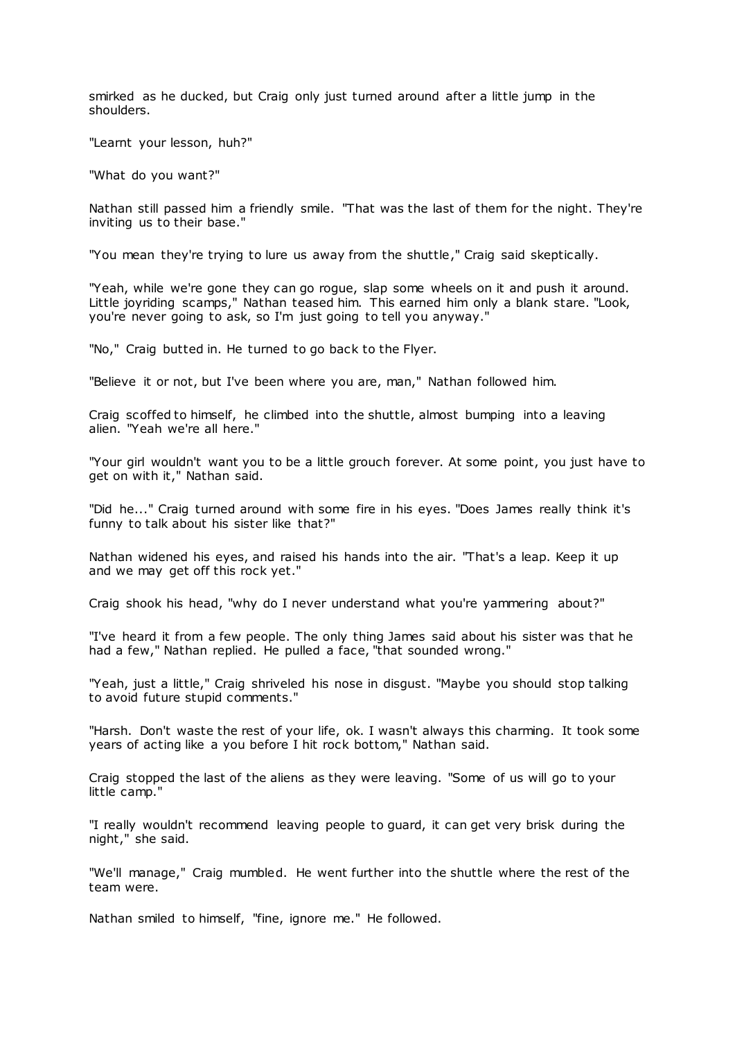smirked as he ducked, but Craig only just turned around after a little jump in the shoulders.

"Learnt your lesson, huh?"

"What do you want?"

Nathan still passed him a friendly smile. "That was the last of them for the night. They're inviting us to their base."

"You mean they're trying to lure us away from the shuttle," Craig said skeptically.

"Yeah, while we're gone they can go rogue, slap some wheels on it and push it around. Little joyriding scamps," Nathan teased him. This earned him only a blank stare. "Look, you're never going to ask, so I'm just going to tell you anyway."

"No," Craig butted in. He turned to go back to the Flyer.

"Believe it or not, but I've been where you are, man," Nathan followed him.

Craig scoffed to himself, he climbed into the shuttle, almost bumping into a leaving alien. "Yeah we're all here."

"Your girl wouldn't want you to be a little grouch forever. At some point, you just have to get on with it," Nathan said.

"Did he..." Craig turned around with some fire in his eyes. "Does James really think it's funny to talk about his sister like that?"

Nathan widened his eyes, and raised his hands into the air. "That's a leap. Keep it up and we may get off this rock yet."

Craig shook his head, "why do I never understand what you're yammering about?"

"I've heard it from a few people. The only thing James said about his sister was that he had a few," Nathan replied. He pulled a face, "that sounded wrong."

"Yeah, just a little," Craig shriveled his nose in disgust. "Maybe you should stop talking to avoid future stupid comments."

"Harsh. Don't waste the rest of your life, ok. I wasn't always this charming. It took some years of acting like a you before I hit rock bottom," Nathan said.

Craig stopped the last of the aliens as they were leaving. "Some of us will go to your little camp."

"I really wouldn't recommend leaving people to guard, it can get very brisk during the night," she said.

"We'll manage," Craig mumbled. He went further into the shuttle where the rest of the team were.

Nathan smiled to himself, "fine, ignore me." He followed.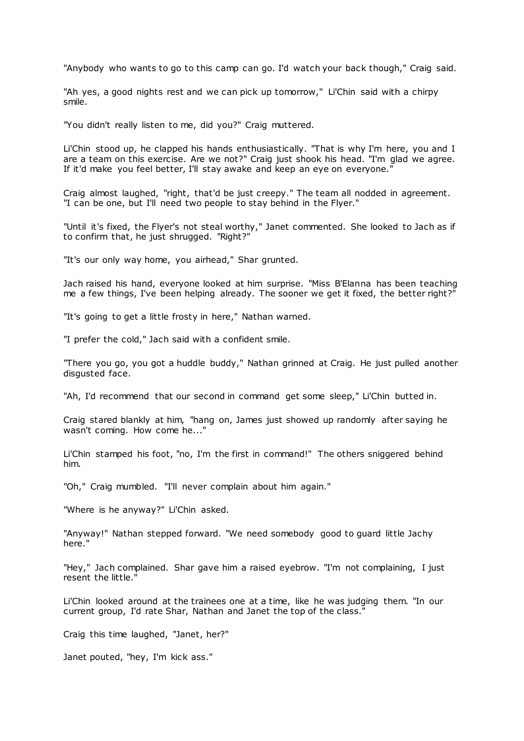"Anybody who wants to go to this camp can go. I'd watch your back though," Craig said.

"Ah yes, a good nights rest and we can pick up tomorrow," Li'Chin said with a chirpy smile.

"You didn't really listen to me, did you?" Craig muttered.

Li'Chin stood up, he clapped his hands enthusiastically. "That is why I'm here, you and I are a team on this exercise. Are we not?" Craig just shook his head. "I'm glad we agree. If it'd make you feel better, I'll stay awake and keep an eye on everyone."

Craig almost laughed, "right, that'd be just creepy." The team all nodded in agreement. "I can be one, but I'll need two people to stay behind in the Flyer."

"Until it's fixed, the Flyer's not steal worthy," Janet commented. She looked to Jach as if to confirm that, he just shrugged. "Right?"

"It's our only way home, you airhead," Shar grunted.

Jach raised his hand, everyone looked at him surprise. "Miss B'Elanna has been teaching me a few things, I've been helping already. The sooner we get it fixed, the better right?"

"It's going to get a little frosty in here," Nathan warned.

"I prefer the cold," Jach said with a confident smile.

"There you go, you got a huddle buddy," Nathan grinned at Craig. He just pulled another disgusted face.

"Ah, I'd recommend that our second in command get some sleep," Li'Chin butted in.

Craig stared blankly at him, "hang on, James just showed up randomly after saying he wasn't coming. How come he..."

Li'Chin stamped his foot, "no, I'm the first in command!" The others sniggered behind him.

"Oh," Craig mumbled. "I'll never complain about him again."

"Where is he anyway?" Li'Chin asked.

"Anyway!" Nathan stepped forward. "We need somebody good to guard little Jachy here."

"Hey," Jach complained. Shar gave him a raised eyebrow. "I'm not complaining, I just resent the little."

Li'Chin looked around at the trainees one at a time, like he was judging them. "In our current group, I'd rate Shar, Nathan and Janet the top of the class."

Craig this time laughed, "Janet, her?"

Janet pouted, "hey, I'm kick ass."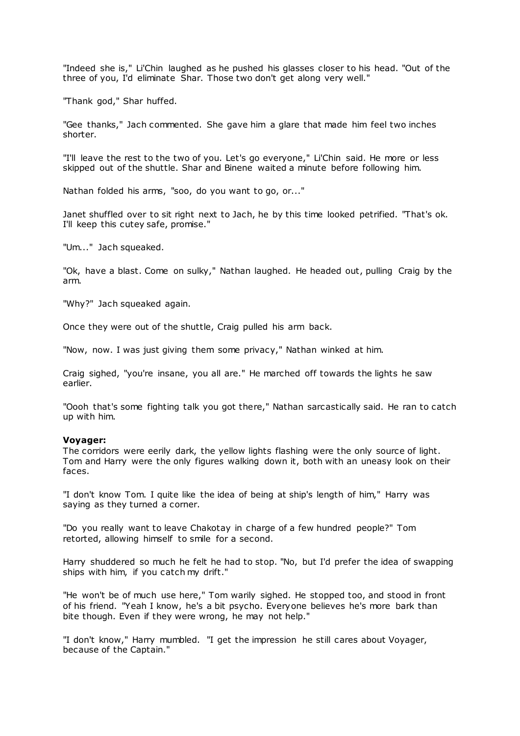"Indeed she is," Li'Chin laughed as he pushed his glasses closer to his head. "Out of the three of you, I'd eliminate Shar. Those two don't get along very well."

"Thank god," Shar huffed.

"Gee thanks," Jach commented. She gave him a glare that made him feel two inches shorter.

"I'll leave the rest to the two of you. Let's go everyone," Li'Chin said. He more or less skipped out of the shuttle. Shar and Binene waited a minute before following him.

Nathan folded his arms, "soo, do you want to go, or..."

Janet shuffled over to sit right next to Jach, he by this time looked petrified. "That's ok. I'll keep this cutey safe, promise."

"Um..." Jach squeaked.

"Ok, have a blast. Come on sulky," Nathan laughed. He headed out, pulling Craig by the arm.

"Why?" Jach squeaked again.

Once they were out of the shuttle, Craig pulled his arm back.

"Now, now. I was just giving them some privacy," Nathan winked at him.

Craig sighed, "you're insane, you all are." He marched off towards the lights he saw earlier.

"Oooh that's some fighting talk you got there," Nathan sarcastically said. He ran to catch up with him.

**Voyager:**
The corridors were eerily dark, the yellow lights flashing were the only source of light. Tom and Harry were the only figures walking down it, both with an uneasy look on their faces.

"I don't know Tom. I quite like the idea of being at ship's length of him," Harry was saying as they turned a corner.

"Do you really want to leave Chakotay in charge of a few hundred people?" Tom retorted, allowing himself to smile for a second.

Harry shuddered so much he felt he had to stop. "No, but I'd prefer the idea of swapping ships with him, if you catch my drift."

"He won't be of much use here," Tom warily sighed. He stopped too, and stood in front of his friend. "Yeah I know, he's a bit psycho. Everyone believes he's more bark than bite though. Even if they were wrong, he may not help."

"I don't know," Harry mumbled. "I get the impression he still cares about Voyager, because of the Captain."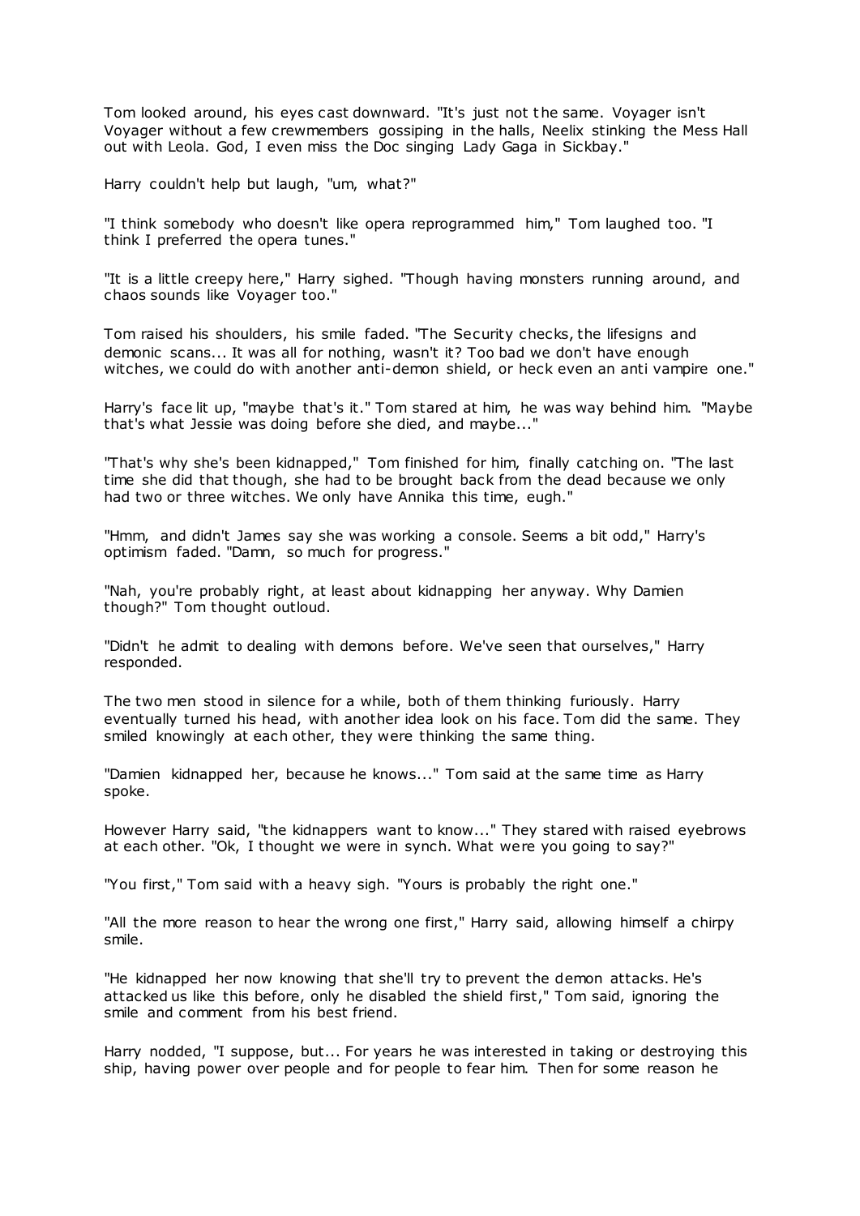Tom looked around, his eyes cast downward. "It's just not the same. Voyager isn't Voyager without a few crewmembers gossiping in the halls, Neelix stinking the Mess Hall out with Leola. God, I even miss the Doc singing Lady Gaga in Sickbay."

Harry couldn't help but laugh, "um, what?"

"I think somebody who doesn't like opera reprogrammed him," Tom laughed too. "I think I preferred the opera tunes."

"It is a little creepy here," Harry sighed. "Though having monsters running around, and chaos sounds like Voyager too."

Tom raised his shoulders, his smile faded. "The Security checks, the lifesigns and demonic scans... It was all for nothing, wasn't it? Too bad we don't have enough witches, we could do with another anti-demon shield, or heck even an anti vampire one."

Harry's face lit up, "maybe that's it." Tom stared at him, he was way behind him. "Maybe that's what Jessie was doing before she died, and maybe..."

"That's why she's been kidnapped," Tom finished for him, finally catching on. "The last time she did that though, she had to be brought back from the dead because we only had two or three witches. We only have Annika this time, eugh."

"Hmm, and didn't James say she was working a console. Seems a bit odd," Harry's optimism faded. "Damn, so much for progress."

"Nah, you're probably right, at least about kidnapping her anyway. Why Damien though?" Tom thought outloud.

"Didn't he admit to dealing with demons before. We've seen that ourselves," Harry responded.

The two men stood in silence for a while, both of them thinking furiously. Harry eventually turned his head, with another idea look on his face. Tom did the same. They smiled knowingly at each other, they were thinking the same thing.

"Damien kidnapped her, because he knows..." Tom said at the same time as Harry spoke.

However Harry said, "the kidnappers want to know..." They stared with raised eyebrows at each other. "Ok, I thought we were in synch. What were you going to say?"

"You first," Tom said with a heavy sigh. "Yours is probably the right one."

"All the more reason to hear the wrong one first," Harry said, allowing himself a chirpy smile.

"He kidnapped her now knowing that she'll try to prevent the demon attacks. He's attacked us like this before, only he disabled the shield first," Tom said, ignoring the smile and comment from his best friend.

Harry nodded, "I suppose, but... For years he was interested in taking or destroying this ship, having power over people and for people to fear him. Then for some reason he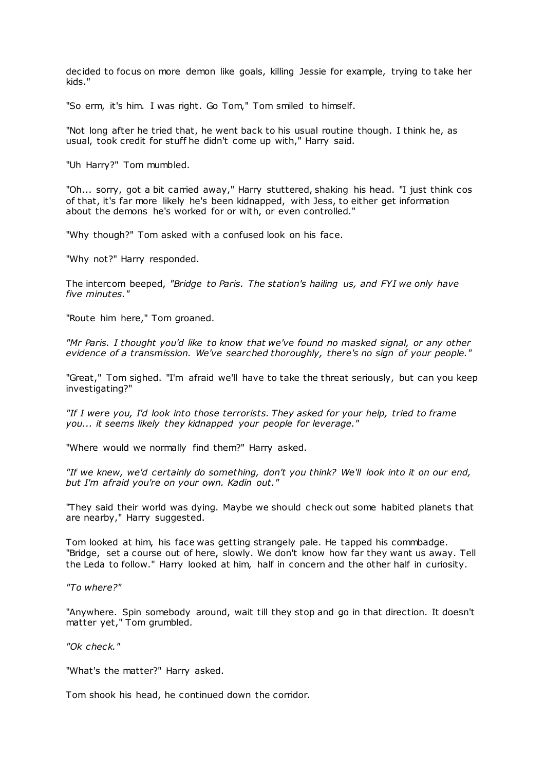decided to focus on more demon like goals, killing Jessie for example, trying to take her kids."

"So erm, it's him. I was right. Go Tom," Tom smiled to himself.

"Not long after he tried that, he went back to his usual routine though. I think he, as usual, took credit for stuff he didn't come up with," Harry said.

"Uh Harry?" Tom mumbled.

"Oh... sorry, got a bit carried away," Harry stuttered, shaking his head. "I just think cos of that, it's far more likely he's been kidnapped, with Jess, to either get information about the demons he's worked for or with, or even controlled."

"Why though?" Tom asked with a confused look on his face.

"Why not?" Harry responded.

The intercom beeped, *"Bridge to Paris. The station's hailing us, and FYI we only have five minutes."*

"Route him here," Tom groaned.

*"Mr Paris. I thought you'd like to know that we've found no masked signal, or any other evidence of a transmission. We've searched thoroughly, there's no sign of your people."*

"Great," Tom sighed. "I'm afraid we'll have to take the threat seriously, but can you keep investigating?"

*"If I were you, I'd look into those terrorists. They asked for your help, tried to frame you... it seems likely they kidnapped your people for leverage."*

"Where would we normally find them?" Harry asked.

*"If we knew, we'd certainly do something, don't you think? We'll look into it on our end, but I'm afraid you're on your own. Kadin out."*

"They said their world was dying. Maybe we should check out some habited planets that are nearby," Harry suggested.

Tom looked at him, his face was getting strangely pale. He tapped his commbadge. "Bridge, set a course out of here, slowly. We don't know how far they want us away. Tell the Leda to follow." Harry looked at him, half in concern and the other half in curiosity.

*"To where?"*

"Anywhere. Spin somebody around, wait till they stop and go in that direction. It doesn't matter yet," Tom grumbled.

*"Ok check."*

"What's the matter?" Harry asked.

Tom shook his head, he continued down the corridor.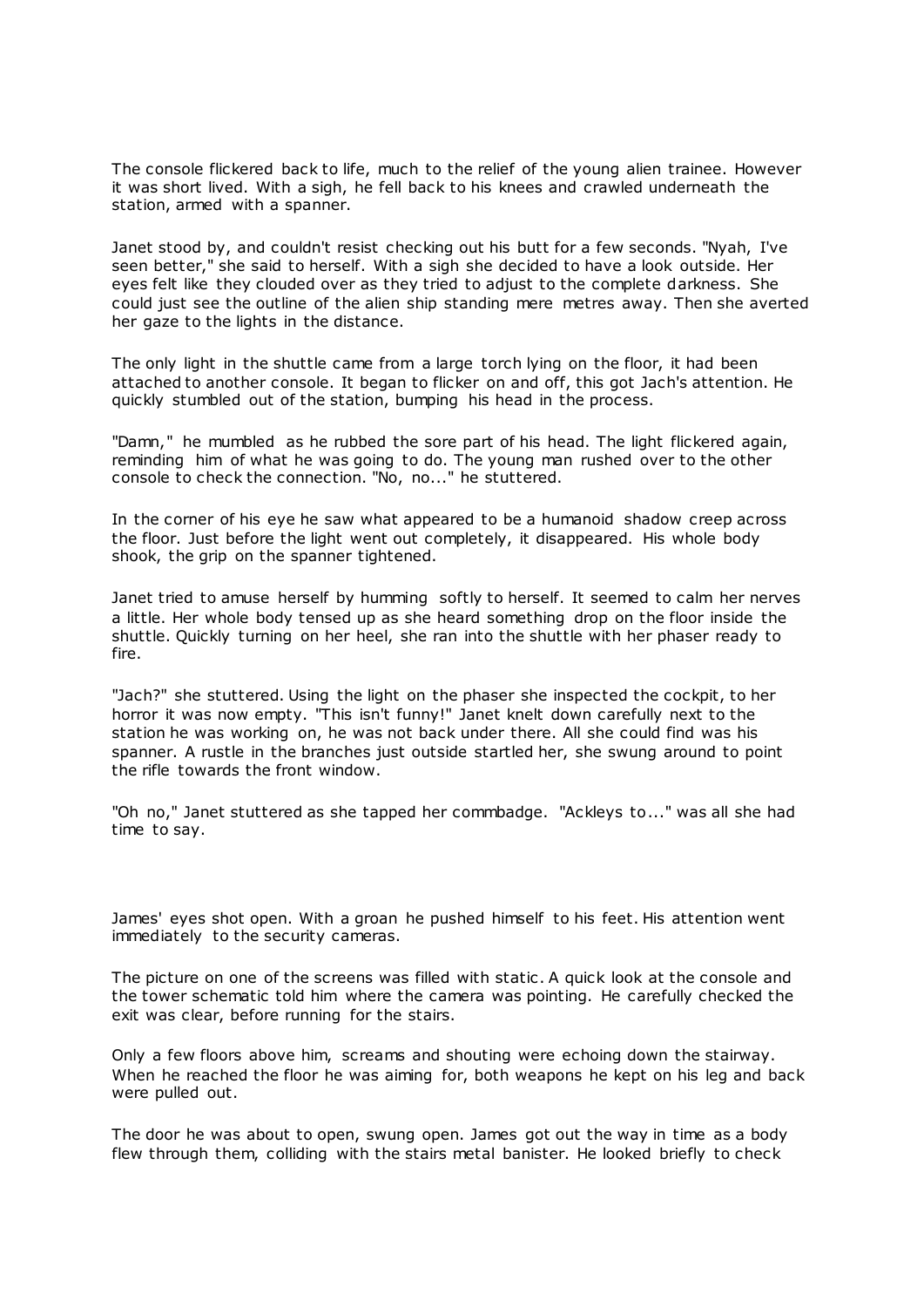The console flickered back to life, much to the relief of the young alien trainee. However it was short lived. With a sigh, he fell back to his knees and crawled underneath the station, armed with a spanner.

Janet stood by, and couldn't resist checking out his butt for a few seconds. "Nyah, I've seen better," she said to herself. With a sigh she decided to have a look outside. Her eyes felt like they clouded over as they tried to adjust to the complete darkness. She could just see the outline of the alien ship standing mere metres away. Then she averted her gaze to the lights in the distance.

The only light in the shuttle came from a large torch lying on the floor, it had been attached to another console. It began to flicker on and off, this got Jach's attention. He quickly stumbled out of the station, bumping his head in the process.

"Damn," he mumbled as he rubbed the sore part of his head. The light flickered again, reminding him of what he was going to do. The young man rushed over to the other console to check the connection. "No, no..." he stuttered.

In the corner of his eye he saw what appeared to be a humanoid shadow creep across the floor. Just before the light went out completely, it disappeared. His whole body shook, the grip on the spanner tightened.

Janet tried to amuse herself by humming softly to herself. It seemed to calm her nerves a little. Her whole body tensed up as she heard something drop on the floor inside the shuttle. Quickly turning on her heel, she ran into the shuttle with her phaser ready to fire.

"Jach?" she stuttered. Using the light on the phaser she inspected the cockpit, to her horror it was now empty. "This isn't funny!" Janet knelt down carefully next to the station he was working on, he was not back under there. All she could find was his spanner. A rustle in the branches just outside startled her, she swung around to point the rifle towards the front window.

"Oh no," Janet stuttered as she tapped her commbadge. "Ackleys to..." was all she had time to say.

James' eyes shot open. With a groan he pushed himself to his feet. His attention went immediately to the security cameras.

The picture on one of the screens was filled with static. A quick look at the console and the tower schematic told him where the camera was pointing. He carefully checked the exit was clear, before running for the stairs.

Only a few floors above him, screams and shouting were echoing down the stairway. When he reached the floor he was aiming for, both weapons he kept on his leg and back were pulled out.

The door he was about to open, swung open. James got out the way in time as a body flew through them, colliding with the stairs metal banister. He looked briefly to check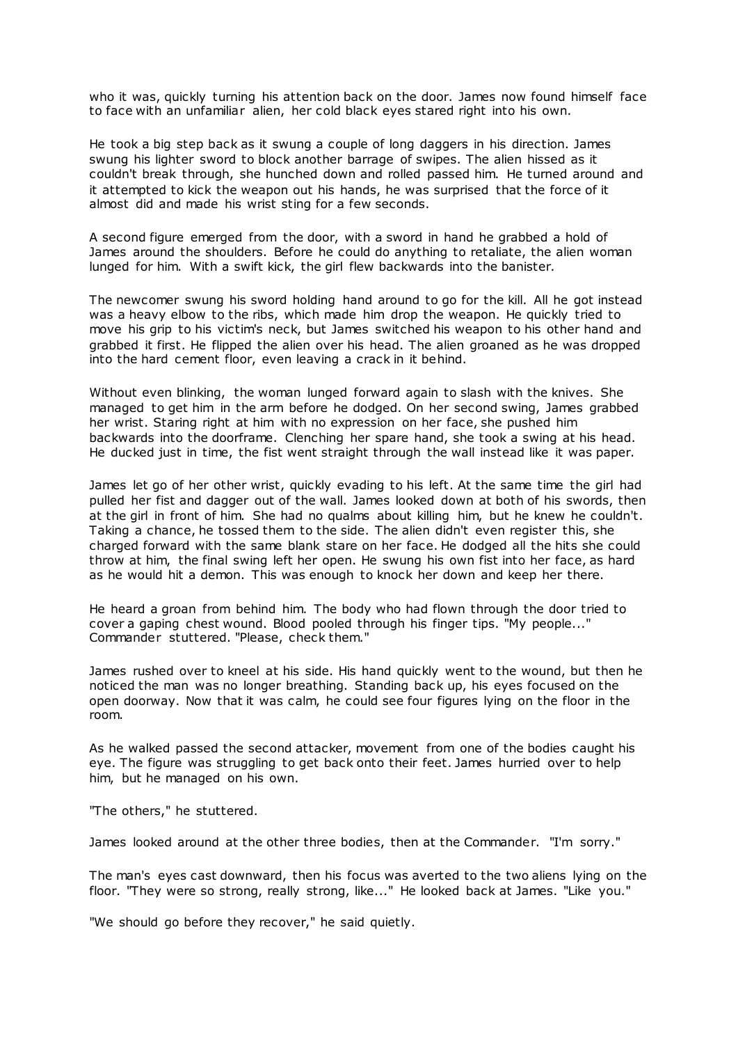who it was, quickly turning his attention back on the door. James now found himself face to face with an unfamiliar alien, her cold black eyes stared right into his own.

He took a big step back as it swung a couple of long daggers in his direction. James swung his lighter sword to block another barrage of swipes. The alien hissed as it couldn't break through, she hunched down and rolled passed him. He turned around and it attempted to kick the weapon out his hands, he was surprised that the force of it almost did and made his wrist sting for a few seconds.

A second figure emerged from the door, with a sword in hand he grabbed a hold of James around the shoulders. Before he could do anything to retaliate, the alien woman lunged for him. With a swift kick, the girl flew backwards into the banister.

The newcomer swung his sword holding hand around to go for the kill. All he got instead was a heavy elbow to the ribs, which made him drop the weapon. He quickly tried to move his grip to his victim's neck, but James switched his weapon to his other hand and grabbed it first. He flipped the alien over his head. The alien groaned as he was dropped into the hard cement floor, even leaving a crack in it behind.

Without even blinking, the woman lunged forward again to slash with the knives. She managed to get him in the arm before he dodged. On her second swing, James grabbed her wrist. Staring right at him with no expression on her face, she pushed him backwards into the doorframe. Clenching her spare hand, she took a swing at his head. He ducked just in time, the fist went straight through the wall instead like it was paper.

James let go of her other wrist, quickly evading to his left. At the same time the girl had pulled her fist and dagger out of the wall. James looked down at both of his swords, then at the girl in front of him. She had no qualms about killing him, but he knew he couldn't. Taking a chance, he tossed them to the side. The alien didn't even register this, she charged forward with the same blank stare on her face. He dodged all the hits she could throw at him, the final swing left her open. He swung his own fist into her face, as hard as he would hit a demon. This was enough to knock her down and keep her there.

He heard a groan from behind him. The body who had flown through the door tried to cover a gaping chest wound. Blood pooled through his finger tips. "My people..." Commander stuttered. "Please, check them."

James rushed over to kneel at his side. His hand quickly went to the wound, but then he noticed the man was no longer breathing. Standing back up, his eyes focused on the open doorway. Now that it was calm, he could see four figures lying on the floor in the room.

As he walked passed the second attacker, movement from one of the bodies caught his eye. The figure was struggling to get back onto their feet. James hurried over to help him, but he managed on his own.

"The others," he stuttered.

James looked around at the other three bodies, then at the Commander. "I'm sorry."

The man's eyes cast downward, then his focus was averted to the two aliens lying on the floor. "They were so strong, really strong, like..." He looked back at James. "Like you."

"We should go before they recover," he said quietly.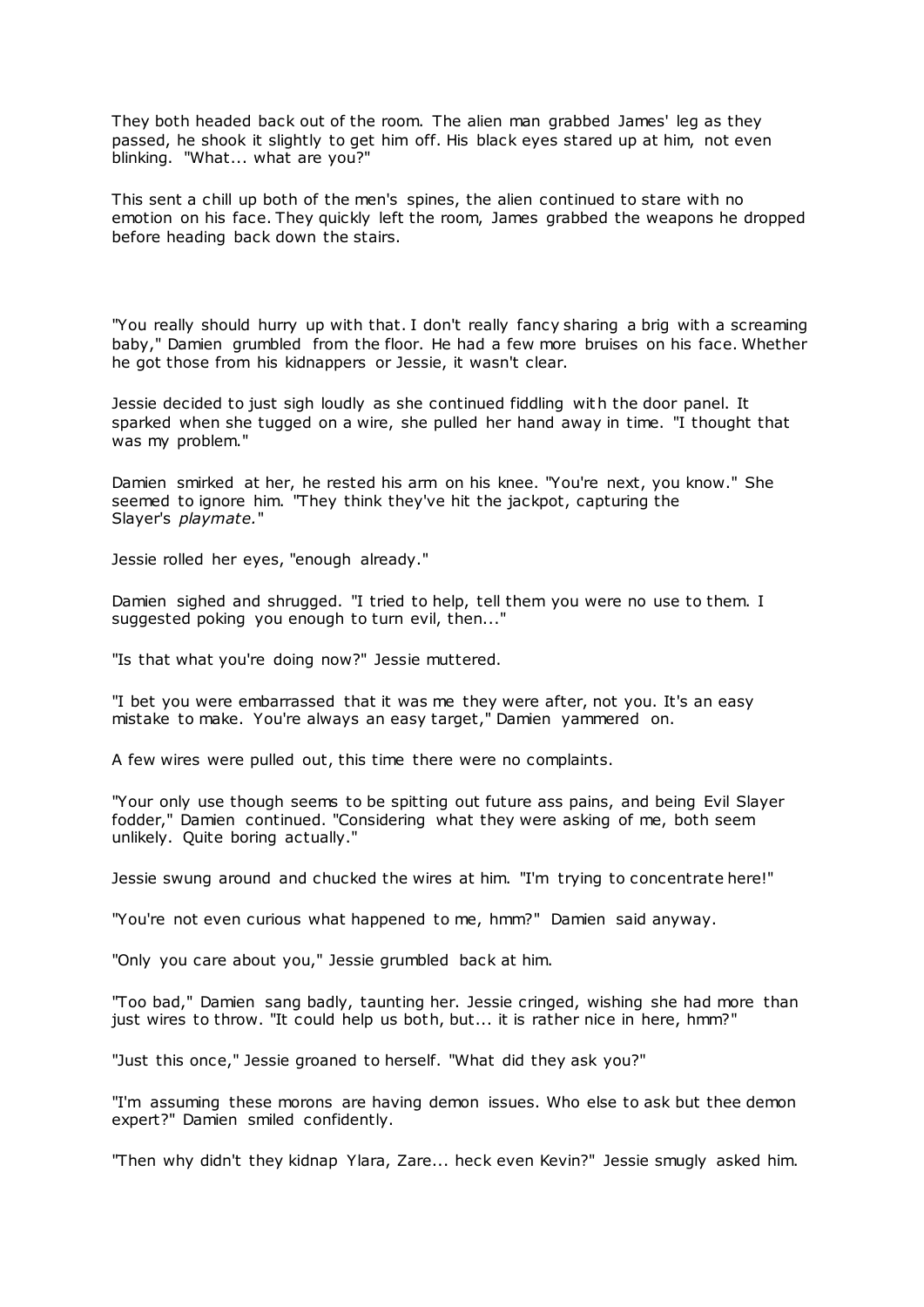They both headed back out of the room. The alien man grabbed James' leg as they passed, he shook it slightly to get him off. His black eyes stared up at him, not even blinking. "What... what are you?"

This sent a chill up both of the men's spines, the alien continued to stare with no emotion on his face. They quickly left the room, James grabbed the weapons he dropped before heading back down the stairs.

"You really should hurry up with that. I don't really fancy sharing a brig with a screaming baby," Damien grumbled from the floor. He had a few more bruises on his face. Whether he got those from his kidnappers or Jessie, it wasn't clear.

Jessie decided to just sigh loudly as she continued fiddling with the door panel. It sparked when she tugged on a wire, she pulled her hand away in time. "I thought that was my problem."

Damien smirked at her, he rested his arm on his knee. "You're next, you know." She seemed to ignore him. "They think they've hit the jackpot, capturing the Slayer's *playmate.*"

Jessie rolled her eyes, "enough already."

Damien sighed and shrugged. "I tried to help, tell them you were no use to them. I suggested poking you enough to turn evil, then..."

"Is that what you're doing now?" Jessie muttered.

"I bet you were embarrassed that it was me they were after, not you. It's an easy mistake to make. You're always an easy target," Damien yammered on.

A few wires were pulled out, this time there were no complaints.

"Your only use though seems to be spitting out future ass pains, and being Evil Slayer fodder," Damien continued. "Considering what they were asking of me, both seem unlikely. Quite boring actually."

Jessie swung around and chucked the wires at him. "I'm trying to concentrate here!"

"You're not even curious what happened to me, hmm?" Damien said anyway.

"Only you care about you," Jessie grumbled back at him.

"Too bad," Damien sang badly, taunting her. Jessie cringed, wishing she had more than just wires to throw. "It could help us both, but... it is rather nice in here, hmm?"

"Just this once," Jessie groaned to herself. "What did they ask you?"

"I'm assuming these morons are having demon issues. Who else to ask but thee demon expert?" Damien smiled confidently.

"Then why didn't they kidnap Ylara, Zare... heck even Kevin?" Jessie smugly asked him.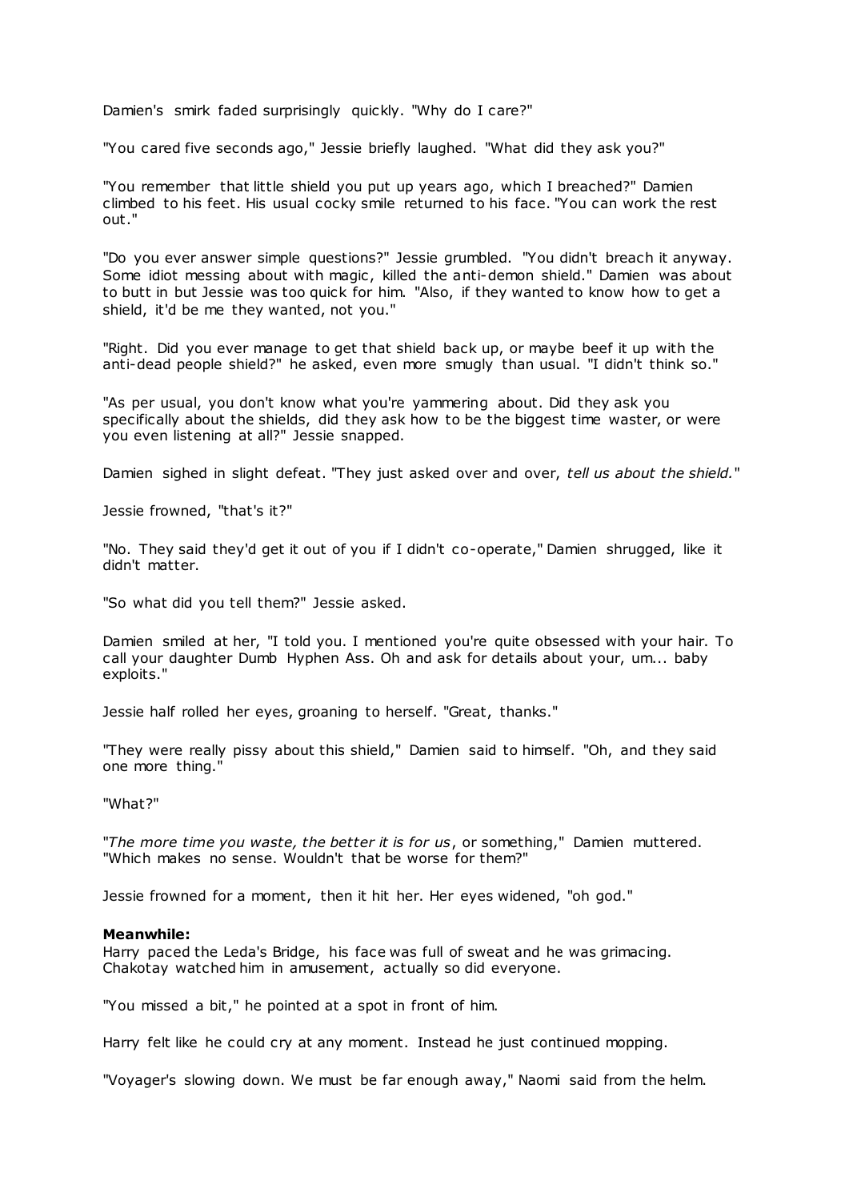Damien's smirk faded surprisingly quickly. "Why do I care?"

"You cared five seconds ago," Jessie briefly laughed. "What did they ask you?"

"You remember that little shield you put up years ago, which I breached?" Damien climbed to his feet. His usual cocky smile returned to his face. "You can work the rest out."

"Do you ever answer simple questions?" Jessie grumbled. "You didn't breach it anyway. Some idiot messing about with magic, killed the anti-demon shield." Damien was about to butt in but Jessie was too quick for him. "Also, if they wanted to know how to get a shield, it'd be me they wanted, not you."

"Right. Did you ever manage to get that shield back up, or maybe beef it up with the anti-dead people shield?" he asked, even more smugly than usual. "I didn't think so."

"As per usual, you don't know what you're yammering about. Did they ask you specifically about the shields, did they ask how to be the biggest time waster, or were you even listening at all?" Jessie snapped.

Damien sighed in slight defeat. "They just asked over and over, *tell us about the shield.*"

Jessie frowned, "that's it?"

"No. They said they'd get it out of you if I didn't co-operate," Damien shrugged, like it didn't matter.

"So what did you tell them?" Jessie asked.

Damien smiled at her, "I told you. I mentioned you're quite obsessed with your hair. To call your daughter Dumb Hyphen Ass. Oh and ask for details about your, um... baby exploits."

Jessie half rolled her eyes, groaning to herself. "Great, thanks."

"They were really pissy about this shield," Damien said to himself. "Oh, and they said one more thing."

"What?"

"*The more time you waste, the better it is for us*, or something," Damien muttered. "Which makes no sense. Wouldn't that be worse for them?"

Jessie frowned for a moment, then it hit her. Her eyes widened, "oh god."

**Meanwhile:**
Harry paced the Leda's Bridge, his face was full of sweat and he was grimacing. Chakotay watched him in amusement, actually so did everyone.

"You missed a bit," he pointed at a spot in front of him.

Harry felt like he could cry at any moment. Instead he just continued mopping.

"Voyager's slowing down. We must be far enough away," Naomi said from the helm.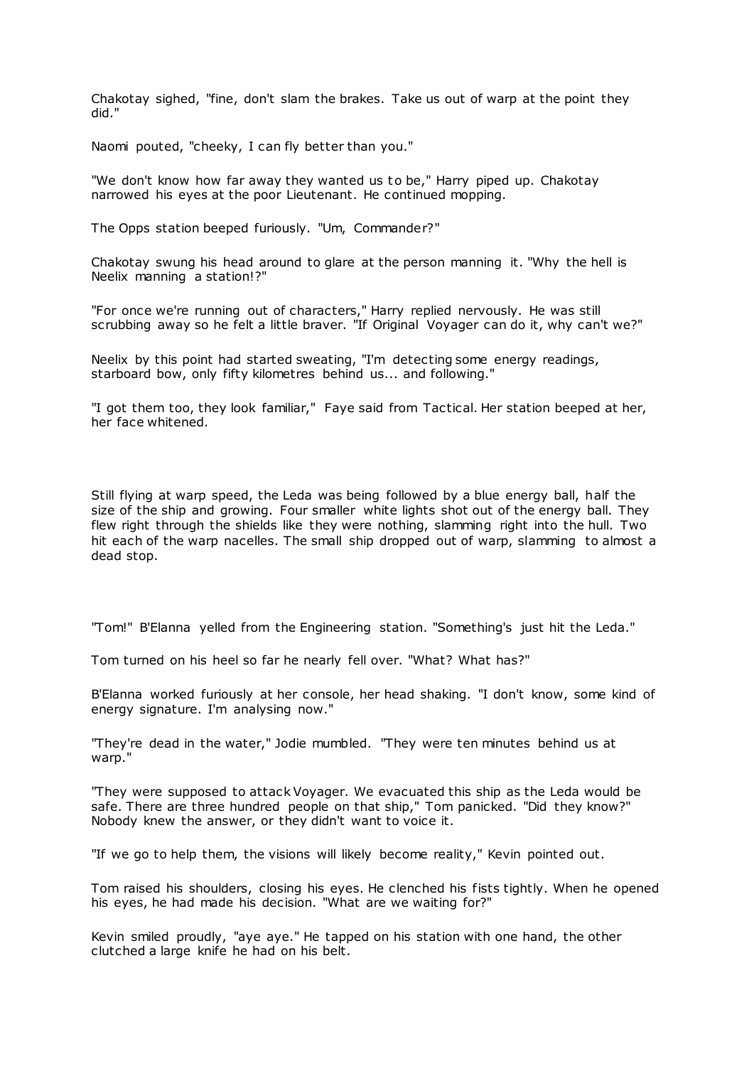Chakotay sighed, "fine, don't slam the brakes. Take us out of warp at the point they did."

Naomi pouted, "cheeky, I can fly better than you."

"We don't know how far away they wanted us to be," Harry piped up. Chakotay narrowed his eyes at the poor Lieutenant. He continued mopping.

The Opps station beeped furiously. "Um, Commander?"

Chakotay swung his head around to glare at the person manning it. "Why the hell is Neelix manning a station!?"

"For once we're running out of characters," Harry replied nervously. He was still scrubbing away so he felt a little braver. "If Original Voyager can do it, why can't we?"

Neelix by this point had started sweating, "I'm detecting some energy readings, starboard bow, only fifty kilometres behind us... and following."

"I got them too, they look familiar," Faye said from Tactical. Her station beeped at her, her face whitened.

Still flying at warp speed, the Leda was being followed by a blue energy ball, half the size of the ship and growing. Four smaller white lights shot out of the energy ball. They flew right through the shields like they were nothing, slamming right into the hull. Two hit each of the warp nacelles. The small ship dropped out of warp, slamming to almost a dead stop.

"Tom!" B'Elanna yelled from the Engineering station. "Something's just hit the Leda."

Tom turned on his heel so far he nearly fell over. "What? What has?"

B'Elanna worked furiously at her console, her head shaking. "I don't know, some kind of energy signature. I'm analysing now."

"They're dead in the water," Jodie mumbled. "They were ten minutes behind us at warp."

"They were supposed to attack Voyager. We evacuated this ship as the Leda would be safe. There are three hundred people on that ship," Tom panicked. "Did they know?" Nobody knew the answer, or they didn't want to voice it.

"If we go to help them, the visions will likely become reality," Kevin pointed out.

Tom raised his shoulders, closing his eyes. He clenched his fists tightly. When he opened his eyes, he had made his decision. "What are we waiting for?"

Kevin smiled proudly, "aye aye." He tapped on his station with one hand, the other clutched a large knife he had on his belt.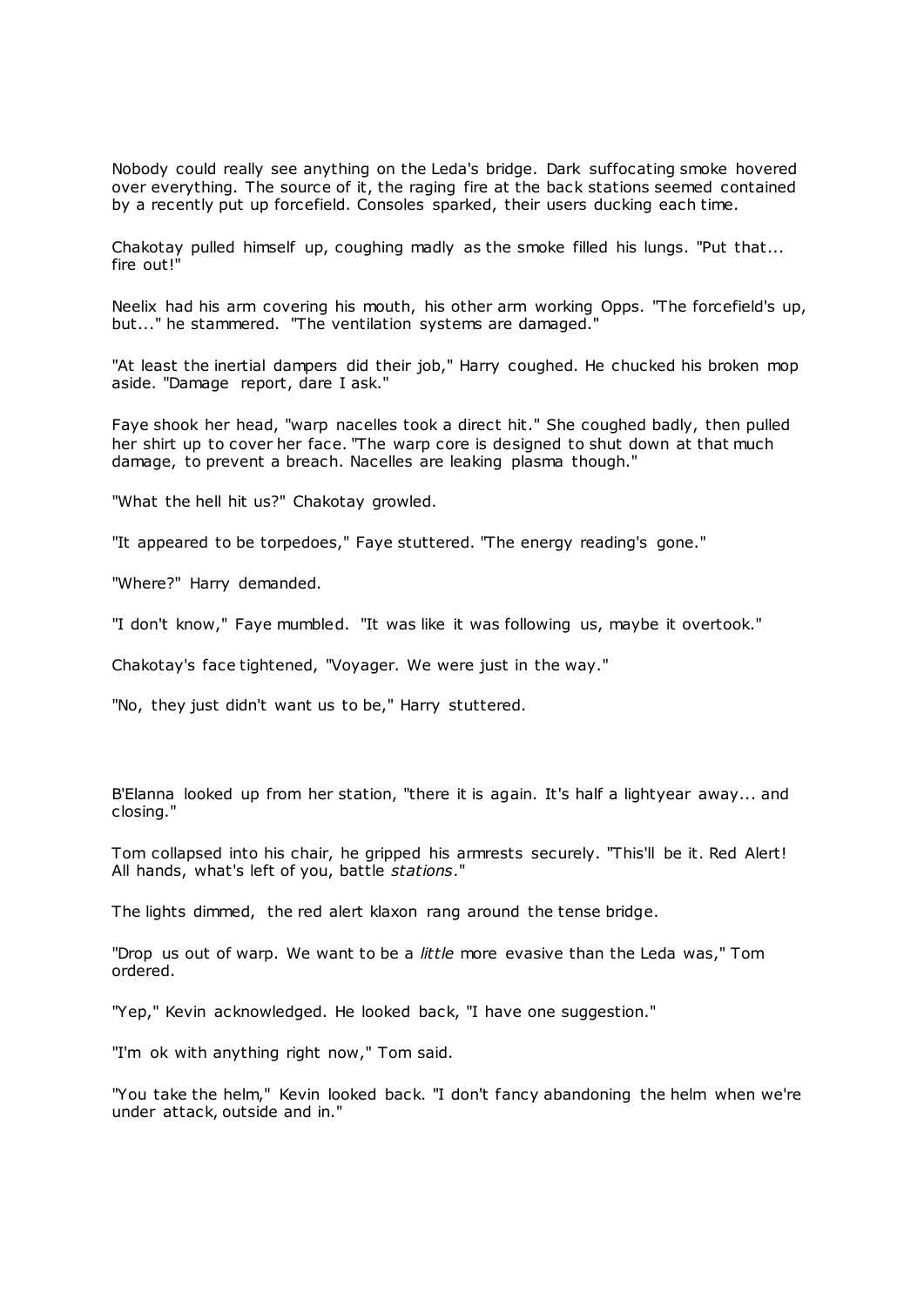Nobody could really see anything on the Leda's bridge. Dark suffocating smoke hovered over everything. The source of it, the raging fire at the back stations seemed contained by a recently put up forcefield. Consoles sparked, their users ducking each time.

Chakotay pulled himself up, coughing madly as the smoke filled his lungs. "Put that... fire out!"

Neelix had his arm covering his mouth, his other arm working Opps. "The forcefield's up, but..." he stammered. "The ventilation systems are damaged."

"At least the inertial dampers did their job," Harry coughed. He chucked his broken mop aside. "Damage report, dare I ask."

Faye shook her head, "warp nacelles took a direct hit." She coughed badly, then pulled her shirt up to cover her face. "The warp core is designed to shut down at that much damage, to prevent a breach. Nacelles are leaking plasma though."

"What the hell hit us?" Chakotay growled.

"It appeared to be torpedoes," Faye stuttered. "The energy reading's gone."

"Where?" Harry demanded.

"I don't know," Faye mumbled. "It was like it was following us, maybe it overtook."

Chakotay's face tightened, "Voyager. We were just in the way."

"No, they just didn't want us to be," Harry stuttered.

B'Elanna looked up from her station, "there it is again. It's half a lightyear away... and closing."

Tom collapsed into his chair, he gripped his armrests securely. "This'll be it. Red Alert! All hands, what's left of you, battle *stations*."

The lights dimmed, the red alert klaxon rang around the tense bridge.

"Drop us out of warp. We want to be a *little* more evasive than the Leda was," Tom ordered.

"Yep," Kevin acknowledged. He looked back, "I have one suggestion."

"I'm ok with anything right now," Tom said.

"You take the helm," Kevin looked back. "I don't fancy abandoning the helm when we're under attack, outside and in."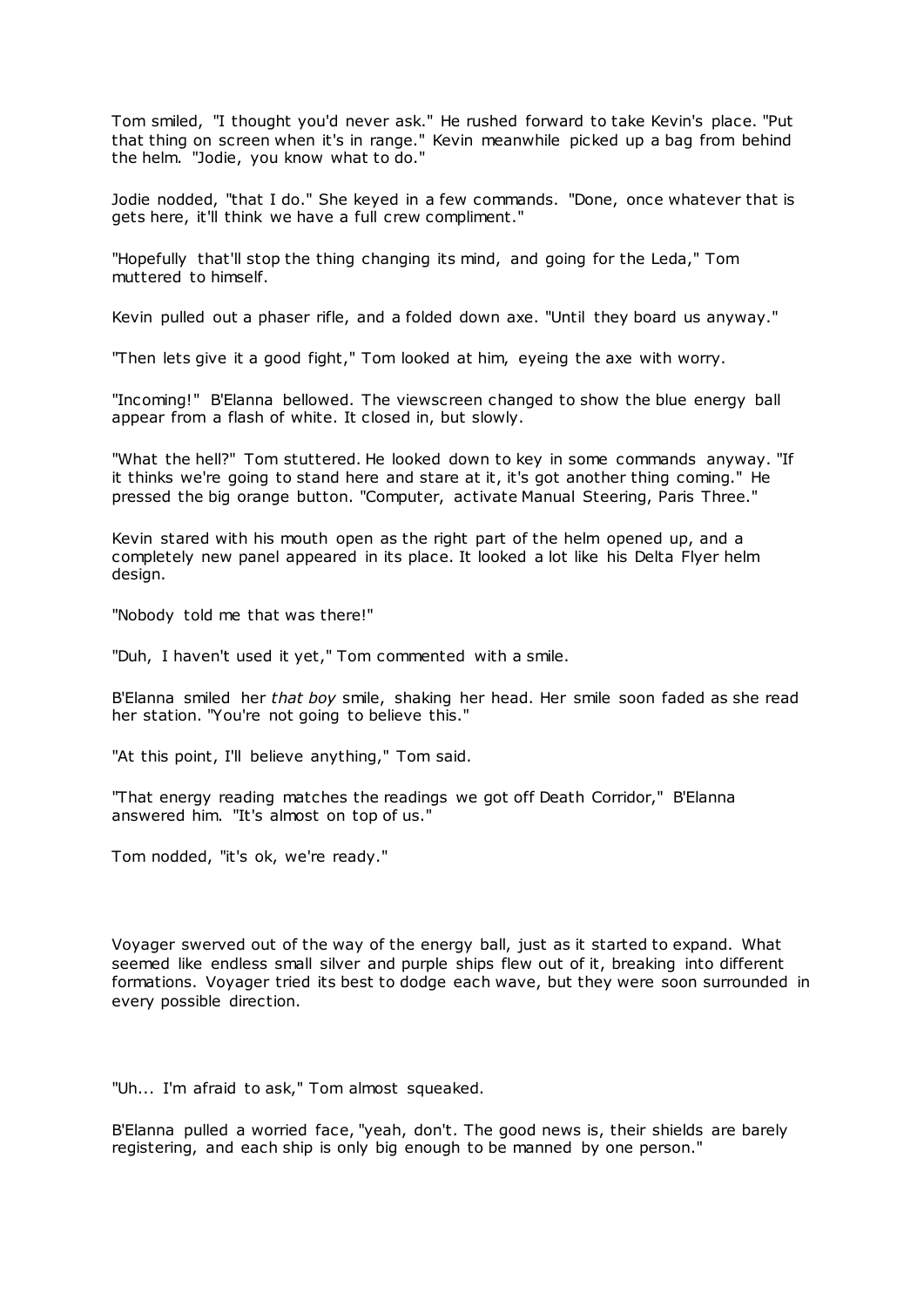Tom smiled, "I thought you'd never ask." He rushed forward to take Kevin's place. "Put that thing on screen when it's in range." Kevin meanwhile picked up a bag from behind the helm. "Jodie, you know what to do."

Jodie nodded, "that I do." She keyed in a few commands. "Done, once whatever that is gets here, it'll think we have a full crew compliment."

"Hopefully that'll stop the thing changing its mind, and going for the Leda," Tom muttered to himself.

Kevin pulled out a phaser rifle, and a folded down axe. "Until they board us anyway."

"Then lets give it a good fight," Tom looked at him, eyeing the axe with worry.

"Incoming!" B'Elanna bellowed. The viewscreen changed to show the blue energy ball appear from a flash of white. It closed in, but slowly.

"What the hell?" Tom stuttered. He looked down to key in some commands anyway. "If it thinks we're going to stand here and stare at it, it's got another thing coming." He pressed the big orange button. "Computer, activate Manual Steering, Paris Three."

Kevin stared with his mouth open as the right part of the helm opened up, and a completely new panel appeared in its place. It looked a lot like his Delta Flyer helm design.

"Nobody told me that was there!"

"Duh, I haven't used it yet," Tom commented with a smile.

B'Elanna smiled her *that boy* smile, shaking her head. Her smile soon faded as she read her station. "You're not going to believe this."

"At this point, I'll believe anything," Tom said.

"That energy reading matches the readings we got off Death Corridor," B'Elanna answered him. "It's almost on top of us."

Tom nodded, "it's ok, we're ready."

Voyager swerved out of the way of the energy ball, just as it started to expand. What seemed like endless small silver and purple ships flew out of it, breaking into different formations. Voyager tried its best to dodge each wave, but they were soon surrounded in every possible direction.

"Uh... I'm afraid to ask," Tom almost squeaked.

B'Elanna pulled a worried face, "yeah, don't. The good news is, their shields are barely registering, and each ship is only big enough to be manned by one person."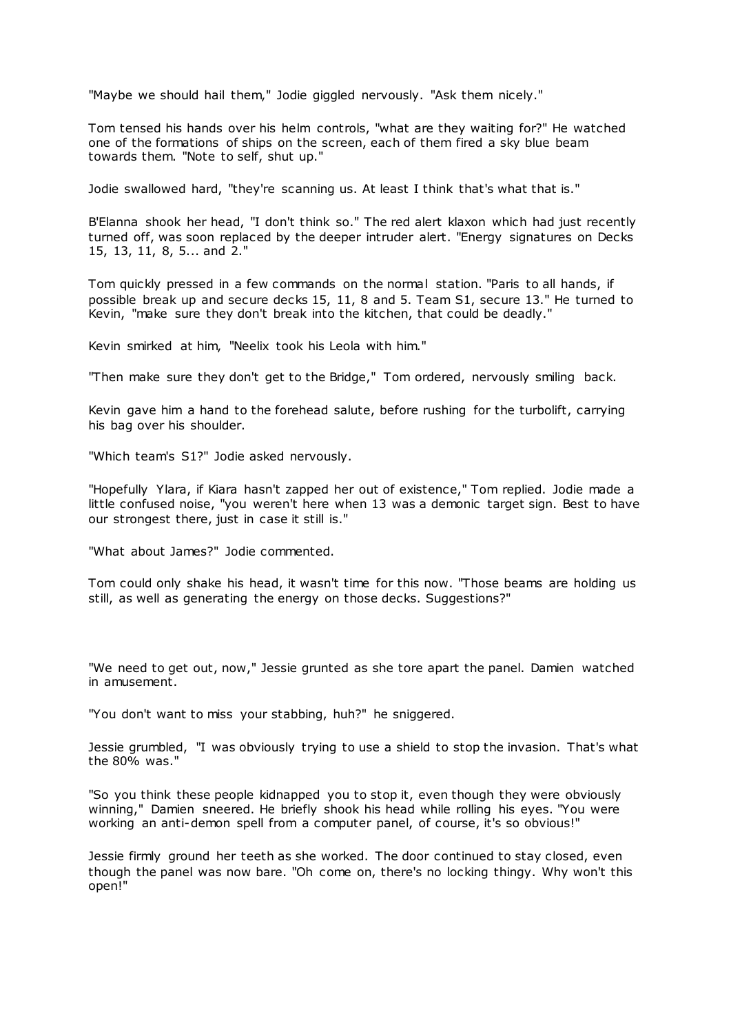"Maybe we should hail them," Jodie giggled nervously. "Ask them nicely."

Tom tensed his hands over his helm controls, "what are they waiting for?" He watched one of the formations of ships on the screen, each of them fired a sky blue beam towards them. "Note to self, shut up."

Jodie swallowed hard, "they're scanning us. At least I think that's what that is."

B'Elanna shook her head, "I don't think so." The red alert klaxon which had just recently turned off, was soon replaced by the deeper intruder alert. "Energy signatures on Decks 15, 13, 11, 8, 5... and 2."

Tom quickly pressed in a few commands on the normal station. "Paris to all hands, if possible break up and secure decks 15, 11, 8 and 5. Team S1, secure 13." He turned to Kevin, "make sure they don't break into the kitchen, that could be deadly."

Kevin smirked at him, "Neelix took his Leola with him."

"Then make sure they don't get to the Bridge," Tom ordered, nervously smiling back.

Kevin gave him a hand to the forehead salute, before rushing for the turbolift, carrying his bag over his shoulder.

"Which team's S1?" Jodie asked nervously.

"Hopefully Ylara, if Kiara hasn't zapped her out of existence," Tom replied. Jodie made a little confused noise, "you weren't here when 13 was a demonic target sign. Best to have our strongest there, just in case it still is."

"What about James?" Jodie commented.

Tom could only shake his head, it wasn't time for this now. "Those beams are holding us still, as well as generating the energy on those decks. Suggestions?"

"We need to get out, now," Jessie grunted as she tore apart the panel. Damien watched in amusement.

"You don't want to miss your stabbing, huh?" he sniggered.

Jessie grumbled, "I was obviously trying to use a shield to stop the invasion. That's what the 80% was."

"So you think these people kidnapped you to stop it, even though they were obviously winning," Damien sneered. He briefly shook his head while rolling his eyes. "You were working an anti-demon spell from a computer panel, of course, it's so obvious!"

Jessie firmly ground her teeth as she worked. The door continued to stay closed, even though the panel was now bare. "Oh come on, there's no locking thingy. Why won't this open!"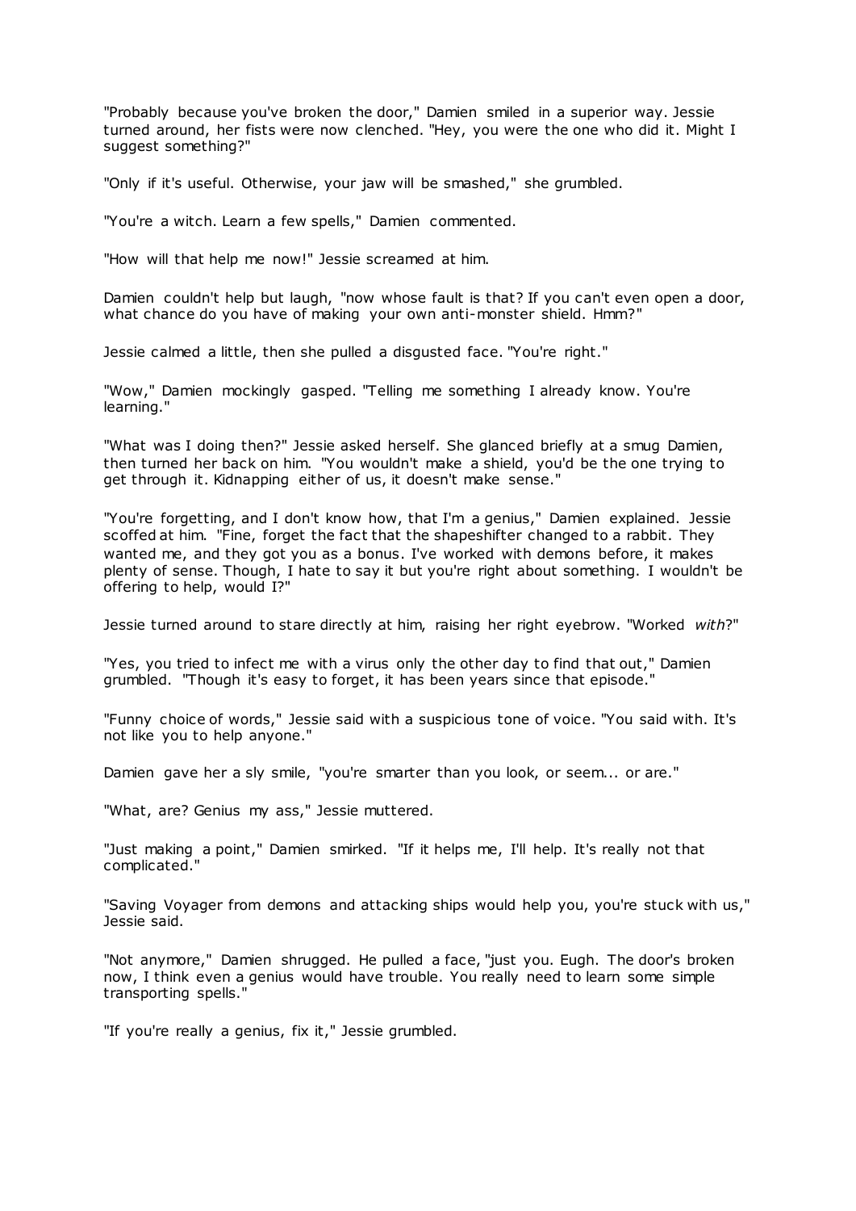"Probably because you've broken the door," Damien smiled in a superior way. Jessie turned around, her fists were now clenched. "Hey, you were the one who did it. Might I suggest something?"

"Only if it's useful. Otherwise, your jaw will be smashed," she grumbled.

"You're a witch. Learn a few spells," Damien commented.

"How will that help me now!" Jessie screamed at him.

Damien couldn't help but laugh, "now whose fault is that? If you can't even open a door, what chance do you have of making your own anti-monster shield. Hmm?"

Jessie calmed a little, then she pulled a disgusted face. "You're right."

"Wow," Damien mockingly gasped. "Telling me something I already know. You're learning."

"What was I doing then?" Jessie asked herself. She glanced briefly at a smug Damien, then turned her back on him. "You wouldn't make a shield, you'd be the one trying to get through it. Kidnapping either of us, it doesn't make sense."

"You're forgetting, and I don't know how, that I'm a genius," Damien explained. Jessie scoffed at him. "Fine, forget the fact that the shapeshifter changed to a rabbit. They wanted me, and they got you as a bonus. I've worked with demons before, it makes plenty of sense. Though, I hate to say it but you're right about something. I wouldn't be offering to help, would I?"

Jessie turned around to stare directly at him, raising her right eyebrow. "Worked *with*?"

"Yes, you tried to infect me with a virus only the other day to find that out," Damien grumbled. "Though it's easy to forget, it has been years since that episode."

"Funny choice of words," Jessie said with a suspicious tone of voice. "You said with. It's not like you to help anyone."

Damien gave her a sly smile, "you're smarter than you look, or seem... or are."

"What, are? Genius my ass," Jessie muttered.

"Just making a point," Damien smirked. "If it helps me, I'll help. It's really not that complicated."

"Saving Voyager from demons and attacking ships would help you, you're stuck with us," Jessie said.

"Not anymore," Damien shrugged. He pulled a face, "just you. Eugh. The door's broken now, I think even a genius would have trouble. You really need to learn some simple transporting spells."

"If you're really a genius, fix it," Jessie grumbled.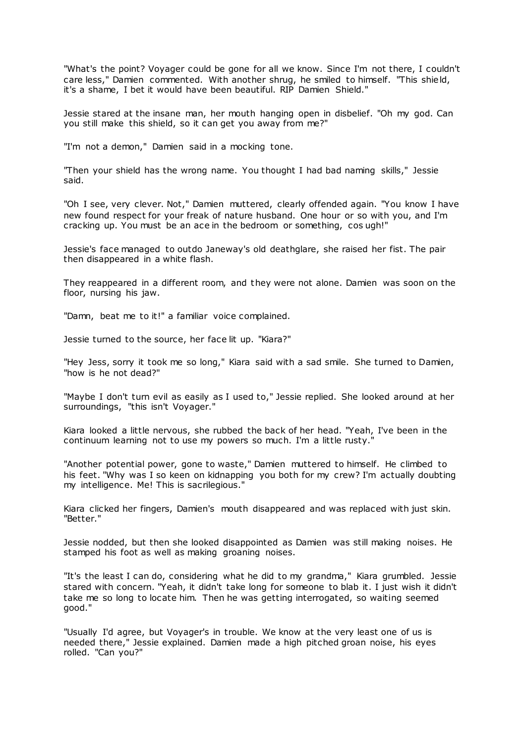"What's the point? Voyager could be gone for all we know. Since I'm not there, I couldn't care less," Damien commented. With another shrug, he smiled to himself. "This shield, it's a shame, I bet it would have been beautiful. RIP Damien Shield."

Jessie stared at the insane man, her mouth hanging open in disbelief. "Oh my god. Can you still make this shield, so it can get you away from me?"

"I'm not a demon," Damien said in a mocking tone.

"Then your shield has the wrong name. You thought I had bad naming skills," Jessie said.

"Oh I see, very clever. Not," Damien muttered, clearly offended again. "You know I have new found respect for your freak of nature husband. One hour or so with you, and I'm cracking up. You must be an ace in the bedroom or something, cos ugh!"

Jessie's face managed to outdo Janeway's old deathglare, she raised her fist. The pair then disappeared in a white flash.

They reappeared in a different room, and they were not alone. Damien was soon on the floor, nursing his jaw.

"Damn, beat me to it!" a familiar voice complained.

Jessie turned to the source, her face lit up. "Kiara?"

"Hey Jess, sorry it took me so long," Kiara said with a sad smile. She turned to Damien, "how is he not dead?"

"Maybe I don't turn evil as easily as I used to," Jessie replied. She looked around at her surroundings, "this isn't Voyager."

Kiara looked a little nervous, she rubbed the back of her head. "Yeah, I've been in the continuum learning not to use my powers so much. I'm a little rusty."

"Another potential power, gone to waste," Damien muttered to himself. He climbed to his feet. "Why was I so keen on kidnapping you both for my crew? I'm actually doubting my intelligence. Me! This is sacrilegious."

Kiara clicked her fingers, Damien's mouth disappeared and was replaced with just skin. "Better."

Jessie nodded, but then she looked disappointed as Damien was still making noises. He stamped his foot as well as making groaning noises.

"It's the least I can do, considering what he did to my grandma," Kiara grumbled. Jessie stared with concern. "Yeah, it didn't take long for someone to blab it. I just wish it didn't take me so long to locate him. Then he was getting interrogated, so waiting seemed good."

"Usually I'd agree, but Voyager's in trouble. We know at the very least one of us is needed there," Jessie explained. Damien made a high pitched groan noise, his eyes rolled. "Can you?"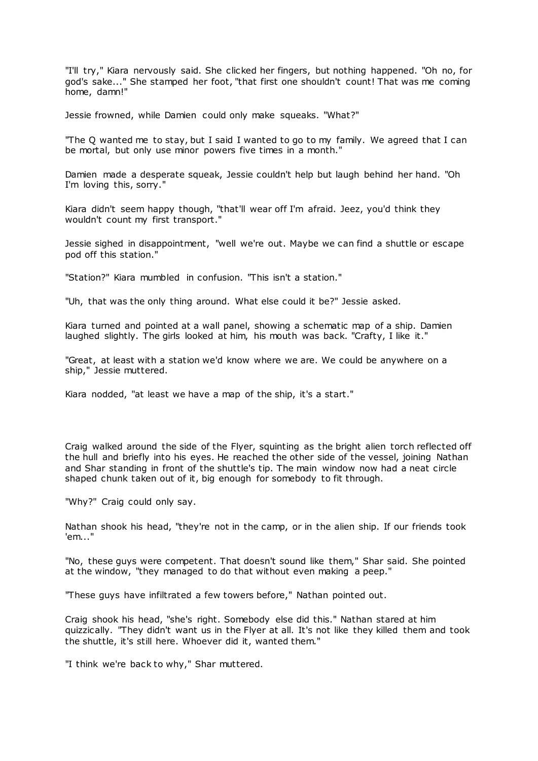"I'll try," Kiara nervously said. She clicked her fingers, but nothing happened. "Oh no, for god's sake..." She stamped her foot, "that first one shouldn't count! That was me coming home, damn!"

Jessie frowned, while Damien could only make squeaks. "What?"

"The Q wanted me to stay, but I said I wanted to go to my family. We agreed that I can be mortal, but only use minor powers five times in a month."

Damien made a desperate squeak, Jessie couldn't help but laugh behind her hand. "Oh I'm loving this, sorry."

Kiara didn't seem happy though, "that'll wear off I'm afraid. Jeez, you'd think they wouldn't count my first transport."

Jessie sighed in disappointment, "well we're out. Maybe we can find a shuttle or escape pod off this station."

"Station?" Kiara mumbled in confusion. "This isn't a station."

"Uh, that was the only thing around. What else could it be?" Jessie asked.

Kiara turned and pointed at a wall panel, showing a schematic map of a ship. Damien laughed slightly. The girls looked at him, his mouth was back. "Crafty, I like it."

"Great, at least with a station we'd know where we are. We could be anywhere on a ship," Jessie muttered.

Kiara nodded, "at least we have a map of the ship, it's a start."

Craig walked around the side of the Flyer, squinting as the bright alien torch reflected off the hull and briefly into his eyes. He reached the other side of the vessel, joining Nathan and Shar standing in front of the shuttle's tip. The main window now had a neat circle shaped chunk taken out of it, big enough for somebody to fit through.

"Why?" Craig could only say.

Nathan shook his head, "they're not in the camp, or in the alien ship. If our friends took 'em..."

"No, these guys were competent. That doesn't sound like them," Shar said. She pointed at the window, "they managed to do that without even making a peep."

"These guys have infiltrated a few towers before," Nathan pointed out.

Craig shook his head, "she's right. Somebody else did this." Nathan stared at him quizzically. "They didn't want us in the Flyer at all. It's not like they killed them and took the shuttle, it's still here. Whoever did it, wanted them."

"I think we're back to why," Shar muttered.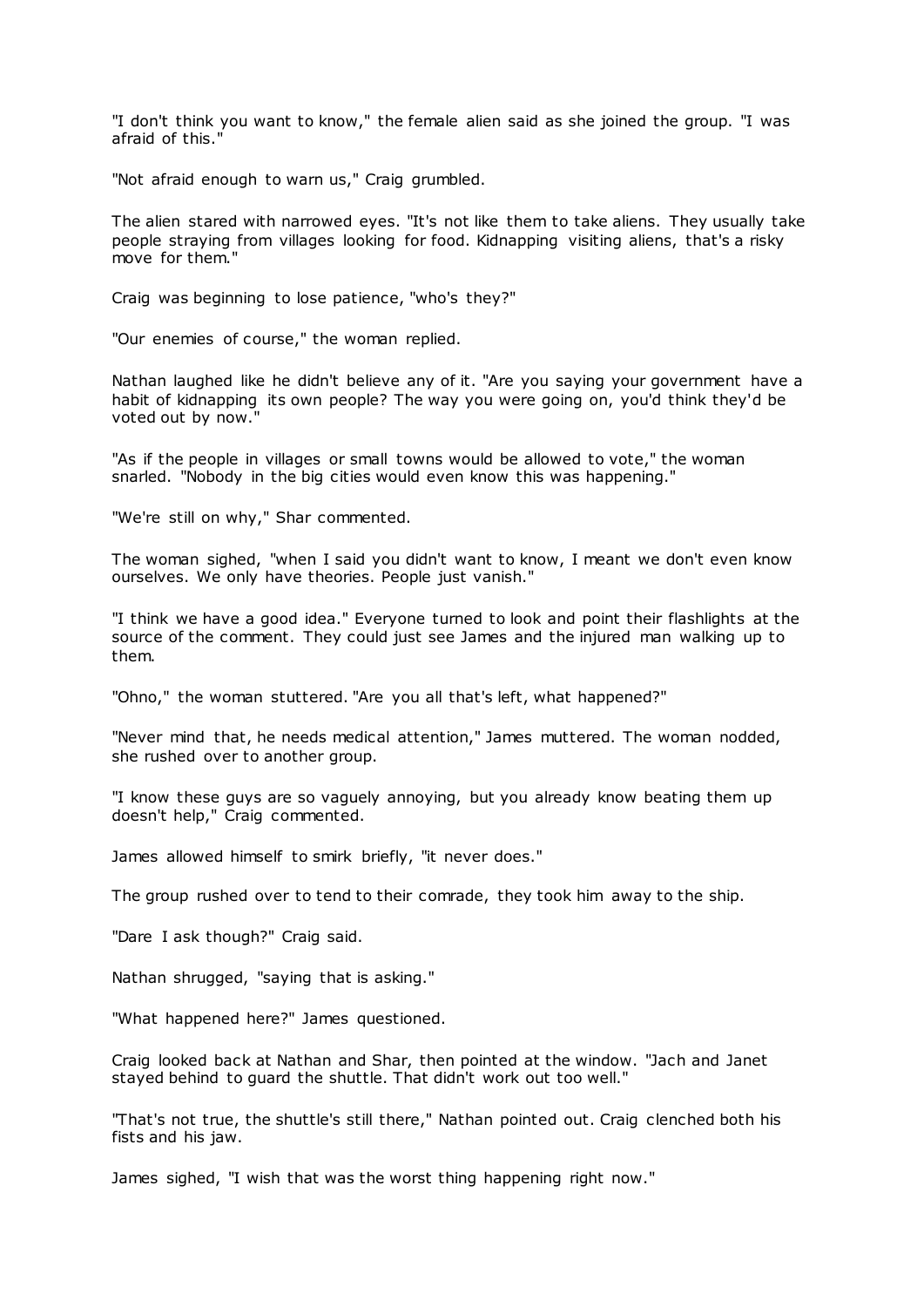"I don't think you want to know," the female alien said as she joined the group. "I was afraid of this."

"Not afraid enough to warn us," Craig grumbled.

The alien stared with narrowed eyes. "It's not like them to take aliens. They usually take people straying from villages looking for food. Kidnapping visiting aliens, that's a risky move for them."

Craig was beginning to lose patience, "who's they?"

"Our enemies of course," the woman replied.

Nathan laughed like he didn't believe any of it. "Are you saying your government have a habit of kidnapping its own people? The way you were going on, you'd think they'd be voted out by now."

"As if the people in villages or small towns would be allowed to vote," the woman snarled. "Nobody in the big cities would even know this was happening."

"We're still on why," Shar commented.

The woman sighed, "when I said you didn't want to know, I meant we don't even know ourselves. We only have theories. People just vanish."

"I think we have a good idea." Everyone turned to look and point their flashlights at the source of the comment. They could just see James and the injured man walking up to them.

"Ohno," the woman stuttered. "Are you all that's left, what happened?"

"Never mind that, he needs medical attention," James muttered. The woman nodded, she rushed over to another group.

"I know these guys are so vaguely annoying, but you already know beating them up doesn't help," Craig commented.

James allowed himself to smirk briefly, "it never does."

The group rushed over to tend to their comrade, they took him away to the ship.

"Dare I ask though?" Craig said.

Nathan shrugged, "saying that is asking."

"What happened here?" James questioned.

Craig looked back at Nathan and Shar, then pointed at the window. "Jach and Janet stayed behind to guard the shuttle. That didn't work out too well."

"That's not true, the shuttle's still there," Nathan pointed out. Craig clenched both his fists and his jaw.

James sighed, "I wish that was the worst thing happening right now."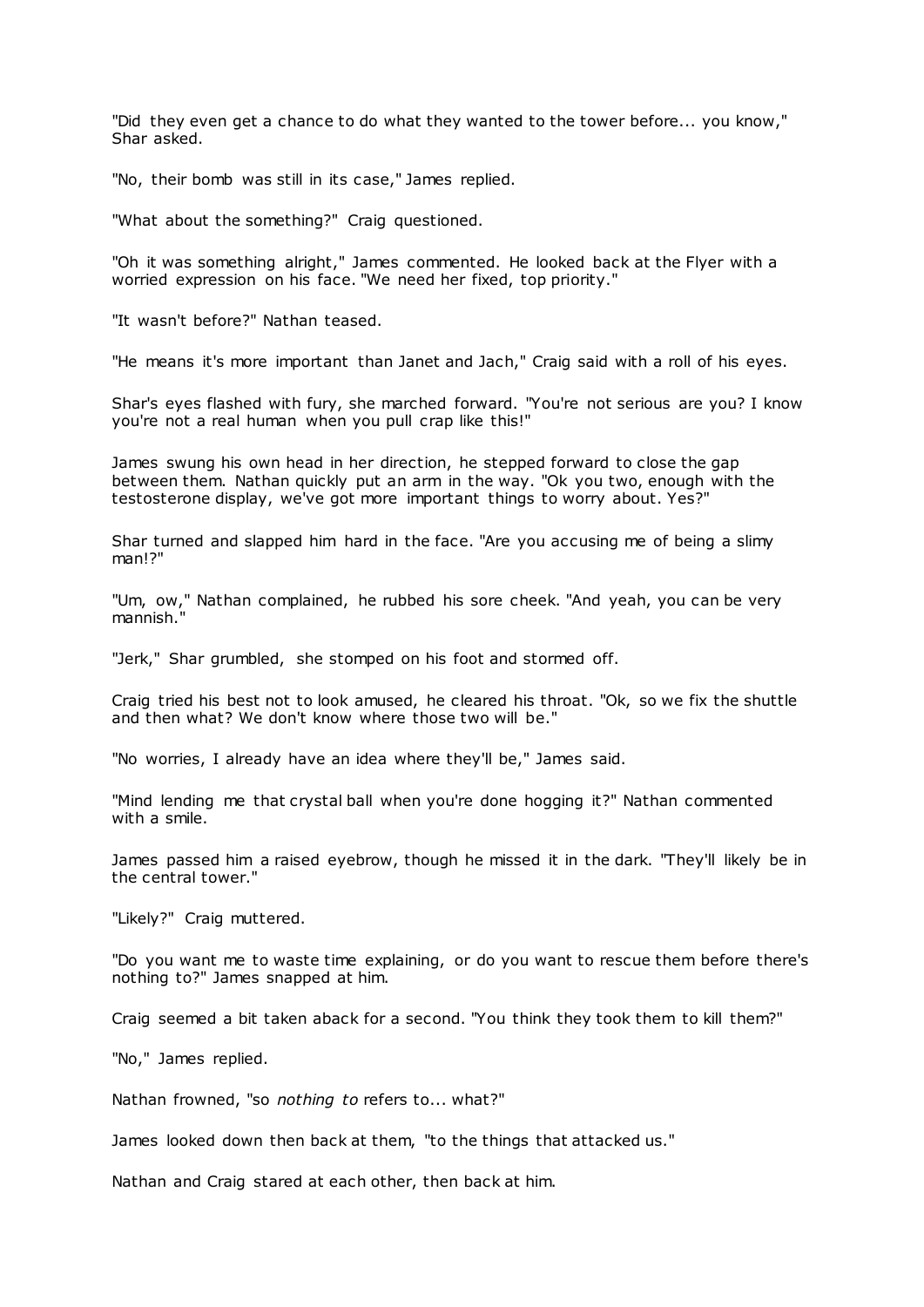"Did they even get a chance to do what they wanted to the tower before... you know," Shar asked.

"No, their bomb was still in its case," James replied.

"What about the something?" Craig questioned.

"Oh it was something alright," James commented. He looked back at the Flyer with a worried expression on his face. "We need her fixed, top priority."

"It wasn't before?" Nathan teased.

"He means it's more important than Janet and Jach," Craig said with a roll of his eyes.

Shar's eyes flashed with fury, she marched forward. "You're not serious are you? I know you're not a real human when you pull crap like this!"

James swung his own head in her direction, he stepped forward to close the gap between them. Nathan quickly put an arm in the way. "Ok you two, enough with the testosterone display, we've got more important things to worry about. Yes?"

Shar turned and slapped him hard in the face. "Are you accusing me of being a slimy man!?"

"Um, ow," Nathan complained, he rubbed his sore cheek. "And yeah, you can be very mannish."

"Jerk," Shar grumbled, she stomped on his foot and stormed off.

Craig tried his best not to look amused, he cleared his throat. "Ok, so we fix the shuttle and then what? We don't know where those two will be."

"No worries, I already have an idea where they'll be," James said.

"Mind lending me that crystal ball when you're done hogging it?" Nathan commented with a smile.

James passed him a raised eyebrow, though he missed it in the dark. "They'll likely be in the central tower."

"Likely?" Craig muttered.

"Do you want me to waste time explaining, or do you want to rescue them before there's nothing to?" James snapped at him.

Craig seemed a bit taken aback for a second. "You think they took them to kill them?"

"No," James replied.

Nathan frowned, "so *nothing to* refers to... what?"

James looked down then back at them, "to the things that attacked us."

Nathan and Craig stared at each other, then back at him.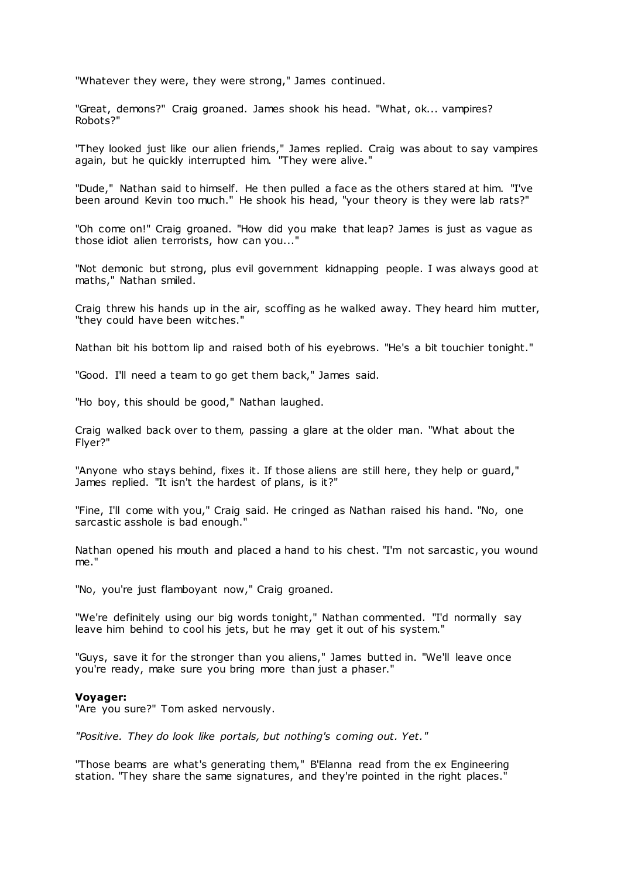"Whatever they were, they were strong," James continued.

"Great, demons?" Craig groaned. James shook his head. "What, ok... vampires? Robots?"

"They looked just like our alien friends," James replied. Craig was about to say vampires again, but he quickly interrupted him. "They were alive."

"Dude," Nathan said to himself. He then pulled a face as the others stared at him. "I've been around Kevin too much." He shook his head, "your theory is they were lab rats?"

"Oh come on!" Craig groaned. "How did you make that leap? James is just as vague as those idiot alien terrorists, how can you..."

"Not demonic but strong, plus evil government kidnapping people. I was always good at maths," Nathan smiled.

Craig threw his hands up in the air, scoffing as he walked away. They heard him mutter, "they could have been witches."

Nathan bit his bottom lip and raised both of his eyebrows. "He's a bit touchier tonight."

"Good. I'll need a team to go get them back," James said.

"Ho boy, this should be good," Nathan laughed.

Craig walked back over to them, passing a glare at the older man. "What about the Flyer?"

"Anyone who stays behind, fixes it. If those aliens are still here, they help or guard," James replied. "It isn't the hardest of plans, is it?"

"Fine, I'll come with you," Craig said. He cringed as Nathan raised his hand. "No, one sarcastic asshole is bad enough."

Nathan opened his mouth and placed a hand to his chest. "I'm not sarcastic, you wound me."

"No, you're just flamboyant now," Craig groaned.

"We're definitely using our big words tonight," Nathan commented. "I'd normally say leave him behind to cool his jets, but he may get it out of his system."

"Guys, save it for the stronger than you aliens," James butted in. "We'll leave once you're ready, make sure you bring more than just a phaser."

**Voyager:**
"Are you sure?" Tom asked nervously.

*"Positive. They do look like portals, but nothing's coming out. Yet."*

"Those beams are what's generating them," B'Elanna read from the ex Engineering station. "They share the same signatures, and they're pointed in the right places."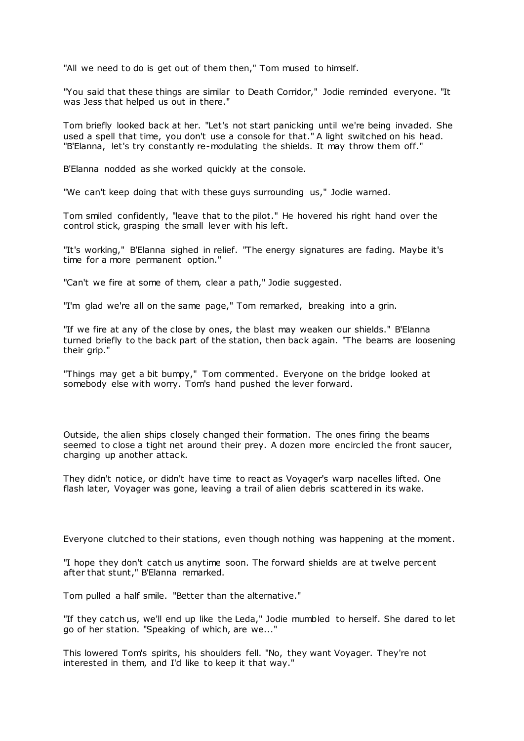"All we need to do is get out of them then," Tom mused to himself.

"You said that these things are similar to Death Corridor," Jodie reminded everyone. "It was Jess that helped us out in there."

Tom briefly looked back at her. "Let's not start panicking until we're being invaded. She used a spell that time, you don't use a console for that." A light switched on his head. "B'Elanna, let's try constantly re-modulating the shields. It may throw them off."

B'Elanna nodded as she worked quickly at the console.

"We can't keep doing that with these guys surrounding us," Jodie warned.

Tom smiled confidently, "leave that to the pilot." He hovered his right hand over the control stick, grasping the small lever with his left.

"It's working," B'Elanna sighed in relief. "The energy signatures are fading. Maybe it's time for a more permanent option."

"Can't we fire at some of them, clear a path," Jodie suggested.

"I'm glad we're all on the same page," Tom remarked, breaking into a grin.

"If we fire at any of the close by ones, the blast may weaken our shields." B'Elanna turned briefly to the back part of the station, then back again. "The beams are loosening their grip."

"Things may get a bit bumpy," Tom commented. Everyone on the bridge looked at somebody else with worry. Tom's hand pushed the lever forward.

Outside, the alien ships closely changed their formation. The ones firing the beams seemed to close a tight net around their prey. A dozen more encircled the front saucer, charging up another attack.

They didn't notice, or didn't have time to react as Voyager's warp nacelles lifted. One flash later, Voyager was gone, leaving a trail of alien debris scattered in its wake.

Everyone clutched to their stations, even though nothing was happening at the moment.

"I hope they don't catch us anytime soon. The forward shields are at twelve percent after that stunt," B'Elanna remarked.

Tom pulled a half smile. "Better than the alternative."

"If they catch us, we'll end up like the Leda," Jodie mumbled to herself. She dared to let go of her station. "Speaking of which, are we..."

This lowered Tom's spirits, his shoulders fell. "No, they want Voyager. They're not interested in them, and I'd like to keep it that way."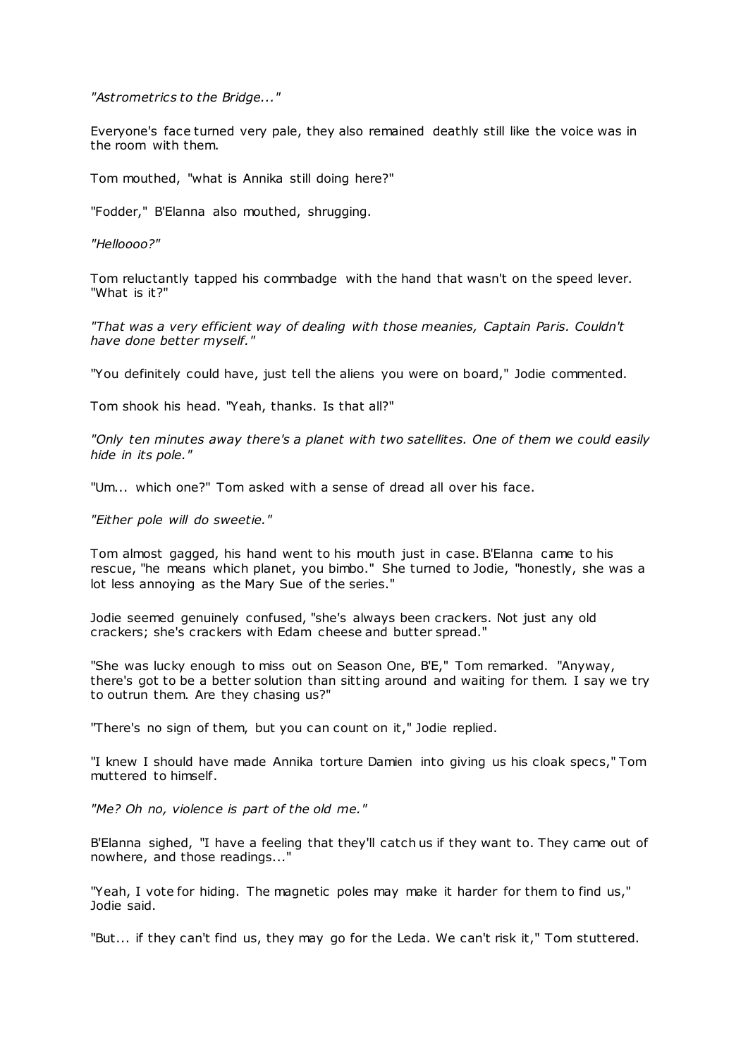*"Astrometrics to the Bridge..."*

Everyone's face turned very pale, they also remained deathly still like the voice was in the room with them.

Tom mouthed, "what is Annika still doing here?"

"Fodder," B'Elanna also mouthed, shrugging.

*"Helloooo?"*

Tom reluctantly tapped his commbadge with the hand that wasn't on the speed lever. "What is it?"

*"That was a very efficient way of dealing with those meanies, Captain Paris. Couldn't have done better myself."*

"You definitely could have, just tell the aliens you were on board," Jodie commented.

Tom shook his head. "Yeah, thanks. Is that all?"

*"Only ten minutes away there's a planet with two satellites. One of them we could easily hide in its pole."*

"Um... which one?" Tom asked with a sense of dread all over his face.

*"Either pole will do sweetie."*

Tom almost gagged, his hand went to his mouth just in case. B'Elanna came to his rescue, "he means which planet, you bimbo." She turned to Jodie, "honestly, she was a lot less annoying as the Mary Sue of the series."

Jodie seemed genuinely confused, "she's always been crackers. Not just any old crackers; she's crackers with Edam cheese and butter spread."

"She was lucky enough to miss out on Season One, B'E," Tom remarked. "Anyway, there's got to be a better solution than sitting around and waiting for them. I say we try to outrun them. Are they chasing us?"

"There's no sign of them, but you can count on it," Jodie replied.

"I knew I should have made Annika torture Damien into giving us his cloak specs," Tom muttered to himself.

*"Me? Oh no, violence is part of the old me."*

B'Elanna sighed, "I have a feeling that they'll catch us if they want to. They came out of nowhere, and those readings..."

"Yeah, I vote for hiding. The magnetic poles may make it harder for them to find us," Jodie said.

"But... if they can't find us, they may go for the Leda. We can't risk it," Tom stuttered.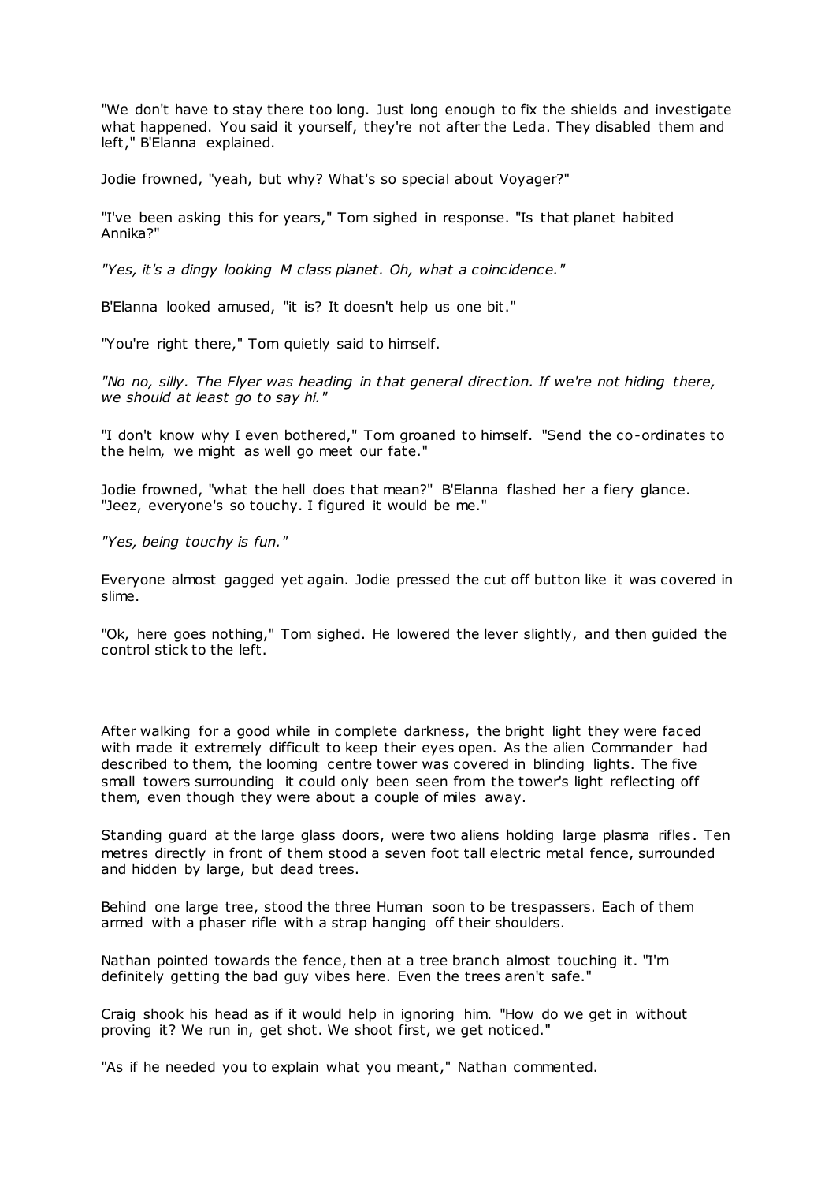"We don't have to stay there too long. Just long enough to fix the shields and investigate what happened. You said it yourself, they're not after the Leda. They disabled them and left," B'Elanna explained.

Jodie frowned, "yeah, but why? What's so special about Voyager?"

"I've been asking this for years," Tom sighed in response. "Is that planet habited Annika?"

*"Yes, it's a dingy looking M class planet. Oh, what a coincidence."*

B'Elanna looked amused, "it is? It doesn't help us one bit."

"You're right there," Tom quietly said to himself.

*"No no, silly. The Flyer was heading in that general direction. If we're not hiding there, we should at least go to say hi."*

"I don't know why I even bothered," Tom groaned to himself. "Send the co-ordinates to the helm, we might as well go meet our fate."

Jodie frowned, "what the hell does that mean?" B'Elanna flashed her a fiery glance. "Jeez, everyone's so touchy. I figured it would be me."

*"Yes, being touchy is fun."*

Everyone almost gagged yet again. Jodie pressed the cut off button like it was covered in slime.

"Ok, here goes nothing," Tom sighed. He lowered the lever slightly, and then guided the control stick to the left.

After walking for a good while in complete darkness, the bright light they were faced with made it extremely difficult to keep their eyes open. As the alien Commander had described to them, the looming centre tower was covered in blinding lights. The five small towers surrounding it could only been seen from the tower's light reflecting off them, even though they were about a couple of miles away.

Standing guard at the large glass doors, were two aliens holding large plasma rifles. Ten metres directly in front of them stood a seven foot tall electric metal fence, surrounded and hidden by large, but dead trees.

Behind one large tree, stood the three Human soon to be trespassers. Each of them armed with a phaser rifle with a strap hanging off their shoulders.

Nathan pointed towards the fence, then at a tree branch almost touching it. "I'm definitely getting the bad guy vibes here. Even the trees aren't safe."

Craig shook his head as if it would help in ignoring him. "How do we get in without proving it? We run in, get shot. We shoot first, we get noticed."

"As if he needed you to explain what you meant," Nathan commented.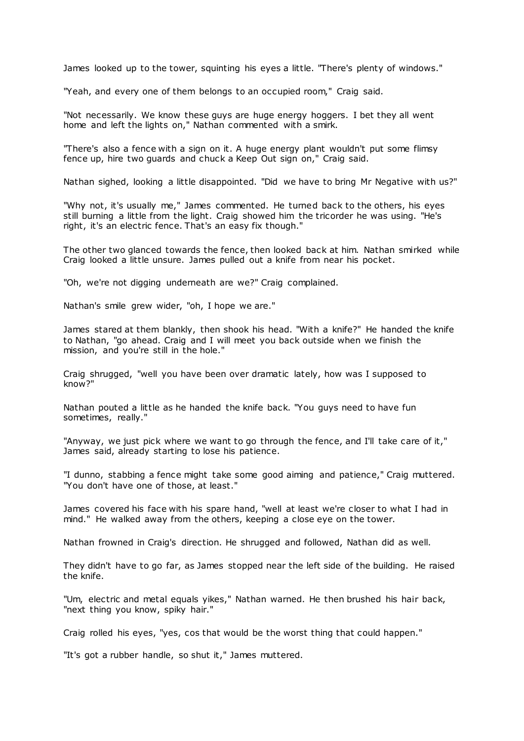James looked up to the tower, squinting his eyes a little. "There's plenty of windows."

"Yeah, and every one of them belongs to an occupied room," Craig said.

"Not necessarily. We know these guys are huge energy hoggers. I bet they all went home and left the lights on," Nathan commented with a smirk.

"There's also a fence with a sign on it. A huge energy plant wouldn't put some flimsy fence up, hire two guards and chuck a Keep Out sign on," Craig said.

Nathan sighed, looking a little disappointed. "Did we have to bring Mr Negative with us?"

"Why not, it's usually me," James commented. He turned back to the others, his eyes still burning a little from the light. Craig showed him the tricorder he was using. "He's right, it's an electric fence. That's an easy fix though."

The other two glanced towards the fence, then looked back at him. Nathan smirked while Craig looked a little unsure. James pulled out a knife from near his pocket.

"Oh, we're not digging underneath are we?" Craig complained.

Nathan's smile grew wider, "oh, I hope we are."

James stared at them blankly, then shook his head. "With a knife?" He handed the knife to Nathan, "go ahead. Craig and I will meet you back outside when we finish the mission, and you're still in the hole."

Craig shrugged, "well you have been over dramatic lately, how was I supposed to know?"

Nathan pouted a little as he handed the knife back. "You guys need to have fun sometimes, really."

"Anyway, we just pick where we want to go through the fence, and I'll take care of it," James said, already starting to lose his patience.

"I dunno, stabbing a fence might take some good aiming and patience," Craig muttered. "You don't have one of those, at least."

James covered his face with his spare hand, "well at least we're closer to what I had in mind." He walked away from the others, keeping a close eye on the tower.

Nathan frowned in Craig's direction. He shrugged and followed, Nathan did as well.

They didn't have to go far, as James stopped near the left side of the building. He raised the knife.

"Um, electric and metal equals yikes," Nathan warned. He then brushed his hair back, "next thing you know, spiky hair."

Craig rolled his eyes, "yes, cos that would be the worst thing that could happen."

"It's got a rubber handle, so shut it," James muttered.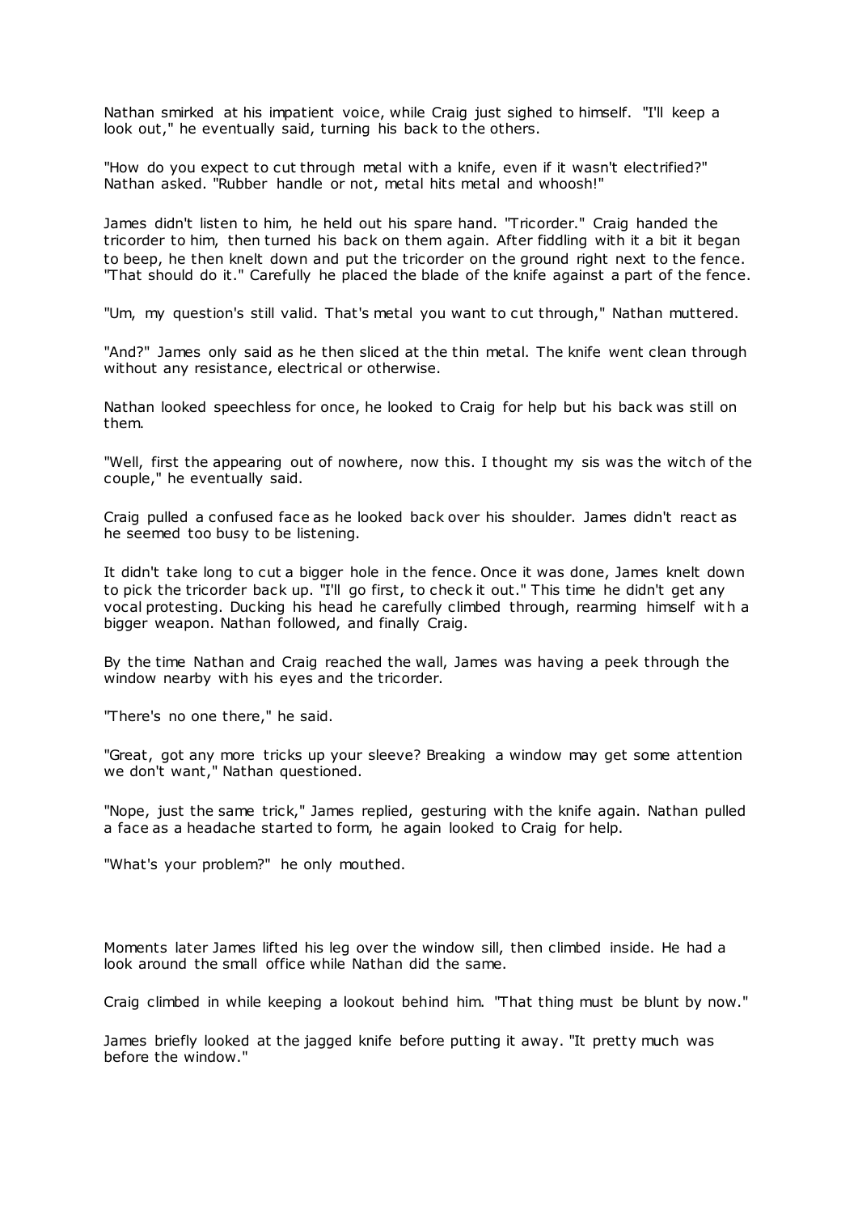Nathan smirked at his impatient voice, while Craig just sighed to himself. "I'll keep a look out," he eventually said, turning his back to the others.

"How do you expect to cut through metal with a knife, even if it wasn't electrified?" Nathan asked. "Rubber handle or not, metal hits metal and whoosh!"

James didn't listen to him, he held out his spare hand. "Tricorder." Craig handed the tricorder to him, then turned his back on them again. After fiddling with it a bit it began to beep, he then knelt down and put the tricorder on the ground right next to the fence. "That should do it." Carefully he placed the blade of the knife against a part of the fence.

"Um, my question's still valid. That's metal you want to cut through," Nathan muttered.

"And?" James only said as he then sliced at the thin metal. The knife went clean through without any resistance, electrical or otherwise.

Nathan looked speechless for once, he looked to Craig for help but his back was still on them.

"Well, first the appearing out of nowhere, now this. I thought my sis was the witch of the couple," he eventually said.

Craig pulled a confused face as he looked back over his shoulder. James didn't react as he seemed too busy to be listening.

It didn't take long to cut a bigger hole in the fence. Once it was done, James knelt down to pick the tricorder back up. "I'll go first, to check it out." This time he didn't get any vocal protesting. Ducking his head he carefully climbed through, rearming himself with a bigger weapon. Nathan followed, and finally Craig.

By the time Nathan and Craig reached the wall, James was having a peek through the window nearby with his eyes and the tricorder.

"There's no one there," he said.

"Great, got any more tricks up your sleeve? Breaking a window may get some attention we don't want," Nathan questioned.

"Nope, just the same trick," James replied, gesturing with the knife again. Nathan pulled a face as a headache started to form, he again looked to Craig for help.

"What's your problem?" he only mouthed.

Moments later James lifted his leg over the window sill, then climbed inside. He had a look around the small office while Nathan did the same.

Craig climbed in while keeping a lookout behind him. "That thing must be blunt by now."

James briefly looked at the jagged knife before putting it away. "It pretty much was before the window."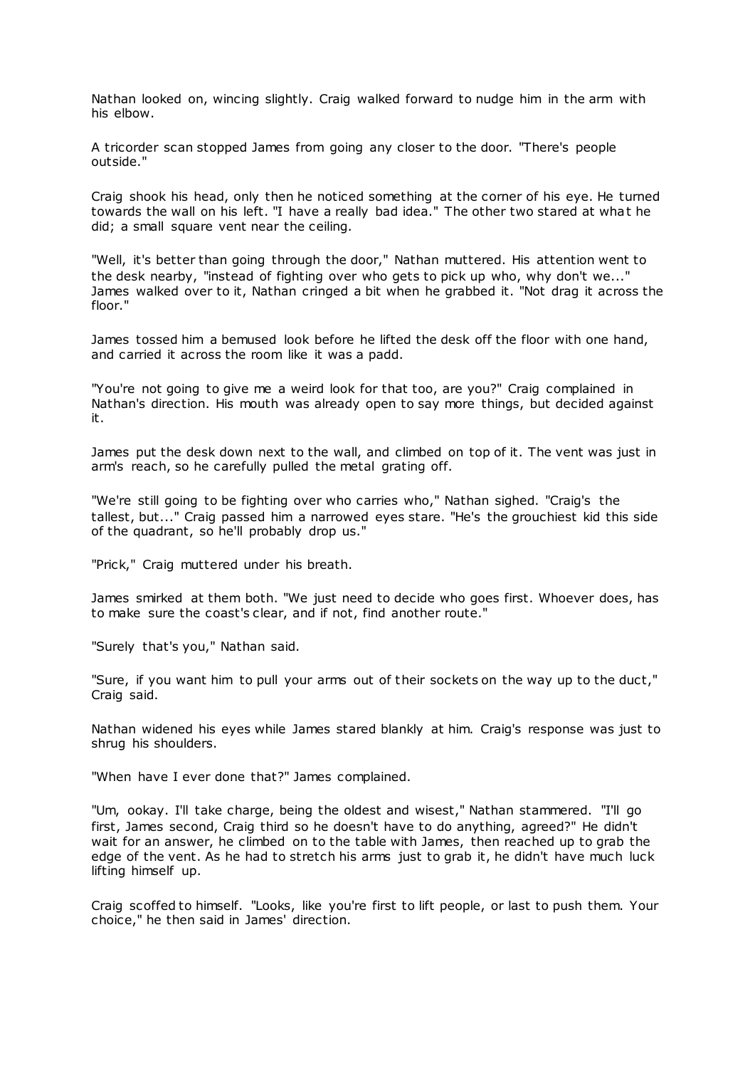Nathan looked on, wincing slightly. Craig walked forward to nudge him in the arm with his elbow.

A tricorder scan stopped James from going any closer to the door. "There's people outside."

Craig shook his head, only then he noticed something at the corner of his eye. He turned towards the wall on his left. "I have a really bad idea." The other two stared at what he did; a small square vent near the ceiling.

"Well, it's better than going through the door," Nathan muttered. His attention went to the desk nearby, "instead of fighting over who gets to pick up who, why don't we..." James walked over to it, Nathan cringed a bit when he grabbed it. "Not drag it across the floor."

James tossed him a bemused look before he lifted the desk off the floor with one hand, and carried it across the room like it was a padd.

"You're not going to give me a weird look for that too, are you?" Craig complained in Nathan's direction. His mouth was already open to say more things, but decided against it.

James put the desk down next to the wall, and climbed on top of it. The vent was just in arm's reach, so he carefully pulled the metal grating off.

"We're still going to be fighting over who carries who," Nathan sighed. "Craig's the tallest, but..." Craig passed him a narrowed eyes stare. "He's the grouchiest kid this side of the quadrant, so he'll probably drop us."

"Prick," Craig muttered under his breath.

James smirked at them both. "We just need to decide who goes first. Whoever does, has to make sure the coast's clear, and if not, find another route."

"Surely that's you," Nathan said.

"Sure, if you want him to pull your arms out of their sockets on the way up to the duct," Craig said.

Nathan widened his eyes while James stared blankly at him. Craig's response was just to shrug his shoulders.

"When have I ever done that?" James complained.

"Um, ookay. I'll take charge, being the oldest and wisest," Nathan stammered. "I'll go first, James second, Craig third so he doesn't have to do anything, agreed?" He didn't wait for an answer, he climbed on to the table with James, then reached up to grab the edge of the vent. As he had to stretch his arms just to grab it, he didn't have much luck lifting himself up.

Craig scoffed to himself. "Looks, like you're first to lift people, or last to push them. Your choice," he then said in James' direction.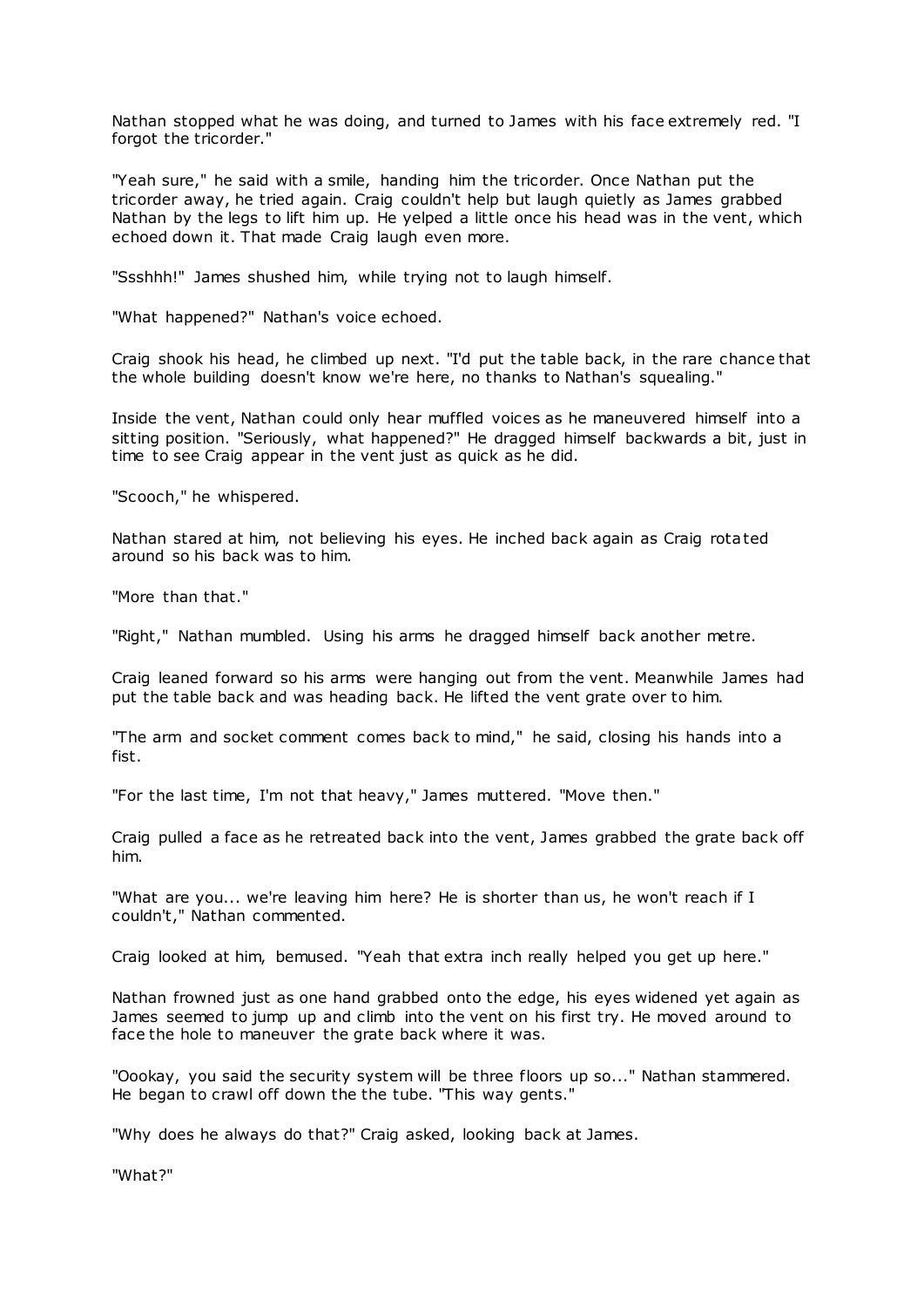Nathan stopped what he was doing, and turned to James with his face extremely red. "I forgot the tricorder."

"Yeah sure," he said with a smile, handing him the tricorder. Once Nathan put the tricorder away, he tried again. Craig couldn't help but laugh quietly as James grabbed Nathan by the legs to lift him up. He yelped a little once his head was in the vent, which echoed down it. That made Craig laugh even more.

"Ssshhh!" James shushed him, while trying not to laugh himself.

"What happened?" Nathan's voice echoed.

Craig shook his head, he climbed up next. "I'd put the table back, in the rare chance that the whole building doesn't know we're here, no thanks to Nathan's squealing."

Inside the vent, Nathan could only hear muffled voices as he maneuvered himself into a sitting position. "Seriously, what happened?" He dragged himself backwards a bit, just in time to see Craig appear in the vent just as quick as he did.

"Scooch," he whispered.

Nathan stared at him, not believing his eyes. He inched back again as Craig rotated around so his back was to him.

"More than that."

"Right," Nathan mumbled. Using his arms he dragged himself back another metre.

Craig leaned forward so his arms were hanging out from the vent. Meanwhile James had put the table back and was heading back. He lifted the vent grate over to him.

"The arm and socket comment comes back to mind," he said, closing his hands into a fist.

"For the last time, I'm not that heavy," James muttered. "Move then."

Craig pulled a face as he retreated back into the vent, James grabbed the grate back off him.

"What are you... we're leaving him here? He is shorter than us, he won't reach if I couldn't," Nathan commented.

Craig looked at him, bemused. "Yeah that extra inch really helped you get up here."

Nathan frowned just as one hand grabbed onto the edge, his eyes widened yet again as James seemed to jump up and climb into the vent on his first try. He moved around to face the hole to maneuver the grate back where it was.

"Oookay, you said the security system will be three floors up so..." Nathan stammered. He began to crawl off down the the tube. "This way gents."

"Why does he always do that?" Craig asked, looking back at James.

"What?"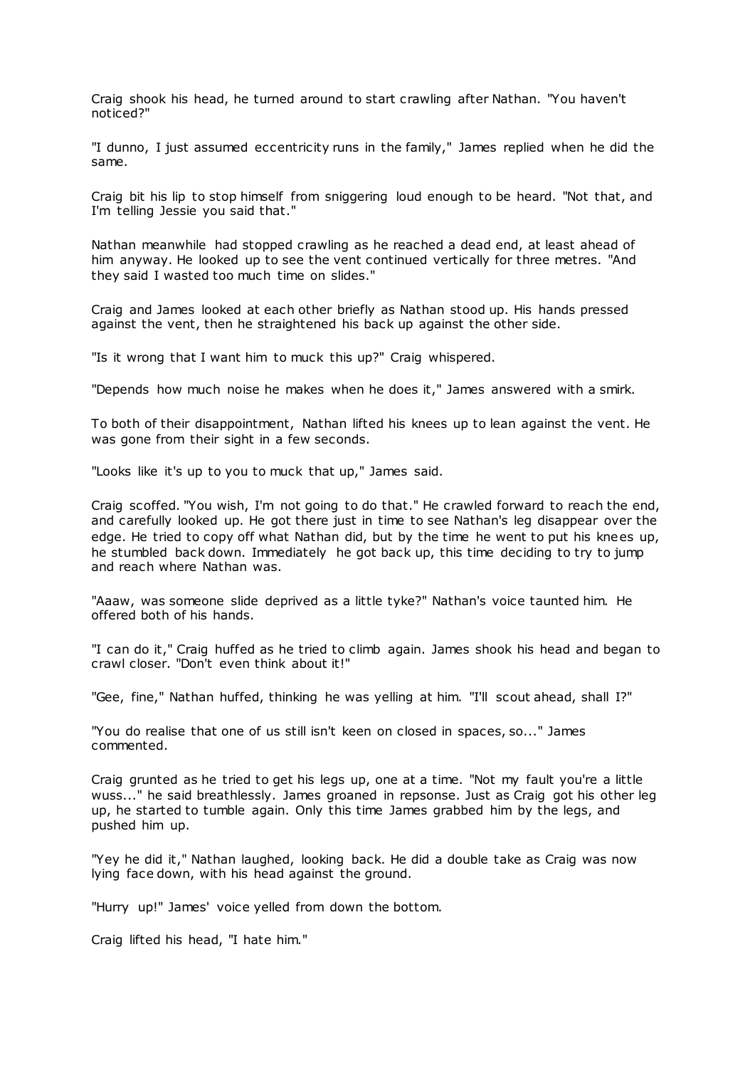Craig shook his head, he turned around to start crawling after Nathan. "You haven't noticed?"

"I dunno, I just assumed eccentricity runs in the family," James replied when he did the same.

Craig bit his lip to stop himself from sniggering loud enough to be heard. "Not that, and I'm telling Jessie you said that."

Nathan meanwhile had stopped crawling as he reached a dead end, at least ahead of him anyway. He looked up to see the vent continued vertically for three metres. "And they said I wasted too much time on slides."

Craig and James looked at each other briefly as Nathan stood up. His hands pressed against the vent, then he straightened his back up against the other side.

"Is it wrong that I want him to muck this up?" Craig whispered.

"Depends how much noise he makes when he does it," James answered with a smirk.

To both of their disappointment, Nathan lifted his knees up to lean against the vent. He was gone from their sight in a few seconds.

"Looks like it's up to you to muck that up," James said.

Craig scoffed. "You wish, I'm not going to do that." He crawled forward to reach the end, and carefully looked up. He got there just in time to see Nathan's leg disappear over the edge. He tried to copy off what Nathan did, but by the time he went to put his knees up, he stumbled back down. Immediately he got back up, this time deciding to try to jump and reach where Nathan was.

"Aaaw, was someone slide deprived as a little tyke?" Nathan's voice taunted him. He offered both of his hands.

"I can do it," Craig huffed as he tried to climb again. James shook his head and began to crawl closer. "Don't even think about it!"

"Gee, fine," Nathan huffed, thinking he was yelling at him. "I'll scout ahead, shall I?"

"You do realise that one of us still isn't keen on closed in spaces, so..." James commented.

Craig grunted as he tried to get his legs up, one at a time. "Not my fault you're a little wuss..." he said breathlessly. James groaned in repsonse. Just as Craig got his other leg up, he started to tumble again. Only this time James grabbed him by the legs, and pushed him up.

"Yey he did it," Nathan laughed, looking back. He did a double take as Craig was now lying face down, with his head against the ground.

"Hurry up!" James' voice yelled from down the bottom.

Craig lifted his head, "I hate him."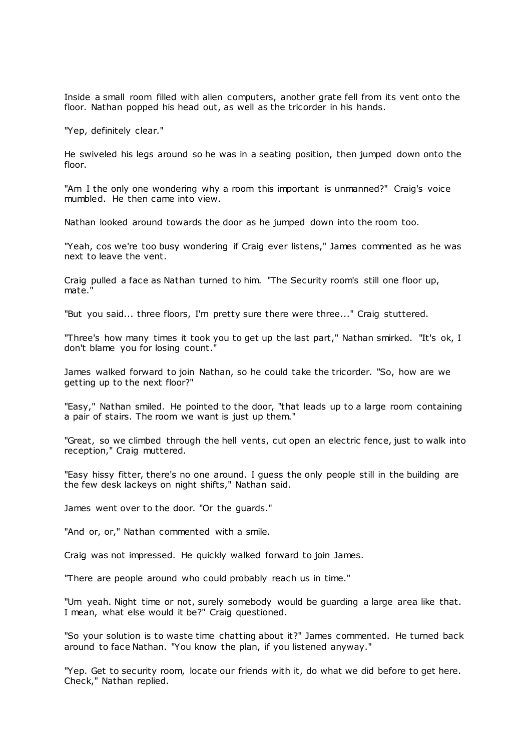Inside a small room filled with alien computers, another grate fell from its vent onto the floor. Nathan popped his head out, as well as the tricorder in his hands.

"Yep, definitely clear."

He swiveled his legs around so he was in a seating position, then jumped down onto the floor.

"Am I the only one wondering why a room this important is unmanned?" Craig's voice mumbled. He then came into view.

Nathan looked around towards the door as he jumped down into the room too.

"Yeah, cos we're too busy wondering if Craig ever listens," James commented as he was next to leave the vent.

Craig pulled a face as Nathan turned to him. "The Security room's still one floor up, mate."

"But you said... three floors, I'm pretty sure there were three..." Craig stuttered.

"Three's how many times it took you to get up the last part," Nathan smirked. "It's ok, I don't blame you for losing count."

James walked forward to join Nathan, so he could take the tricorder. "So, how are we getting up to the next floor?"

"Easy," Nathan smiled. He pointed to the door, "that leads up to a large room containing a pair of stairs. The room we want is just up them."

"Great, so we climbed through the hell vents, cut open an electric fence, just to walk into reception," Craig muttered.

"Easy hissy fitter, there's no one around. I guess the only people still in the building are the few desk lackeys on night shifts," Nathan said.

James went over to the door. "Or the guards."

"And or, or," Nathan commented with a smile.

Craig was not impressed. He quickly walked forward to join James.

"There are people around who could probably reach us in time."

"Um yeah. Night time or not, surely somebody would be guarding a large area like that. I mean, what else would it be?" Craig questioned.

"So your solution is to waste time chatting about it?" James commented. He turned back around to face Nathan. "You know the plan, if you listened anyway."

"Yep. Get to security room, locate our friends with it, do what we did before to get here. Check," Nathan replied.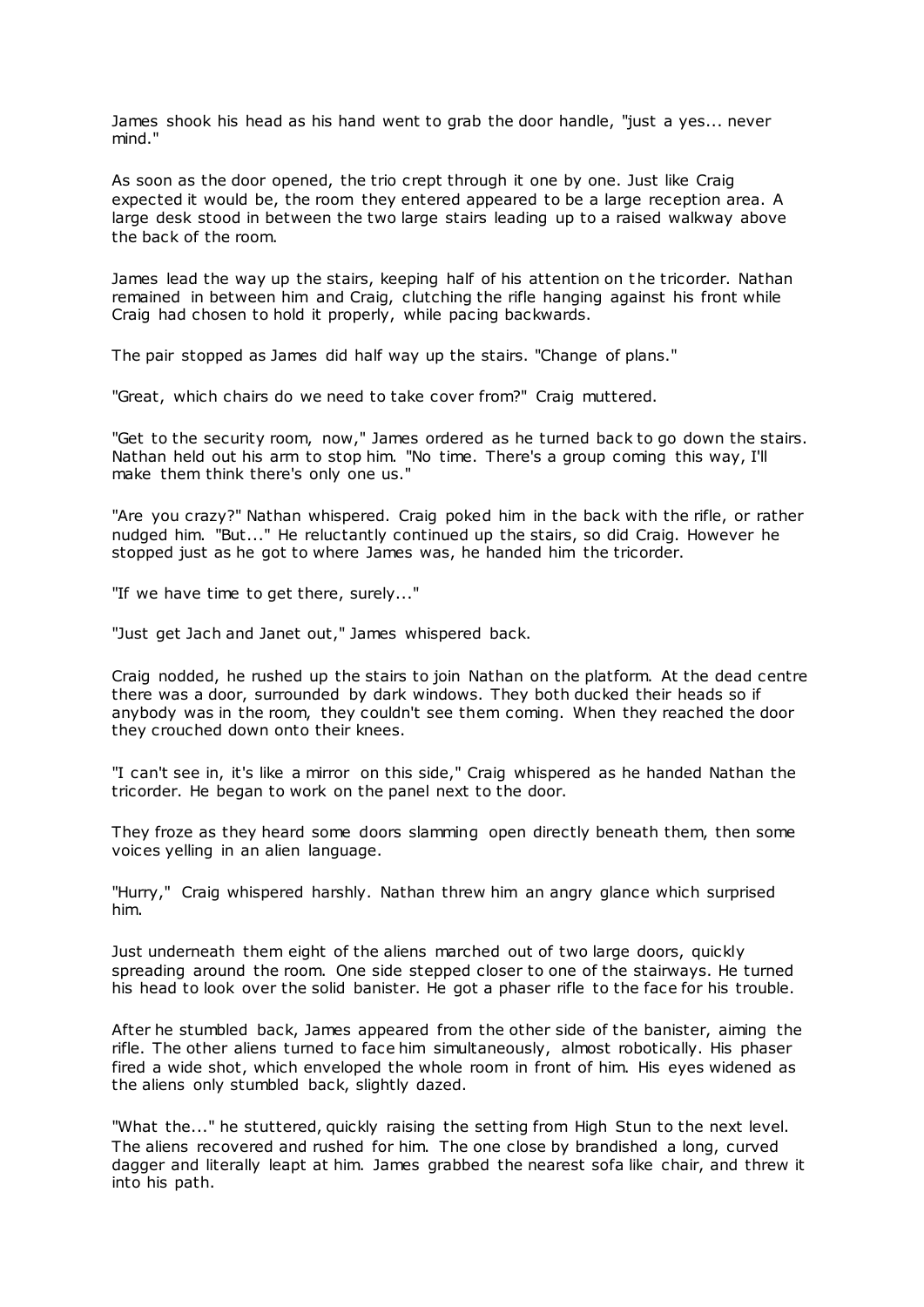James shook his head as his hand went to grab the door handle, "just a yes... never mind."

As soon as the door opened, the trio crept through it one by one. Just like Craig expected it would be, the room they entered appeared to be a large reception area. A large desk stood in between the two large stairs leading up to a raised walkway above the back of the room.

James lead the way up the stairs, keeping half of his attention on the tricorder. Nathan remained in between him and Craig, clutching the rifle hanging against his front while Craig had chosen to hold it properly, while pacing backwards.

The pair stopped as James did half way up the stairs. "Change of plans."

"Great, which chairs do we need to take cover from?" Craig muttered.

"Get to the security room, now," James ordered as he turned back to go down the stairs. Nathan held out his arm to stop him. "No time. There's a group coming this way, I'll make them think there's only one us."

"Are you crazy?" Nathan whispered. Craig poked him in the back with the rifle, or rather nudged him. "But..." He reluctantly continued up the stairs, so did Craig. However he stopped just as he got to where James was, he handed him the tricorder.

"If we have time to get there, surely..."

"Just get Jach and Janet out," James whispered back.

Craig nodded, he rushed up the stairs to join Nathan on the platform. At the dead centre there was a door, surrounded by dark windows. They both ducked their heads so if anybody was in the room, they couldn't see them coming. When they reached the door they crouched down onto their knees.

"I can't see in, it's like a mirror on this side," Craig whispered as he handed Nathan the tricorder. He began to work on the panel next to the door.

They froze as they heard some doors slamming open directly beneath them, then some voices yelling in an alien language.

"Hurry," Craig whispered harshly. Nathan threw him an angry glance which surprised him.

Just underneath them eight of the aliens marched out of two large doors, quickly spreading around the room. One side stepped closer to one of the stairways. He turned his head to look over the solid banister. He got a phaser rifle to the face for his trouble.

After he stumbled back, James appeared from the other side of the banister, aiming the rifle. The other aliens turned to face him simultaneously, almost robotically. His phaser fired a wide shot, which enveloped the whole room in front of him. His eyes widened as the aliens only stumbled back, slightly dazed.

"What the..." he stuttered, quickly raising the setting from High Stun to the next level. The aliens recovered and rushed for him. The one close by brandished a long, curved dagger and literally leapt at him. James grabbed the nearest sofa like chair, and threw it into his path.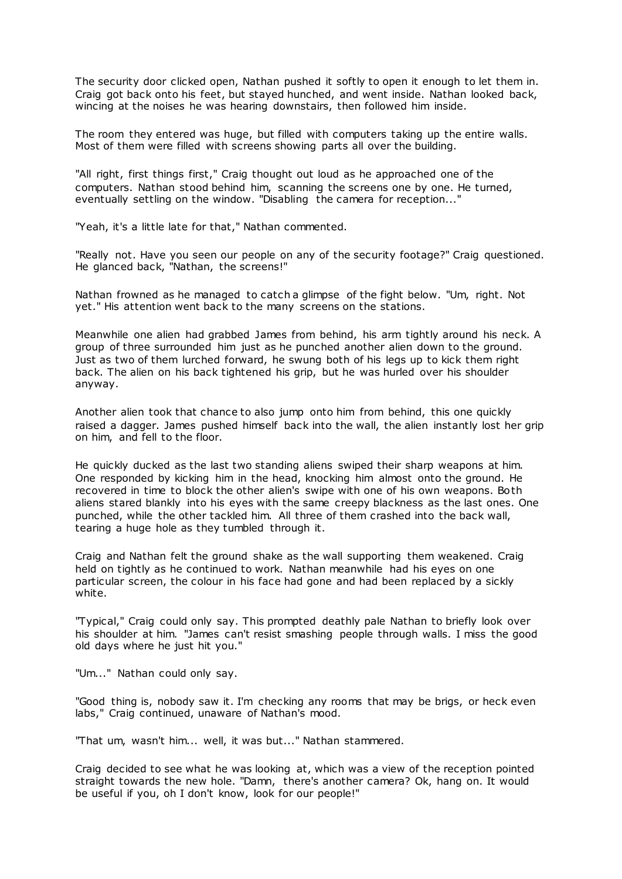The security door clicked open, Nathan pushed it softly to open it enough to let them in. Craig got back onto his feet, but stayed hunched, and went inside. Nathan looked back, wincing at the noises he was hearing downstairs, then followed him inside.

The room they entered was huge, but filled with computers taking up the entire walls. Most of them were filled with screens showing parts all over the building.

"All right, first things first," Craig thought out loud as he approached one of the computers. Nathan stood behind him, scanning the screens one by one. He turned, eventually settling on the window. "Disabling the camera for reception..."

"Yeah, it's a little late for that," Nathan commented.

"Really not. Have you seen our people on any of the security footage?" Craig questioned. He glanced back, "Nathan, the screens!"

Nathan frowned as he managed to catch a glimpse of the fight below. "Um, right. Not yet." His attention went back to the many screens on the stations.

Meanwhile one alien had grabbed James from behind, his arm tightly around his neck. A group of three surrounded him just as he punched another alien down to the ground. Just as two of them lurched forward, he swung both of his legs up to kick them right back. The alien on his back tightened his grip, but he was hurled over his shoulder anyway.

Another alien took that chance to also jump onto him from behind, this one quickly raised a dagger. James pushed himself back into the wall, the alien instantly lost her grip on him, and fell to the floor.

He quickly ducked as the last two standing aliens swiped their sharp weapons at him. One responded by kicking him in the head, knocking him almost onto the ground. He recovered in time to block the other alien's swipe with one of his own weapons. Both aliens stared blankly into his eyes with the same creepy blackness as the last ones. One punched, while the other tackled him. All three of them crashed into the back wall, tearing a huge hole as they tumbled through it.

Craig and Nathan felt the ground shake as the wall supporting them weakened. Craig held on tightly as he continued to work. Nathan meanwhile had his eyes on one particular screen, the colour in his face had gone and had been replaced by a sickly white.

"Typical," Craig could only say. This prompted deathly pale Nathan to briefly look over his shoulder at him. "James can't resist smashing people through walls. I miss the good old days where he just hit you."

"Um..." Nathan could only say.

"Good thing is, nobody saw it. I'm checking any rooms that may be brigs, or heck even labs," Craig continued, unaware of Nathan's mood.

"That um, wasn't him... well, it was but..." Nathan stammered.

Craig decided to see what he was looking at, which was a view of the reception pointed straight towards the new hole. "Damn, there's another camera? Ok, hang on. It would be useful if you, oh I don't know, look for our people!"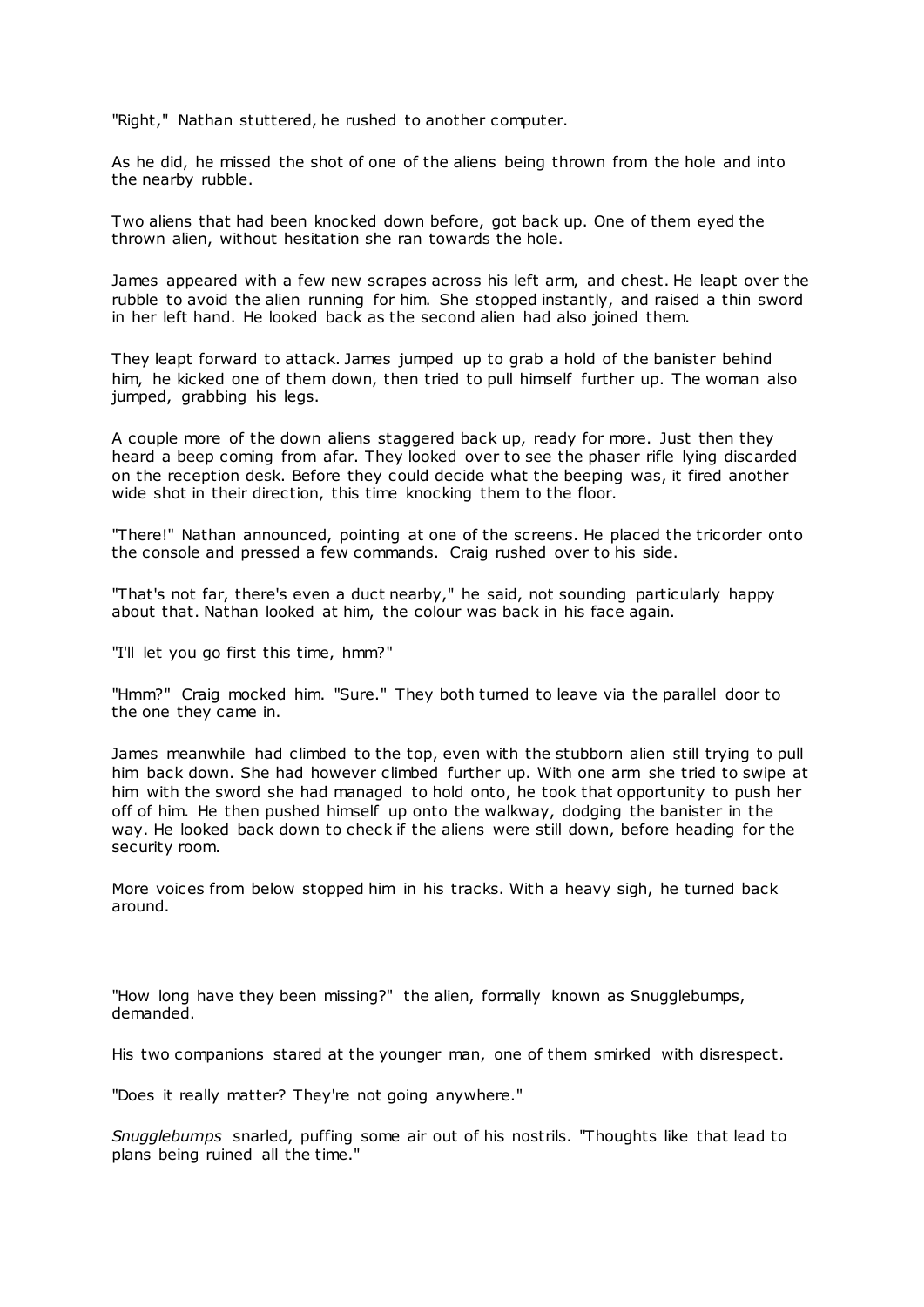"Right," Nathan stuttered, he rushed to another computer.

As he did, he missed the shot of one of the aliens being thrown from the hole and into the nearby rubble.

Two aliens that had been knocked down before, got back up. One of them eyed the thrown alien, without hesitation she ran towards the hole.

James appeared with a few new scrapes across his left arm, and chest. He leapt over the rubble to avoid the alien running for him. She stopped instantly, and raised a thin sword in her left hand. He looked back as the second alien had also joined them.

They leapt forward to attack. James jumped up to grab a hold of the banister behind him, he kicked one of them down, then tried to pull himself further up. The woman also jumped, grabbing his legs.

A couple more of the down aliens staggered back up, ready for more. Just then they heard a beep coming from afar. They looked over to see the phaser rifle lying discarded on the reception desk. Before they could decide what the beeping was, it fired another wide shot in their direction, this time knocking them to the floor.

"There!" Nathan announced, pointing at one of the screens. He placed the tricorder onto the console and pressed a few commands. Craig rushed over to his side.

"That's not far, there's even a duct nearby," he said, not sounding particularly happy about that. Nathan looked at him, the colour was back in his face again.

"I'll let you go first this time, hmm?"

"Hmm?" Craig mocked him. "Sure." They both turned to leave via the parallel door to the one they came in.

James meanwhile had climbed to the top, even with the stubborn alien still trying to pull him back down. She had however climbed further up. With one arm she tried to swipe at him with the sword she had managed to hold onto, he took that opportunity to push her off of him. He then pushed himself up onto the walkway, dodging the banister in the way. He looked back down to check if the aliens were still down, before heading for the security room.

More voices from below stopped him in his tracks. With a heavy sigh, he turned back around.

"How long have they been missing?" the alien, formally known as Snugglebumps, demanded.

His two companions stared at the younger man, one of them smirked with disrespect.

"Does it really matter? They're not going anywhere."

*Snugglebumps* snarled, puffing some air out of his nostrils. "Thoughts like that lead to plans being ruined all the time."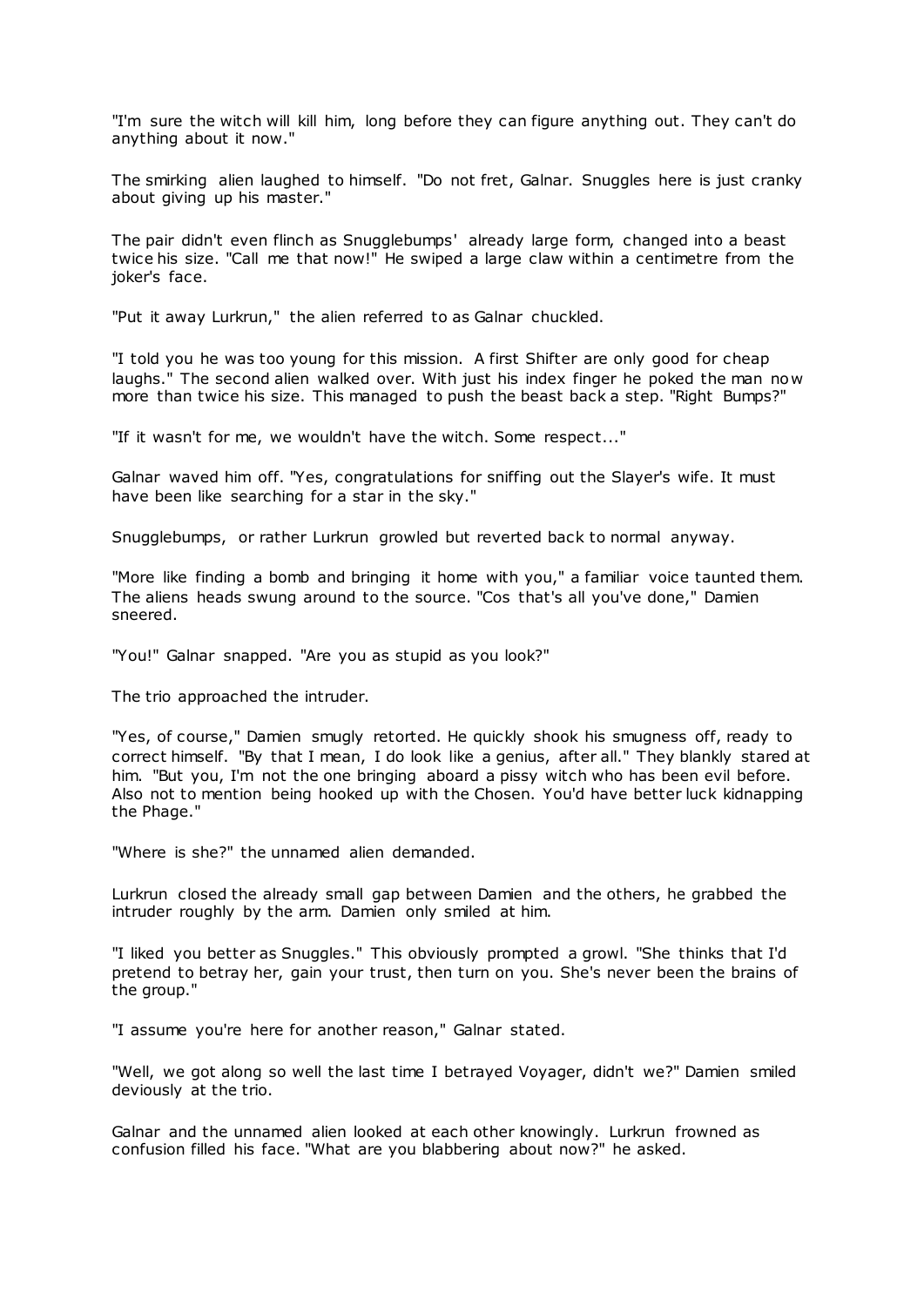"I'm sure the witch will kill him, long before they can figure anything out. They can't do anything about it now."

The smirking alien laughed to himself. "Do not fret, Galnar. Snuggles here is just cranky about giving up his master."

The pair didn't even flinch as Snugglebumps' already large form, changed into a beast twice his size. "Call me that now!" He swiped a large claw within a centimetre from the joker's face.

"Put it away Lurkrun," the alien referred to as Galnar chuckled.

"I told you he was too young for this mission. A first Shifter are only good for cheap laughs." The second alien walked over. With just his index finger he poked the man now more than twice his size. This managed to push the beast back a step. "Right Bumps?"

"If it wasn't for me, we wouldn't have the witch. Some respect..."

Galnar waved him off. "Yes, congratulations for sniffing out the Slayer's wife. It must have been like searching for a star in the sky."

Snugglebumps, or rather Lurkrun growled but reverted back to normal anyway.

"More like finding a bomb and bringing it home with you," a familiar voice taunted them. The aliens heads swung around to the source. "Cos that's all you've done," Damien sneered.

"You!" Galnar snapped. "Are you as stupid as you look?"

The trio approached the intruder.

"Yes, of course," Damien smugly retorted. He quickly shook his smugness off, ready to correct himself. "By that I mean, I do look like a genius, after all." They blankly stared at him. "But you, I'm not the one bringing aboard a pissy witch who has been evil before. Also not to mention being hooked up with the Chosen. You'd have better luck kidnapping the Phage."

"Where is she?" the unnamed alien demanded.

Lurkrun closed the already small gap between Damien and the others, he grabbed the intruder roughly by the arm. Damien only smiled at him.

"I liked you better as Snuggles." This obviously prompted a growl. "She thinks that I'd pretend to betray her, gain your trust, then turn on you. She's never been the brains of the group."

"I assume you're here for another reason," Galnar stated.

"Well, we got along so well the last time I betrayed Voyager, didn't we?" Damien smiled deviously at the trio.

Galnar and the unnamed alien looked at each other knowingly. Lurkrun frowned as confusion filled his face. "What are you blabbering about now?" he asked.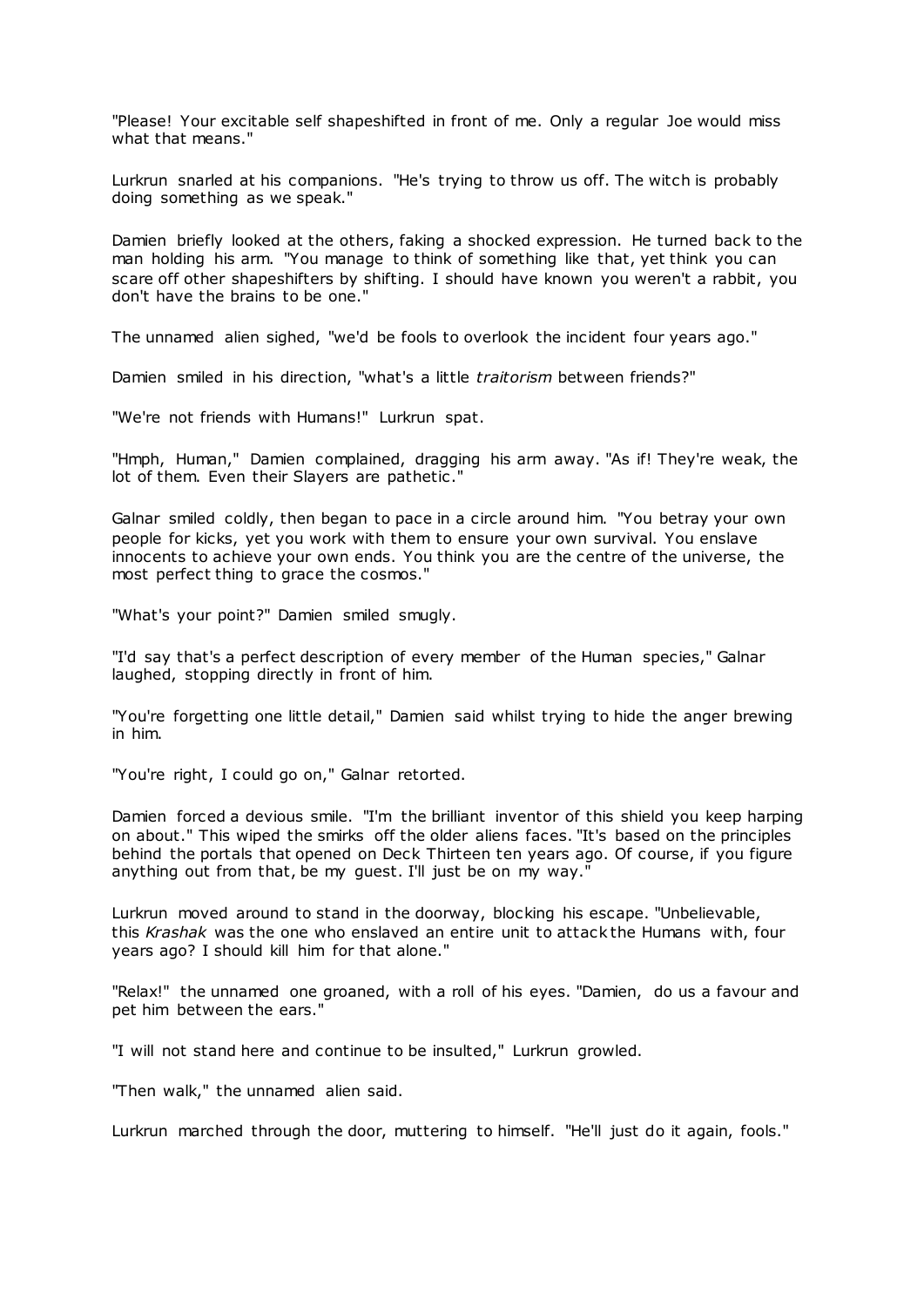"Please! Your excitable self shapeshifted in front of me. Only a regular Joe would miss what that means."

Lurkrun snarled at his companions. "He's trying to throw us off. The witch is probably doing something as we speak."

Damien briefly looked at the others, faking a shocked expression. He turned back to the man holding his arm. "You manage to think of something like that, yet think you can scare off other shapeshifters by shifting. I should have known you weren't a rabbit, you don't have the brains to be one."

The unnamed alien sighed, "we'd be fools to overlook the incident four years ago."

Damien smiled in his direction, "what's a little *traitorism* between friends?"

"We're not friends with Humans!" Lurkrun spat.

"Hmph, Human," Damien complained, dragging his arm away. "As if! They're weak, the lot of them. Even their Slayers are pathetic."

Galnar smiled coldly, then began to pace in a circle around him. "You betray your own people for kicks, yet you work with them to ensure your own survival. You enslave innocents to achieve your own ends. You think you are the centre of the universe, the most perfect thing to grace the cosmos."

"What's your point?" Damien smiled smugly.

"I'd say that's a perfect description of every member of the Human species," Galnar laughed, stopping directly in front of him.

"You're forgetting one little detail," Damien said whilst trying to hide the anger brewing in him.

"You're right, I could go on," Galnar retorted.

Damien forced a devious smile. "I'm the brilliant inventor of this shield you keep harping on about." This wiped the smirks off the older aliens faces. "It's based on the principles behind the portals that opened on Deck Thirteen ten years ago. Of course, if you figure anything out from that, be my guest. I'll just be on my way."

Lurkrun moved around to stand in the doorway, blocking his escape. "Unbelievable, this *Krashak* was the one who enslaved an entire unit to attack the Humans with, four years ago? I should kill him for that alone."

"Relax!" the unnamed one groaned, with a roll of his eyes. "Damien, do us a favour and pet him between the ears."

"I will not stand here and continue to be insulted," Lurkrun growled.

"Then walk," the unnamed alien said.

Lurkrun marched through the door, muttering to himself. "He'll just do it again, fools."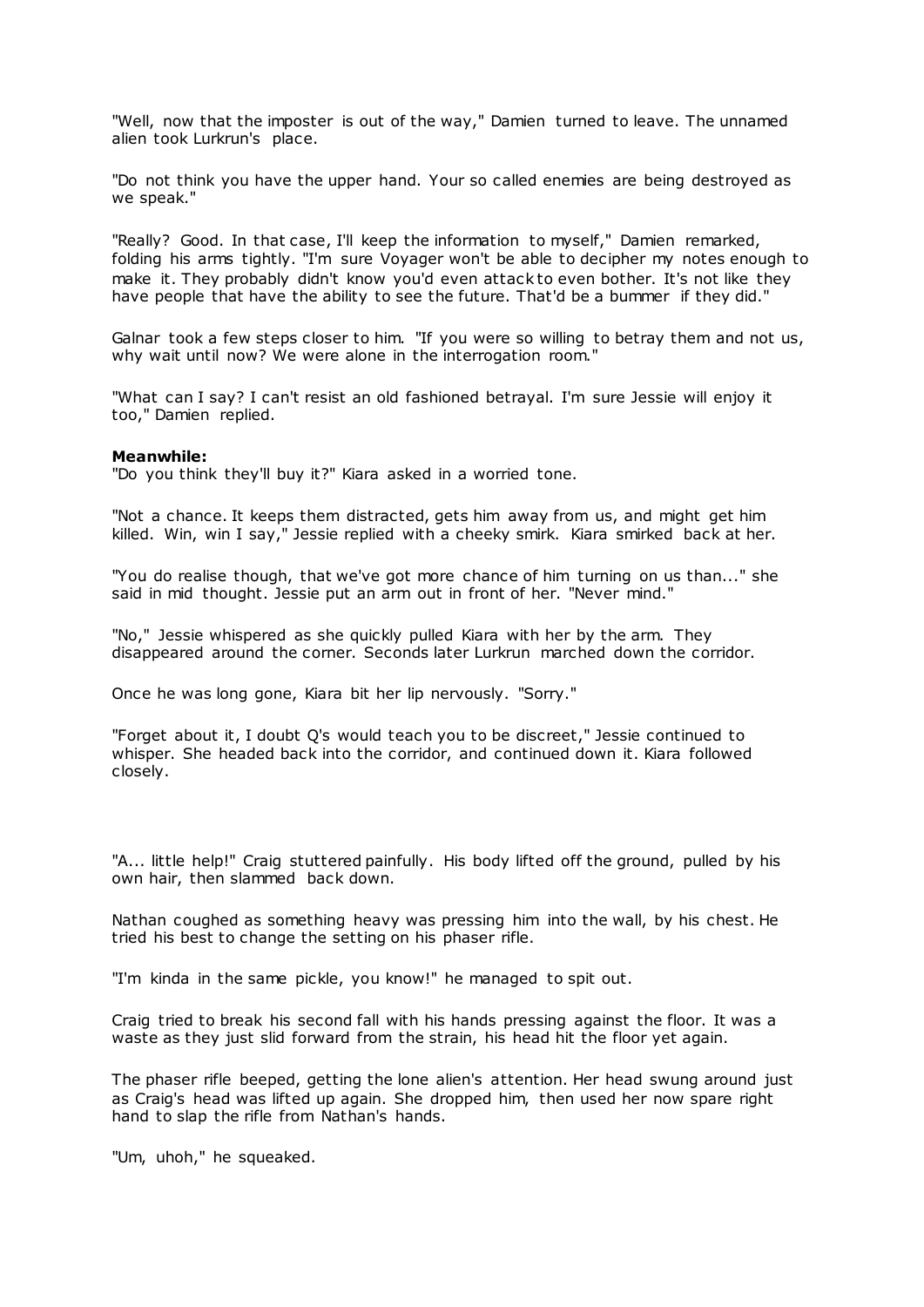"Well, now that the imposter is out of the way," Damien turned to leave. The unnamed alien took Lurkrun's place.

"Do not think you have the upper hand. Your so called enemies are being destroyed as we speak."

"Really? Good. In that case, I'll keep the information to myself," Damien remarked, folding his arms tightly. "I'm sure Voyager won't be able to decipher my notes enough to make it. They probably didn't know you'd even attack to even bother. It's not like they have people that have the ability to see the future. That'd be a bummer if they did."

Galnar took a few steps closer to him. "If you were so willing to betray them and not us, why wait until now? We were alone in the interrogation room."

"What can I say? I can't resist an old fashioned betrayal. I'm sure Jessie will enjoy it too," Damien replied.

**Meanwhile:**
"Do you think they'll buy it?" Kiara asked in a worried tone.

"Not a chance. It keeps them distracted, gets him away from us, and might get him killed. Win, win I say," Jessie replied with a cheeky smirk. Kiara smirked back at her.

"You do realise though, that we've got more chance of him turning on us than..." she said in mid thought. Jessie put an arm out in front of her. "Never mind."

"No," Jessie whispered as she quickly pulled Kiara with her by the arm. They disappeared around the corner. Seconds later Lurkrun marched down the corridor.

Once he was long gone, Kiara bit her lip nervously. "Sorry."

"Forget about it, I doubt Q's would teach you to be discreet," Jessie continued to whisper. She headed back into the corridor, and continued down it. Kiara followed closely.

"A... little help!" Craig stuttered painfully. His body lifted off the ground, pulled by his own hair, then slammed back down.

Nathan coughed as something heavy was pressing him into the wall, by his chest. He tried his best to change the setting on his phaser rifle.

"I'm kinda in the same pickle, you know!" he managed to spit out.

Craig tried to break his second fall with his hands pressing against the floor. It was a waste as they just slid forward from the strain, his head hit the floor yet again.

The phaser rifle beeped, getting the lone alien's attention. Her head swung around just as Craig's head was lifted up again. She dropped him, then used her now spare right hand to slap the rifle from Nathan's hands.

"Um, uhoh," he squeaked.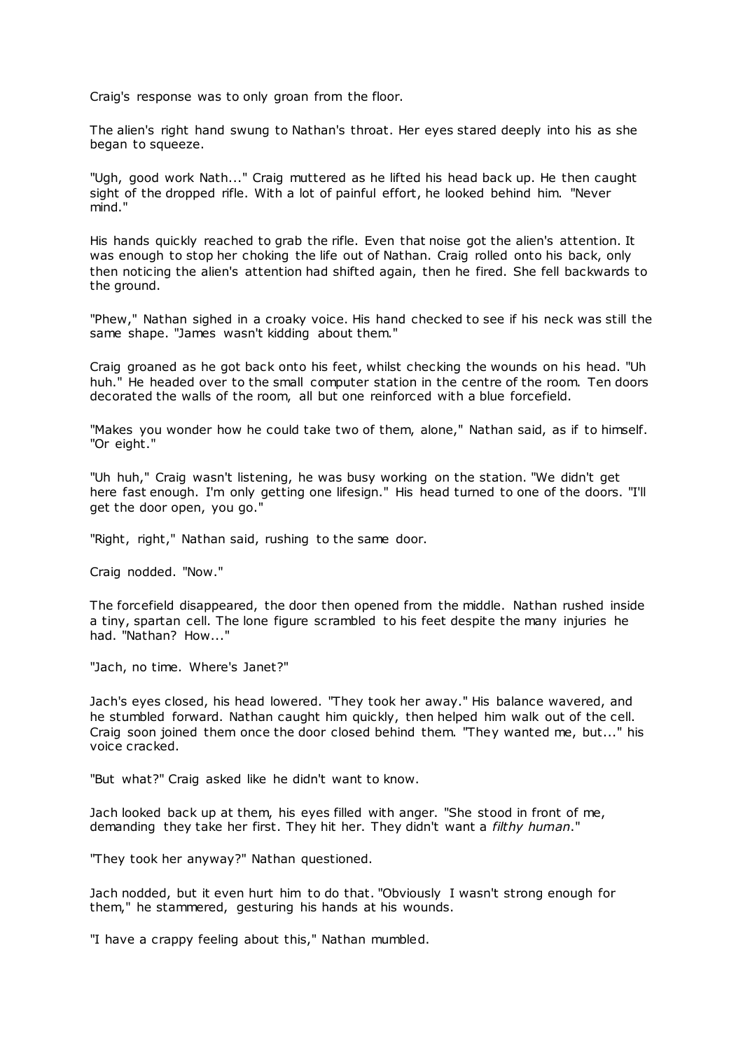Craig's response was to only groan from the floor.

The alien's right hand swung to Nathan's throat. Her eyes stared deeply into his as she began to squeeze.

"Ugh, good work Nath..." Craig muttered as he lifted his head back up. He then caught sight of the dropped rifle. With a lot of painful effort, he looked behind him. "Never mind."

His hands quickly reached to grab the rifle. Even that noise got the alien's attention. It was enough to stop her choking the life out of Nathan. Craig rolled onto his back, only then noticing the alien's attention had shifted again, then he fired. She fell backwards to the ground.

"Phew," Nathan sighed in a croaky voice. His hand checked to see if his neck was still the same shape. "James wasn't kidding about them."

Craig groaned as he got back onto his feet, whilst checking the wounds on his head. "Uh huh." He headed over to the small computer station in the centre of the room. Ten doors decorated the walls of the room, all but one reinforced with a blue forcefield.

"Makes you wonder how he could take two of them, alone," Nathan said, as if to himself. "Or eight."

"Uh huh," Craig wasn't listening, he was busy working on the station. "We didn't get here fast enough. I'm only getting one lifesign." His head turned to one of the doors. "I'll get the door open, you go."

"Right, right," Nathan said, rushing to the same door.

Craig nodded. "Now."

The forcefield disappeared, the door then opened from the middle. Nathan rushed inside a tiny, spartan cell. The lone figure scrambled to his feet despite the many injuries he had. "Nathan? How..."

"Jach, no time. Where's Janet?"

Jach's eyes closed, his head lowered. "They took her away." His balance wavered, and he stumbled forward. Nathan caught him quickly, then helped him walk out of the cell. Craig soon joined them once the door closed behind them. "They wanted me, but..." his voice cracked.

"But what?" Craig asked like he didn't want to know.

Jach looked back up at them, his eyes filled with anger. "She stood in front of me, demanding they take her first. They hit her. They didn't want a *filthy human*."

"They took her anyway?" Nathan questioned.

Jach nodded, but it even hurt him to do that. "Obviously I wasn't strong enough for them," he stammered, gesturing his hands at his wounds.

"I have a crappy feeling about this," Nathan mumbled.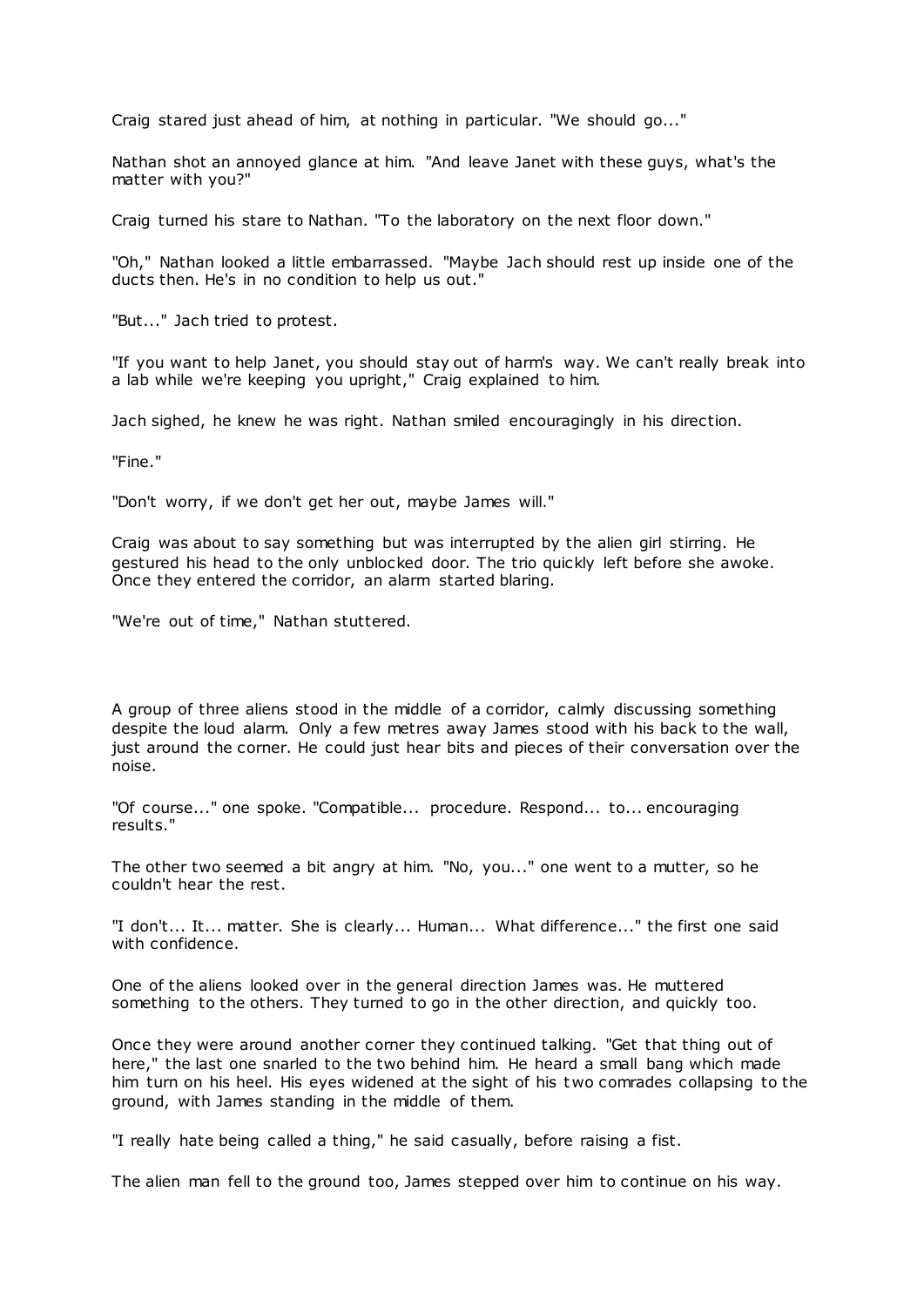Craig stared just ahead of him, at nothing in particular. "We should go..."

Nathan shot an annoyed glance at him. "And leave Janet with these guys, what's the matter with you?"

Craig turned his stare to Nathan. "To the laboratory on the next floor down."

"Oh," Nathan looked a little embarrassed. "Maybe Jach should rest up inside one of the ducts then. He's in no condition to help us out."

"But..." Jach tried to protest.

"If you want to help Janet, you should stay out of harm's way. We can't really break into a lab while we're keeping you upright," Craig explained to him.

Jach sighed, he knew he was right. Nathan smiled encouragingly in his direction.

"Fine."

"Don't worry, if we don't get her out, maybe James will."

Craig was about to say something but was interrupted by the alien girl stirring. He gestured his head to the only unblocked door. The trio quickly left before she awoke. Once they entered the corridor, an alarm started blaring.

"We're out of time," Nathan stuttered.

A group of three aliens stood in the middle of a corridor, calmly discussing something despite the loud alarm. Only a few metres away James stood with his back to the wall, just around the corner. He could just hear bits and pieces of their conversation over the noise.

"Of course..." one spoke. "Compatible... procedure. Respond... to... encouraging results."

The other two seemed a bit angry at him. "No, you..." one went to a mutter, so he couldn't hear the rest.

"I don't... It... matter. She is clearly... Human... What difference..." the first one said with confidence.

One of the aliens looked over in the general direction James was. He muttered something to the others. They turned to go in the other direction, and quickly too.

Once they were around another corner they continued talking. "Get that thing out of here," the last one snarled to the two behind him. He heard a small bang which made him turn on his heel. His eyes widened at the sight of his two comrades collapsing to the ground, with James standing in the middle of them.

"I really hate being called a thing," he said casually, before raising a fist.

The alien man fell to the ground too, James stepped over him to continue on his way.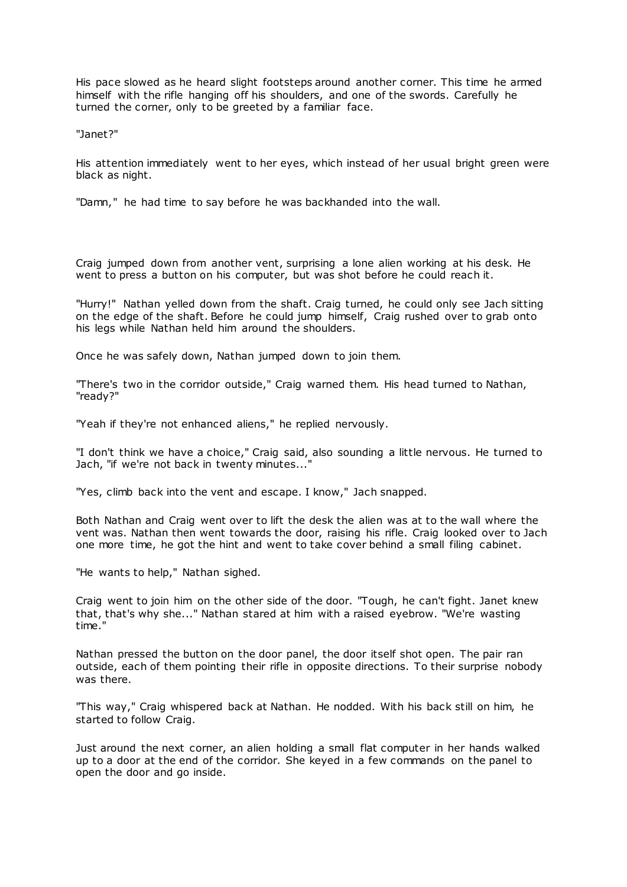His pace slowed as he heard slight footsteps around another corner. This time he armed himself with the rifle hanging off his shoulders, and one of the swords. Carefully he turned the corner, only to be greeted by a familiar face.

"Janet?"

His attention immediately went to her eyes, which instead of her usual bright green were black as night.

"Damn," he had time to say before he was backhanded into the wall.

Craig jumped down from another vent, surprising a lone alien working at his desk. He went to press a button on his computer, but was shot before he could reach it.

"Hurry!" Nathan yelled down from the shaft. Craig turned, he could only see Jach sitting on the edge of the shaft. Before he could jump himself, Craig rushed over to grab onto his legs while Nathan held him around the shoulders.

Once he was safely down, Nathan jumped down to join them.

"There's two in the corridor outside," Craig warned them. His head turned to Nathan, "ready?"

"Yeah if they're not enhanced aliens," he replied nervously.

"I don't think we have a choice," Craig said, also sounding a little nervous. He turned to Jach, "if we're not back in twenty minutes..."

"Yes, climb back into the vent and escape. I know," Jach snapped.

Both Nathan and Craig went over to lift the desk the alien was at to the wall where the vent was. Nathan then went towards the door, raising his rifle. Craig looked over to Jach one more time, he got the hint and went to take cover behind a small filing cabinet.

"He wants to help," Nathan sighed.

Craig went to join him on the other side of the door. "Tough, he can't fight. Janet knew that, that's why she..." Nathan stared at him with a raised eyebrow. "We're wasting time."

Nathan pressed the button on the door panel, the door itself shot open. The pair ran outside, each of them pointing their rifle in opposite directions. To their surprise nobody was there.

"This way," Craig whispered back at Nathan. He nodded. With his back still on him, he started to follow Craig.

Just around the next corner, an alien holding a small flat computer in her hands walked up to a door at the end of the corridor. She keyed in a few commands on the panel to open the door and go inside.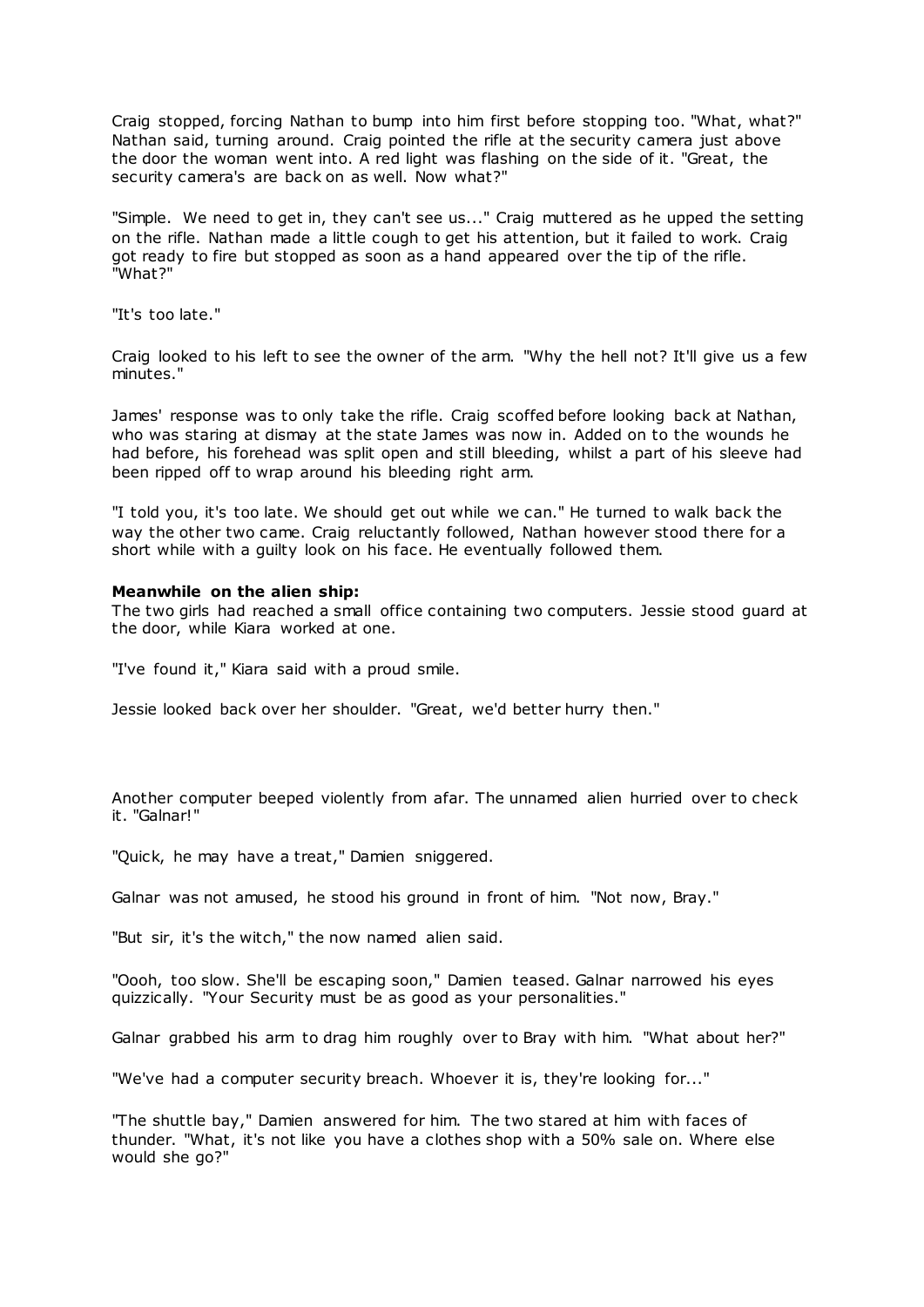Craig stopped, forcing Nathan to bump into him first before stopping too. "What, what?" Nathan said, turning around. Craig pointed the rifle at the security camera just above the door the woman went into. A red light was flashing on the side of it. "Great, the security camera's are back on as well. Now what?"

"Simple. We need to get in, they can't see us..." Craig muttered as he upped the setting on the rifle. Nathan made a little cough to get his attention, but it failed to work. Craig got ready to fire but stopped as soon as a hand appeared over the tip of the rifle. "What?"

"It's too late."

Craig looked to his left to see the owner of the arm. "Why the hell not? It'll give us a few minutes."

James' response was to only take the rifle. Craig scoffed before looking back at Nathan, who was staring at dismay at the state James was now in. Added on to the wounds he had before, his forehead was split open and still bleeding, whilst a part of his sleeve had been ripped off to wrap around his bleeding right arm.

"I told you, it's too late. We should get out while we can." He turned to walk back the way the other two came. Craig reluctantly followed, Nathan however stood there for a short while with a guilty look on his face. He eventually followed them.

**Meanwhile on the alien ship:**
The two girls had reached a small office containing two computers. Jessie stood guard at the door, while Kiara worked at one.

"I've found it," Kiara said with a proud smile.

Jessie looked back over her shoulder. "Great, we'd better hurry then."

Another computer beeped violently from afar. The unnamed alien hurried over to check it. "Galnar!"

"Quick, he may have a treat," Damien sniggered.

Galnar was not amused, he stood his ground in front of him. "Not now, Bray."

"But sir, it's the witch," the now named alien said.

"Oooh, too slow. She'll be escaping soon," Damien teased. Galnar narrowed his eyes quizzically. "Your Security must be as good as your personalities."

Galnar grabbed his arm to drag him roughly over to Bray with him. "What about her?"

"We've had a computer security breach. Whoever it is, they're looking for..."

"The shuttle bay," Damien answered for him. The two stared at him with faces of thunder. "What, it's not like you have a clothes shop with a 50% sale on. Where else would she go?"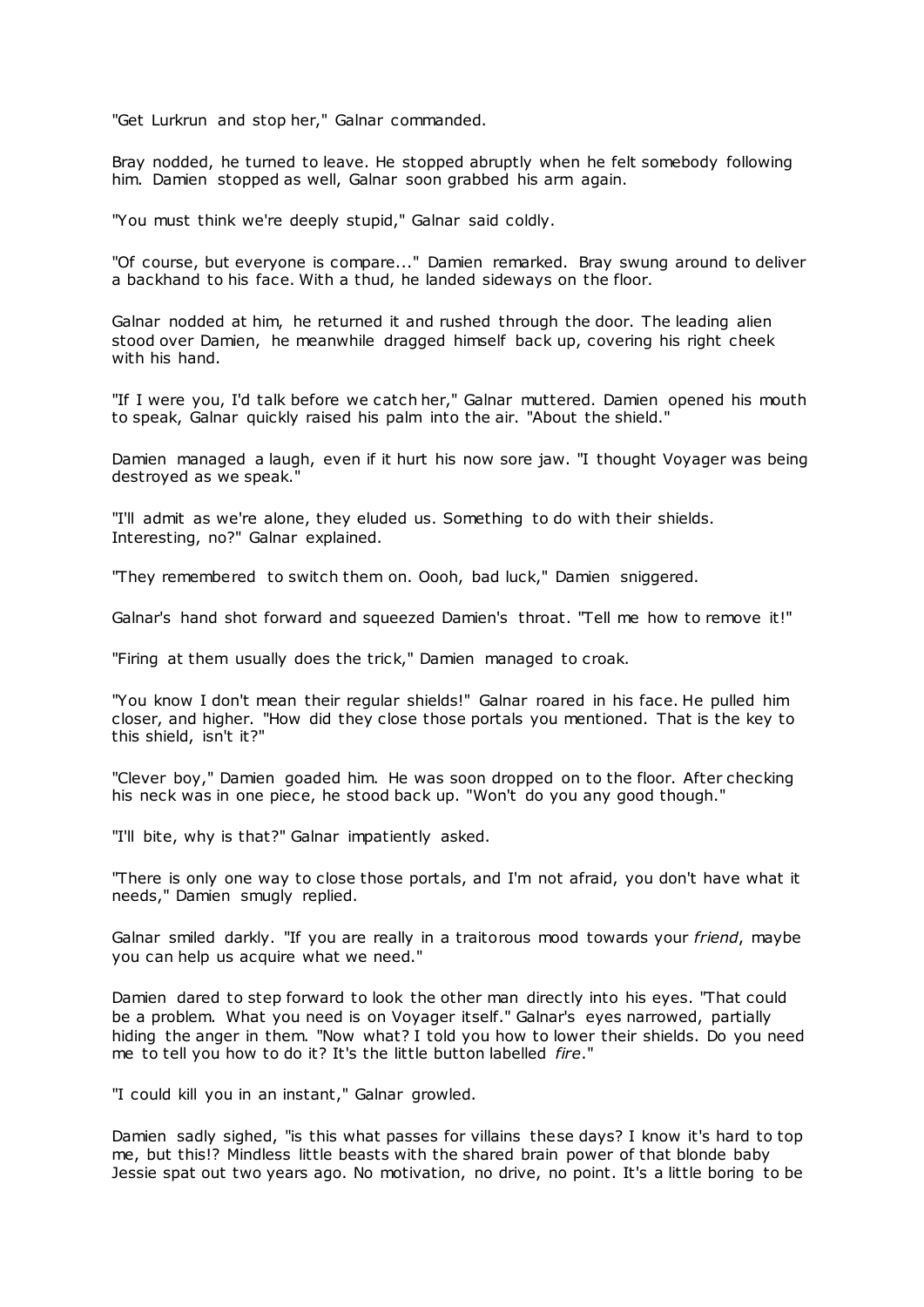"Get Lurkrun and stop her," Galnar commanded.

Bray nodded, he turned to leave. He stopped abruptly when he felt somebody following him. Damien stopped as well, Galnar soon grabbed his arm again.

"You must think we're deeply stupid," Galnar said coldly.

"Of course, but everyone is compare..." Damien remarked. Bray swung around to deliver a backhand to his face. With a thud, he landed sideways on the floor.

Galnar nodded at him, he returned it and rushed through the door. The leading alien stood over Damien, he meanwhile dragged himself back up, covering his right cheek with his hand.

"If I were you, I'd talk before we catch her," Galnar muttered. Damien opened his mouth to speak, Galnar quickly raised his palm into the air. "About the shield."

Damien managed a laugh, even if it hurt his now sore jaw. "I thought Voyager was being destroyed as we speak."

"I'll admit as we're alone, they eluded us. Something to do with their shields. Interesting, no?" Galnar explained.

"They remembered to switch them on. Oooh, bad luck," Damien sniggered.

Galnar's hand shot forward and squeezed Damien's throat. "Tell me how to remove it!"

"Firing at them usually does the trick," Damien managed to croak.

"You know I don't mean their regular shields!" Galnar roared in his face. He pulled him closer, and higher. "How did they close those portals you mentioned. That is the key to this shield, isn't it?"

"Clever boy," Damien goaded him. He was soon dropped on to the floor. After checking his neck was in one piece, he stood back up. "Won't do you any good though."

"I'll bite, why is that?" Galnar impatiently asked.

"There is only one way to close those portals, and I'm not afraid, you don't have what it needs," Damien smugly replied.

Galnar smiled darkly. "If you are really in a traitorous mood towards your *friend*, maybe you can help us acquire what we need."

Damien dared to step forward to look the other man directly into his eyes. "That could be a problem. What you need is on Voyager itself." Galnar's eyes narrowed, partially hiding the anger in them. "Now what? I told you how to lower their shields. Do you need me to tell you how to do it? It's the little button labelled *fire*."

"I could kill you in an instant," Galnar growled.

Damien sadly sighed, "is this what passes for villains these days? I know it's hard to top me, but this!? Mindless little beasts with the shared brain power of that blonde baby Jessie spat out two years ago. No motivation, no drive, no point. It's a little boring to be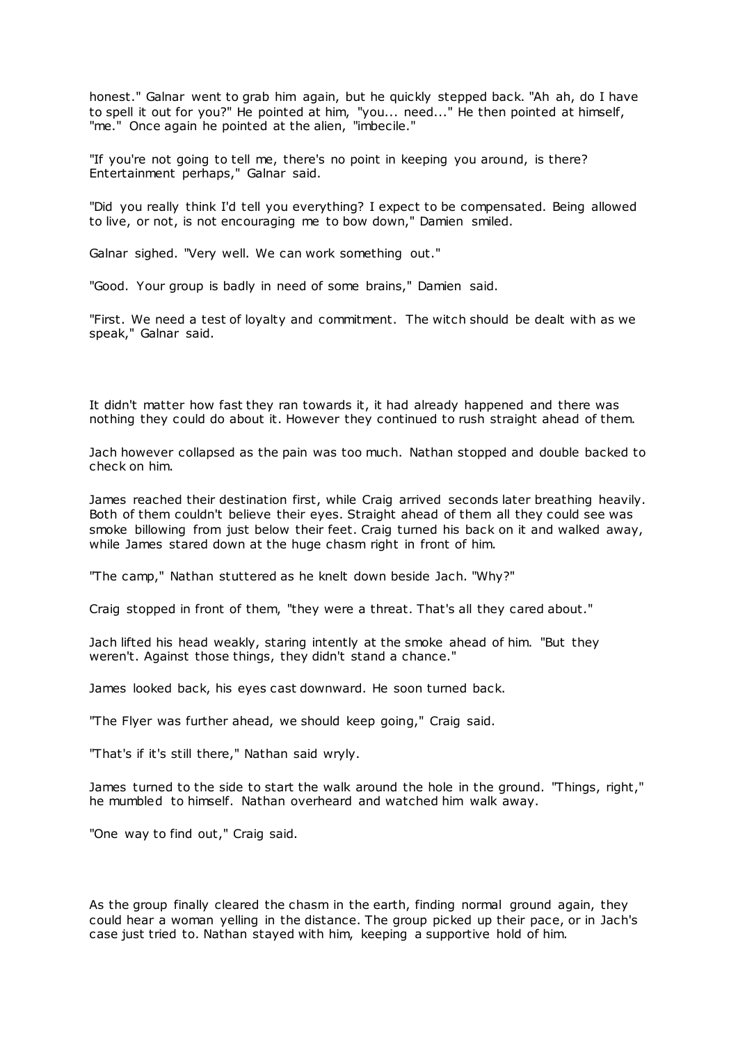honest." Galnar went to grab him again, but he quickly stepped back. "Ah ah, do I have to spell it out for you?" He pointed at him, "you... need..." He then pointed at himself, "me." Once again he pointed at the alien, "imbecile."

"If you're not going to tell me, there's no point in keeping you around, is there? Entertainment perhaps," Galnar said.

"Did you really think I'd tell you everything? I expect to be compensated. Being allowed to live, or not, is not encouraging me to bow down," Damien smiled.

Galnar sighed. "Very well. We can work something out."

"Good. Your group is badly in need of some brains," Damien said.

"First. We need a test of loyalty and commitment. The witch should be dealt with as we speak," Galnar said.

It didn't matter how fast they ran towards it, it had already happened and there was nothing they could do about it. However they continued to rush straight ahead of them.

Jach however collapsed as the pain was too much. Nathan stopped and double backed to check on him.

James reached their destination first, while Craig arrived seconds later breathing heavily. Both of them couldn't believe their eyes. Straight ahead of them all they could see was smoke billowing from just below their feet. Craig turned his back on it and walked away, while James stared down at the huge chasm right in front of him.

"The camp," Nathan stuttered as he knelt down beside Jach. "Why?"

Craig stopped in front of them, "they were a threat. That's all they cared about."

Jach lifted his head weakly, staring intently at the smoke ahead of him. "But they weren't. Against those things, they didn't stand a chance."

James looked back, his eyes cast downward. He soon turned back.

"The Flyer was further ahead, we should keep going," Craig said.

"That's if it's still there," Nathan said wryly.

James turned to the side to start the walk around the hole in the ground. "Things, right," he mumbled to himself. Nathan overheard and watched him walk away.

"One way to find out," Craig said.

As the group finally cleared the chasm in the earth, finding normal ground again, they could hear a woman yelling in the distance. The group picked up their pace, or in Jach's case just tried to. Nathan stayed with him, keeping a supportive hold of him.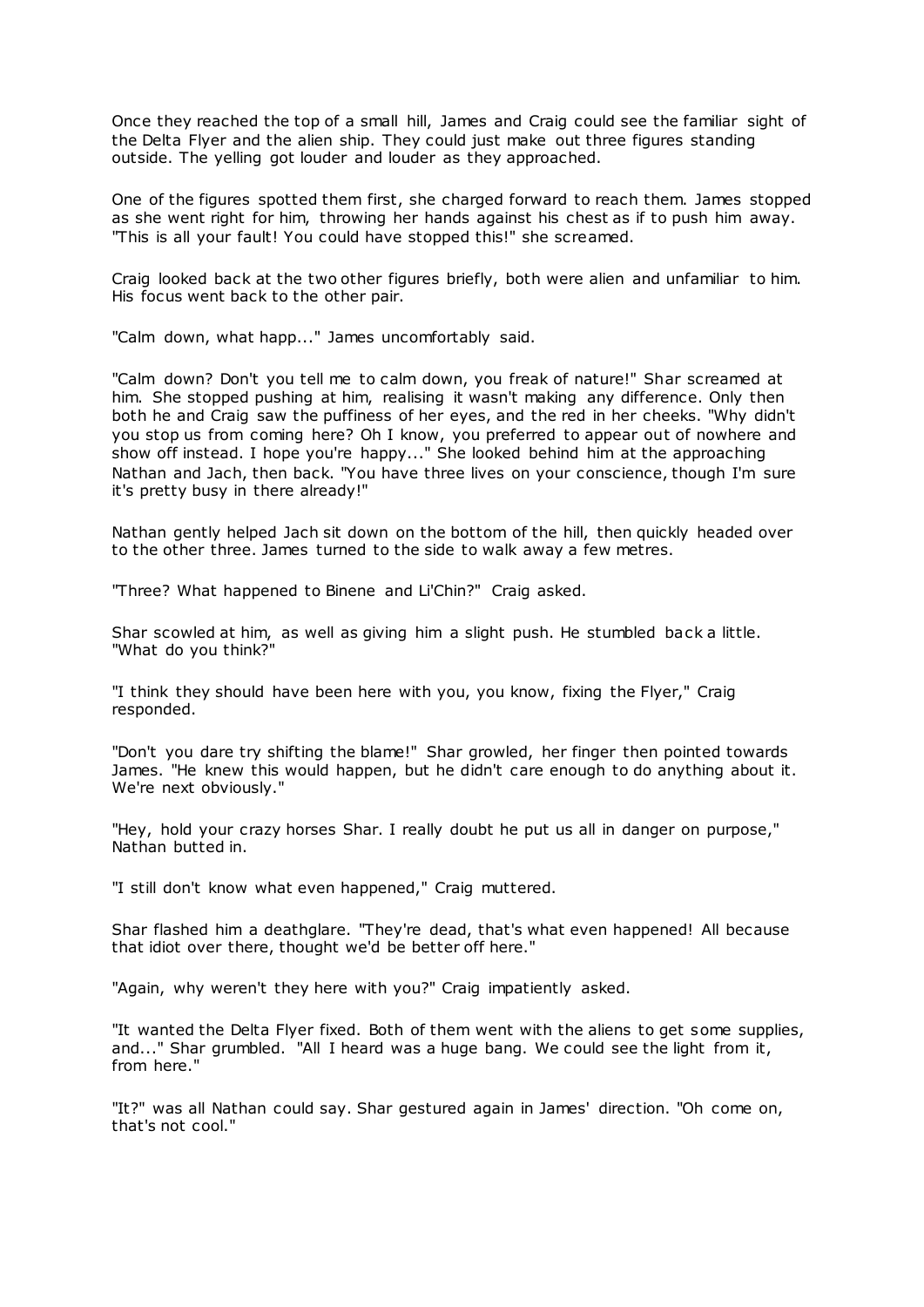Once they reached the top of a small hill, James and Craig could see the familiar sight of the Delta Flyer and the alien ship. They could just make out three figures standing outside. The yelling got louder and louder as they approached.

One of the figures spotted them first, she charged forward to reach them. James stopped as she went right for him, throwing her hands against his chest as if to push him away. "This is all your fault! You could have stopped this!" she screamed.

Craig looked back at the two other figures briefly, both were alien and unfamiliar to him. His focus went back to the other pair.

"Calm down, what happ..." James uncomfortably said.

"Calm down? Don't you tell me to calm down, you freak of nature!" Shar screamed at him. She stopped pushing at him, realising it wasn't making any difference. Only then both he and Craig saw the puffiness of her eyes, and the red in her cheeks. "Why didn't you stop us from coming here? Oh I know, you preferred to appear out of nowhere and show off instead. I hope you're happy..." She looked behind him at the approaching Nathan and Jach, then back. "You have three lives on your conscience, though I'm sure it's pretty busy in there already!"

Nathan gently helped Jach sit down on the bottom of the hill, then quickly headed over to the other three. James turned to the side to walk away a few metres.

"Three? What happened to Binene and Li'Chin?" Craig asked.

Shar scowled at him, as well as giving him a slight push. He stumbled back a little. "What do you think?"

"I think they should have been here with you, you know, fixing the Flyer," Craig responded.

"Don't you dare try shifting the blame!" Shar growled, her finger then pointed towards James. "He knew this would happen, but he didn't care enough to do anything about it. We're next obviously."

"Hey, hold your crazy horses Shar. I really doubt he put us all in danger on purpose," Nathan butted in.

"I still don't know what even happened," Craig muttered.

Shar flashed him a deathglare. "They're dead, that's what even happened! All because that idiot over there, thought we'd be better off here."

"Again, why weren't they here with you?" Craig impatiently asked.

"It wanted the Delta Flyer fixed. Both of them went with the aliens to get some supplies, and..." Shar grumbled. "All I heard was a huge bang. We could see the light from it, from here."

"It?" was all Nathan could say. Shar gestured again in James' direction. "Oh come on, that's not cool."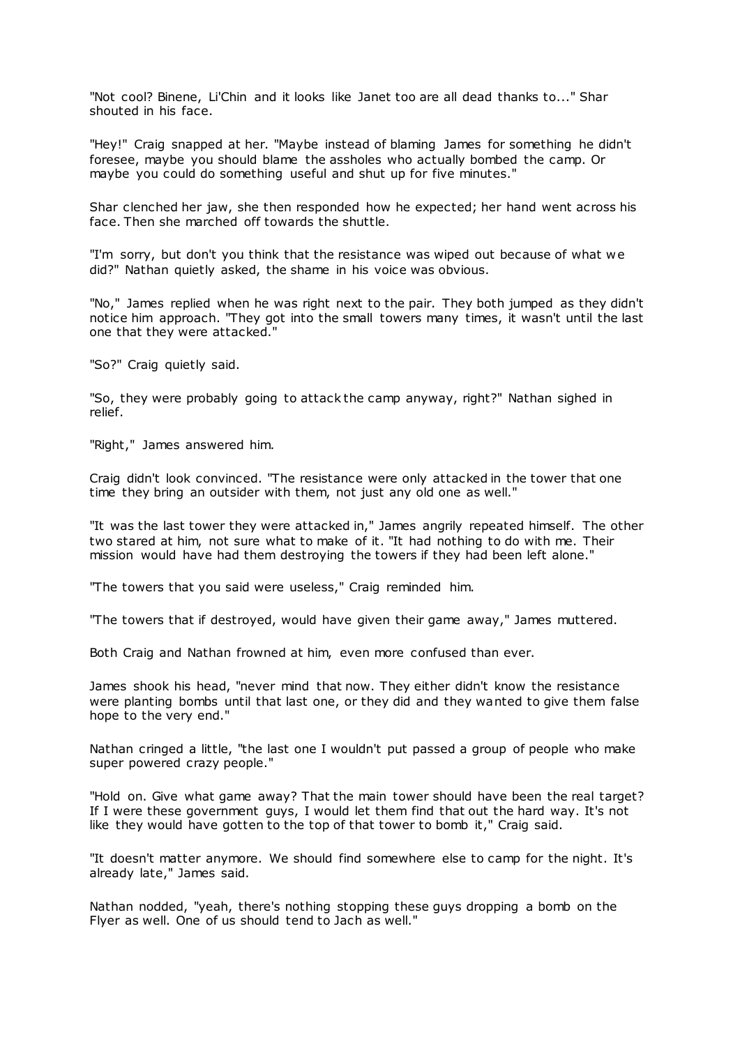"Not cool? Binene, Li'Chin and it looks like Janet too are all dead thanks to..." Shar shouted in his face.

"Hey!" Craig snapped at her. "Maybe instead of blaming James for something he didn't foresee, maybe you should blame the assholes who actually bombed the camp. Or maybe you could do something useful and shut up for five minutes."

Shar clenched her jaw, she then responded how he expected; her hand went across his face. Then she marched off towards the shuttle.

"I'm sorry, but don't you think that the resistance was wiped out because of what we did?" Nathan quietly asked, the shame in his voice was obvious.

"No," James replied when he was right next to the pair. They both jumped as they didn't notice him approach. "They got into the small towers many times, it wasn't until the last one that they were attacked."

"So?" Craig quietly said.

"So, they were probably going to attack the camp anyway, right?" Nathan sighed in relief.

"Right," James answered him.

Craig didn't look convinced. "The resistance were only attacked in the tower that one time they bring an outsider with them, not just any old one as well."

"It was the last tower they were attacked in," James angrily repeated himself. The other two stared at him, not sure what to make of it. "It had nothing to do with me. Their mission would have had them destroying the towers if they had been left alone."

"The towers that you said were useless," Craig reminded him.

"The towers that if destroyed, would have given their game away," James muttered.

Both Craig and Nathan frowned at him, even more confused than ever.

James shook his head, "never mind that now. They either didn't know the resistance were planting bombs until that last one, or they did and they wanted to give them false hope to the very end."

Nathan cringed a little, "the last one I wouldn't put passed a group of people who make super powered crazy people."

"Hold on. Give what game away? That the main tower should have been the real target? If I were these government guys, I would let them find that out the hard way. It's not like they would have gotten to the top of that tower to bomb it," Craig said.

"It doesn't matter anymore. We should find somewhere else to camp for the night. It's already late," James said.

Nathan nodded, "yeah, there's nothing stopping these guys dropping a bomb on the Flyer as well. One of us should tend to Jach as well."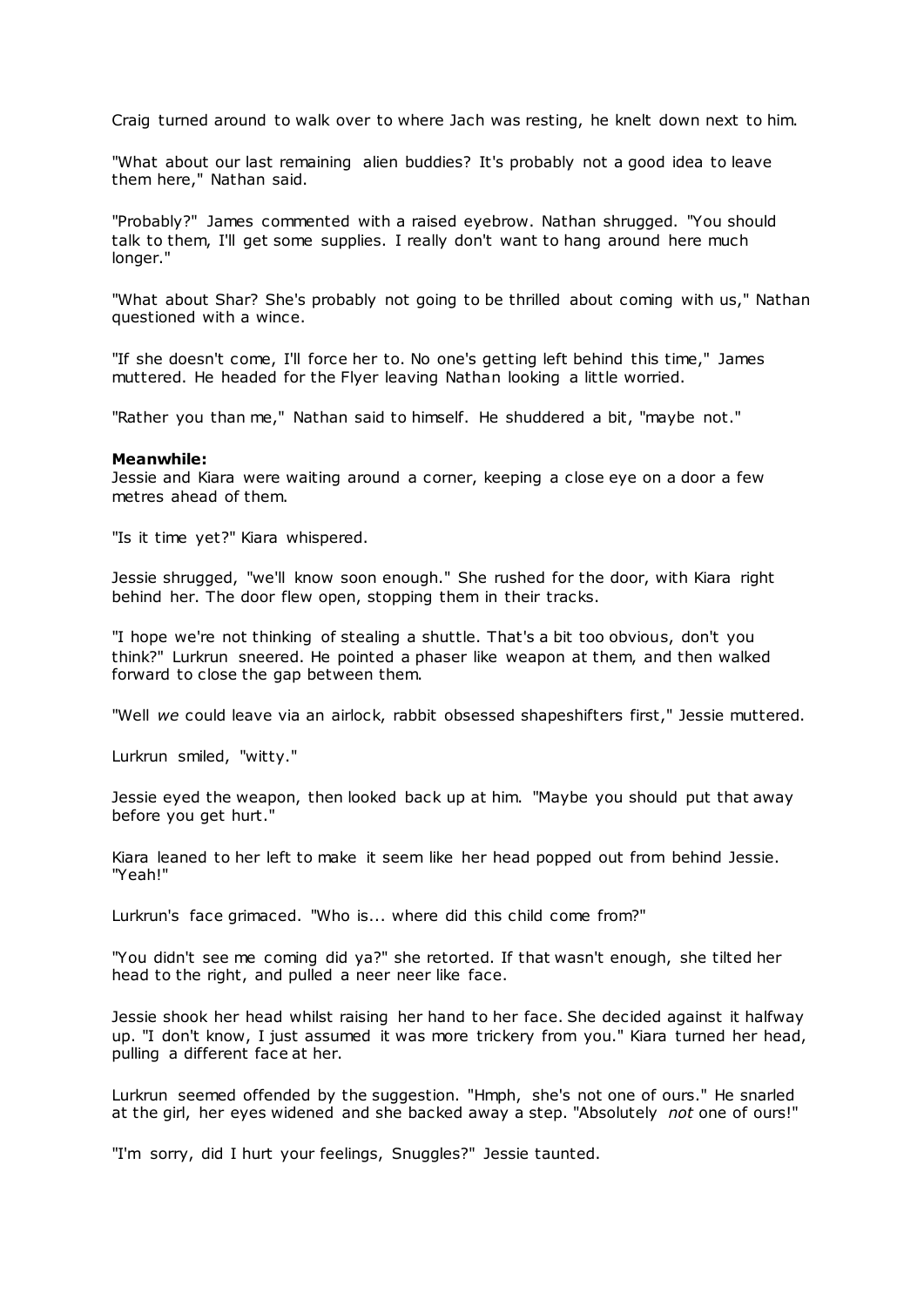Craig turned around to walk over to where Jach was resting, he knelt down next to him.

"What about our last remaining alien buddies? It's probably not a good idea to leave them here," Nathan said.

"Probably?" James commented with a raised eyebrow. Nathan shrugged. "You should talk to them, I'll get some supplies. I really don't want to hang around here much longer."

"What about Shar? She's probably not going to be thrilled about coming with us," Nathan questioned with a wince.

"If she doesn't come, I'll force her to. No one's getting left behind this time," James muttered. He headed for the Flyer leaving Nathan looking a little worried.

"Rather you than me," Nathan said to himself. He shuddered a bit, "maybe not."

**Meanwhile:**
Jessie and Kiara were waiting around a corner, keeping a close eye on a door a few metres ahead of them.

"Is it time yet?" Kiara whispered.

Jessie shrugged, "we'll know soon enough." She rushed for the door, with Kiara right behind her. The door flew open, stopping them in their tracks.

"I hope we're not thinking of stealing a shuttle. That's a bit too obvious, don't you think?" Lurkrun sneered. He pointed a phaser like weapon at them, and then walked forward to close the gap between them.

"Well *we* could leave via an airlock, rabbit obsessed shapeshifters first," Jessie muttered.

Lurkrun smiled, "witty."

Jessie eyed the weapon, then looked back up at him. "Maybe you should put that away before you get hurt."

Kiara leaned to her left to make it seem like her head popped out from behind Jessie. "Yeah!"

Lurkrun's face grimaced. "Who is... where did this child come from?"

"You didn't see me coming did ya?" she retorted. If that wasn't enough, she tilted her head to the right, and pulled a neer neer like face.

Jessie shook her head whilst raising her hand to her face. She decided against it halfway up. "I don't know, I just assumed it was more trickery from you." Kiara turned her head, pulling a different face at her.

Lurkrun seemed offended by the suggestion. "Hmph, she's not one of ours." He snarled at the girl, her eyes widened and she backed away a step. "Absolutely *not* one of ours!"

"I'm sorry, did I hurt your feelings, Snuggles?" Jessie taunted.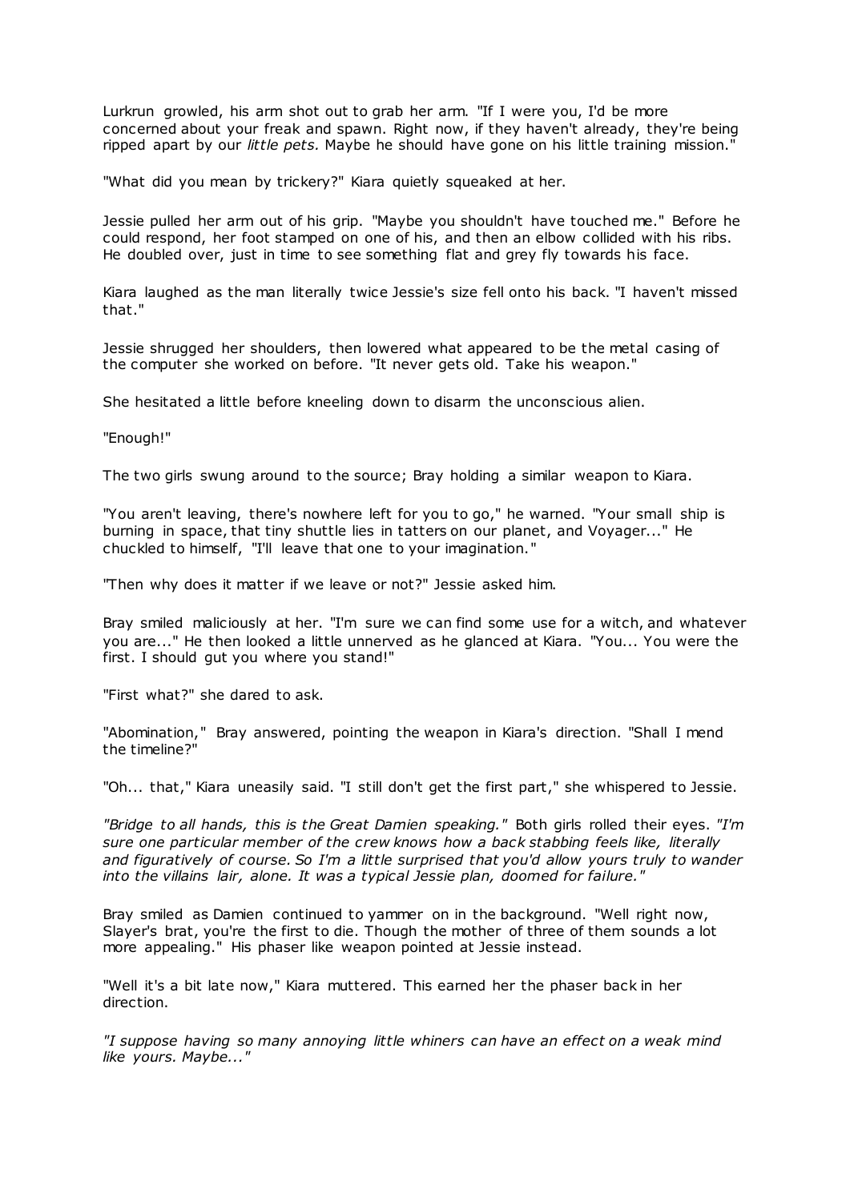Lurkrun growled, his arm shot out to grab her arm. "If I were you, I'd be more concerned about your freak and spawn. Right now, if they haven't already, they're being ripped apart by our *little pets.* Maybe he should have gone on his little training mission."

"What did you mean by trickery?" Kiara quietly squeaked at her.

Jessie pulled her arm out of his grip. "Maybe you shouldn't have touched me." Before he could respond, her foot stamped on one of his, and then an elbow collided with his ribs. He doubled over, just in time to see something flat and grey fly towards his face.

Kiara laughed as the man literally twice Jessie's size fell onto his back. "I haven't missed that."

Jessie shrugged her shoulders, then lowered what appeared to be the metal casing of the computer she worked on before. "It never gets old. Take his weapon."

She hesitated a little before kneeling down to disarm the unconscious alien.

"Enough!"

The two girls swung around to the source; Bray holding a similar weapon to Kiara.

"You aren't leaving, there's nowhere left for you to go," he warned. "Your small ship is burning in space, that tiny shuttle lies in tatters on our planet, and Voyager..." He chuckled to himself, "I'll leave that one to your imagination."

"Then why does it matter if we leave or not?" Jessie asked him.

Bray smiled maliciously at her. "I'm sure we can find some use for a witch, and whatever you are..." He then looked a little unnerved as he glanced at Kiara. "You... You were the first. I should gut you where you stand!"

"First what?" she dared to ask.

"Abomination," Bray answered, pointing the weapon in Kiara's direction. "Shall I mend the timeline?"

"Oh... that," Kiara uneasily said. "I still don't get the first part," she whispered to Jessie.

*"Bridge to all hands, this is the Great Damien speaking."* Both girls rolled their eyes. *"I'm sure one particular member of the crew knows how a back stabbing feels like, literally and figuratively of course. So I'm a little surprised that you'd allow yours truly to wander into the villains lair, alone. It was a typical Jessie plan, doomed for failure."*

Bray smiled as Damien continued to yammer on in the background. "Well right now, Slayer's brat, you're the first to die. Though the mother of three of them sounds a lot more appealing." His phaser like weapon pointed at Jessie instead.

"Well it's a bit late now," Kiara muttered. This earned her the phaser back in her direction.

*"I suppose having so many annoying little whiners can have an effect on a weak mind like yours. Maybe..."*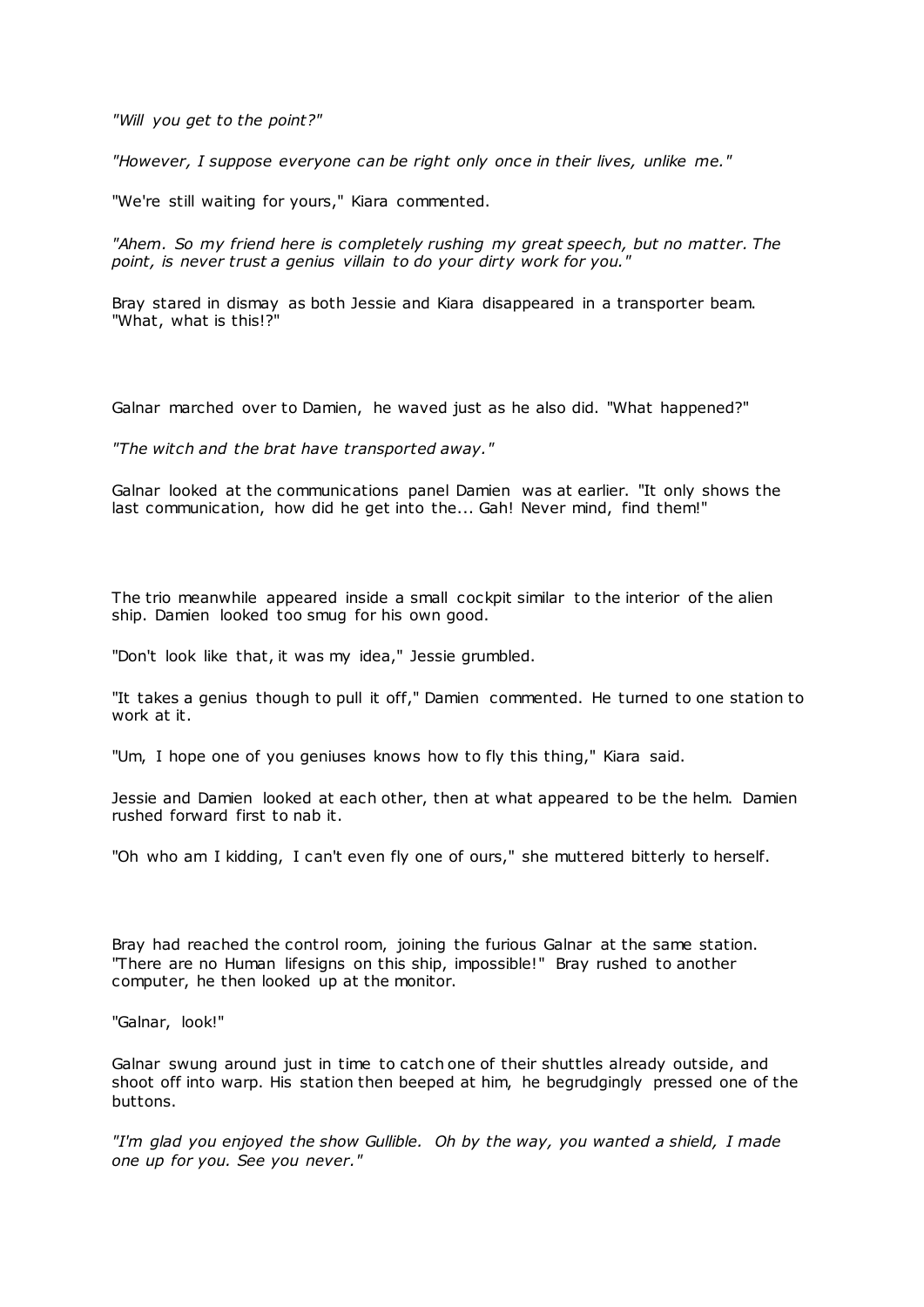*"Will you get to the point?"*

*"However, I suppose everyone can be right only once in their lives, unlike me."*

"We're still waiting for yours," Kiara commented.

*"Ahem. So my friend here is completely rushing my great speech, but no matter. The point, is never trust a genius villain to do your dirty work for you."*

Bray stared in dismay as both Jessie and Kiara disappeared in a transporter beam. "What, what is this!?"

Galnar marched over to Damien, he waved just as he also did. "What happened?"

*"The witch and the brat have transported away."*

Galnar looked at the communications panel Damien was at earlier. "It only shows the last communication, how did he get into the... Gah! Never mind, find them!"

The trio meanwhile appeared inside a small cockpit similar to the interior of the alien ship. Damien looked too smug for his own good.

"Don't look like that, it was my idea," Jessie grumbled.

"It takes a genius though to pull it off," Damien commented. He turned to one station to work at it.

"Um, I hope one of you geniuses knows how to fly this thing," Kiara said.

Jessie and Damien looked at each other, then at what appeared to be the helm. Damien rushed forward first to nab it.

"Oh who am I kidding, I can't even fly one of ours," she muttered bitterly to herself.

Bray had reached the control room, joining the furious Galnar at the same station. "There are no Human lifesigns on this ship, impossible!" Bray rushed to another computer, he then looked up at the monitor.

"Galnar, look!"

Galnar swung around just in time to catch one of their shuttles already outside, and shoot off into warp. His station then beeped at him, he begrudgingly pressed one of the buttons.

*"I'm glad you enjoyed the show Gullible. Oh by the way, you wanted a shield, I made one up for you. See you never."*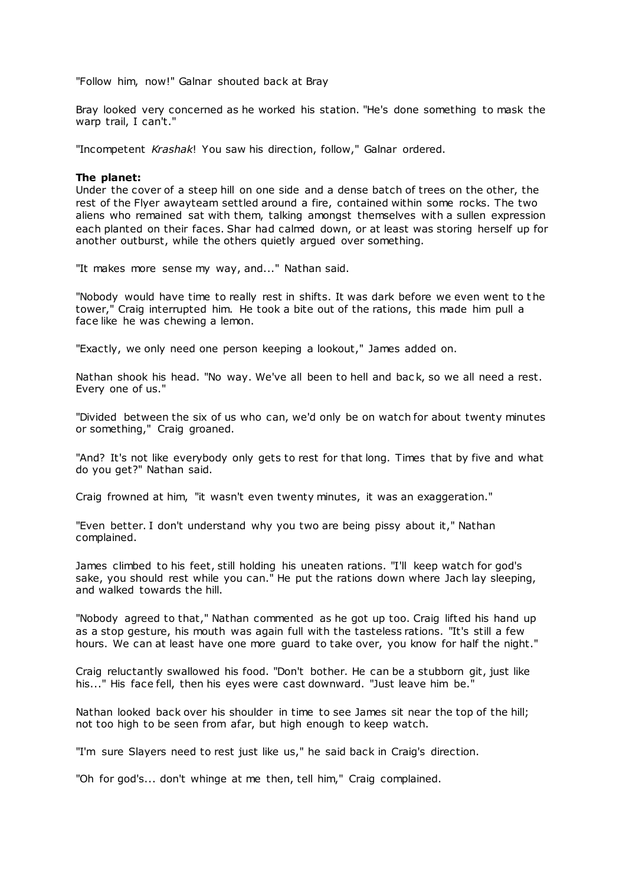"Follow him, now!" Galnar shouted back at Bray

Bray looked very concerned as he worked his station. "He's done something to mask the warp trail, I can't."

"Incompetent *Krashak*! You saw his direction, follow," Galnar ordered.

**The planet:**

Under the cover of a steep hill on one side and a dense batch of trees on the other, the rest of the Flyer awayteam settled around a fire, contained within some rocks. The two aliens who remained sat with them, talking amongst themselves with a sullen expression each planted on their faces. Shar had calmed down, or at least was storing herself up for another outburst, while the others quietly argued over something.

"It makes more sense my way, and..." Nathan said.

"Nobody would have time to really rest in shifts. It was dark before we even went to the tower," Craig interrupted him. He took a bite out of the rations, this made him pull a face like he was chewing a lemon.

"Exactly, we only need one person keeping a lookout," James added on.

Nathan shook his head. "No way. We've all been to hell and back, so we all need a rest. Every one of us."

"Divided between the six of us who can, we'd only be on watch for about twenty minutes or something," Craig groaned.

"And? It's not like everybody only gets to rest for that long. Times that by five and what do you get?" Nathan said.

Craig frowned at him, "it wasn't even twenty minutes, it was an exaggeration."

"Even better. I don't understand why you two are being pissy about it," Nathan complained.

James climbed to his feet, still holding his uneaten rations. "I'll keep watch for god's sake, you should rest while you can." He put the rations down where Jach lay sleeping, and walked towards the hill.

"Nobody agreed to that," Nathan commented as he got up too. Craig lifted his hand up as a stop gesture, his mouth was again full with the tasteless rations. "It's still a few hours. We can at least have one more guard to take over, you know for half the night."

Craig reluctantly swallowed his food. "Don't bother. He can be a stubborn git, just like his..." His face fell, then his eyes were cast downward. "Just leave him be."

Nathan looked back over his shoulder in time to see James sit near the top of the hill; not too high to be seen from afar, but high enough to keep watch.

"I'm sure Slayers need to rest just like us," he said back in Craig's direction.

"Oh for god's... don't whinge at me then, tell him," Craig complained.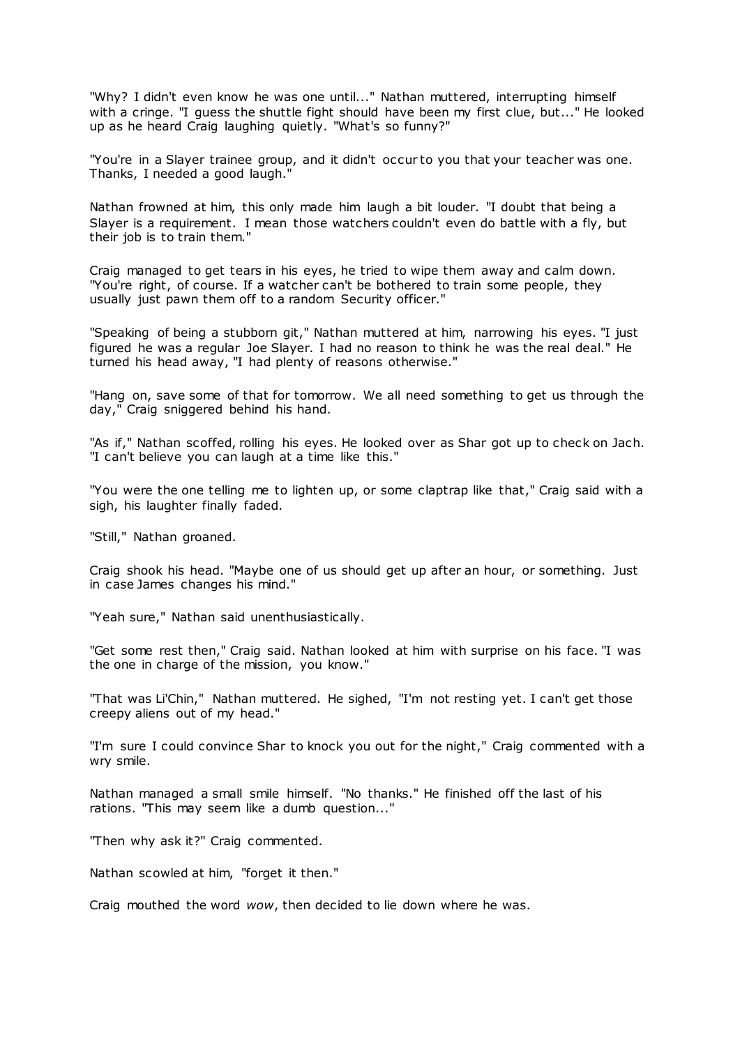"Why? I didn't even know he was one until..." Nathan muttered, interrupting himself with a cringe. "I guess the shuttle fight should have been my first clue, but..." He looked up as he heard Craig laughing quietly. "What's so funny?"

"You're in a Slayer trainee group, and it didn't occur to you that your teacher was one. Thanks, I needed a good laugh."

Nathan frowned at him, this only made him laugh a bit louder. "I doubt that being a Slayer is a requirement. I mean those watchers couldn't even do battle with a fly, but their job is to train them."

Craig managed to get tears in his eyes, he tried to wipe them away and calm down. "You're right, of course. If a watcher can't be bothered to train some people, they usually just pawn them off to a random Security officer."

"Speaking of being a stubborn git," Nathan muttered at him, narrowing his eyes. "I just figured he was a regular Joe Slayer. I had no reason to think he was the real deal." He turned his head away, "I had plenty of reasons otherwise."

"Hang on, save some of that for tomorrow. We all need something to get us through the day," Craig sniggered behind his hand.

"As if," Nathan scoffed, rolling his eyes. He looked over as Shar got up to check on Jach. "I can't believe you can laugh at a time like this."

"You were the one telling me to lighten up, or some claptrap like that," Craig said with a sigh, his laughter finally faded.

"Still," Nathan groaned.

Craig shook his head. "Maybe one of us should get up after an hour, or something. Just in case James changes his mind."

"Yeah sure," Nathan said unenthusiastically.

"Get some rest then," Craig said. Nathan looked at him with surprise on his face. "I was the one in charge of the mission, you know."

"That was Li'Chin," Nathan muttered. He sighed, "I'm not resting yet. I can't get those creepy aliens out of my head."

"I'm sure I could convince Shar to knock you out for the night," Craig commented with a wry smile.

Nathan managed a small smile himself. "No thanks." He finished off the last of his rations. "This may seem like a dumb question..."

"Then why ask it?" Craig commented.

Nathan scowled at him, "forget it then."

Craig mouthed the word *wow*, then decided to lie down where he was.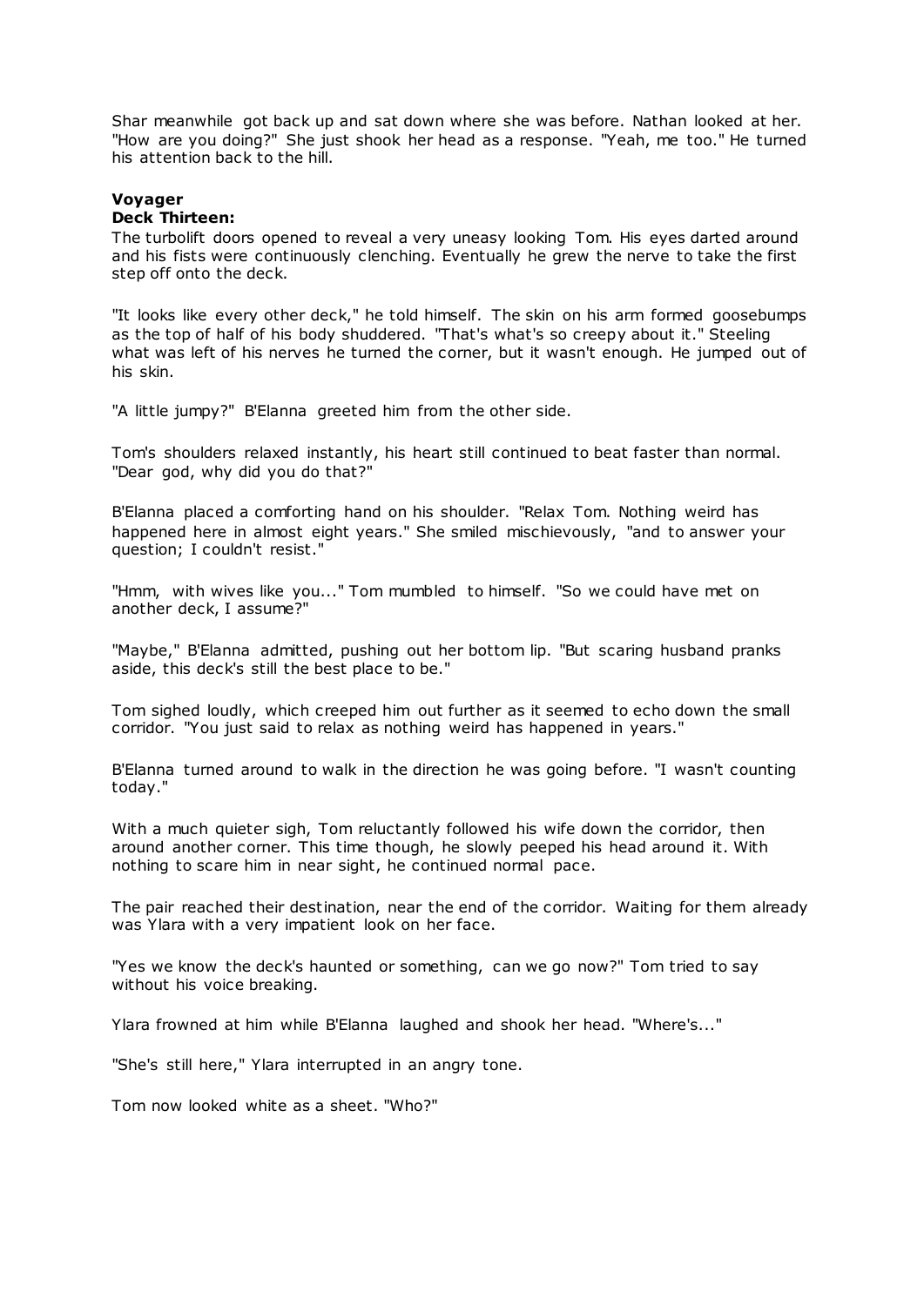Shar meanwhile got back up and sat down where she was before. Nathan looked at her. "How are you doing?" She just shook her head as a response. "Yeah, me too." He turned his attention back to the hill.

**Voyager**
**Deck Thirteen:**

The turbolift doors opened to reveal a very uneasy looking Tom. His eyes darted around and his fists were continuously clenching. Eventually he grew the nerve to take the first step off onto the deck.

"It looks like every other deck," he told himself. The skin on his arm formed goosebumps as the top of half of his body shuddered. "That's what's so creepy about it." Steeling what was left of his nerves he turned the corner, but it wasn't enough. He jumped out of his skin.

"A little jumpy?" B'Elanna greeted him from the other side.

Tom's shoulders relaxed instantly, his heart still continued to beat faster than normal. "Dear god, why did you do that?"

B'Elanna placed a comforting hand on his shoulder. "Relax Tom. Nothing weird has happened here in almost eight years." She smiled mischievously, "and to answer your question; I couldn't resist."

"Hmm, with wives like you..." Tom mumbled to himself. "So we could have met on another deck, I assume?"

"Maybe," B'Elanna admitted, pushing out her bottom lip. "But scaring husband pranks aside, this deck's still the best place to be."

Tom sighed loudly, which creeped him out further as it seemed to echo down the small corridor. "You just said to relax as nothing weird has happened in years."

B'Elanna turned around to walk in the direction he was going before. "I wasn't counting today."

With a much quieter sigh, Tom reluctantly followed his wife down the corridor, then around another corner. This time though, he slowly peeped his head around it. With nothing to scare him in near sight, he continued normal pace.

The pair reached their destination, near the end of the corridor. Waiting for them already was Ylara with a very impatient look on her face.

"Yes we know the deck's haunted or something, can we go now?" Tom tried to say without his voice breaking.

Ylara frowned at him while B'Elanna laughed and shook her head. "Where's..."

"She's still here," Ylara interrupted in an angry tone.

Tom now looked white as a sheet. "Who?"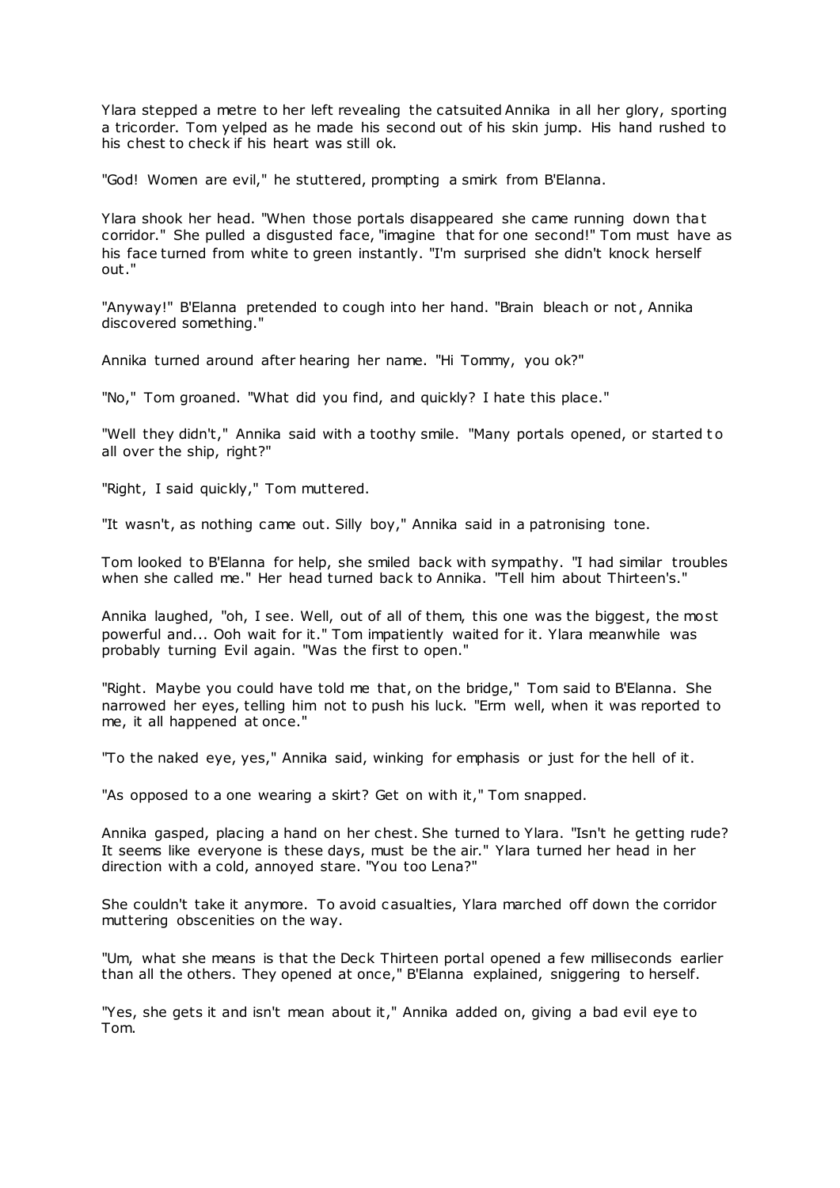Ylara stepped a metre to her left revealing the catsuited Annika in all her glory, sporting a tricorder. Tom yelped as he made his second out of his skin jump. His hand rushed to his chest to check if his heart was still ok.

"God! Women are evil," he stuttered, prompting a smirk from B'Elanna.

Ylara shook her head. "When those portals disappeared she came running down that corridor." She pulled a disgusted face, "imagine that for one second!" Tom must have as his face turned from white to green instantly. "I'm surprised she didn't knock herself out."

"Anyway!" B'Elanna pretended to cough into her hand. "Brain bleach or not, Annika discovered something."

Annika turned around after hearing her name. "Hi Tommy, you ok?"

"No," Tom groaned. "What did you find, and quickly? I hate this place."

"Well they didn't," Annika said with a toothy smile. "Many portals opened, or started to all over the ship, right?"

"Right, I said quickly," Tom muttered.

"It wasn't, as nothing came out. Silly boy," Annika said in a patronising tone.

Tom looked to B'Elanna for help, she smiled back with sympathy. "I had similar troubles when she called me." Her head turned back to Annika. "Tell him about Thirteen's."

Annika laughed, "oh, I see. Well, out of all of them, this one was the biggest, the most powerful and... Ooh wait for it." Tom impatiently waited for it. Ylara meanwhile was probably turning Evil again. "Was the first to open."

"Right. Maybe you could have told me that, on the bridge," Tom said to B'Elanna. She narrowed her eyes, telling him not to push his luck. "Erm well, when it was reported to me, it all happened at once."

"To the naked eye, yes," Annika said, winking for emphasis or just for the hell of it.

"As opposed to a one wearing a skirt? Get on with it," Tom snapped.

Annika gasped, placing a hand on her chest. She turned to Ylara. "Isn't he getting rude? It seems like everyone is these days, must be the air." Ylara turned her head in her direction with a cold, annoyed stare. "You too Lena?"

She couldn't take it anymore. To avoid casualties, Ylara marched off down the corridor muttering obscenities on the way.

"Um, what she means is that the Deck Thirteen portal opened a few milliseconds earlier than all the others. They opened at once," B'Elanna explained, sniggering to herself.

"Yes, she gets it and isn't mean about it," Annika added on, giving a bad evil eye to Tom.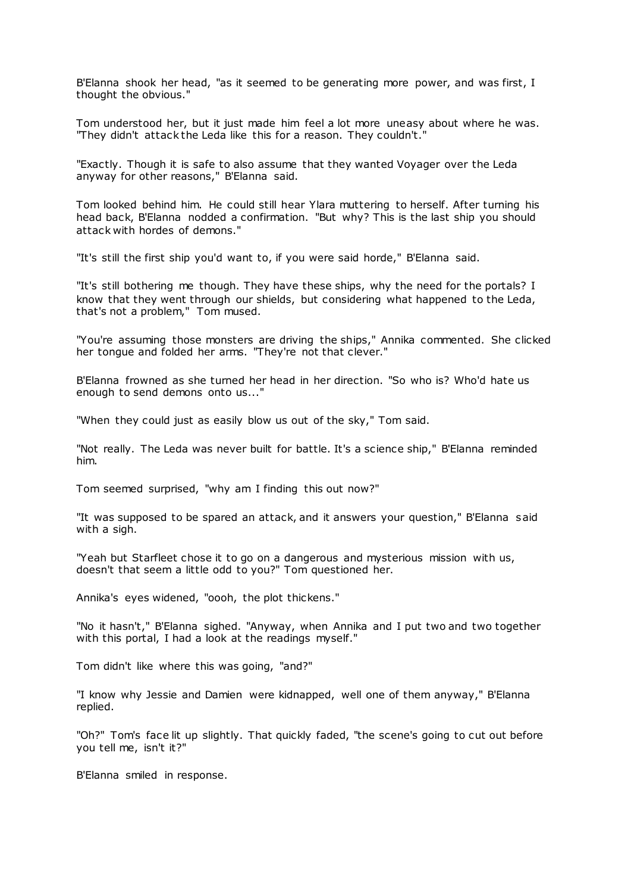B'Elanna shook her head, "as it seemed to be generating more power, and was first, I thought the obvious."

Tom understood her, but it just made him feel a lot more uneasy about where he was. "They didn't attack the Leda like this for a reason. They couldn't."

"Exactly. Though it is safe to also assume that they wanted Voyager over the Leda anyway for other reasons," B'Elanna said.

Tom looked behind him. He could still hear Ylara muttering to herself. After turning his head back, B'Elanna nodded a confirmation. "But why? This is the last ship you should attack with hordes of demons."

"It's still the first ship you'd want to, if you were said horde," B'Elanna said.

"It's still bothering me though. They have these ships, why the need for the portals? I know that they went through our shields, but considering what happened to the Leda, that's not a problem," Tom mused.

"You're assuming those monsters are driving the ships," Annika commented. She clicked her tongue and folded her arms. "They're not that clever."

B'Elanna frowned as she turned her head in her direction. "So who is? Who'd hate us enough to send demons onto us..."

"When they could just as easily blow us out of the sky," Tom said.

"Not really. The Leda was never built for battle. It's a science ship," B'Elanna reminded him.

Tom seemed surprised, "why am I finding this out now?"

"It was supposed to be spared an attack, and it answers your question," B'Elanna said with a sigh.

"Yeah but Starfleet chose it to go on a dangerous and mysterious mission with us, doesn't that seem a little odd to you?" Tom questioned her.

Annika's eyes widened, "oooh, the plot thickens."

"No it hasn't," B'Elanna sighed. "Anyway, when Annika and I put two and two together with this portal, I had a look at the readings myself."

Tom didn't like where this was going, "and?"

"I know why Jessie and Damien were kidnapped, well one of them anyway," B'Elanna replied.

"Oh?" Tom's face lit up slightly. That quickly faded, "the scene's going to cut out before you tell me, isn't it?"

B'Elanna smiled in response.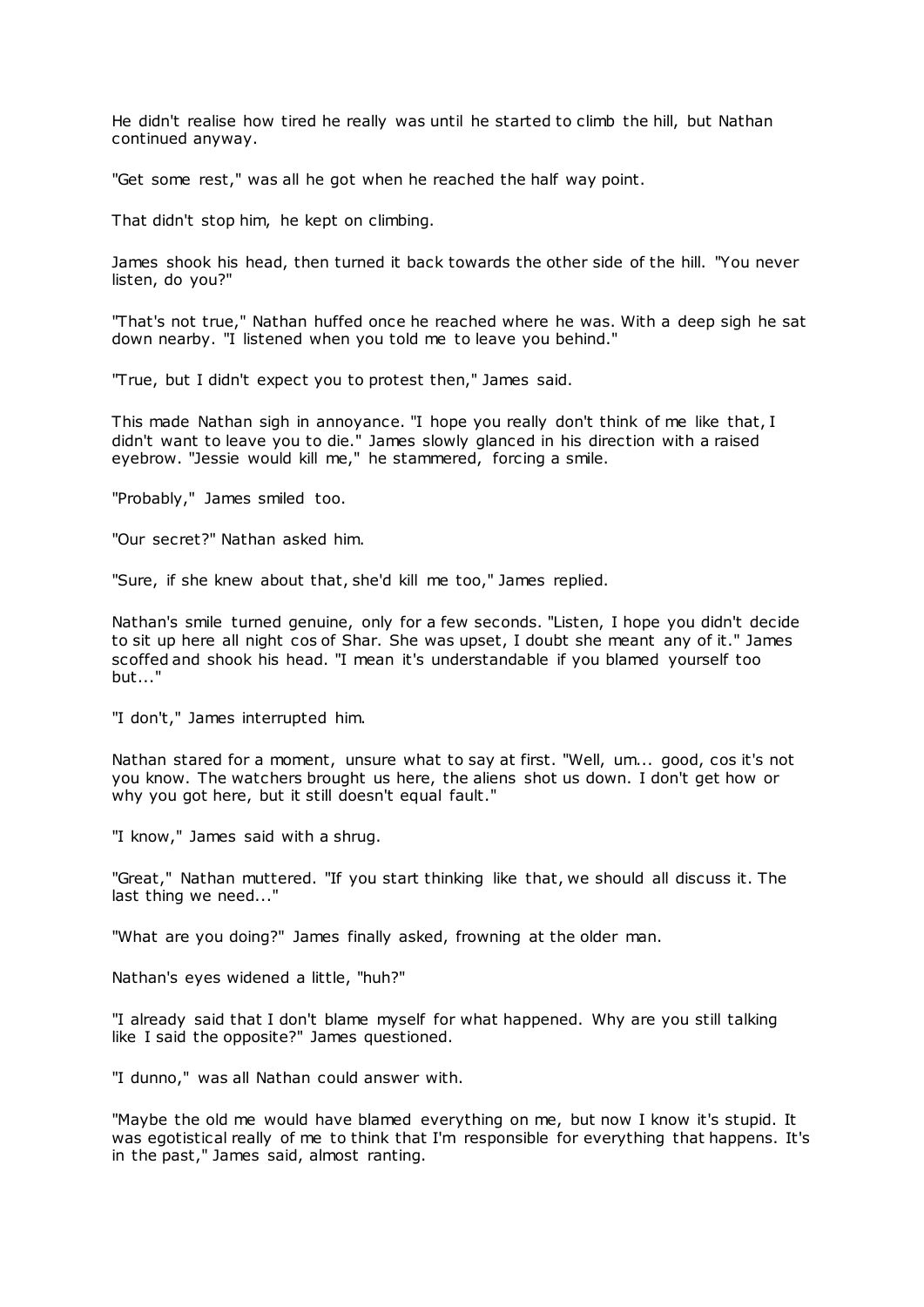He didn't realise how tired he really was until he started to climb the hill, but Nathan continued anyway.

"Get some rest," was all he got when he reached the half way point.

That didn't stop him, he kept on climbing.

James shook his head, then turned it back towards the other side of the hill. "You never listen, do you?"

"That's not true," Nathan huffed once he reached where he was. With a deep sigh he sat down nearby. "I listened when you told me to leave you behind."

"True, but I didn't expect you to protest then," James said.

This made Nathan sigh in annoyance. "I hope you really don't think of me like that, I didn't want to leave you to die." James slowly glanced in his direction with a raised eyebrow. "Jessie would kill me," he stammered, forcing a smile.

"Probably," James smiled too.

"Our secret?" Nathan asked him.

"Sure, if she knew about that, she'd kill me too," James replied.

Nathan's smile turned genuine, only for a few seconds. "Listen, I hope you didn't decide to sit up here all night cos of Shar. She was upset, I doubt she meant any of it." James scoffed and shook his head. "I mean it's understandable if you blamed yourself too but..."

"I don't," James interrupted him.

Nathan stared for a moment, unsure what to say at first. "Well, um... good, cos it's not you know. The watchers brought us here, the aliens shot us down. I don't get how or why you got here, but it still doesn't equal fault."

"I know," James said with a shrug.

"Great," Nathan muttered. "If you start thinking like that, we should all discuss it. The last thing we need..."

"What are you doing?" James finally asked, frowning at the older man.

Nathan's eyes widened a little, "huh?"

"I already said that I don't blame myself for what happened. Why are you still talking like I said the opposite?" James questioned.

"I dunno," was all Nathan could answer with.

"Maybe the old me would have blamed everything on me, but now I know it's stupid. It was egotistical really of me to think that I'm responsible for everything that happens. It's in the past," James said, almost ranting.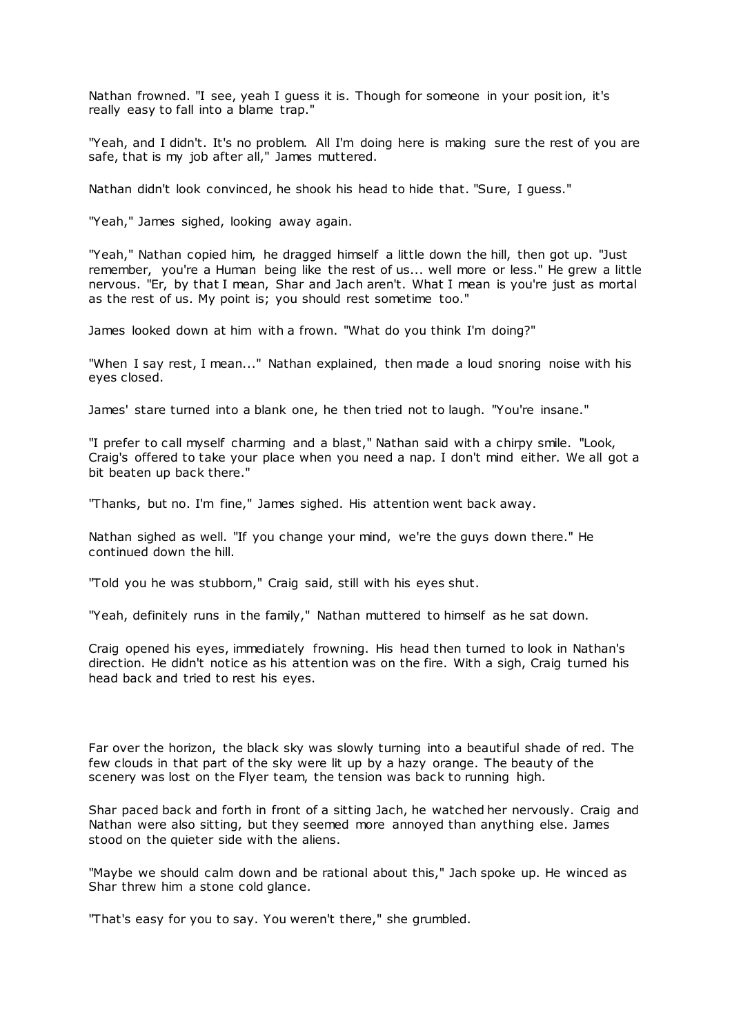Nathan frowned. "I see, yeah I guess it is. Though for someone in your position, it's really easy to fall into a blame trap."

"Yeah, and I didn't. It's no problem. All I'm doing here is making sure the rest of you are safe, that is my job after all," James muttered.

Nathan didn't look convinced, he shook his head to hide that. "Sure, I guess."

"Yeah," James sighed, looking away again.

"Yeah," Nathan copied him, he dragged himself a little down the hill, then got up. "Just remember, you're a Human being like the rest of us... well more or less." He grew a little nervous. "Er, by that I mean, Shar and Jach aren't. What I mean is you're just as mortal as the rest of us. My point is; you should rest sometime too."

James looked down at him with a frown. "What do you think I'm doing?"

"When I say rest, I mean..." Nathan explained, then made a loud snoring noise with his eyes closed.

James' stare turned into a blank one, he then tried not to laugh. "You're insane."

"I prefer to call myself charming and a blast," Nathan said with a chirpy smile. "Look, Craig's offered to take your place when you need a nap. I don't mind either. We all got a bit beaten up back there."

"Thanks, but no. I'm fine," James sighed. His attention went back away.

Nathan sighed as well. "If you change your mind, we're the guys down there." He continued down the hill.

"Told you he was stubborn," Craig said, still with his eyes shut.

"Yeah, definitely runs in the family," Nathan muttered to himself as he sat down.

Craig opened his eyes, immediately frowning. His head then turned to look in Nathan's direction. He didn't notice as his attention was on the fire. With a sigh, Craig turned his head back and tried to rest his eyes.

Far over the horizon, the black sky was slowly turning into a beautiful shade of red. The few clouds in that part of the sky were lit up by a hazy orange. The beauty of the scenery was lost on the Flyer team, the tension was back to running high.

Shar paced back and forth in front of a sitting Jach, he watched her nervously. Craig and Nathan were also sitting, but they seemed more annoyed than anything else. James stood on the quieter side with the aliens.

"Maybe we should calm down and be rational about this," Jach spoke up. He winced as Shar threw him a stone cold glance.

"That's easy for you to say. You weren't there," she grumbled.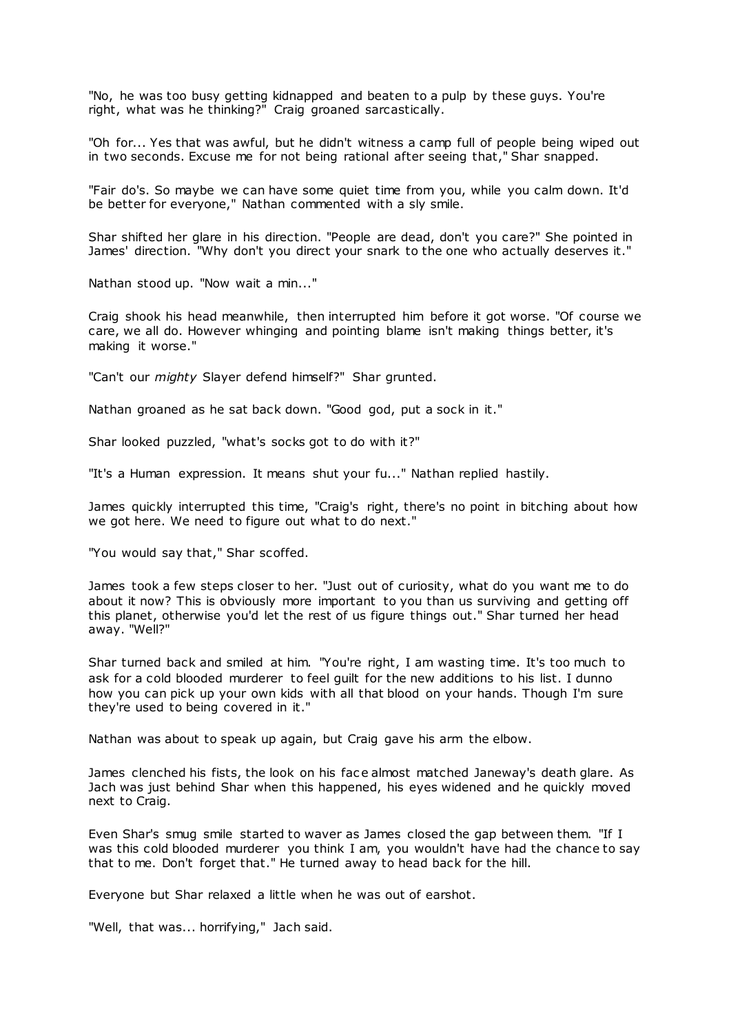"No, he was too busy getting kidnapped and beaten to a pulp by these guys. You're right, what was he thinking?" Craig groaned sarcastically.

"Oh for... Yes that was awful, but he didn't witness a camp full of people being wiped out in two seconds. Excuse me for not being rational after seeing that," Shar snapped.

"Fair do's. So maybe we can have some quiet time from you, while you calm down. It'd be better for everyone," Nathan commented with a sly smile.

Shar shifted her glare in his direction. "People are dead, don't you care?" She pointed in James' direction. "Why don't you direct your snark to the one who actually deserves it."

Nathan stood up. "Now wait a min..."

Craig shook his head meanwhile, then interrupted him before it got worse. "Of course we care, we all do. However whinging and pointing blame isn't making things better, it's making it worse."

"Can't our *mighty* Slayer defend himself?" Shar grunted.

Nathan groaned as he sat back down. "Good god, put a sock in it."

Shar looked puzzled, "what's socks got to do with it?"

"It's a Human expression. It means shut your fu..." Nathan replied hastily.

James quickly interrupted this time, "Craig's right, there's no point in bitching about how we got here. We need to figure out what to do next."

"You would say that," Shar scoffed.

James took a few steps closer to her. "Just out of curiosity, what do you want me to do about it now? This is obviously more important to you than us surviving and getting off this planet, otherwise you'd let the rest of us figure things out." Shar turned her head away. "Well?"

Shar turned back and smiled at him. "You're right, I am wasting time. It's too much to ask for a cold blooded murderer to feel guilt for the new additions to his list. I dunno how you can pick up your own kids with all that blood on your hands. Though I'm sure they're used to being covered in it."

Nathan was about to speak up again, but Craig gave his arm the elbow.

James clenched his fists, the look on his face almost matched Janeway's death glare. As Jach was just behind Shar when this happened, his eyes widened and he quickly moved next to Craig.

Even Shar's smug smile started to waver as James closed the gap between them. "If I was this cold blooded murderer you think I am, you wouldn't have had the chance to say that to me. Don't forget that." He turned away to head back for the hill.

Everyone but Shar relaxed a little when he was out of earshot.

"Well, that was... horrifying," Jach said.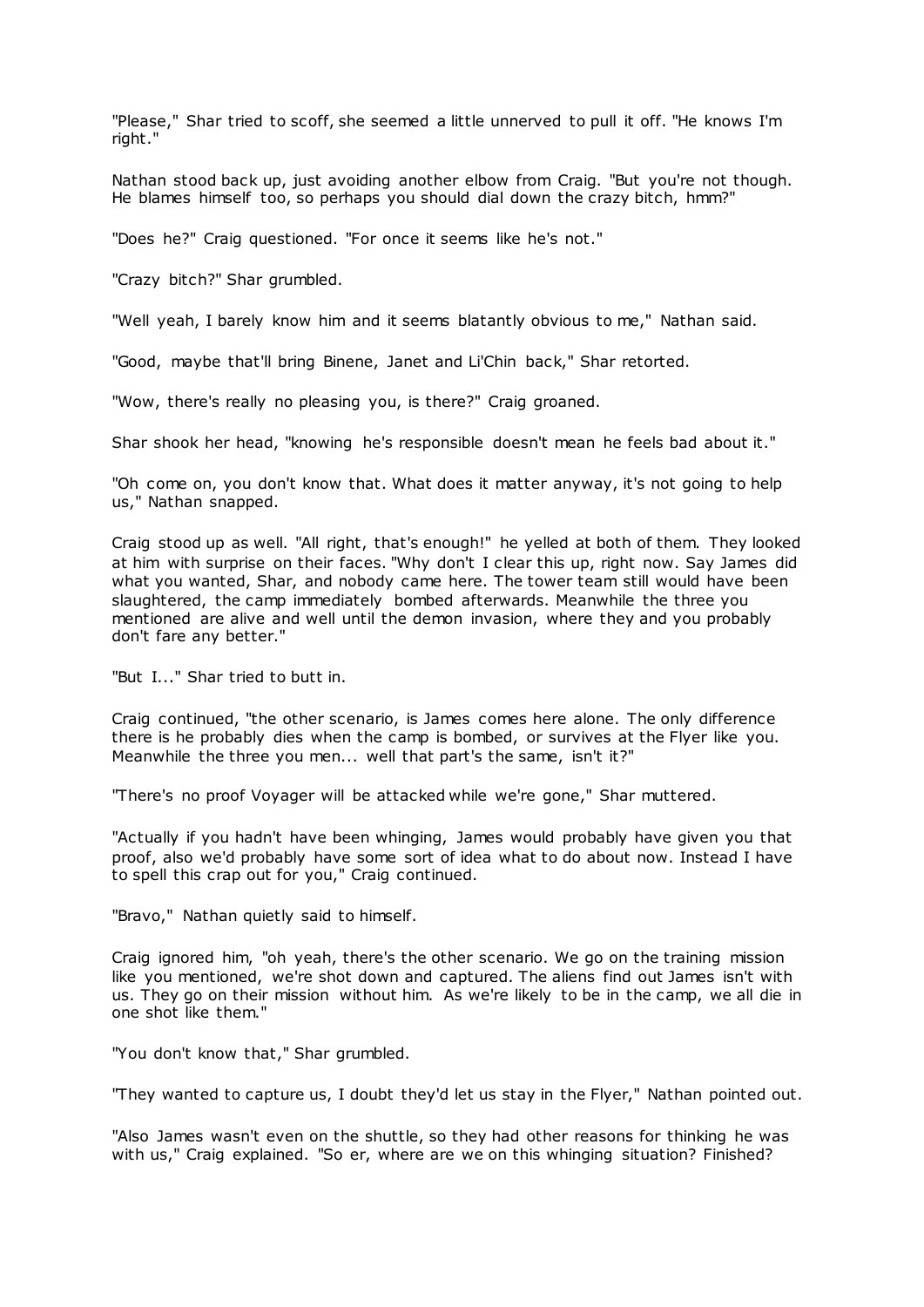"Please," Shar tried to scoff, she seemed a little unnerved to pull it off. "He knows I'm right."

Nathan stood back up, just avoiding another elbow from Craig. "But you're not though. He blames himself too, so perhaps you should dial down the crazy bitch, hmm?"

"Does he?" Craig questioned. "For once it seems like he's not."

"Crazy bitch?" Shar grumbled.

"Well yeah, I barely know him and it seems blatantly obvious to me," Nathan said.

"Good, maybe that'll bring Binene, Janet and Li'Chin back," Shar retorted.

"Wow, there's really no pleasing you, is there?" Craig groaned.

Shar shook her head, "knowing he's responsible doesn't mean he feels bad about it."

"Oh come on, you don't know that. What does it matter anyway, it's not going to help us," Nathan snapped.

Craig stood up as well. "All right, that's enough!" he yelled at both of them. They looked at him with surprise on their faces. "Why don't I clear this up, right now. Say James did what you wanted, Shar, and nobody came here. The tower team still would have been slaughtered, the camp immediately bombed afterwards. Meanwhile the three you mentioned are alive and well until the demon invasion, where they and you probably don't fare any better."

"But I..." Shar tried to butt in.

Craig continued, "the other scenario, is James comes here alone. The only difference there is he probably dies when the camp is bombed, or survives at the Flyer like you. Meanwhile the three you men... well that part's the same, isn't it?"

"There's no proof Voyager will be attacked while we're gone," Shar muttered.

"Actually if you hadn't have been whinging, James would probably have given you that proof, also we'd probably have some sort of idea what to do about now. Instead I have to spell this crap out for you," Craig continued.

"Bravo," Nathan quietly said to himself.

Craig ignored him, "oh yeah, there's the other scenario. We go on the training mission like you mentioned, we're shot down and captured. The aliens find out James isn't with us. They go on their mission without him. As we're likely to be in the camp, we all die in one shot like them."

"You don't know that," Shar grumbled.

"They wanted to capture us, I doubt they'd let us stay in the Flyer," Nathan pointed out.

"Also James wasn't even on the shuttle, so they had other reasons for thinking he was with us," Craig explained. "So er, where are we on this whinging situation? Finished?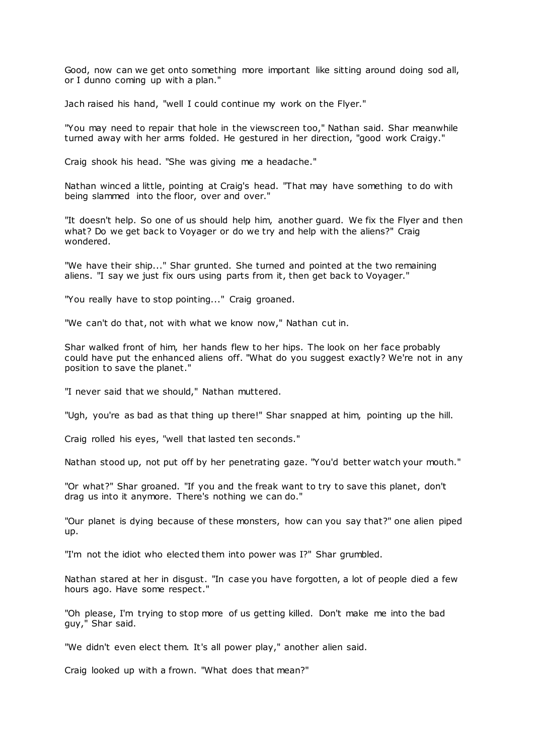Good, now can we get onto something more important like sitting around doing sod all, or I dunno coming up with a plan."

Jach raised his hand, "well I could continue my work on the Flyer."

"You may need to repair that hole in the viewscreen too," Nathan said. Shar meanwhile turned away with her arms folded. He gestured in her direction, "good work Craigy."

Craig shook his head. "She was giving me a headache."

Nathan winced a little, pointing at Craig's head. "That may have something to do with being slammed into the floor, over and over."

"It doesn't help. So one of us should help him, another guard. We fix the Flyer and then what? Do we get back to Voyager or do we try and help with the aliens?" Craig wondered.

"We have their ship..." Shar grunted. She turned and pointed at the two remaining aliens. "I say we just fix ours using parts from it, then get back to Voyager."

"You really have to stop pointing..." Craig groaned.

"We can't do that, not with what we know now," Nathan cut in.

Shar walked front of him, her hands flew to her hips. The look on her face probably could have put the enhanced aliens off. "What do you suggest exactly? We're not in any position to save the planet."

"I never said that we should," Nathan muttered.

"Ugh, you're as bad as that thing up there!" Shar snapped at him, pointing up the hill.

Craig rolled his eyes, "well that lasted ten seconds."

Nathan stood up, not put off by her penetrating gaze. "You'd better watch your mouth."

"Or what?" Shar groaned. "If you and the freak want to try to save this planet, don't drag us into it anymore. There's nothing we can do."

"Our planet is dying because of these monsters, how can you say that?" one alien piped up.

"I'm not the idiot who elected them into power was I?" Shar grumbled.

Nathan stared at her in disgust. "In case you have forgotten, a lot of people died a few hours ago. Have some respect."

"Oh please, I'm trying to stop more of us getting killed. Don't make me into the bad guy," Shar said.

"We didn't even elect them. It's all power play," another alien said.

Craig looked up with a frown. "What does that mean?"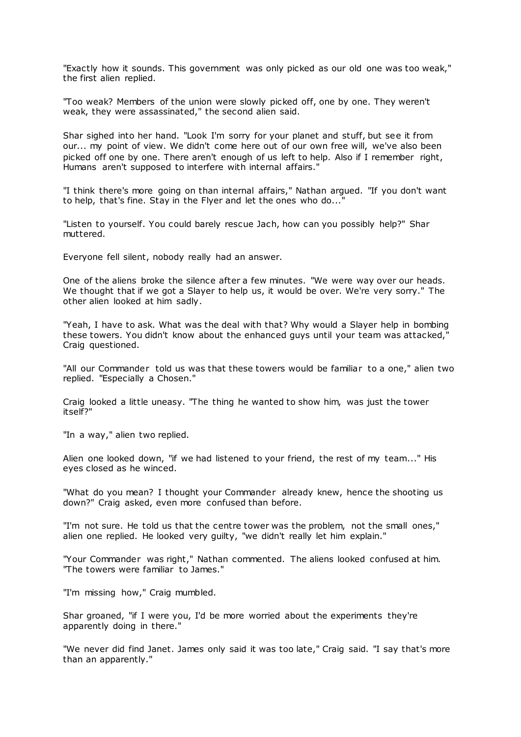"Exactly how it sounds. This government was only picked as our old one was too weak," the first alien replied.

"Too weak? Members of the union were slowly picked off, one by one. They weren't weak, they were assassinated," the second alien said.

Shar sighed into her hand. "Look I'm sorry for your planet and stuff, but see it from our... my point of view. We didn't come here out of our own free will, we've also been picked off one by one. There aren't enough of us left to help. Also if I remember right, Humans aren't supposed to interfere with internal affairs."

"I think there's more going on than internal affairs," Nathan argued. "If you don't want to help, that's fine. Stay in the Flyer and let the ones who do..."

"Listen to yourself. You could barely rescue Jach, how can you possibly help?" Shar muttered.

Everyone fell silent, nobody really had an answer.

One of the aliens broke the silence after a few minutes. "We were way over our heads. We thought that if we got a Slayer to help us, it would be over. We're very sorry." The other alien looked at him sadly.

"Yeah, I have to ask. What was the deal with that? Why would a Slayer help in bombing these towers. You didn't know about the enhanced guys until your team was attacked," Craig questioned.

"All our Commander told us was that these towers would be familiar to a one," alien two replied. "Especially a Chosen."

Craig looked a little uneasy. "The thing he wanted to show him, was just the tower itself?"

"In a way," alien two replied.

Alien one looked down, "if we had listened to your friend, the rest of my team..." His eyes closed as he winced.

"What do you mean? I thought your Commander already knew, hence the shooting us down?" Craig asked, even more confused than before.

"I'm not sure. He told us that the centre tower was the problem, not the small ones," alien one replied. He looked very guilty, "we didn't really let him explain."

"Your Commander was right," Nathan commented. The aliens looked confused at him. "The towers were familiar to James."

"I'm missing how," Craig mumbled.

Shar groaned, "if I were you, I'd be more worried about the experiments they're apparently doing in there."

"We never did find Janet. James only said it was too late," Craig said. "I say that's more than an apparently."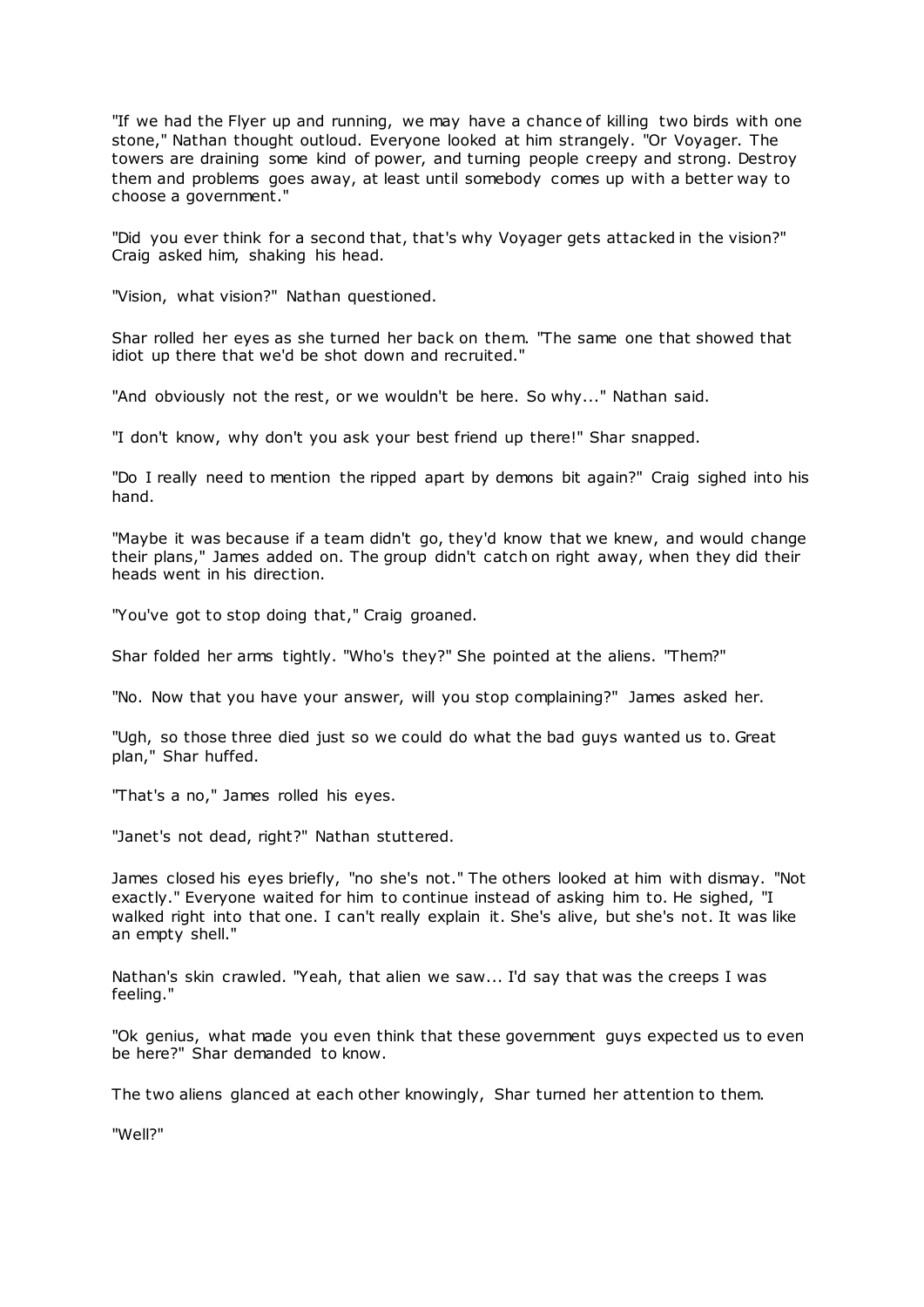"If we had the Flyer up and running, we may have a chance of killing two birds with one stone," Nathan thought outloud. Everyone looked at him strangely. "Or Voyager. The towers are draining some kind of power, and turning people creepy and strong. Destroy them and problems goes away, at least until somebody comes up with a better way to choose a government."

"Did you ever think for a second that, that's why Voyager gets attacked in the vision?" Craig asked him, shaking his head.

"Vision, what vision?" Nathan questioned.

Shar rolled her eyes as she turned her back on them. "The same one that showed that idiot up there that we'd be shot down and recruited."

"And obviously not the rest, or we wouldn't be here. So why..." Nathan said.

"I don't know, why don't you ask your best friend up there!" Shar snapped.

"Do I really need to mention the ripped apart by demons bit again?" Craig sighed into his hand.

"Maybe it was because if a team didn't go, they'd know that we knew, and would change their plans," James added on. The group didn't catch on right away, when they did their heads went in his direction.

"You've got to stop doing that," Craig groaned.

Shar folded her arms tightly. "Who's they?" She pointed at the aliens. "Them?"

"No. Now that you have your answer, will you stop complaining?" James asked her.

"Ugh, so those three died just so we could do what the bad guys wanted us to. Great plan," Shar huffed.

"That's a no," James rolled his eyes.

"Janet's not dead, right?" Nathan stuttered.

James closed his eyes briefly, "no she's not." The others looked at him with dismay. "Not exactly." Everyone waited for him to continue instead of asking him to. He sighed, "I walked right into that one. I can't really explain it. She's alive, but she's not. It was like an empty shell."

Nathan's skin crawled. "Yeah, that alien we saw... I'd say that was the creeps I was feeling."

"Ok genius, what made you even think that these government guys expected us to even be here?" Shar demanded to know.

The two aliens glanced at each other knowingly, Shar turned her attention to them.

"Well?"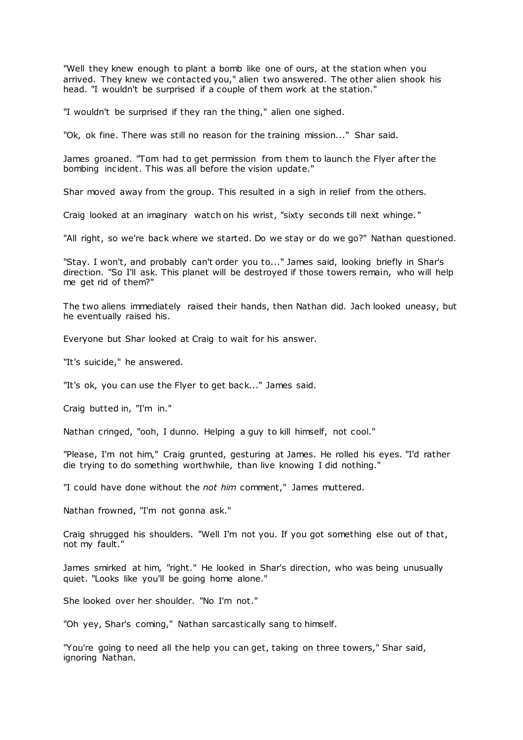"Well they knew enough to plant a bomb like one of ours, at the station when you arrived. They knew we contacted you," alien two answered. The other alien shook his head. "I wouldn't be surprised if a couple of them work at the station."

"I wouldn't be surprised if they ran the thing," alien one sighed.

"Ok, ok fine. There was still no reason for the training mission..." Shar said.

James groaned. "Tom had to get permission from them to launch the Flyer after the bombing incident. This was all before the vision update."

Shar moved away from the group. This resulted in a sigh in relief from the others.

Craig looked at an imaginary watch on his wrist, "sixty seconds till next whinge."

"All right, so we're back where we started. Do we stay or do we go?" Nathan questioned.

"Stay. I won't, and probably can't order you to..." James said, looking briefly in Shar's direction. "So I'll ask. This planet will be destroyed if those towers remain, who will help me get rid of them?"

The two aliens immediately raised their hands, then Nathan did. Jach looked uneasy, but he eventually raised his.

Everyone but Shar looked at Craig to wait for his answer.

"It's suicide," he answered.

"It's ok, you can use the Flyer to get back..." James said.

Craig butted in, "I'm in."

Nathan cringed, "ooh, I dunno. Helping a guy to kill himself, not cool."

"Please, I'm not him," Craig grunted, gesturing at James. He rolled his eyes. "I'd rather die trying to do something worthwhile, than live knowing I did nothing."

"I could have done without the *not him* comment," James muttered.

Nathan frowned, "I'm not gonna ask."

Craig shrugged his shoulders. "Well I'm not you. If you got something else out of that, not my fault."

James smirked at him, "right." He looked in Shar's direction, who was being unusually quiet. "Looks like you'll be going home alone."

She looked over her shoulder. "No I'm not."

"Oh yey, Shar's coming," Nathan sarcastically sang to himself.

"You're going to need all the help you can get, taking on three towers," Shar said, ignoring Nathan.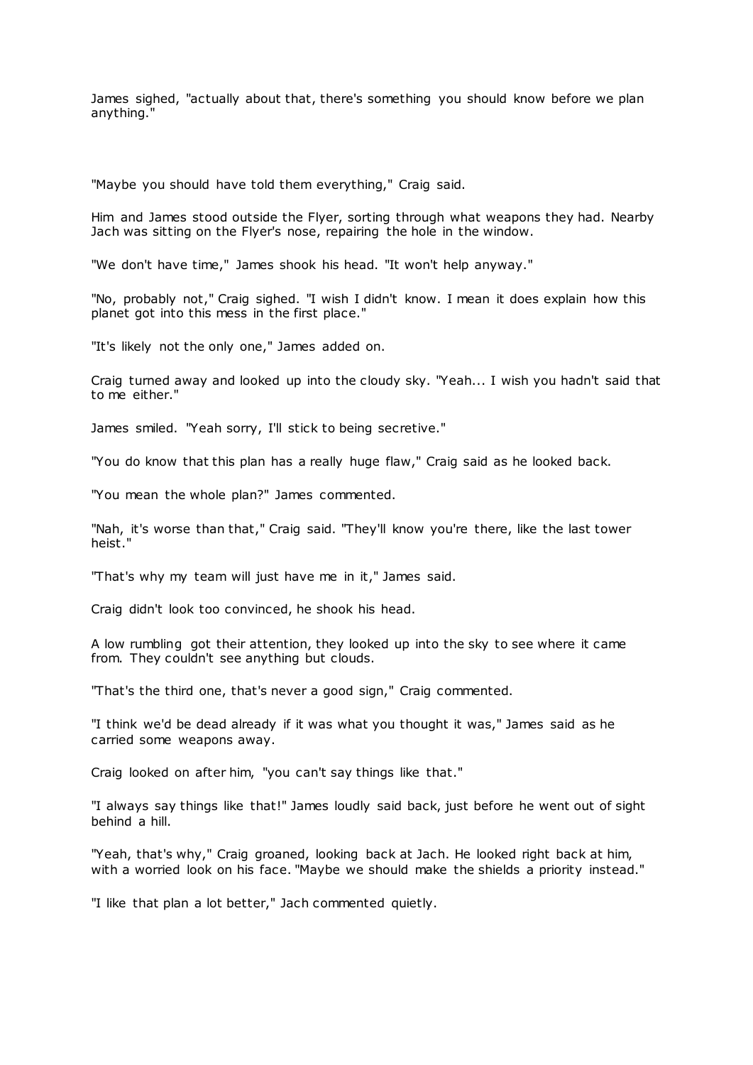James sighed, "actually about that, there's something you should know before we plan anything."

"Maybe you should have told them everything," Craig said.

Him and James stood outside the Flyer, sorting through what weapons they had. Nearby Jach was sitting on the Flyer's nose, repairing the hole in the window.

"We don't have time," James shook his head. "It won't help anyway."

"No, probably not," Craig sighed. "I wish I didn't know. I mean it does explain how this planet got into this mess in the first place."

"It's likely not the only one," James added on.

Craig turned away and looked up into the cloudy sky. "Yeah... I wish you hadn't said that to me either."

James smiled. "Yeah sorry, I'll stick to being secretive."

"You do know that this plan has a really huge flaw," Craig said as he looked back.

"You mean the whole plan?" James commented.

"Nah, it's worse than that," Craig said. "They'll know you're there, like the last tower heist."

"That's why my team will just have me in it," James said.

Craig didn't look too convinced, he shook his head.

A low rumbling got their attention, they looked up into the sky to see where it came from. They couldn't see anything but clouds.

"That's the third one, that's never a good sign," Craig commented.

"I think we'd be dead already if it was what you thought it was," James said as he carried some weapons away.

Craig looked on after him, "you can't say things like that."

"I always say things like that!" James loudly said back, just before he went out of sight behind a hill.

"Yeah, that's why," Craig groaned, looking back at Jach. He looked right back at him, with a worried look on his face. "Maybe we should make the shields a priority instead."

"I like that plan a lot better," Jach commented quietly.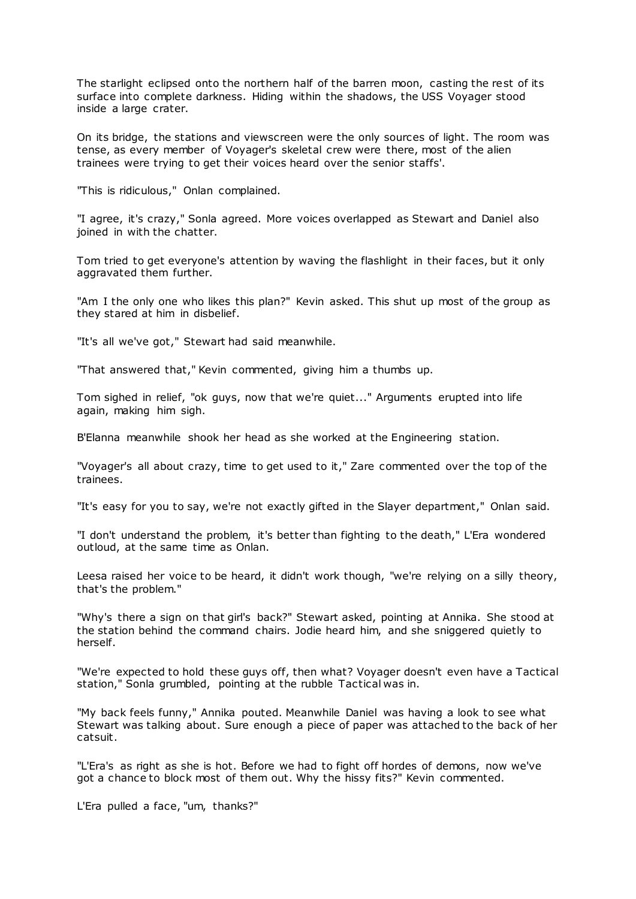The starlight eclipsed onto the northern half of the barren moon, casting the rest of its surface into complete darkness. Hiding within the shadows, the USS Voyager stood inside a large crater.

On its bridge, the stations and viewscreen were the only sources of light. The room was tense, as every member of Voyager's skeletal crew were there, most of the alien trainees were trying to get their voices heard over the senior staffs'.

"This is ridiculous," Onlan complained.

"I agree, it's crazy," Sonla agreed. More voices overlapped as Stewart and Daniel also joined in with the chatter.

Tom tried to get everyone's attention by waving the flashlight in their faces, but it only aggravated them further.

"Am I the only one who likes this plan?" Kevin asked. This shut up most of the group as they stared at him in disbelief.

"It's all we've got," Stewart had said meanwhile.

"That answered that," Kevin commented, giving him a thumbs up.

Tom sighed in relief, "ok guys, now that we're quiet..." Arguments erupted into life again, making him sigh.

B'Elanna meanwhile shook her head as she worked at the Engineering station.

"Voyager's all about crazy, time to get used to it," Zare commented over the top of the trainees.

"It's easy for you to say, we're not exactly gifted in the Slayer department," Onlan said.

"I don't understand the problem, it's better than fighting to the death," L'Era wondered outloud, at the same time as Onlan.

Leesa raised her voice to be heard, it didn't work though, "we're relying on a silly theory, that's the problem."

"Why's there a sign on that girl's back?" Stewart asked, pointing at Annika. She stood at the station behind the command chairs. Jodie heard him, and she sniggered quietly to herself.

"We're expected to hold these guys off, then what? Voyager doesn't even have a Tactical station," Sonla grumbled, pointing at the rubble Tactical was in.

"My back feels funny," Annika pouted. Meanwhile Daniel was having a look to see what Stewart was talking about. Sure enough a piece of paper was attached to the back of her catsuit.

"L'Era's as right as she is hot. Before we had to fight off hordes of demons, now we've got a chance to block most of them out. Why the hissy fits?" Kevin commented.

L'Era pulled a face, "um, thanks?"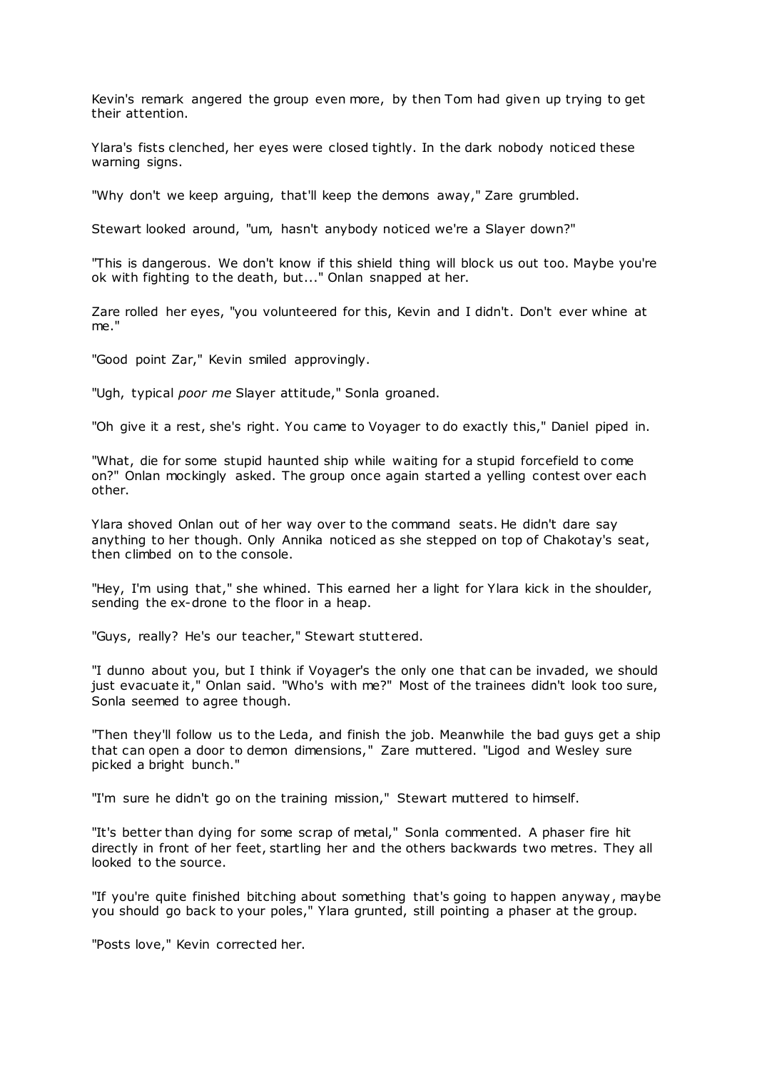Kevin's remark angered the group even more, by then Tom had given up trying to get their attention.

Ylara's fists clenched, her eyes were closed tightly. In the dark nobody noticed these warning signs.

"Why don't we keep arguing, that'll keep the demons away," Zare grumbled.

Stewart looked around, "um, hasn't anybody noticed we're a Slayer down?"

"This is dangerous. We don't know if this shield thing will block us out too. Maybe you're ok with fighting to the death, but..." Onlan snapped at her.

Zare rolled her eyes, "you volunteered for this, Kevin and I didn't. Don't ever whine at me."

"Good point Zar," Kevin smiled approvingly.

"Ugh, typical *poor me* Slayer attitude," Sonla groaned.

"Oh give it a rest, she's right. You came to Voyager to do exactly this," Daniel piped in.

"What, die for some stupid haunted ship while waiting for a stupid forcefield to come on?" Onlan mockingly asked. The group once again started a yelling contest over each other.

Ylara shoved Onlan out of her way over to the command seats. He didn't dare say anything to her though. Only Annika noticed as she stepped on top of Chakotay's seat, then climbed on to the console.

"Hey, I'm using that," she whined. This earned her a light for Ylara kick in the shoulder, sending the ex-drone to the floor in a heap.

"Guys, really? He's our teacher," Stewart stuttered.

"I dunno about you, but I think if Voyager's the only one that can be invaded, we should just evacuate it," Onlan said. "Who's with me?" Most of the trainees didn't look too sure, Sonla seemed to agree though.

"Then they'll follow us to the Leda, and finish the job. Meanwhile the bad guys get a ship that can open a door to demon dimensions," Zare muttered. "Ligod and Wesley sure picked a bright bunch."

"I'm sure he didn't go on the training mission," Stewart muttered to himself.

"It's better than dying for some scrap of metal," Sonla commented. A phaser fire hit directly in front of her feet, startling her and the others backwards two metres. They all looked to the source.

"If you're quite finished bitching about something that's going to happen anyway, maybe you should go back to your poles," Ylara grunted, still pointing a phaser at the group.

"Posts love," Kevin corrected her.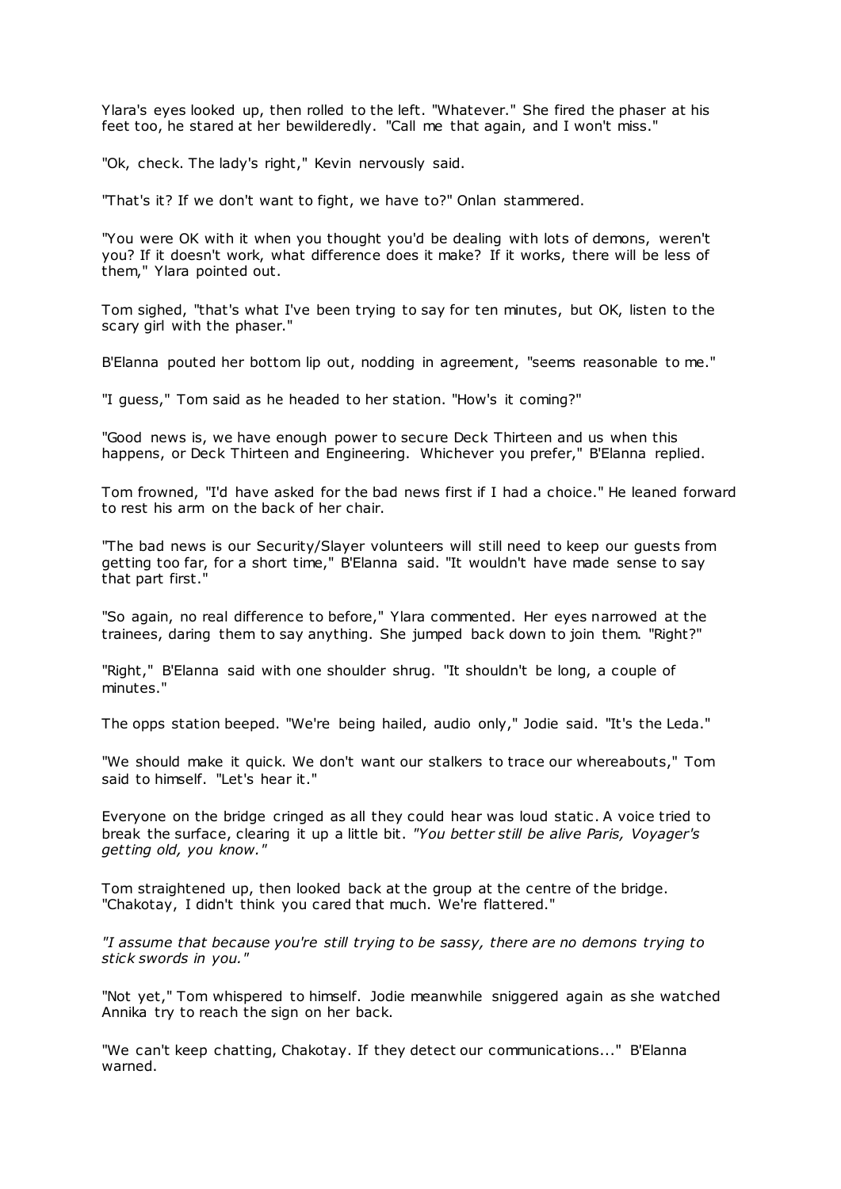Ylara's eyes looked up, then rolled to the left. "Whatever." She fired the phaser at his feet too, he stared at her bewilderedly. "Call me that again, and I won't miss."

"Ok, check. The lady's right," Kevin nervously said.

"That's it? If we don't want to fight, we have to?" Onlan stammered.

"You were OK with it when you thought you'd be dealing with lots of demons, weren't you? If it doesn't work, what difference does it make? If it works, there will be less of them," Ylara pointed out.

Tom sighed, "that's what I've been trying to say for ten minutes, but OK, listen to the scary girl with the phaser."

B'Elanna pouted her bottom lip out, nodding in agreement, "seems reasonable to me."

"I guess," Tom said as he headed to her station. "How's it coming?"

"Good news is, we have enough power to secure Deck Thirteen and us when this happens, or Deck Thirteen and Engineering. Whichever you prefer," B'Elanna replied.

Tom frowned, "I'd have asked for the bad news first if I had a choice." He leaned forward to rest his arm on the back of her chair.

"The bad news is our Security/Slayer volunteers will still need to keep our guests from getting too far, for a short time," B'Elanna said. "It wouldn't have made sense to say that part first."

"So again, no real difference to before," Ylara commented. Her eyes narrowed at the trainees, daring them to say anything. She jumped back down to join them. "Right?"

"Right," B'Elanna said with one shoulder shrug. "It shouldn't be long, a couple of minutes."

The opps station beeped. "We're being hailed, audio only," Jodie said. "It's the Leda."

"We should make it quick. We don't want our stalkers to trace our whereabouts," Tom said to himself. "Let's hear it."

Everyone on the bridge cringed as all they could hear was loud static. A voice tried to break the surface, clearing it up a little bit. *"You better still be alive Paris, Voyager's getting old, you know."*

Tom straightened up, then looked back at the group at the centre of the bridge. "Chakotay, I didn't think you cared that much. We're flattered."

*"I assume that because you're still trying to be sassy, there are no demons trying to stick swords in you."*

"Not yet," Tom whispered to himself. Jodie meanwhile sniggered again as she watched Annika try to reach the sign on her back.

"We can't keep chatting, Chakotay. If they detect our communications..." B'Elanna warned.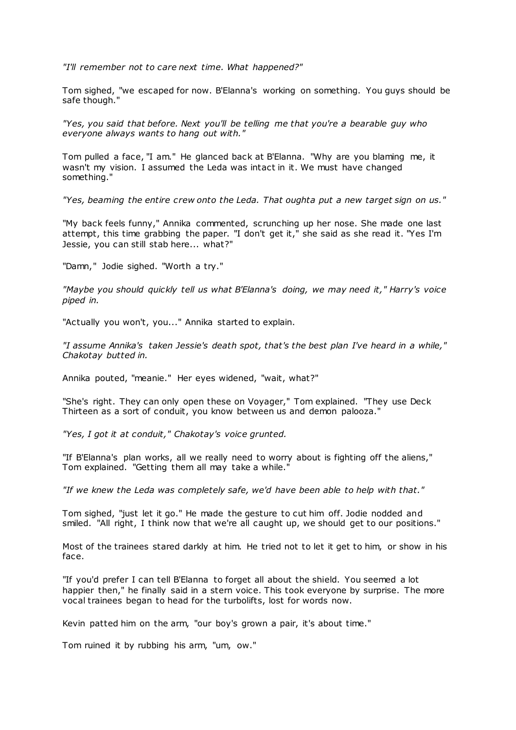*"I'll remember not to care next time. What happened?"*

Tom sighed, "we escaped for now. B'Elanna's working on something. You guys should be safe though."

*"Yes, you said that before. Next you'll be telling me that you're a bearable guy who everyone always wants to hang out with."*

Tom pulled a face, "I am." He glanced back at B'Elanna. "Why are you blaming me, it wasn't my vision. I assumed the Leda was intact in it. We must have changed something."

*"Yes, beaming the entire crew onto the Leda. That oughta put a new target sign on us."*

"My back feels funny," Annika commented, scrunching up her nose. She made one last attempt, this time grabbing the paper. "I don't get it," she said as she read it. "Yes I'm Jessie, you can still stab here... what?"

"Damn," Jodie sighed. "Worth a try."

*"Maybe you should quickly tell us what B'Elanna's doing, we may need it," Harry's voice piped in.*

"Actually you won't, you..." Annika started to explain.

*"I assume Annika's taken Jessie's death spot, that's the best plan I've heard in a while," Chakotay butted in.*

Annika pouted, "meanie." Her eyes widened, "wait, what?"

"She's right. They can only open these on Voyager," Tom explained. "They use Deck Thirteen as a sort of conduit, you know between us and demon palooza."

*"Yes, I got it at conduit," Chakotay's voice grunted.*

"If B'Elanna's plan works, all we really need to worry about is fighting off the aliens," Tom explained. "Getting them all may take a while."

*"If we knew the Leda was completely safe, we'd have been able to help with that."*

Tom sighed, "just let it go." He made the gesture to cut him off. Jodie nodded and smiled. "All right, I think now that we're all caught up, we should get to our positions."

Most of the trainees stared darkly at him. He tried not to let it get to him, or show in his face.

"If you'd prefer I can tell B'Elanna to forget all about the shield. You seemed a lot happier then," he finally said in a stern voice. This took everyone by surprise. The more vocal trainees began to head for the turbolifts, lost for words now.

Kevin patted him on the arm, "our boy's grown a pair, it's about time."

Tom ruined it by rubbing his arm, "um, ow."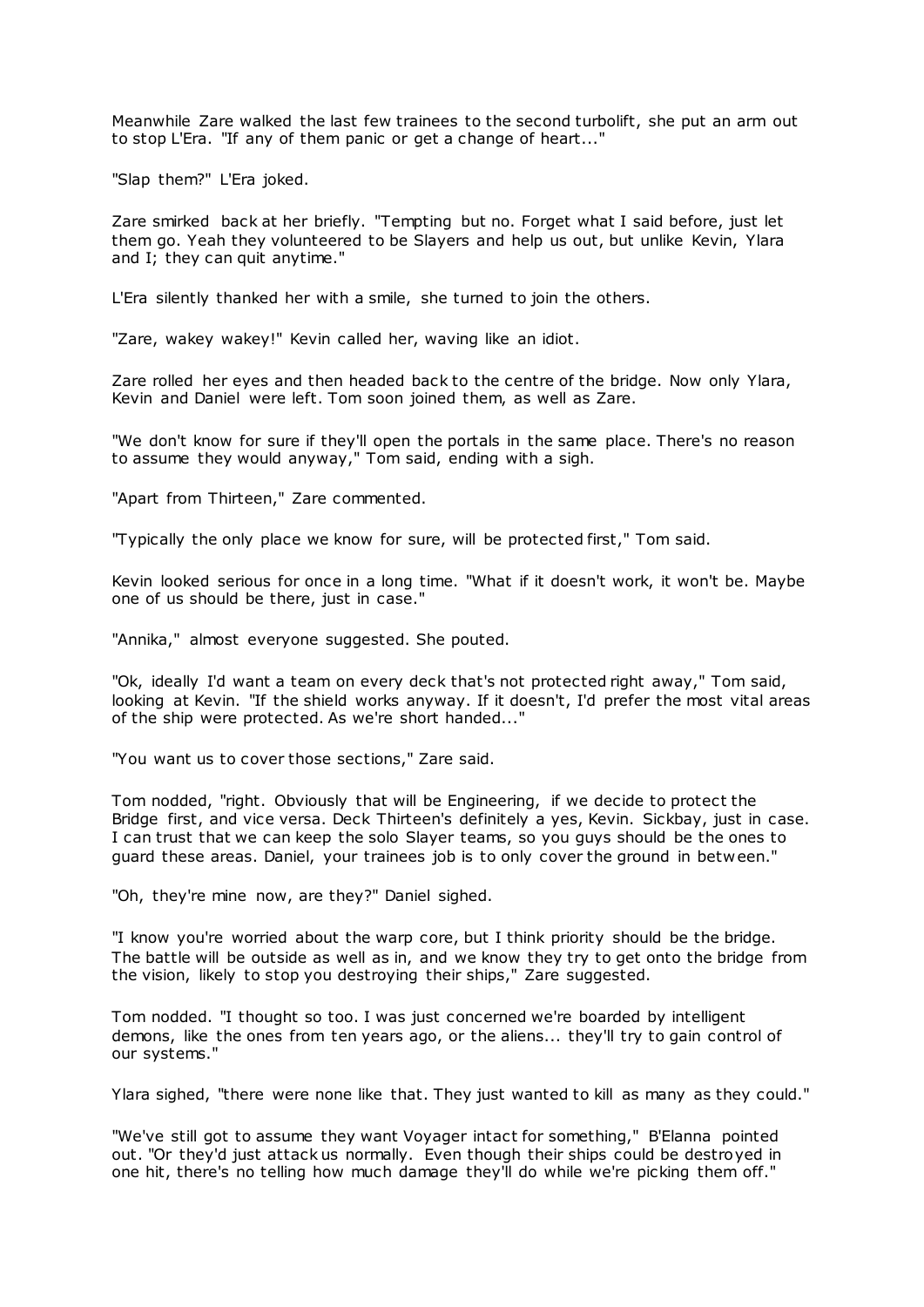Meanwhile Zare walked the last few trainees to the second turbolift, she put an arm out to stop L'Era. "If any of them panic or get a change of heart..."

"Slap them?" L'Era joked.

Zare smirked back at her briefly. "Tempting but no. Forget what I said before, just let them go. Yeah they volunteered to be Slayers and help us out, but unlike Kevin, Ylara and I; they can quit anytime."

L'Era silently thanked her with a smile, she turned to join the others.

"Zare, wakey wakey!" Kevin called her, waving like an idiot.

Zare rolled her eyes and then headed back to the centre of the bridge. Now only Ylara, Kevin and Daniel were left. Tom soon joined them, as well as Zare.

"We don't know for sure if they'll open the portals in the same place. There's no reason to assume they would anyway," Tom said, ending with a sigh.

"Apart from Thirteen," Zare commented.

"Typically the only place we know for sure, will be protected first," Tom said.

Kevin looked serious for once in a long time. "What if it doesn't work, it won't be. Maybe one of us should be there, just in case."

"Annika," almost everyone suggested. She pouted.

"Ok, ideally I'd want a team on every deck that's not protected right away," Tom said, looking at Kevin. "If the shield works anyway. If it doesn't, I'd prefer the most vital areas of the ship were protected. As we're short handed..."

"You want us to cover those sections," Zare said.

Tom nodded, "right. Obviously that will be Engineering, if we decide to protect the Bridge first, and vice versa. Deck Thirteen's definitely a yes, Kevin. Sickbay, just in case. I can trust that we can keep the solo Slayer teams, so you guys should be the ones to guard these areas. Daniel, your trainees job is to only cover the ground in between."

"Oh, they're mine now, are they?" Daniel sighed.

"I know you're worried about the warp core, but I think priority should be the bridge. The battle will be outside as well as in, and we know they try to get onto the bridge from the vision, likely to stop you destroying their ships," Zare suggested.

Tom nodded. "I thought so too. I was just concerned we're boarded by intelligent demons, like the ones from ten years ago, or the aliens... they'll try to gain control of our systems."

Ylara sighed, "there were none like that. They just wanted to kill as many as they could."

"We've still got to assume they want Voyager intact for something," B'Elanna pointed out. "Or they'd just attack us normally. Even though their ships could be destroyed in one hit, there's no telling how much damage they'll do while we're picking them off."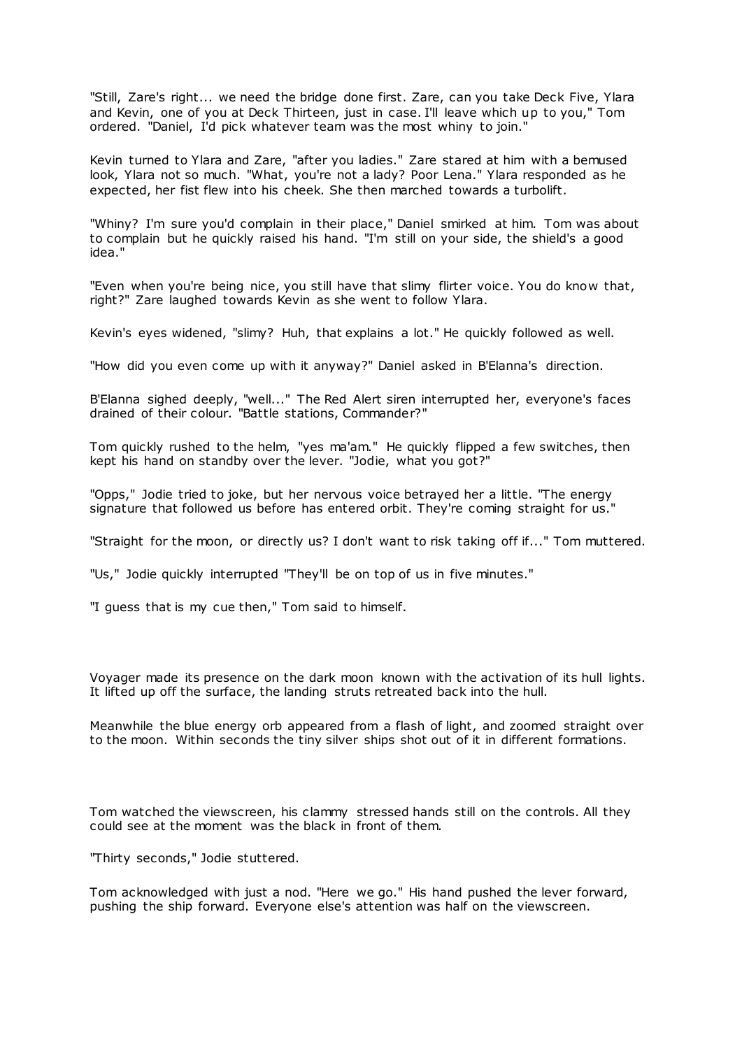"Still, Zare's right... we need the bridge done first. Zare, can you take Deck Five, Ylara and Kevin, one of you at Deck Thirteen, just in case. I'll leave which up to you," Tom ordered. "Daniel, I'd pick whatever team was the most whiny to join."

Kevin turned to Ylara and Zare, "after you ladies." Zare stared at him with a bemused look, Ylara not so much. "What, you're not a lady? Poor Lena." Ylara responded as he expected, her fist flew into his cheek. She then marched towards a turbolift.

"Whiny? I'm sure you'd complain in their place," Daniel smirked at him. Tom was about to complain but he quickly raised his hand. "I'm still on your side, the shield's a good idea."

"Even when you're being nice, you still have that slimy flirter voice. You do know that, right?" Zare laughed towards Kevin as she went to follow Ylara.

Kevin's eyes widened, "slimy? Huh, that explains a lot." He quickly followed as well.

"How did you even come up with it anyway?" Daniel asked in B'Elanna's direction.

B'Elanna sighed deeply, "well..." The Red Alert siren interrupted her, everyone's faces drained of their colour. "Battle stations, Commander?"

Tom quickly rushed to the helm, "yes ma'am." He quickly flipped a few switches, then kept his hand on standby over the lever. "Jodie, what you got?"

"Opps," Jodie tried to joke, but her nervous voice betrayed her a little. "The energy signature that followed us before has entered orbit. They're coming straight for us."

"Straight for the moon, or directly us? I don't want to risk taking off if..." Tom muttered.

"Us," Jodie quickly interrupted "They'll be on top of us in five minutes."

"I guess that is my cue then," Tom said to himself.

Voyager made its presence on the dark moon known with the activation of its hull lights. It lifted up off the surface, the landing struts retreated back into the hull.

Meanwhile the blue energy orb appeared from a flash of light, and zoomed straight over to the moon. Within seconds the tiny silver ships shot out of it in different formations.

Tom watched the viewscreen, his clammy stressed hands still on the controls. All they could see at the moment was the black in front of them.

"Thirty seconds," Jodie stuttered.

Tom acknowledged with just a nod. "Here we go." His hand pushed the lever forward, pushing the ship forward. Everyone else's attention was half on the viewscreen.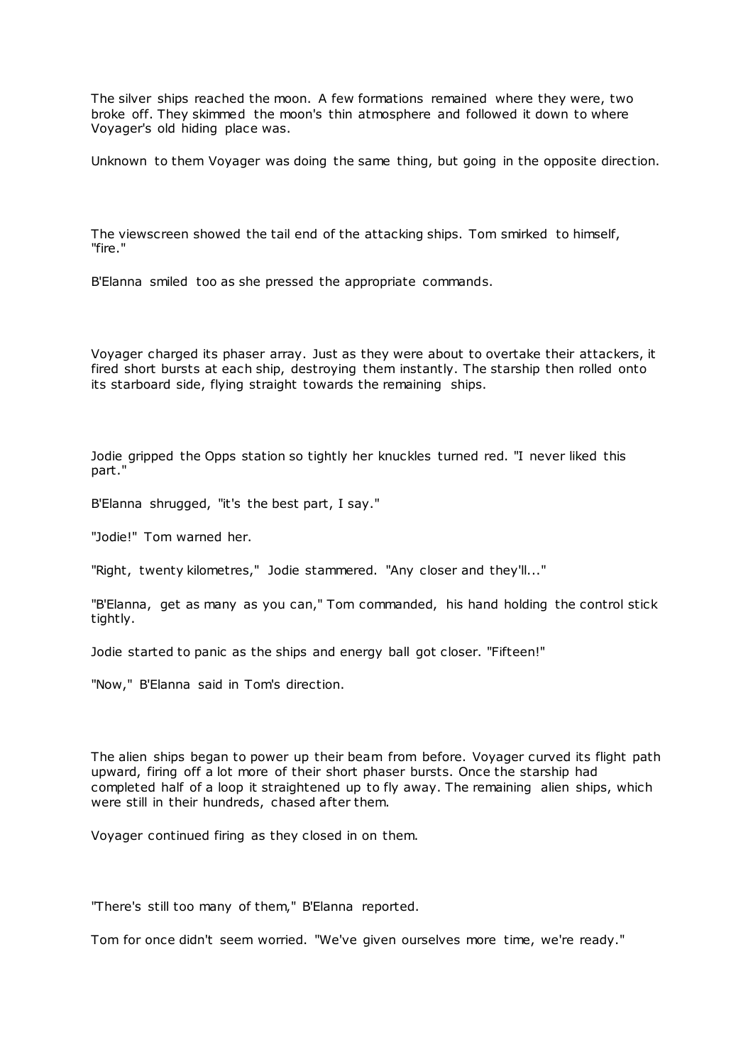The silver ships reached the moon. A few formations remained where they were, two broke off. They skimmed the moon's thin atmosphere and followed it down to where Voyager's old hiding place was.

Unknown to them Voyager was doing the same thing, but going in the opposite direction.

The viewscreen showed the tail end of the attacking ships. Tom smirked to himself, "fire."

B'Elanna smiled too as she pressed the appropriate commands.

Voyager charged its phaser array. Just as they were about to overtake their attackers, it fired short bursts at each ship, destroying them instantly. The starship then rolled onto its starboard side, flying straight towards the remaining ships.

Jodie gripped the Opps station so tightly her knuckles turned red. "I never liked this part."

B'Elanna shrugged, "it's the best part, I say."

"Jodie!" Tom warned her.

"Right, twenty kilometres," Jodie stammered. "Any closer and they'll..."

"B'Elanna, get as many as you can," Tom commanded, his hand holding the control stick tightly.

Jodie started to panic as the ships and energy ball got closer. "Fifteen!"

"Now," B'Elanna said in Tom's direction.

The alien ships began to power up their beam from before. Voyager curved its flight path upward, firing off a lot more of their short phaser bursts. Once the starship had completed half of a loop it straightened up to fly away. The remaining alien ships, which were still in their hundreds, chased after them.

Voyager continued firing as they closed in on them.

"There's still too many of them," B'Elanna reported.

Tom for once didn't seem worried. "We've given ourselves more time, we're ready."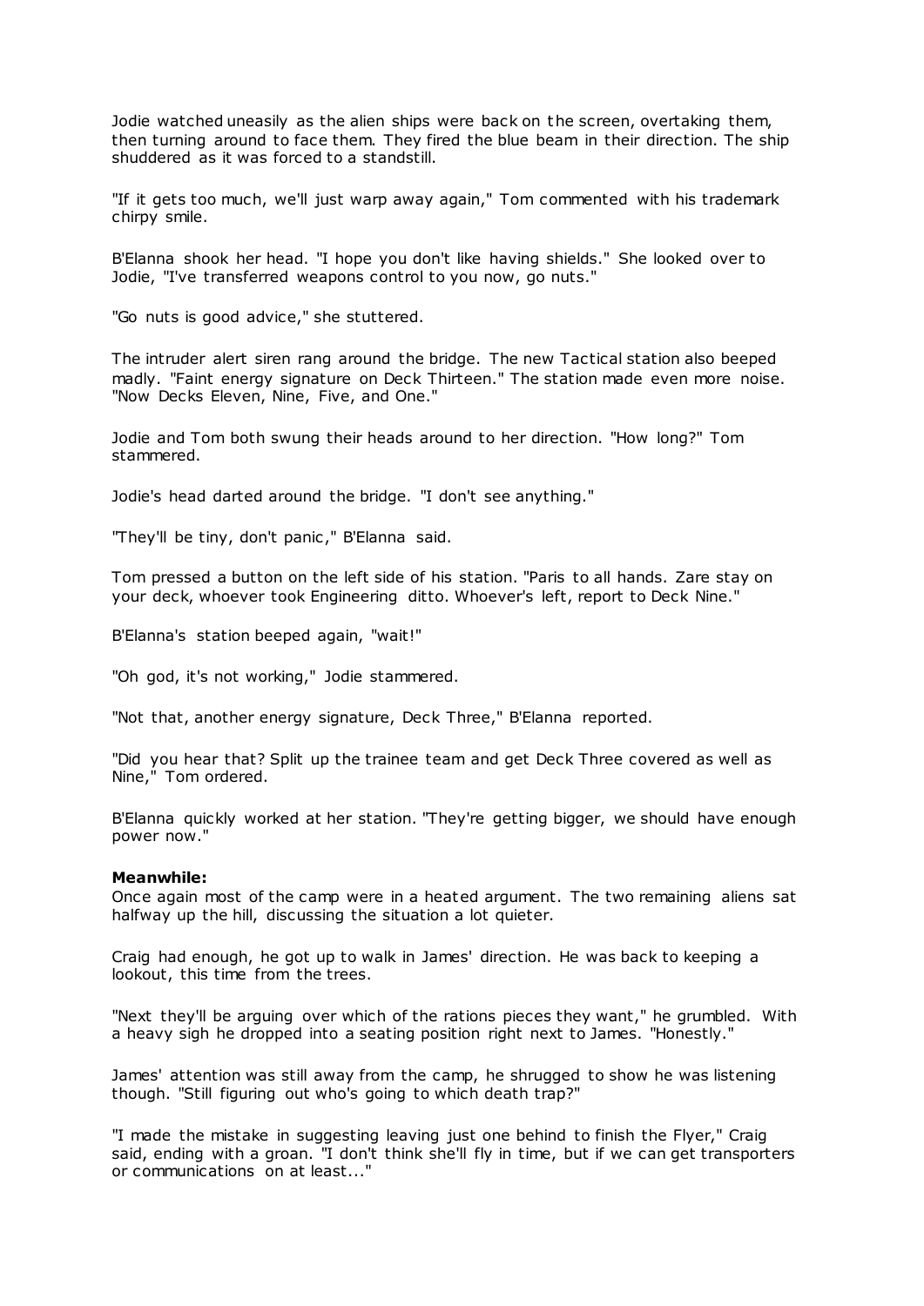Jodie watched uneasily as the alien ships were back on the screen, overtaking them, then turning around to face them. They fired the blue beam in their direction. The ship shuddered as it was forced to a standstill.

"If it gets too much, we'll just warp away again," Tom commented with his trademark chirpy smile.

B'Elanna shook her head. "I hope you don't like having shields." She looked over to Jodie, "I've transferred weapons control to you now, go nuts."

"Go nuts is good advice," she stuttered.

The intruder alert siren rang around the bridge. The new Tactical station also beeped madly. "Faint energy signature on Deck Thirteen." The station made even more noise. "Now Decks Eleven, Nine, Five, and One."

Jodie and Tom both swung their heads around to her direction. "How long?" Tom stammered.

Jodie's head darted around the bridge. "I don't see anything."

"They'll be tiny, don't panic," B'Elanna said.

Tom pressed a button on the left side of his station. "Paris to all hands. Zare stay on your deck, whoever took Engineering ditto. Whoever's left, report to Deck Nine."

B'Elanna's station beeped again, "wait!"

"Oh god, it's not working," Jodie stammered.

"Not that, another energy signature, Deck Three," B'Elanna reported.

"Did you hear that? Split up the trainee team and get Deck Three covered as well as Nine," Tom ordered.

B'Elanna quickly worked at her station. "They're getting bigger, we should have enough power now."

**Meanwhile:**
Once again most of the camp were in a heated argument. The two remaining aliens sat halfway up the hill, discussing the situation a lot quieter.

Craig had enough, he got up to walk in James' direction. He was back to keeping a lookout, this time from the trees.

"Next they'll be arguing over which of the rations pieces they want," he grumbled. With a heavy sigh he dropped into a seating position right next to James. "Honestly."

James' attention was still away from the camp, he shrugged to show he was listening though. "Still figuring out who's going to which death trap?"

"I made the mistake in suggesting leaving just one behind to finish the Flyer," Craig said, ending with a groan. "I don't think she'll fly in time, but if we can get transporters or communications on at least..."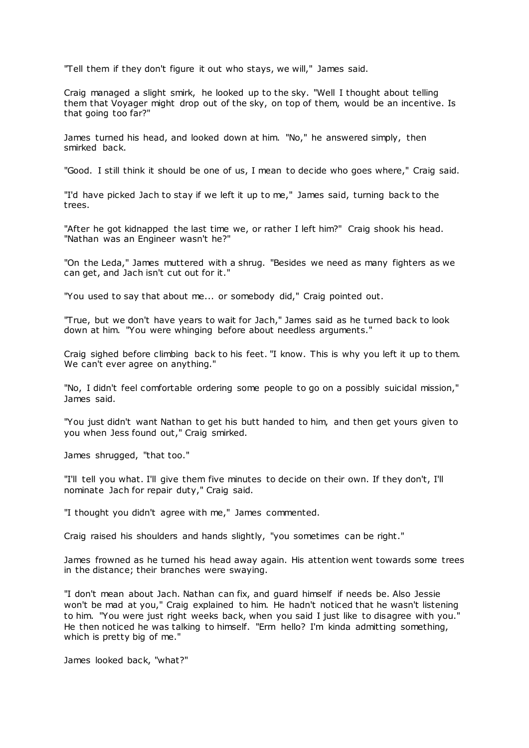"Tell them if they don't figure it out who stays, we will," James said.

Craig managed a slight smirk, he looked up to the sky. "Well I thought about telling them that Voyager might drop out of the sky, on top of them, would be an incentive. Is that going too far?"

James turned his head, and looked down at him. "No," he answered simply, then smirked back.

"Good. I still think it should be one of us, I mean to decide who goes where," Craig said.

"I'd have picked Jach to stay if we left it up to me," James said, turning back to the trees.

"After he got kidnapped the last time we, or rather I left him?" Craig shook his head. "Nathan was an Engineer wasn't he?"

"On the Leda," James muttered with a shrug. "Besides we need as many fighters as we can get, and Jach isn't cut out for it."

"You used to say that about me... or somebody did," Craig pointed out.

"True, but we don't have years to wait for Jach," James said as he turned back to look down at him. "You were whinging before about needless arguments."

Craig sighed before climbing back to his feet. "I know. This is why you left it up to them. We can't ever agree on anything."

"No, I didn't feel comfortable ordering some people to go on a possibly suicidal mission," James said.

"You just didn't want Nathan to get his butt handed to him, and then get yours given to you when Jess found out," Craig smirked.

James shrugged, "that too."

"I'll tell you what. I'll give them five minutes to decide on their own. If they don't, I'll nominate Jach for repair duty," Craig said.

"I thought you didn't agree with me," James commented.

Craig raised his shoulders and hands slightly, "you sometimes can be right."

James frowned as he turned his head away again. His attention went towards some trees in the distance; their branches were swaying.

"I don't mean about Jach. Nathan can fix, and guard himself if needs be. Also Jessie won't be mad at you," Craig explained to him. He hadn't noticed that he wasn't listening to him. "You were just right weeks back, when you said I just like to disagree with you." He then noticed he was talking to himself. "Erm hello? I'm kinda admitting something, which is pretty big of me."

James looked back, "what?"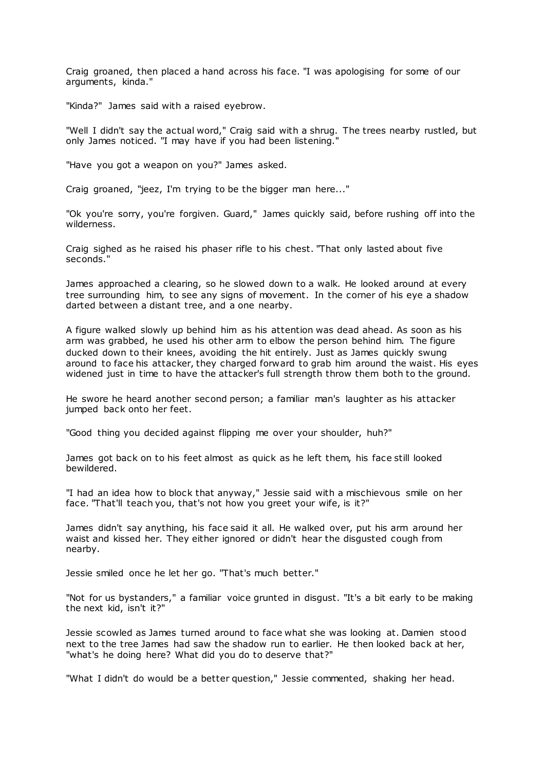Craig groaned, then placed a hand across his face. "I was apologising for some of our arguments, kinda."

"Kinda?" James said with a raised eyebrow.

"Well I didn't say the actual word," Craig said with a shrug. The trees nearby rustled, but only James noticed. "I may have if you had been listening."

"Have you got a weapon on you?" James asked.

Craig groaned, "jeez, I'm trying to be the bigger man here..."

"Ok you're sorry, you're forgiven. Guard," James quickly said, before rushing off into the wilderness.

Craig sighed as he raised his phaser rifle to his chest. "That only lasted about five seconds."

James approached a clearing, so he slowed down to a walk. He looked around at every tree surrounding him, to see any signs of movement. In the corner of his eye a shadow darted between a distant tree, and a one nearby.

A figure walked slowly up behind him as his attention was dead ahead. As soon as his arm was grabbed, he used his other arm to elbow the person behind him. The figure ducked down to their knees, avoiding the hit entirely. Just as James quickly swung around to face his attacker, they charged forward to grab him around the waist. His eyes widened just in time to have the attacker's full strength throw them both to the ground.

He swore he heard another second person; a familiar man's laughter as his attacker jumped back onto her feet.

"Good thing you decided against flipping me over your shoulder, huh?"

James got back on to his feet almost as quick as he left them, his face still looked bewildered.

"I had an idea how to block that anyway," Jessie said with a mischievous smile on her face. "That'll teach you, that's not how you greet your wife, is it?"

James didn't say anything, his face said it all. He walked over, put his arm around her waist and kissed her. They either ignored or didn't hear the disgusted cough from nearby.

Jessie smiled once he let her go. "That's much better."

"Not for us bystanders," a familiar voice grunted in disgust. "It's a bit early to be making the next kid, isn't it?"

Jessie scowled as James turned around to face what she was looking at. Damien stood next to the tree James had saw the shadow run to earlier. He then looked back at her, "what's he doing here? What did you do to deserve that?"

"What I didn't do would be a better question," Jessie commented, shaking her head.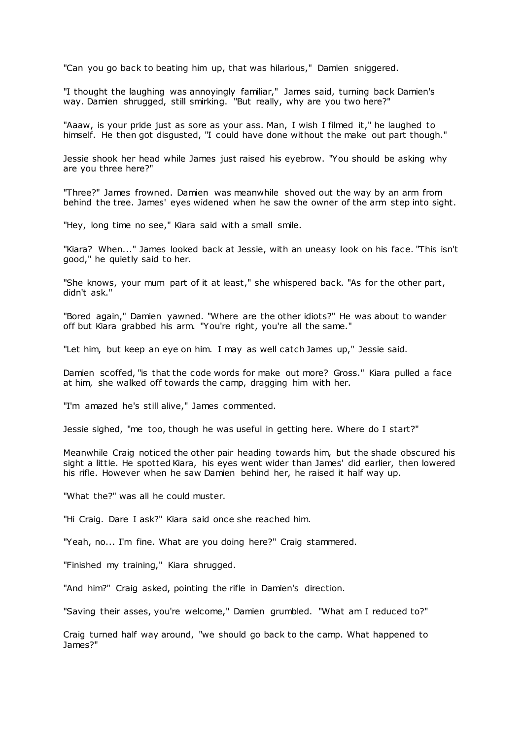"Can you go back to beating him up, that was hilarious," Damien sniggered.

"I thought the laughing was annoyingly familiar," James said, turning back Damien's way. Damien shrugged, still smirking. "But really, why are you two here?"

"Aaaw, is your pride just as sore as your ass. Man, I wish I filmed it," he laughed to himself. He then got disgusted, "I could have done without the make out part though."

Jessie shook her head while James just raised his eyebrow. "You should be asking why are you three here?"

"Three?" James frowned. Damien was meanwhile shoved out the way by an arm from behind the tree. James' eyes widened when he saw the owner of the arm step into sight.

"Hey, long time no see," Kiara said with a small smile.

"Kiara? When..." James looked back at Jessie, with an uneasy look on his face. "This isn't good," he quietly said to her.

"She knows, your mum part of it at least," she whispered back. "As for the other part, didn't ask."

"Bored again," Damien yawned. "Where are the other idiots?" He was about to wander off but Kiara grabbed his arm. "You're right, you're all the same."

"Let him, but keep an eye on him. I may as well catch James up," Jessie said.

Damien scoffed, "is that the code words for make out more? Gross." Kiara pulled a face at him, she walked off towards the camp, dragging him with her.

"I'm amazed he's still alive," James commented.

Jessie sighed, "me too, though he was useful in getting here. Where do I start?"

Meanwhile Craig noticed the other pair heading towards him, but the shade obscured his sight a little. He spotted Kiara, his eyes went wider than James' did earlier, then lowered his rifle. However when he saw Damien behind her, he raised it half way up.

"What the?" was all he could muster.

"Hi Craig. Dare I ask?" Kiara said once she reached him.

"Yeah, no... I'm fine. What are you doing here?" Craig stammered.

"Finished my training," Kiara shrugged.

"And him?" Craig asked, pointing the rifle in Damien's direction.

"Saving their asses, you're welcome," Damien grumbled. "What am I reduced to?"

Craig turned half way around, "we should go back to the camp. What happened to James?"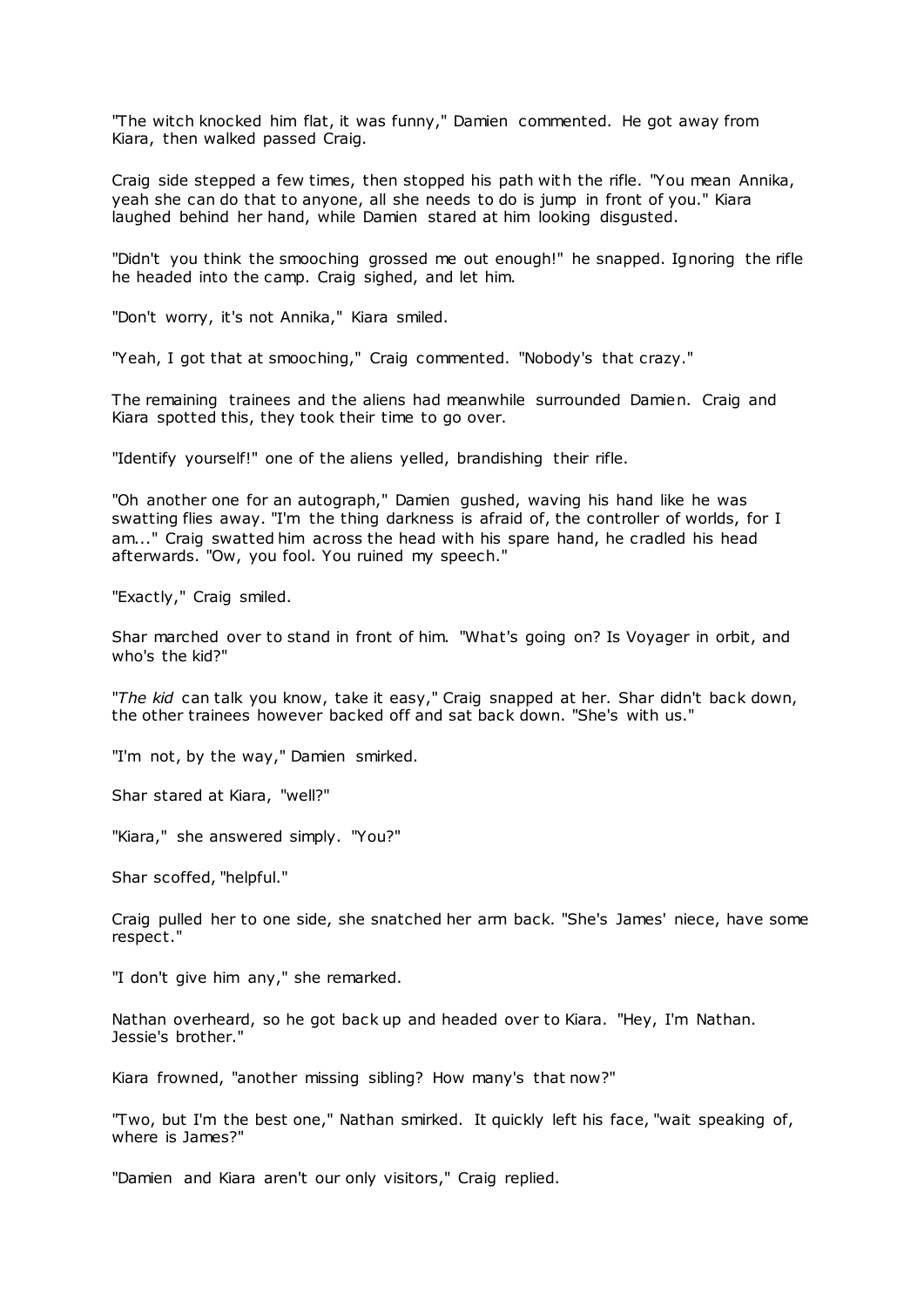"The witch knocked him flat, it was funny," Damien commented. He got away from Kiara, then walked passed Craig.

Craig side stepped a few times, then stopped his path with the rifle. "You mean Annika, yeah she can do that to anyone, all she needs to do is jump in front of you." Kiara laughed behind her hand, while Damien stared at him looking disgusted.

"Didn't you think the smooching grossed me out enough!" he snapped. Ignoring the rifle he headed into the camp. Craig sighed, and let him.

"Don't worry, it's not Annika," Kiara smiled.

"Yeah, I got that at smooching," Craig commented. "Nobody's that crazy."

The remaining trainees and the aliens had meanwhile surrounded Damien. Craig and Kiara spotted this, they took their time to go over.

"Identify yourself!" one of the aliens yelled, brandishing their rifle.

"Oh another one for an autograph," Damien gushed, waving his hand like he was swatting flies away. "I'm the thing darkness is afraid of, the controller of worlds, for I am..." Craig swatted him across the head with his spare hand, he cradled his head afterwards. "Ow, you fool. You ruined my speech."

"Exactly," Craig smiled.

Shar marched over to stand in front of him. "What's going on? Is Voyager in orbit, and who's the kid?"

"*The kid* can talk you know, take it easy," Craig snapped at her. Shar didn't back down, the other trainees however backed off and sat back down. "She's with us."

"I'm not, by the way," Damien smirked.

Shar stared at Kiara, "well?"

"Kiara," she answered simply. "You?"

Shar scoffed, "helpful."

Craig pulled her to one side, she snatched her arm back. "She's James' niece, have some respect."

"I don't give him any," she remarked.

Nathan overheard, so he got back up and headed over to Kiara. "Hey, I'm Nathan. Jessie's brother."

Kiara frowned, "another missing sibling? How many's that now?"

"Two, but I'm the best one," Nathan smirked. It quickly left his face, "wait speaking of, where is James?"

"Damien and Kiara aren't our only visitors," Craig replied.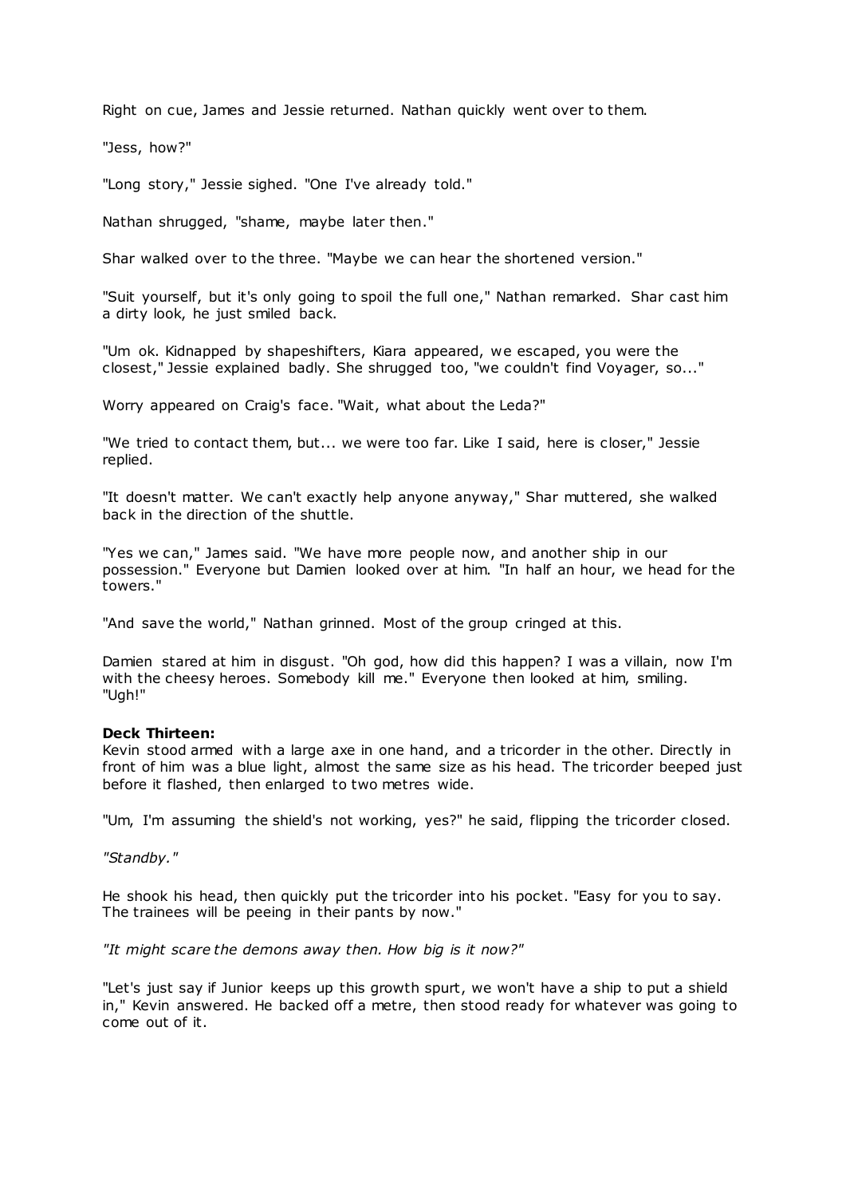Right on cue, James and Jessie returned. Nathan quickly went over to them.

"Jess, how?"

"Long story," Jessie sighed. "One I've already told."

Nathan shrugged, "shame, maybe later then."

Shar walked over to the three. "Maybe we can hear the shortened version."

"Suit yourself, but it's only going to spoil the full one," Nathan remarked. Shar cast him a dirty look, he just smiled back.

"Um ok. Kidnapped by shapeshifters, Kiara appeared, we escaped, you were the closest," Jessie explained badly. She shrugged too, "we couldn't find Voyager, so..."

Worry appeared on Craig's face. "Wait, what about the Leda?"

"We tried to contact them, but... we were too far. Like I said, here is closer," Jessie replied.

"It doesn't matter. We can't exactly help anyone anyway," Shar muttered, she walked back in the direction of the shuttle.

"Yes we can," James said. "We have more people now, and another ship in our possession." Everyone but Damien looked over at him. "In half an hour, we head for the towers."

"And save the world," Nathan grinned. Most of the group cringed at this.

Damien stared at him in disgust. "Oh god, how did this happen? I was a villain, now I'm with the cheesy heroes. Somebody kill me." Everyone then looked at him, smiling. "Ugh!"

**Deck Thirteen:**
Kevin stood armed with a large axe in one hand, and a tricorder in the other. Directly in front of him was a blue light, almost the same size as his head. The tricorder beeped just before it flashed, then enlarged to two metres wide.

"Um, I'm assuming the shield's not working, yes?" he said, flipping the tricorder closed.

*"Standby."*

He shook his head, then quickly put the tricorder into his pocket. "Easy for you to say. The trainees will be peeing in their pants by now."

*"It might scare the demons away then. How big is it now?"*

"Let's just say if Junior keeps up this growth spurt, we won't have a ship to put a shield in," Kevin answered. He backed off a metre, then stood ready for whatever was going to come out of it.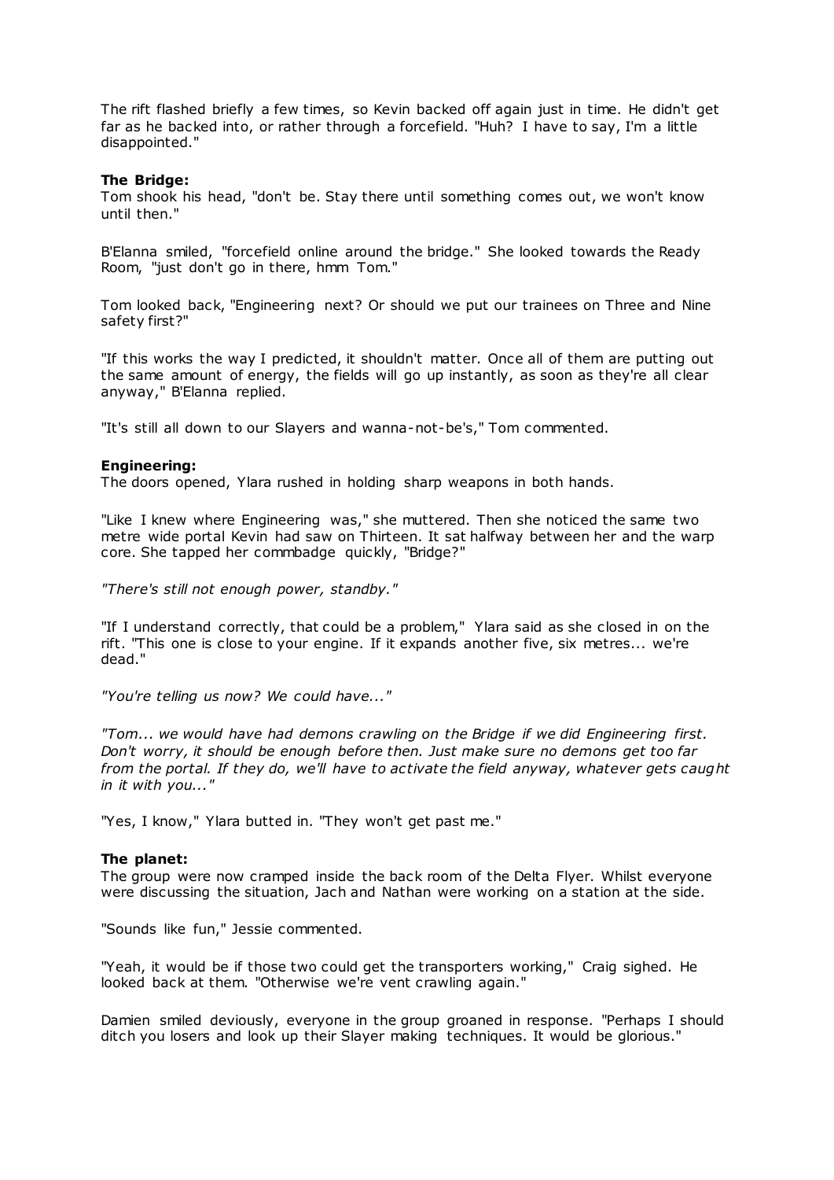The rift flashed briefly a few times, so Kevin backed off again just in time. He didn't get far as he backed into, or rather through a forcefield. "Huh? I have to say, I'm a little disappointed."

**The Bridge:**
Tom shook his head, "don't be. Stay there until something comes out, we won't know until then."

B'Elanna smiled, "forcefield online around the bridge." She looked towards the Ready Room, "just don't go in there, hmm Tom."

Tom looked back, "Engineering next? Or should we put our trainees on Three and Nine safety first?"

"If this works the way I predicted, it shouldn't matter. Once all of them are putting out the same amount of energy, the fields will go up instantly, as soon as they're all clear anyway," B'Elanna replied.

"It's still all down to our Slayers and wanna-not-be's," Tom commented.

**Engineering:**
The doors opened, Ylara rushed in holding sharp weapons in both hands.

"Like I knew where Engineering was," she muttered. Then she noticed the same two metre wide portal Kevin had saw on Thirteen. It sat halfway between her and the warp core. She tapped her commbadge quickly, "Bridge?"

*"There's still not enough power, standby."*

"If I understand correctly, that could be a problem," Ylara said as she closed in on the rift. "This one is close to your engine. If it expands another five, six metres... we're dead."

*"You're telling us now? We could have..."*

*"Tom... we would have had demons crawling on the Bridge if we did Engineering first. Don't worry, it should be enough before then. Just make sure no demons get too far from the portal. If they do, we'll have to activate the field anyway, whatever gets caught in it with you..."*

"Yes, I know," Ylara butted in. "They won't get past me."

**The planet:**
The group were now cramped inside the back room of the Delta Flyer. Whilst everyone were discussing the situation, Jach and Nathan were working on a station at the side.

"Sounds like fun," Jessie commented.

"Yeah, it would be if those two could get the transporters working," Craig sighed. He looked back at them. "Otherwise we're vent crawling again."

Damien smiled deviously, everyone in the group groaned in response. "Perhaps I should ditch you losers and look up their Slayer making techniques. It would be glorious."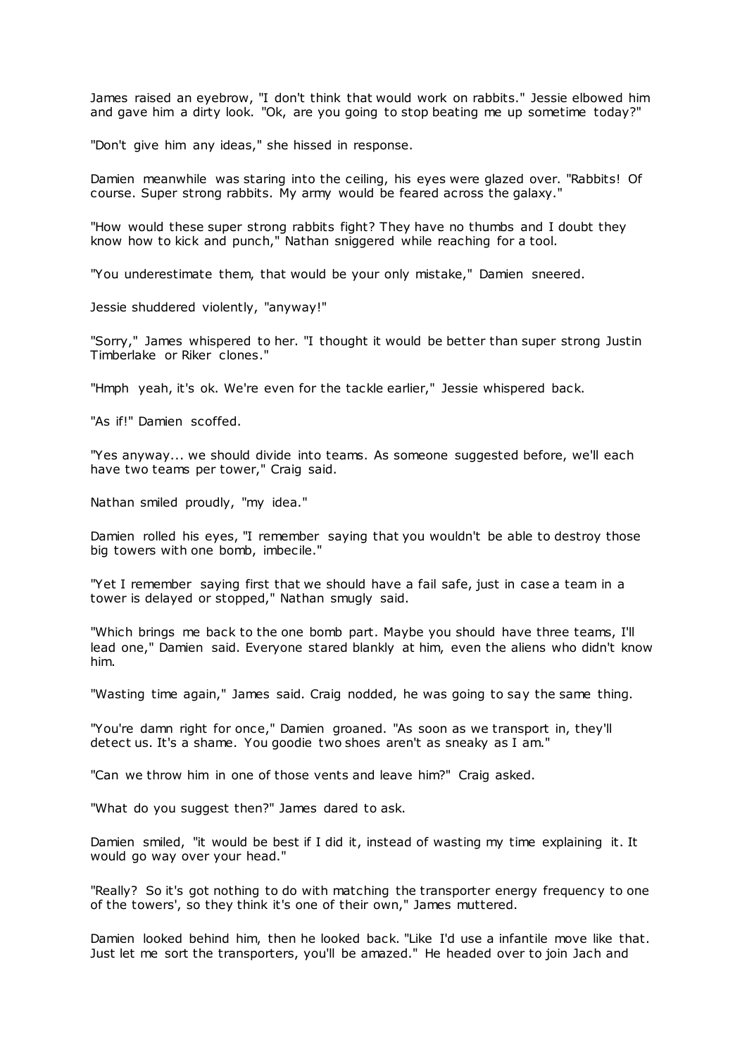James raised an eyebrow, "I don't think that would work on rabbits." Jessie elbowed him and gave him a dirty look. "Ok, are you going to stop beating me up sometime today?"

"Don't give him any ideas," she hissed in response.

Damien meanwhile was staring into the ceiling, his eyes were glazed over. "Rabbits! Of course. Super strong rabbits. My army would be feared across the galaxy."

"How would these super strong rabbits fight? They have no thumbs and I doubt they know how to kick and punch," Nathan sniggered while reaching for a tool.

"You underestimate them, that would be your only mistake," Damien sneered.

Jessie shuddered violently, "anyway!"

"Sorry," James whispered to her. "I thought it would be better than super strong Justin Timberlake or Riker clones."

"Hmph yeah, it's ok. We're even for the tackle earlier," Jessie whispered back.

"As if!" Damien scoffed.

"Yes anyway... we should divide into teams. As someone suggested before, we'll each have two teams per tower," Craig said.

Nathan smiled proudly, "my idea."

Damien rolled his eyes, "I remember saying that you wouldn't be able to destroy those big towers with one bomb, imbecile."

"Yet I remember saying first that we should have a fail safe, just in case a team in a tower is delayed or stopped," Nathan smugly said.

"Which brings me back to the one bomb part. Maybe you should have three teams, I'll lead one," Damien said. Everyone stared blankly at him, even the aliens who didn't know him.

"Wasting time again," James said. Craig nodded, he was going to say the same thing.

"You're damn right for once," Damien groaned. "As soon as we transport in, they'll detect us. It's a shame. You goodie two shoes aren't as sneaky as I am."

"Can we throw him in one of those vents and leave him?" Craig asked.

"What do you suggest then?" James dared to ask.

Damien smiled, "it would be best if I did it, instead of wasting my time explaining it. It would go way over your head."

"Really? So it's got nothing to do with matching the transporter energy frequency to one of the towers', so they think it's one of their own," James muttered.

Damien looked behind him, then he looked back. "Like I'd use a infantile move like that. Just let me sort the transporters, you'll be amazed." He headed over to join Jach and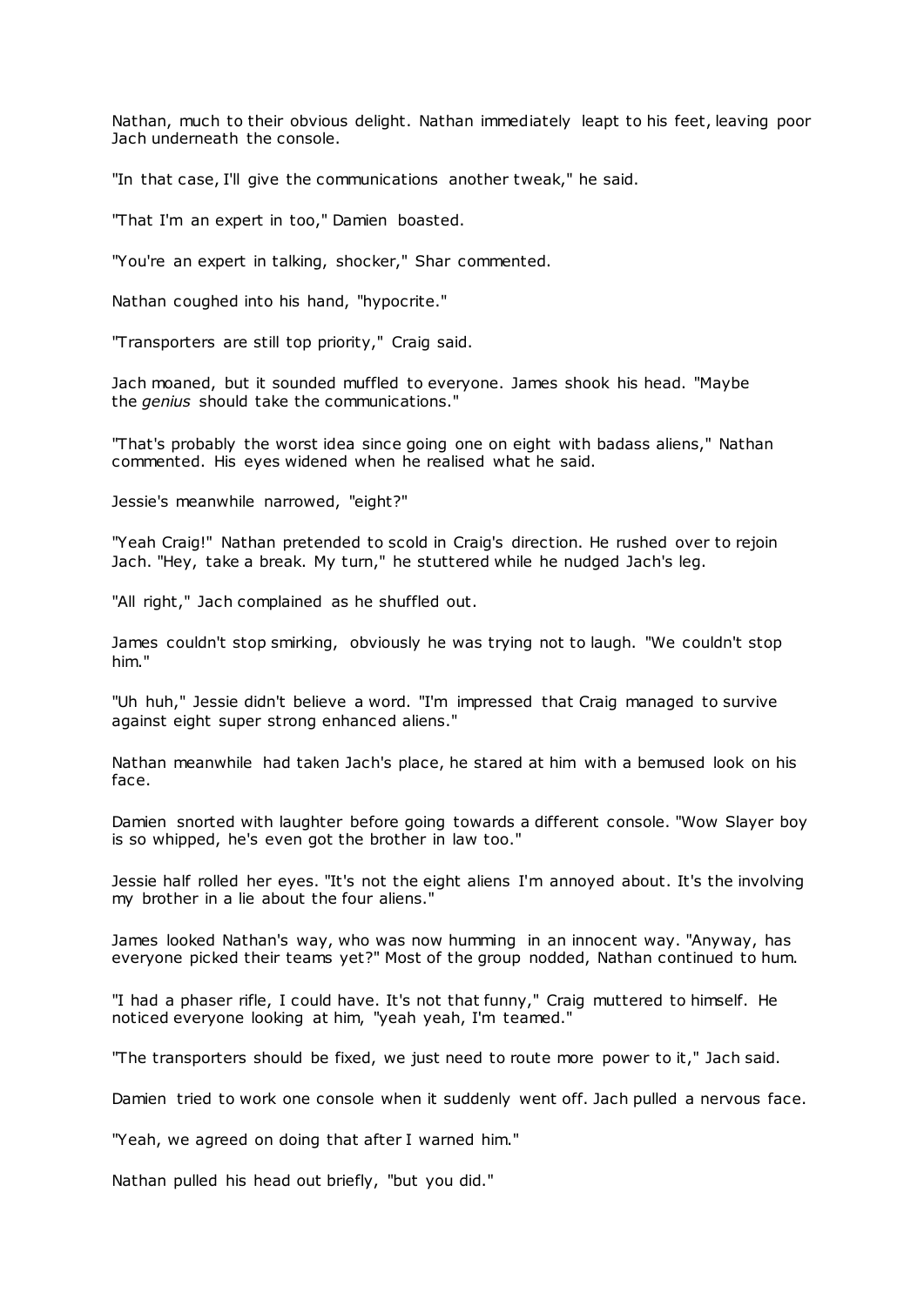Nathan, much to their obvious delight. Nathan immediately leapt to his feet, leaving poor Jach underneath the console.

"In that case, I'll give the communications another tweak," he said.

"That I'm an expert in too," Damien boasted.

"You're an expert in talking, shocker," Shar commented.

Nathan coughed into his hand, "hypocrite."

"Transporters are still top priority," Craig said.

Jach moaned, but it sounded muffled to everyone. James shook his head. "Maybe the *genius* should take the communications."

"That's probably the worst idea since going one on eight with badass aliens," Nathan commented. His eyes widened when he realised what he said.

Jessie's meanwhile narrowed, "eight?"

"Yeah Craig!" Nathan pretended to scold in Craig's direction. He rushed over to rejoin Jach. "Hey, take a break. My turn," he stuttered while he nudged Jach's leg.

"All right," Jach complained as he shuffled out.

James couldn't stop smirking, obviously he was trying not to laugh. "We couldn't stop him."

"Uh huh," Jessie didn't believe a word. "I'm impressed that Craig managed to survive against eight super strong enhanced aliens."

Nathan meanwhile had taken Jach's place, he stared at him with a bemused look on his face.

Damien snorted with laughter before going towards a different console. "Wow Slayer boy is so whipped, he's even got the brother in law too."

Jessie half rolled her eyes. "It's not the eight aliens I'm annoyed about. It's the involving my brother in a lie about the four aliens."

James looked Nathan's way, who was now humming in an innocent way. "Anyway, has everyone picked their teams yet?" Most of the group nodded, Nathan continued to hum.

"I had a phaser rifle, I could have. It's not that funny," Craig muttered to himself. He noticed everyone looking at him, "yeah yeah, I'm teamed."

"The transporters should be fixed, we just need to route more power to it," Jach said.

Damien tried to work one console when it suddenly went off. Jach pulled a nervous face.

"Yeah, we agreed on doing that after I warned him."

Nathan pulled his head out briefly, "but you did."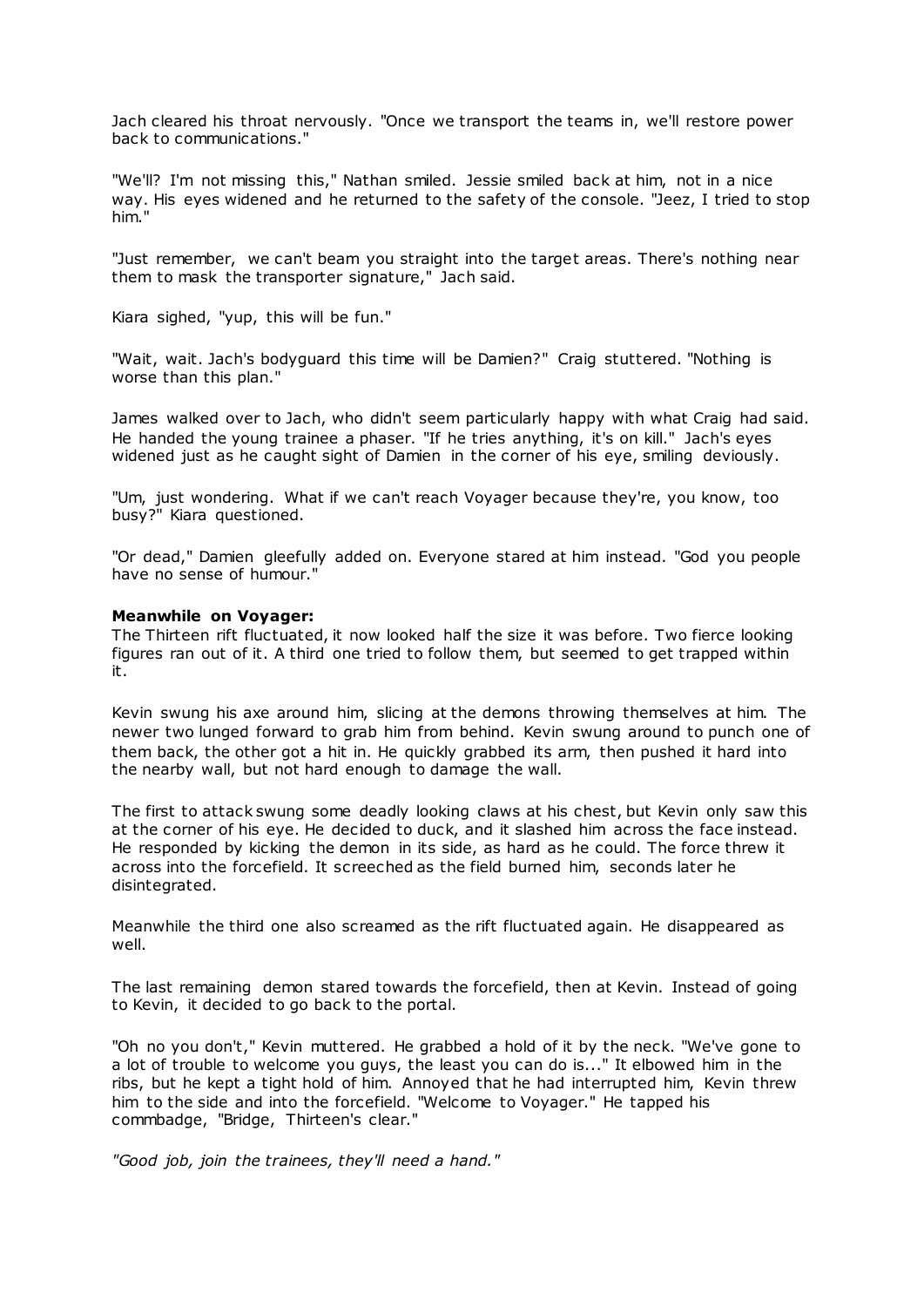Jach cleared his throat nervously. "Once we transport the teams in, we'll restore power back to communications."

"We'll? I'm not missing this," Nathan smiled. Jessie smiled back at him, not in a nice way. His eyes widened and he returned to the safety of the console. "Jeez, I tried to stop him."

"Just remember, we can't beam you straight into the target areas. There's nothing near them to mask the transporter signature," Jach said.

Kiara sighed, "yup, this will be fun."

"Wait, wait. Jach's bodyguard this time will be Damien?" Craig stuttered. "Nothing is worse than this plan."

James walked over to Jach, who didn't seem particularly happy with what Craig had said. He handed the young trainee a phaser. "If he tries anything, it's on kill." Jach's eyes widened just as he caught sight of Damien in the corner of his eye, smiling deviously.

"Um, just wondering. What if we can't reach Voyager because they're, you know, too busy?" Kiara questioned.

"Or dead," Damien gleefully added on. Everyone stared at him instead. "God you people have no sense of humour."

**Meanwhile on Voyager:**
The Thirteen rift fluctuated, it now looked half the size it was before. Two fierce looking figures ran out of it. A third one tried to follow them, but seemed to get trapped within it.

Kevin swung his axe around him, slicing at the demons throwing themselves at him. The newer two lunged forward to grab him from behind. Kevin swung around to punch one of them back, the other got a hit in. He quickly grabbed its arm, then pushed it hard into the nearby wall, but not hard enough to damage the wall.

The first to attack swung some deadly looking claws at his chest, but Kevin only saw this at the corner of his eye. He decided to duck, and it slashed him across the face instead. He responded by kicking the demon in its side, as hard as he could. The force threw it across into the forcefield. It screeched as the field burned him, seconds later he disintegrated.

Meanwhile the third one also screamed as the rift fluctuated again. He disappeared as well.

The last remaining demon stared towards the forcefield, then at Kevin. Instead of going to Kevin, it decided to go back to the portal.

"Oh no you don't," Kevin muttered. He grabbed a hold of it by the neck. "We've gone to a lot of trouble to welcome you guys, the least you can do is..." It elbowed him in the ribs, but he kept a tight hold of him. Annoyed that he had interrupted him, Kevin threw him to the side and into the forcefield. "Welcome to Voyager." He tapped his commbadge, "Bridge, Thirteen's clear."

*"Good job, join the trainees, they'll need a hand."*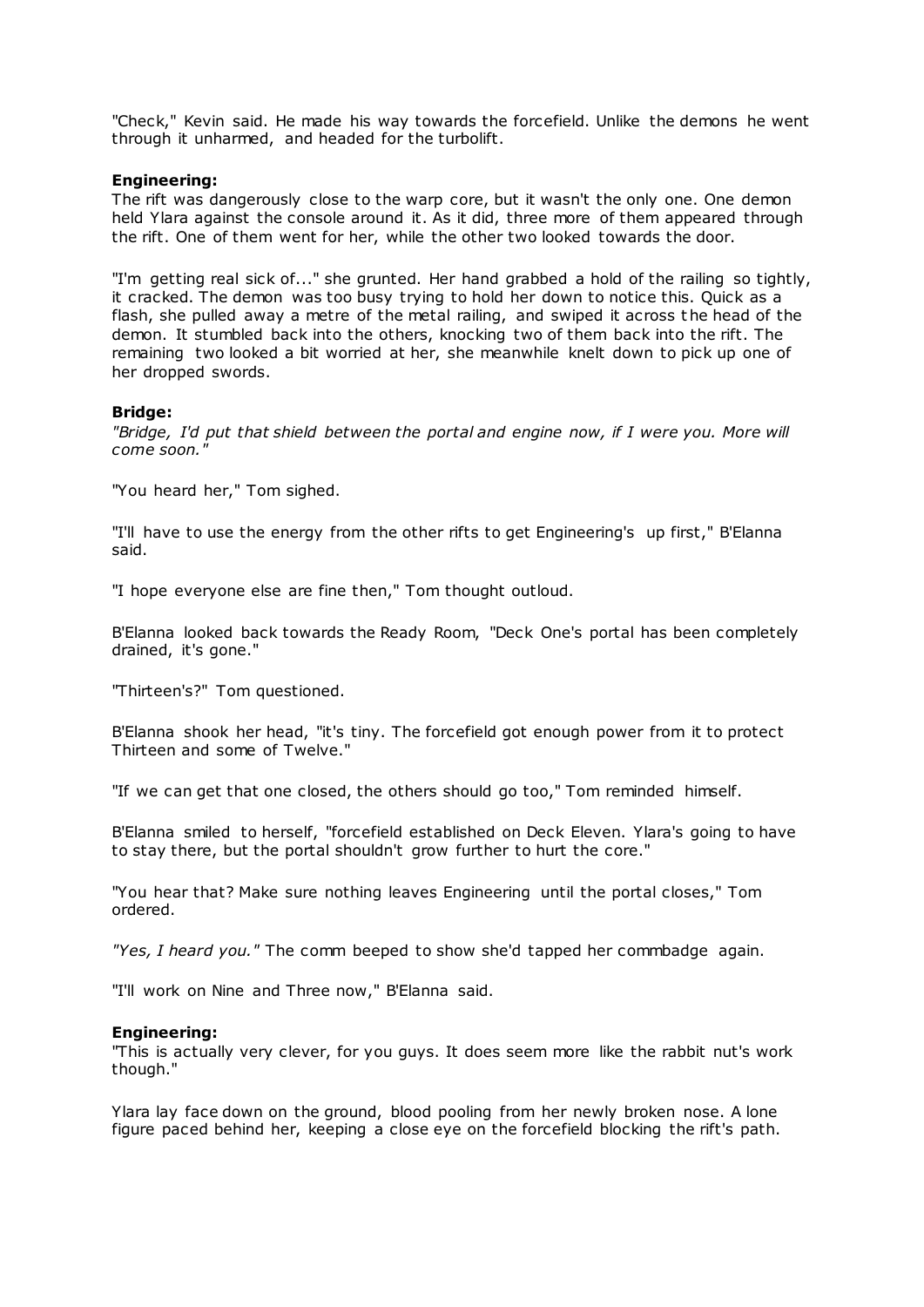"Check," Kevin said. He made his way towards the forcefield. Unlike the demons he went through it unharmed, and headed for the turbolift.

**Engineering:**

The rift was dangerously close to the warp core, but it wasn't the only one. One demon held Ylara against the console around it. As it did, three more of them appeared through the rift. One of them went for her, while the other two looked towards the door.

"I'm getting real sick of..." she grunted. Her hand grabbed a hold of the railing so tightly, it cracked. The demon was too busy trying to hold her down to notice this. Quick as a flash, she pulled away a metre of the metal railing, and swiped it across the head of the demon. It stumbled back into the others, knocking two of them back into the rift. The remaining two looked a bit worried at her, she meanwhile knelt down to pick up one of her dropped swords.

**Bridge:**

*"Bridge, I'd put that shield between the portal and engine now, if I were you. More will come soon."*

"You heard her," Tom sighed.

"I'll have to use the energy from the other rifts to get Engineering's up first," B'Elanna said.

"I hope everyone else are fine then," Tom thought outloud.

B'Elanna looked back towards the Ready Room, "Deck One's portal has been completely drained, it's gone."

"Thirteen's?" Tom questioned.

B'Elanna shook her head, "it's tiny. The forcefield got enough power from it to protect Thirteen and some of Twelve."

"If we can get that one closed, the others should go too," Tom reminded himself.

B'Elanna smiled to herself, "forcefield established on Deck Eleven. Ylara's going to have to stay there, but the portal shouldn't grow further to hurt the core."

"You hear that? Make sure nothing leaves Engineering until the portal closes," Tom ordered.

*"Yes, I heard you."* The comm beeped to show she'd tapped her commbadge again.

"I'll work on Nine and Three now," B'Elanna said.

**Engineering:**

"This is actually very clever, for you guys. It does seem more like the rabbit nut's work though."

Ylara lay face down on the ground, blood pooling from her newly broken nose. A lone figure paced behind her, keeping a close eye on the forcefield blocking the rift's path.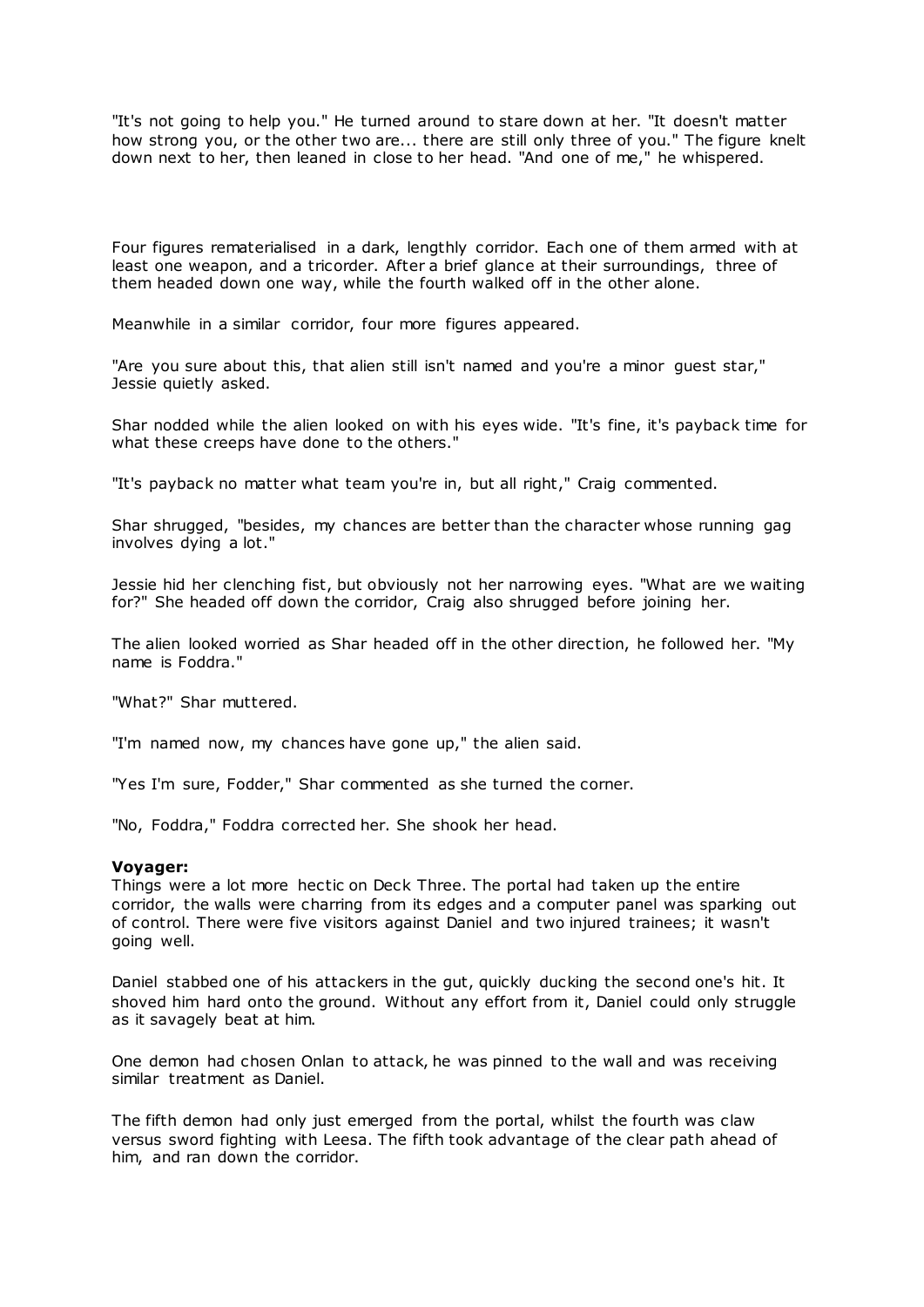"It's not going to help you." He turned around to stare down at her. "It doesn't matter how strong you, or the other two are... there are still only three of you." The figure knelt down next to her, then leaned in close to her head. "And one of me," he whispered.

Four figures rematerialised in a dark, lengthly corridor. Each one of them armed with at least one weapon, and a tricorder. After a brief glance at their surroundings, three of them headed down one way, while the fourth walked off in the other alone.

Meanwhile in a similar corridor, four more figures appeared.

"Are you sure about this, that alien still isn't named and you're a minor guest star," Jessie quietly asked.

Shar nodded while the alien looked on with his eyes wide. "It's fine, it's payback time for what these creeps have done to the others."

"It's payback no matter what team you're in, but all right," Craig commented.

Shar shrugged, "besides, my chances are better than the character whose running gag involves dying a lot."

Jessie hid her clenching fist, but obviously not her narrowing eyes. "What are we waiting for?" She headed off down the corridor, Craig also shrugged before joining her.

The alien looked worried as Shar headed off in the other direction, he followed her. "My name is Foddra."

"What?" Shar muttered.

"I'm named now, my chances have gone up," the alien said.

"Yes I'm sure, Fodder," Shar commented as she turned the corner.

"No, Foddra," Foddra corrected her. She shook her head.

**Voyager:**
Things were a lot more hectic on Deck Three. The portal had taken up the entire corridor, the walls were charring from its edges and a computer panel was sparking out of control. There were five visitors against Daniel and two injured trainees; it wasn't going well.

Daniel stabbed one of his attackers in the gut, quickly ducking the second one's hit. It shoved him hard onto the ground. Without any effort from it, Daniel could only struggle as it savagely beat at him.

One demon had chosen Onlan to attack, he was pinned to the wall and was receiving similar treatment as Daniel.

The fifth demon had only just emerged from the portal, whilst the fourth was claw versus sword fighting with Leesa. The fifth took advantage of the clear path ahead of him, and ran down the corridor.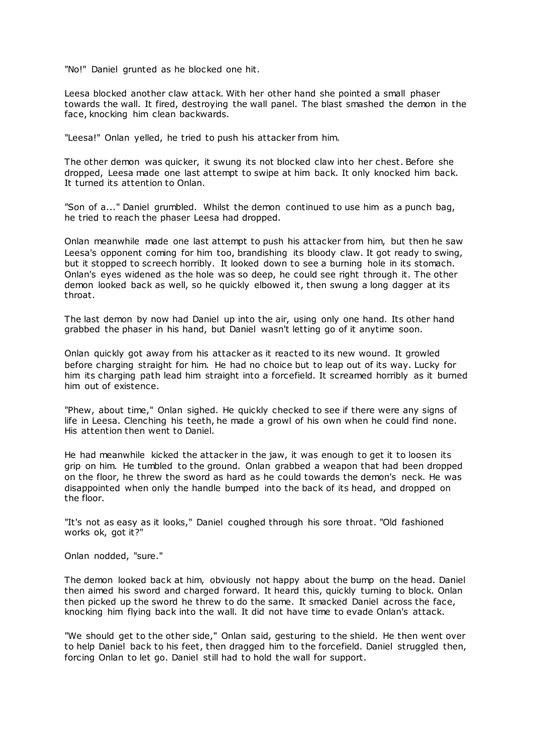"No!" Daniel grunted as he blocked one hit.

Leesa blocked another claw attack. With her other hand she pointed a small phaser towards the wall. It fired, destroying the wall panel. The blast smashed the demon in the face, knocking him clean backwards.

"Leesa!" Onlan yelled, he tried to push his attacker from him.

The other demon was quicker, it swung its not blocked claw into her chest. Before she dropped, Leesa made one last attempt to swipe at him back. It only knocked him back. It turned its attention to Onlan.

"Son of a..." Daniel grumbled. Whilst the demon continued to use him as a punch bag, he tried to reach the phaser Leesa had dropped.

Onlan meanwhile made one last attempt to push his attacker from him, but then he saw Leesa's opponent coming for him too, brandishing its bloody claw. It got ready to swing, but it stopped to screech horribly. It looked down to see a burning hole in its stomach. Onlan's eyes widened as the hole was so deep, he could see right through it. The other demon looked back as well, so he quickly elbowed it, then swung a long dagger at its throat.

The last demon by now had Daniel up into the air, using only one hand. Its other hand grabbed the phaser in his hand, but Daniel wasn't letting go of it anytime soon.

Onlan quickly got away from his attacker as it reacted to its new wound. It growled before charging straight for him. He had no choice but to leap out of its way. Lucky for him its charging path lead him straight into a forcefield. It screamed horribly as it burned him out of existence.

"Phew, about time," Onlan sighed. He quickly checked to see if there were any signs of life in Leesa. Clenching his teeth, he made a growl of his own when he could find none. His attention then went to Daniel.

He had meanwhile kicked the attacker in the jaw, it was enough to get it to loosen its grip on him. He tumbled to the ground. Onlan grabbed a weapon that had been dropped on the floor, he threw the sword as hard as he could towards the demon's neck. He was disappointed when only the handle bumped into the back of its head, and dropped on the floor.

"It's not as easy as it looks," Daniel coughed through his sore throat. "Old fashioned works ok, got it?"

Onlan nodded, "sure."

The demon looked back at him, obviously not happy about the bump on the head. Daniel then aimed his sword and charged forward. It heard this, quickly turning to block. Onlan then picked up the sword he threw to do the same. It smacked Daniel across the face, knocking him flying back into the wall. It did not have time to evade Onlan's attack.

"We should get to the other side," Onlan said, gesturing to the shield. He then went over to help Daniel back to his feet, then dragged him to the forcefield. Daniel struggled then, forcing Onlan to let go. Daniel still had to hold the wall for support.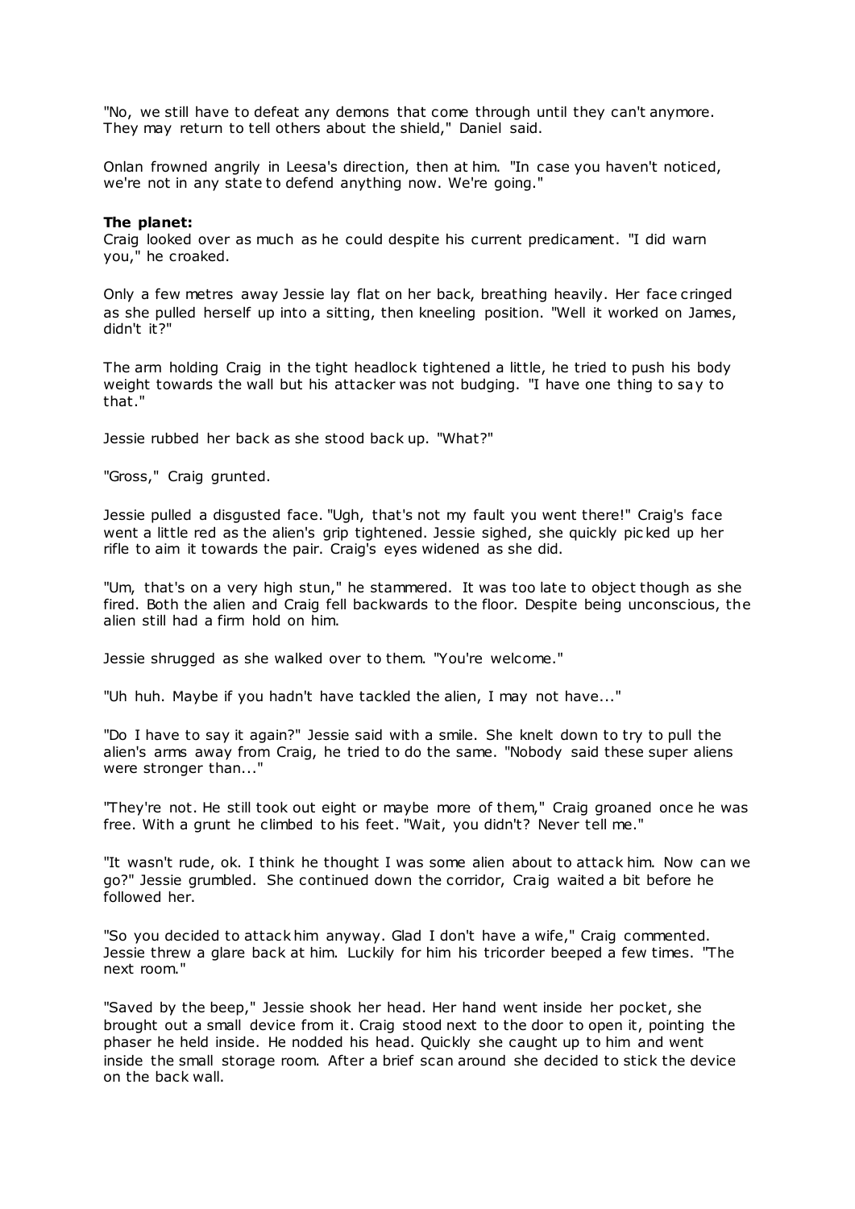"No, we still have to defeat any demons that come through until they can't anymore. They may return to tell others about the shield," Daniel said.

Onlan frowned angrily in Leesa's direction, then at him. "In case you haven't noticed, we're not in any state to defend anything now. We're going."

**The planet:**

Craig looked over as much as he could despite his current predicament. "I did warn you," he croaked.

Only a few metres away Jessie lay flat on her back, breathing heavily. Her face cringed as she pulled herself up into a sitting, then kneeling position. "Well it worked on James, didn't it?"

The arm holding Craig in the tight headlock tightened a little, he tried to push his body weight towards the wall but his attacker was not budging. "I have one thing to say to that."

Jessie rubbed her back as she stood back up. "What?"

"Gross," Craig grunted.

Jessie pulled a disgusted face. "Ugh, that's not my fault you went there!" Craig's face went a little red as the alien's grip tightened. Jessie sighed, she quickly picked up her rifle to aim it towards the pair. Craig's eyes widened as she did.

"Um, that's on a very high stun," he stammered. It was too late to object though as she fired. Both the alien and Craig fell backwards to the floor. Despite being unconscious, the alien still had a firm hold on him.

Jessie shrugged as she walked over to them. "You're welcome."

"Uh huh. Maybe if you hadn't have tackled the alien, I may not have..."

"Do I have to say it again?" Jessie said with a smile. She knelt down to try to pull the alien's arms away from Craig, he tried to do the same. "Nobody said these super aliens were stronger than..."

"They're not. He still took out eight or maybe more of them," Craig groaned once he was free. With a grunt he climbed to his feet. "Wait, you didn't? Never tell me."

"It wasn't rude, ok. I think he thought I was some alien about to attack him. Now can we go?" Jessie grumbled. She continued down the corridor, Craig waited a bit before he followed her.

"So you decided to attack him anyway. Glad I don't have a wife," Craig commented. Jessie threw a glare back at him. Luckily for him his tricorder beeped a few times. "The next room."

"Saved by the beep," Jessie shook her head. Her hand went inside her pocket, she brought out a small device from it. Craig stood next to the door to open it, pointing the phaser he held inside. He nodded his head. Quickly she caught up to him and went inside the small storage room. After a brief scan around she decided to stick the device on the back wall.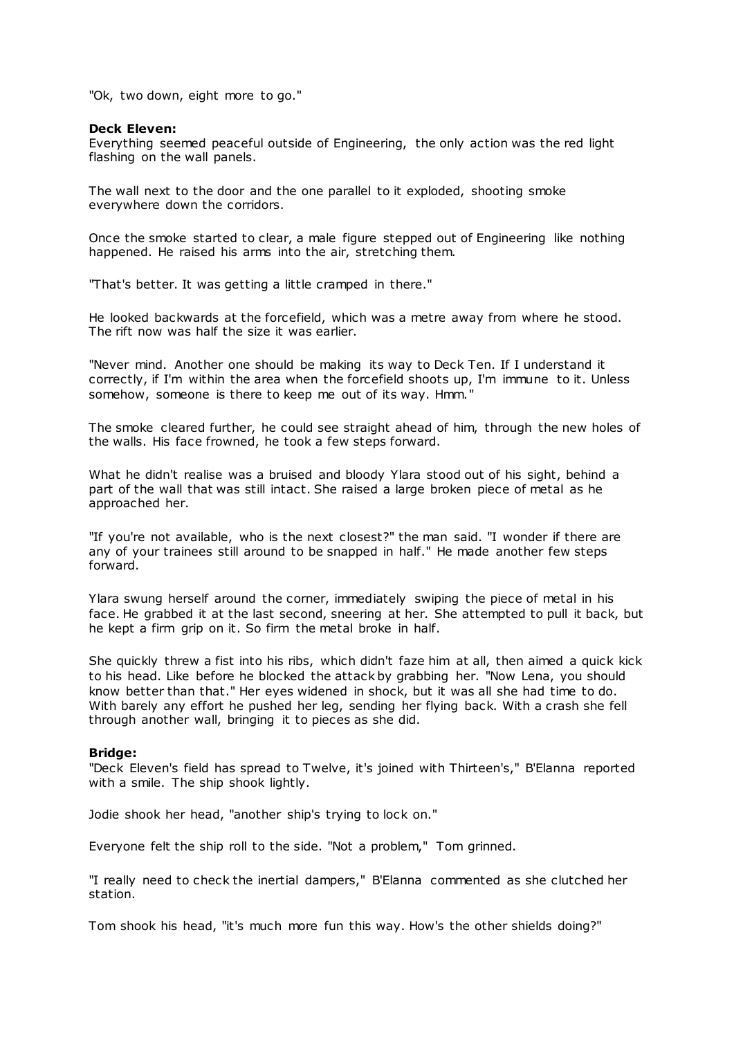"Ok, two down, eight more to go."

**Deck Eleven:**
Everything seemed peaceful outside of Engineering, the only action was the red light flashing on the wall panels.

The wall next to the door and the one parallel to it exploded, shooting smoke everywhere down the corridors.

Once the smoke started to clear, a male figure stepped out of Engineering like nothing happened. He raised his arms into the air, stretching them.

"That's better. It was getting a little cramped in there."

He looked backwards at the forcefield, which was a metre away from where he stood. The rift now was half the size it was earlier.

"Never mind. Another one should be making its way to Deck Ten. If I understand it correctly, if I'm within the area when the forcefield shoots up, I'm immune to it. Unless somehow, someone is there to keep me out of its way. Hmm."

The smoke cleared further, he could see straight ahead of him, through the new holes of the walls. His face frowned, he took a few steps forward.

What he didn't realise was a bruised and bloody Ylara stood out of his sight, behind a part of the wall that was still intact. She raised a large broken piece of metal as he approached her.

"If you're not available, who is the next closest?" the man said. "I wonder if there are any of your trainees still around to be snapped in half." He made another few steps forward.

Ylara swung herself around the corner, immediately swiping the piece of metal in his face. He grabbed it at the last second, sneering at her. She attempted to pull it back, but he kept a firm grip on it. So firm the metal broke in half.

She quickly threw a fist into his ribs, which didn't faze him at all, then aimed a quick kick to his head. Like before he blocked the attack by grabbing her. "Now Lena, you should know better than that." Her eyes widened in shock, but it was all she had time to do. With barely any effort he pushed her leg, sending her flying back. With a crash she fell through another wall, bringing it to pieces as she did.

**Bridge:**
"Deck Eleven's field has spread to Twelve, it's joined with Thirteen's," B'Elanna reported with a smile. The ship shook lightly.

Jodie shook her head, "another ship's trying to lock on."

Everyone felt the ship roll to the side. "Not a problem," Tom grinned.

"I really need to check the inertial dampers," B'Elanna commented as she clutched her station.

Tom shook his head, "it's much more fun this way. How's the other shields doing?"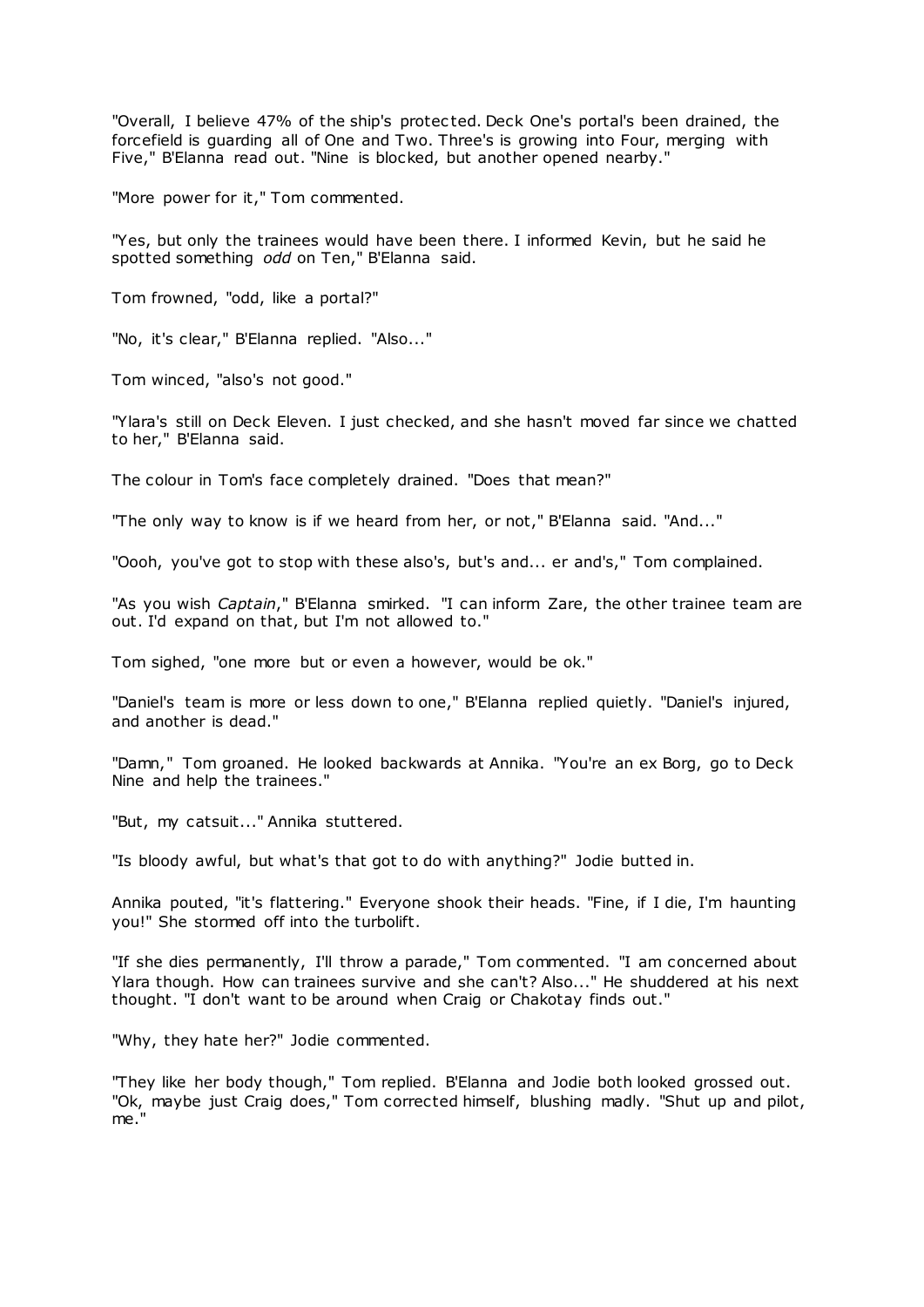"Overall, I believe 47% of the ship's protected. Deck One's portal's been drained, the forcefield is guarding all of One and Two. Three's is growing into Four, merging with Five," B'Elanna read out. "Nine is blocked, but another opened nearby."

"More power for it," Tom commented.

"Yes, but only the trainees would have been there. I informed Kevin, but he said he spotted something *odd* on Ten," B'Elanna said.

Tom frowned, "odd, like a portal?"

"No, it's clear," B'Elanna replied. "Also..."

Tom winced, "also's not good."

"Ylara's still on Deck Eleven. I just checked, and she hasn't moved far since we chatted to her," B'Elanna said.

The colour in Tom's face completely drained. "Does that mean?"

"The only way to know is if we heard from her, or not," B'Elanna said. "And..."

"Oooh, you've got to stop with these also's, but's and... er and's," Tom complained.

"As you wish *Captain*," B'Elanna smirked. "I can inform Zare, the other trainee team are out. I'd expand on that, but I'm not allowed to."

Tom sighed, "one more but or even a however, would be ok."

"Daniel's team is more or less down to one," B'Elanna replied quietly. "Daniel's injured, and another is dead."

"Damn," Tom groaned. He looked backwards at Annika. "You're an ex Borg, go to Deck Nine and help the trainees."

"But, my catsuit..." Annika stuttered.

"Is bloody awful, but what's that got to do with anything?" Jodie butted in.

Annika pouted, "it's flattering." Everyone shook their heads. "Fine, if I die, I'm haunting you!" She stormed off into the turbolift.

"If she dies permanently, I'll throw a parade," Tom commented. "I am concerned about Ylara though. How can trainees survive and she can't? Also..." He shuddered at his next thought. "I don't want to be around when Craig or Chakotay finds out."

"Why, they hate her?" Jodie commented.

"They like her body though," Tom replied. B'Elanna and Jodie both looked grossed out. "Ok, maybe just Craig does," Tom corrected himself, blushing madly. "Shut up and pilot, me."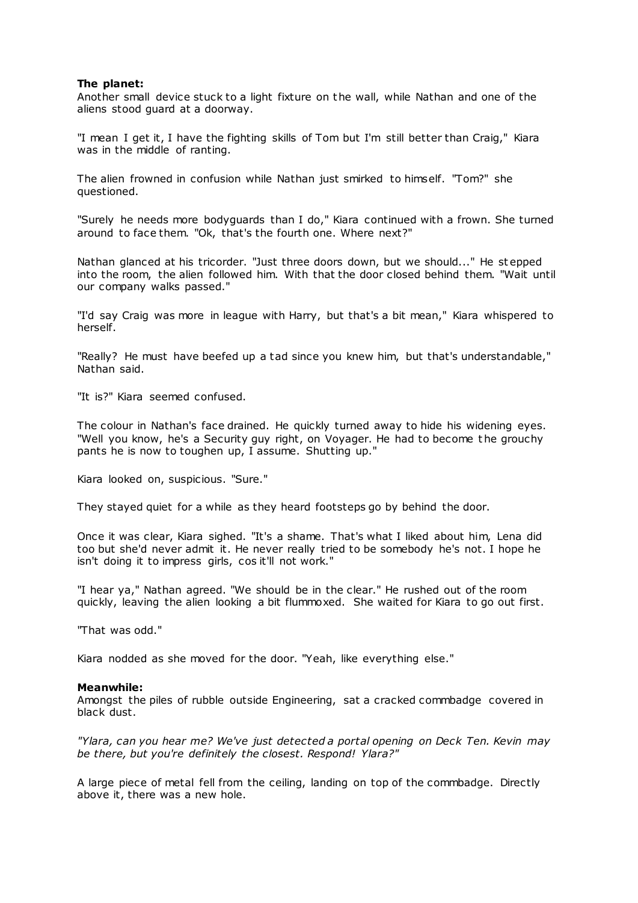**The planet:**
Another small device stuck to a light fixture on the wall, while Nathan and one of the aliens stood guard at a doorway.

"I mean I get it, I have the fighting skills of Tom but I'm still better than Craig," Kiara was in the middle of ranting.

The alien frowned in confusion while Nathan just smirked to himself. "Tom?" she questioned.

"Surely he needs more bodyguards than I do," Kiara continued with a frown. She turned around to face them. "Ok, that's the fourth one. Where next?"

Nathan glanced at his tricorder. "Just three doors down, but we should..." He stepped into the room, the alien followed him. With that the door closed behind them. "Wait until our company walks passed."

"I'd say Craig was more in league with Harry, but that's a bit mean," Kiara whispered to herself.

"Really? He must have beefed up a tad since you knew him, but that's understandable," Nathan said.

"It is?" Kiara seemed confused.

The colour in Nathan's face drained. He quickly turned away to hide his widening eyes. "Well you know, he's a Security guy right, on Voyager. He had to become the grouchy pants he is now to toughen up, I assume. Shutting up."

Kiara looked on, suspicious. "Sure."

They stayed quiet for a while as they heard footsteps go by behind the door.

Once it was clear, Kiara sighed. "It's a shame. That's what I liked about him, Lena did too but she'd never admit it. He never really tried to be somebody he's not. I hope he isn't doing it to impress girls, cos it'll not work."

"I hear ya," Nathan agreed. "We should be in the clear." He rushed out of the room quickly, leaving the alien looking a bit flummoxed. She waited for Kiara to go out first.

"That was odd."

Kiara nodded as she moved for the door. "Yeah, like everything else."

**Meanwhile:**
Amongst the piles of rubble outside Engineering, sat a cracked commbadge covered in black dust.

*"Ylara, can you hear me? We've just detected a portal opening on Deck Ten. Kevin may be there, but you're definitely the closest. Respond! Ylara?"*

A large piece of metal fell from the ceiling, landing on top of the commbadge. Directly above it, there was a new hole.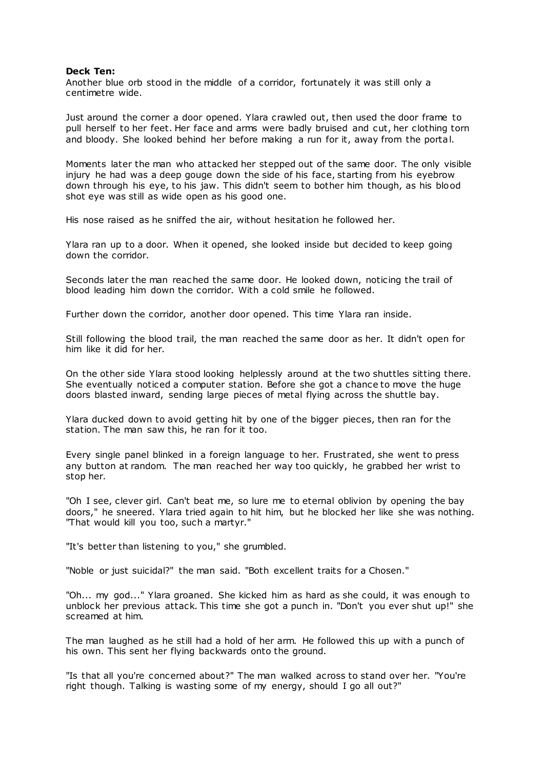**Deck Ten:**

Another blue orb stood in the middle of a corridor, fortunately it was still only a centimetre wide.

Just around the corner a door opened. Ylara crawled out, then used the door frame to pull herself to her feet. Her face and arms were badly bruised and cut, her clothing torn and bloody. She looked behind her before making a run for it, away from the portal.

Moments later the man who attacked her stepped out of the same door. The only visible injury he had was a deep gouge down the side of his face, starting from his eyebrow down through his eye, to his jaw. This didn't seem to bother him though, as his blood shot eye was still as wide open as his good one.

His nose raised as he sniffed the air, without hesitation he followed her.

Ylara ran up to a door. When it opened, she looked inside but decided to keep going down the corridor.

Seconds later the man reached the same door. He looked down, noticing the trail of blood leading him down the corridor. With a cold smile he followed.

Further down the corridor, another door opened. This time Ylara ran inside.

Still following the blood trail, the man reached the same door as her. It didn't open for him like it did for her.

On the other side Ylara stood looking helplessly around at the two shuttles sitting there. She eventually noticed a computer station. Before she got a chance to move the huge doors blasted inward, sending large pieces of metal flying across the shuttle bay.

Ylara ducked down to avoid getting hit by one of the bigger pieces, then ran for the station. The man saw this, he ran for it too.

Every single panel blinked in a foreign language to her. Frustrated, she went to press any button at random. The man reached her way too quickly, he grabbed her wrist to stop her.

"Oh I see, clever girl. Can't beat me, so lure me to eternal oblivion by opening the bay doors," he sneered. Ylara tried again to hit him, but he blocked her like she was nothing. "That would kill you too, such a martyr."

"It's better than listening to you," she grumbled.

"Noble or just suicidal?" the man said. "Both excellent traits for a Chosen."

"Oh... my god..." Ylara groaned. She kicked him as hard as she could, it was enough to unblock her previous attack. This time she got a punch in. "Don't you ever shut up!" she screamed at him.

The man laughed as he still had a hold of her arm. He followed this up with a punch of his own. This sent her flying backwards onto the ground.

"Is that all you're concerned about?" The man walked across to stand over her. "You're right though. Talking is wasting some of my energy, should I go all out?"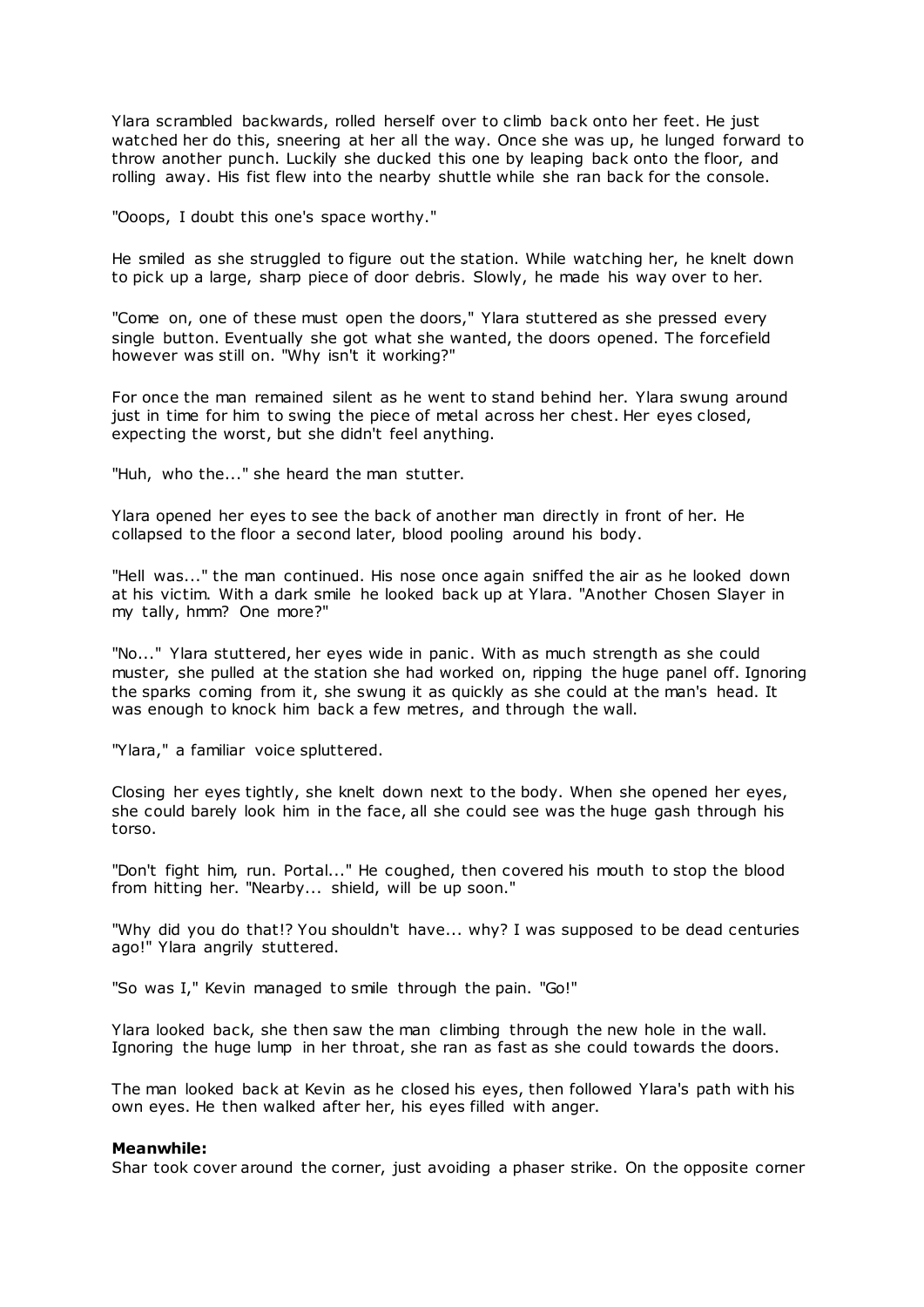Ylara scrambled backwards, rolled herself over to climb back onto her feet. He just watched her do this, sneering at her all the way. Once she was up, he lunged forward to throw another punch. Luckily she ducked this one by leaping back onto the floor, and rolling away. His fist flew into the nearby shuttle while she ran back for the console.

"Ooops, I doubt this one's space worthy."

He smiled as she struggled to figure out the station. While watching her, he knelt down to pick up a large, sharp piece of door debris. Slowly, he made his way over to her.

"Come on, one of these must open the doors," Ylara stuttered as she pressed every single button. Eventually she got what she wanted, the doors opened. The forcefield however was still on. "Why isn't it working?"

For once the man remained silent as he went to stand behind her. Ylara swung around just in time for him to swing the piece of metal across her chest. Her eyes closed, expecting the worst, but she didn't feel anything.

"Huh, who the..." she heard the man stutter.

Ylara opened her eyes to see the back of another man directly in front of her. He collapsed to the floor a second later, blood pooling around his body.

"Hell was..." the man continued. His nose once again sniffed the air as he looked down at his victim. With a dark smile he looked back up at Ylara. "Another Chosen Slayer in my tally, hmm? One more?"

"No..." Ylara stuttered, her eyes wide in panic. With as much strength as she could muster, she pulled at the station she had worked on, ripping the huge panel off. Ignoring the sparks coming from it, she swung it as quickly as she could at the man's head. It was enough to knock him back a few metres, and through the wall.

"Ylara," a familiar voice spluttered.

Closing her eyes tightly, she knelt down next to the body. When she opened her eyes, she could barely look him in the face, all she could see was the huge gash through his torso.

"Don't fight him, run. Portal..." He coughed, then covered his mouth to stop the blood from hitting her. "Nearby... shield, will be up soon."

"Why did you do that!? You shouldn't have... why? I was supposed to be dead centuries ago!" Ylara angrily stuttered.

"So was I," Kevin managed to smile through the pain. "Go!"

Ylara looked back, she then saw the man climbing through the new hole in the wall. Ignoring the huge lump in her throat, she ran as fast as she could towards the doors.

The man looked back at Kevin as he closed his eyes, then followed Ylara's path with his own eyes. He then walked after her, his eyes filled with anger.

**Meanwhile:**
Shar took cover around the corner, just avoiding a phaser strike. On the opposite corner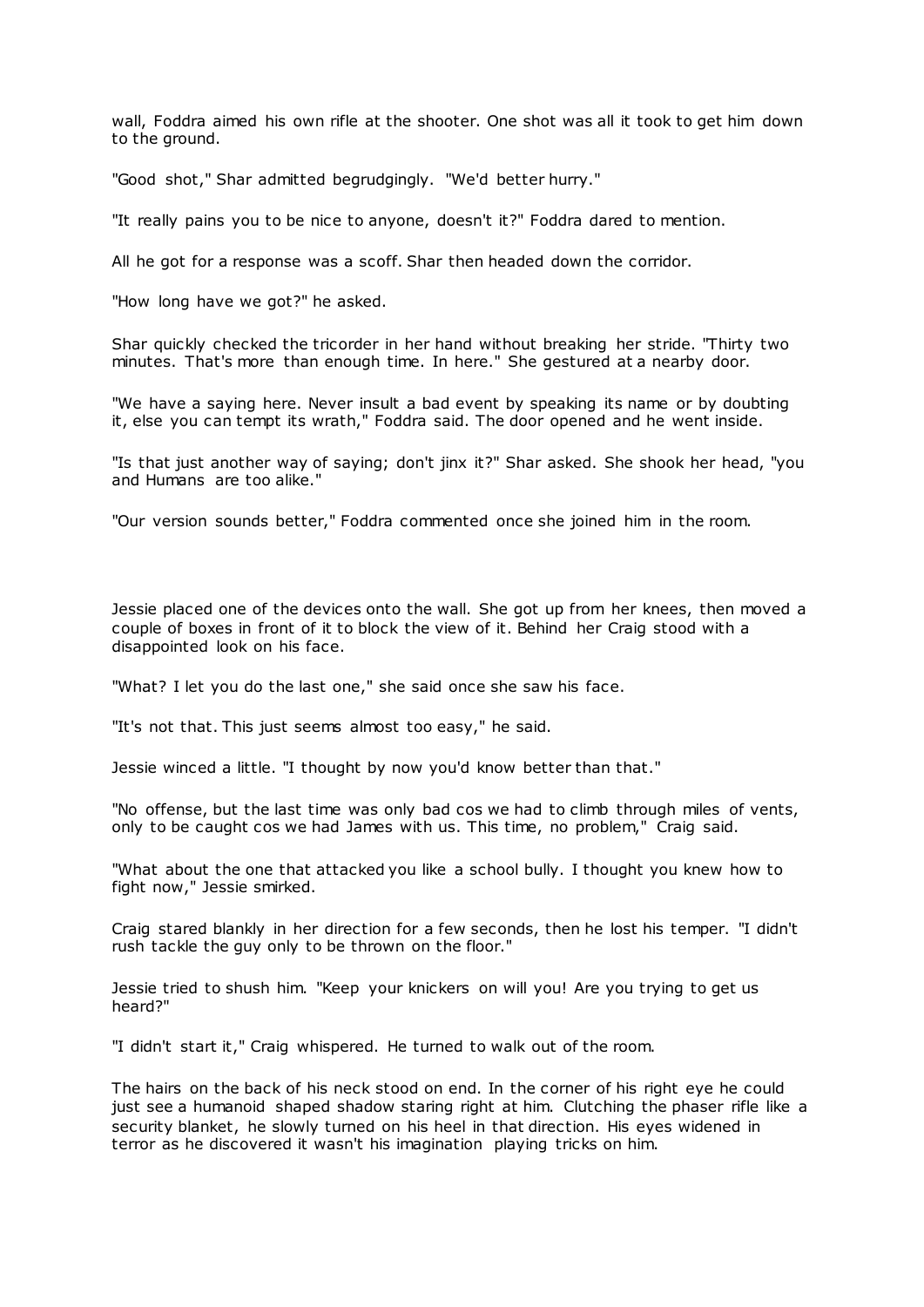wall, Foddra aimed his own rifle at the shooter. One shot was all it took to get him down to the ground.

"Good shot," Shar admitted begrudgingly. "We'd better hurry."

"It really pains you to be nice to anyone, doesn't it?" Foddra dared to mention.

All he got for a response was a scoff. Shar then headed down the corridor.

"How long have we got?" he asked.

Shar quickly checked the tricorder in her hand without breaking her stride. "Thirty two minutes. That's more than enough time. In here." She gestured at a nearby door.

"We have a saying here. Never insult a bad event by speaking its name or by doubting it, else you can tempt its wrath," Foddra said. The door opened and he went inside.

"Is that just another way of saying; don't jinx it?" Shar asked. She shook her head, "you and Humans are too alike."

"Our version sounds better," Foddra commented once she joined him in the room.

Jessie placed one of the devices onto the wall. She got up from her knees, then moved a couple of boxes in front of it to block the view of it. Behind her Craig stood with a disappointed look on his face.

"What? I let you do the last one," she said once she saw his face.

"It's not that. This just seems almost too easy," he said.

Jessie winced a little. "I thought by now you'd know better than that."

"No offense, but the last time was only bad cos we had to climb through miles of vents, only to be caught cos we had James with us. This time, no problem," Craig said.

"What about the one that attacked you like a school bully. I thought you knew how to fight now," Jessie smirked.

Craig stared blankly in her direction for a few seconds, then he lost his temper. "I didn't rush tackle the guy only to be thrown on the floor."

Jessie tried to shush him. "Keep your knickers on will you! Are you trying to get us heard?"

"I didn't start it," Craig whispered. He turned to walk out of the room.

The hairs on the back of his neck stood on end. In the corner of his right eye he could just see a humanoid shaped shadow staring right at him. Clutching the phaser rifle like a security blanket, he slowly turned on his heel in that direction. His eyes widened in terror as he discovered it wasn't his imagination playing tricks on him.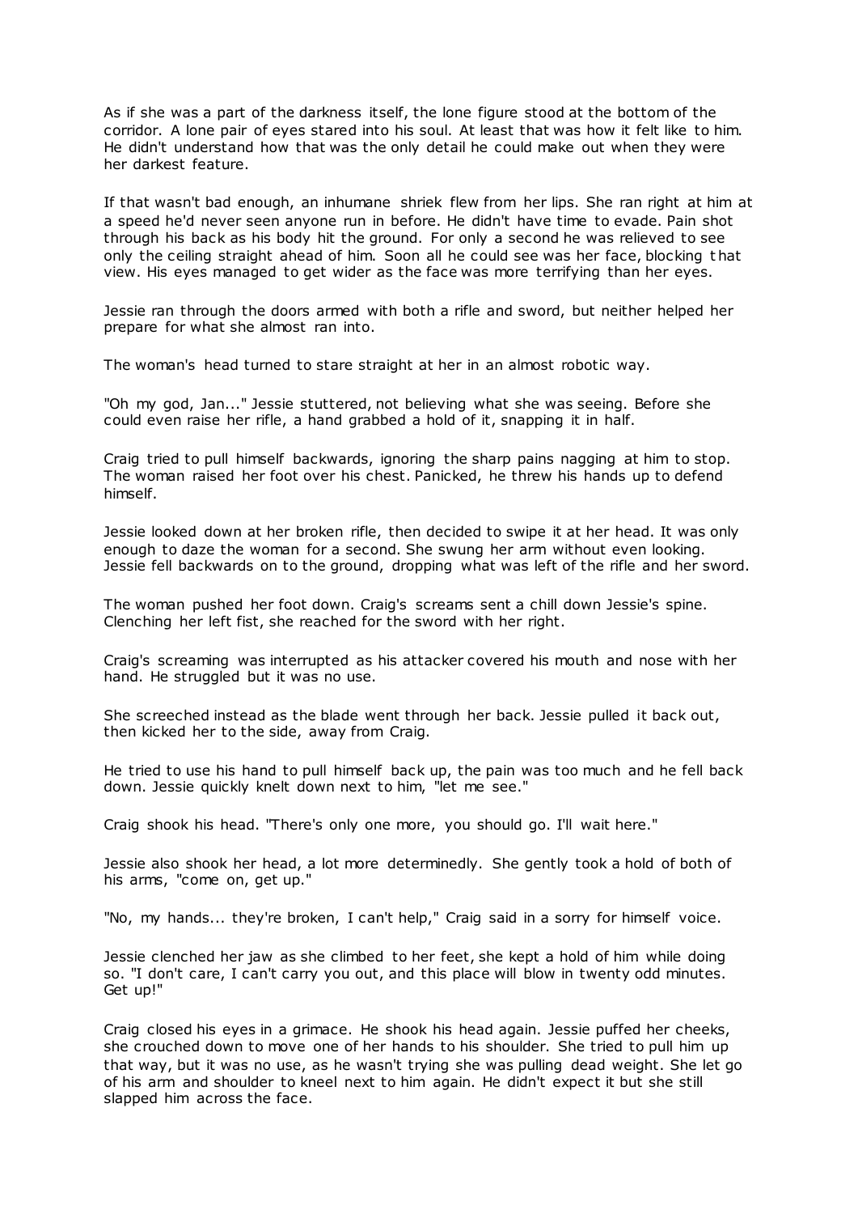As if she was a part of the darkness itself, the lone figure stood at the bottom of the corridor. A lone pair of eyes stared into his soul. At least that was how it felt like to him. He didn't understand how that was the only detail he could make out when they were her darkest feature.

If that wasn't bad enough, an inhumane shriek flew from her lips. She ran right at him at a speed he'd never seen anyone run in before. He didn't have time to evade. Pain shot through his back as his body hit the ground. For only a second he was relieved to see only the ceiling straight ahead of him. Soon all he could see was her face, blocking that view. His eyes managed to get wider as the face was more terrifying than her eyes.

Jessie ran through the doors armed with both a rifle and sword, but neither helped her prepare for what she almost ran into.

The woman's head turned to stare straight at her in an almost robotic way.

"Oh my god, Jan..." Jessie stuttered, not believing what she was seeing. Before she could even raise her rifle, a hand grabbed a hold of it, snapping it in half.

Craig tried to pull himself backwards, ignoring the sharp pains nagging at him to stop. The woman raised her foot over his chest. Panicked, he threw his hands up to defend himself.

Jessie looked down at her broken rifle, then decided to swipe it at her head. It was only enough to daze the woman for a second. She swung her arm without even looking. Jessie fell backwards on to the ground, dropping what was left of the rifle and her sword.

The woman pushed her foot down. Craig's screams sent a chill down Jessie's spine. Clenching her left fist, she reached for the sword with her right.

Craig's screaming was interrupted as his attacker covered his mouth and nose with her hand. He struggled but it was no use.

She screeched instead as the blade went through her back. Jessie pulled it back out, then kicked her to the side, away from Craig.

He tried to use his hand to pull himself back up, the pain was too much and he fell back down. Jessie quickly knelt down next to him, "let me see."

Craig shook his head. "There's only one more, you should go. I'll wait here."

Jessie also shook her head, a lot more determinedly. She gently took a hold of both of his arms, "come on, get up."

"No, my hands... they're broken, I can't help," Craig said in a sorry for himself voice.

Jessie clenched her jaw as she climbed to her feet, she kept a hold of him while doing so. "I don't care, I can't carry you out, and this place will blow in twenty odd minutes. Get up!"

Craig closed his eyes in a grimace. He shook his head again. Jessie puffed her cheeks, she crouched down to move one of her hands to his shoulder. She tried to pull him up that way, but it was no use, as he wasn't trying she was pulling dead weight. She let go of his arm and shoulder to kneel next to him again. He didn't expect it but she still slapped him across the face.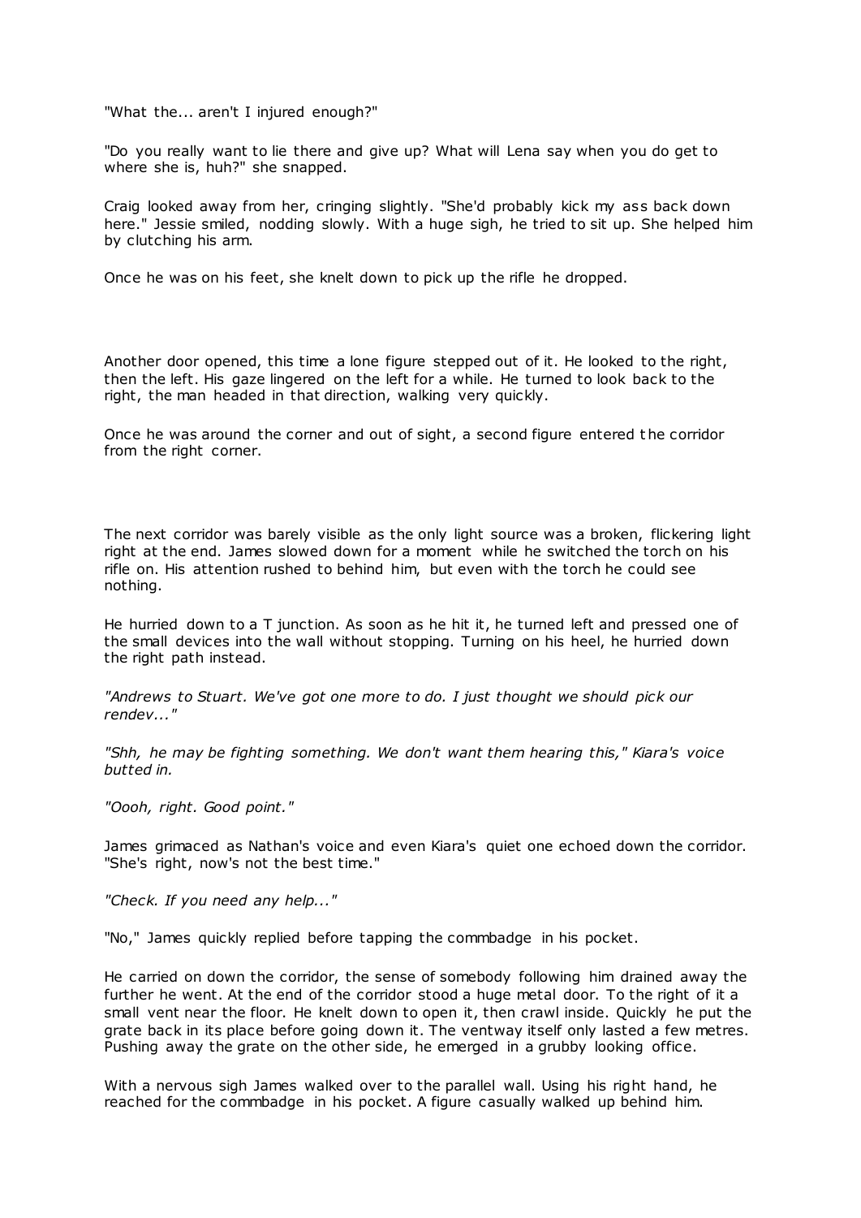"What the... aren't I injured enough?"

"Do you really want to lie there and give up? What will Lena say when you do get to where she is, huh?" she snapped.

Craig looked away from her, cringing slightly. "She'd probably kick my ass back down here." Jessie smiled, nodding slowly. With a huge sigh, he tried to sit up. She helped him by clutching his arm.

Once he was on his feet, she knelt down to pick up the rifle he dropped.

Another door opened, this time a lone figure stepped out of it. He looked to the right, then the left. His gaze lingered on the left for a while. He turned to look back to the right, the man headed in that direction, walking very quickly.

Once he was around the corner and out of sight, a second figure entered the corridor from the right corner.

The next corridor was barely visible as the only light source was a broken, flickering light right at the end. James slowed down for a moment while he switched the torch on his rifle on. His attention rushed to behind him, but even with the torch he could see nothing.

He hurried down to a T junction. As soon as he hit it, he turned left and pressed one of the small devices into the wall without stopping. Turning on his heel, he hurried down the right path instead.

*"Andrews to Stuart. We've got one more to do. I just thought we should pick our rendev..."*

*"Shh, he may be fighting something. We don't want them hearing this," Kiara's voice butted in.*

*"Oooh, right. Good point."*

James grimaced as Nathan's voice and even Kiara's quiet one echoed down the corridor. "She's right, now's not the best time."

*"Check. If you need any help..."*

"No," James quickly replied before tapping the commbadge in his pocket.

He carried on down the corridor, the sense of somebody following him drained away the further he went. At the end of the corridor stood a huge metal door. To the right of it a small vent near the floor. He knelt down to open it, then crawl inside. Quickly he put the grate back in its place before going down it. The ventway itself only lasted a few metres. Pushing away the grate on the other side, he emerged in a grubby looking office.

With a nervous sigh James walked over to the parallel wall. Using his right hand, he reached for the commbadge in his pocket. A figure casually walked up behind him.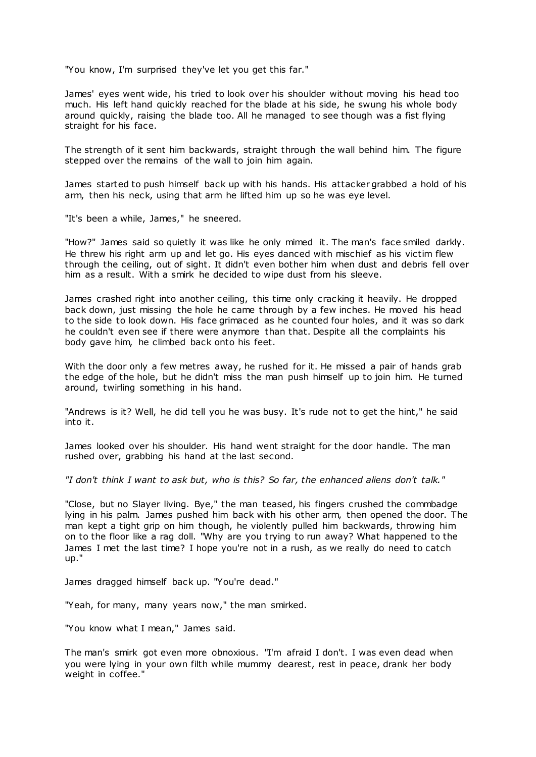"You know, I'm surprised they've let you get this far."

James' eyes went wide, his tried to look over his shoulder without moving his head too much. His left hand quickly reached for the blade at his side, he swung his whole body around quickly, raising the blade too. All he managed to see though was a fist flying straight for his face.

The strength of it sent him backwards, straight through the wall behind him. The figure stepped over the remains of the wall to join him again.

James started to push himself back up with his hands. His attacker grabbed a hold of his arm, then his neck, using that arm he lifted him up so he was eye level.

"It's been a while, James," he sneered.

"How?" James said so quietly it was like he only mimed it. The man's face smiled darkly. He threw his right arm up and let go. His eyes danced with mischief as his victim flew through the ceiling, out of sight. It didn't even bother him when dust and debris fell over him as a result. With a smirk he decided to wipe dust from his sleeve.

James crashed right into another ceiling, this time only cracking it heavily. He dropped back down, just missing the hole he came through by a few inches. He moved his head to the side to look down. His face grimaced as he counted four holes, and it was so dark he couldn't even see if there were anymore than that. Despite all the complaints his body gave him, he climbed back onto his feet.

With the door only a few metres away, he rushed for it. He missed a pair of hands grab the edge of the hole, but he didn't miss the man push himself up to join him. He turned around, twirling something in his hand.

"Andrews is it? Well, he did tell you he was busy. It's rude not to get the hint," he said into it.

James looked over his shoulder. His hand went straight for the door handle. The man rushed over, grabbing his hand at the last second.

*"I don't think I want to ask but, who is this? So far, the enhanced aliens don't talk."*

"Close, but no Slayer living. Bye," the man teased, his fingers crushed the commbadge lying in his palm. James pushed him back with his other arm, then opened the door. The man kept a tight grip on him though, he violently pulled him backwards, throwing him on to the floor like a rag doll. "Why are you trying to run away? What happened to the James I met the last time? I hope you're not in a rush, as we really do need to catch up."

James dragged himself back up. "You're dead."

"Yeah, for many, many years now," the man smirked.

"You know what I mean," James said.

The man's smirk got even more obnoxious. "I'm afraid I don't. I was even dead when you were lying in your own filth while mummy dearest, rest in peace, drank her body weight in coffee."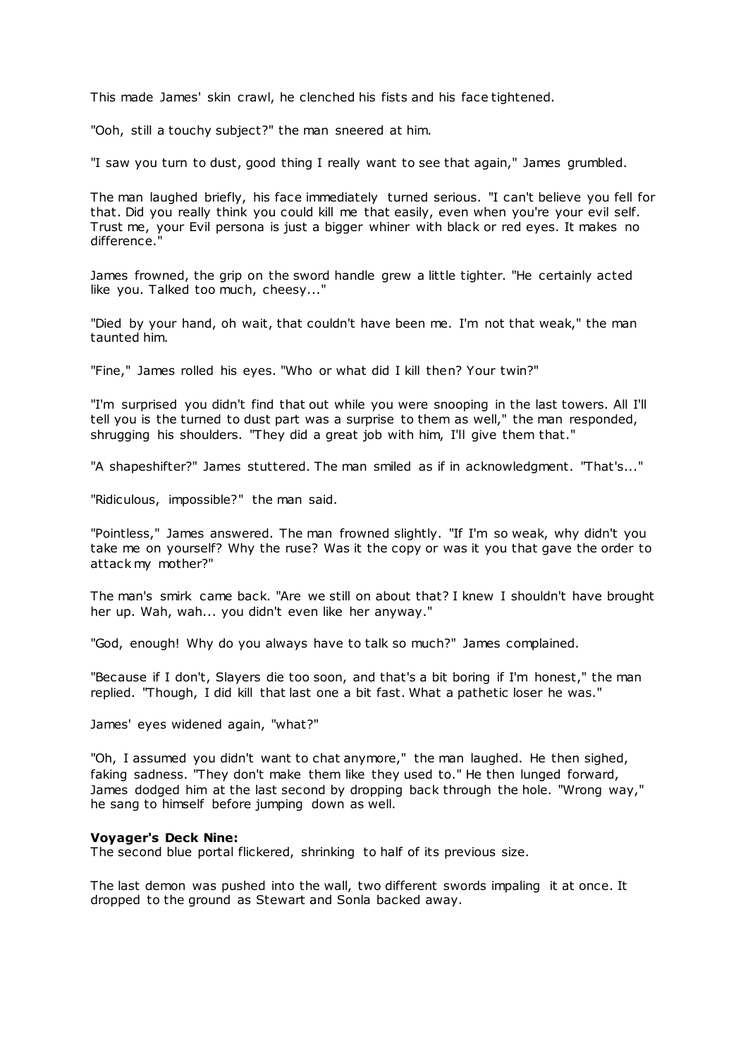This made James' skin crawl, he clenched his fists and his face tightened.

"Ooh, still a touchy subject?" the man sneered at him.

"I saw you turn to dust, good thing I really want to see that again," James grumbled.

The man laughed briefly, his face immediately turned serious. "I can't believe you fell for that. Did you really think you could kill me that easily, even when you're your evil self. Trust me, your Evil persona is just a bigger whiner with black or red eyes. It makes no difference."

James frowned, the grip on the sword handle grew a little tighter. "He certainly acted like you. Talked too much, cheesy..."

"Died by your hand, oh wait, that couldn't have been me. I'm not that weak," the man taunted him.

"Fine," James rolled his eyes. "Who or what did I kill then? Your twin?"

"I'm surprised you didn't find that out while you were snooping in the last towers. All I'll tell you is the turned to dust part was a surprise to them as well," the man responded, shrugging his shoulders. "They did a great job with him, I'll give them that."

"A shapeshifter?" James stuttered. The man smiled as if in acknowledgment. "That's..."

"Ridiculous, impossible?" the man said.

"Pointless," James answered. The man frowned slightly. "If I'm so weak, why didn't you take me on yourself? Why the ruse? Was it the copy or was it you that gave the order to attack my mother?"

The man's smirk came back. "Are we still on about that? I knew I shouldn't have brought her up. Wah, wah... you didn't even like her anyway."

"God, enough! Why do you always have to talk so much?" James complained.

"Because if I don't, Slayers die too soon, and that's a bit boring if I'm honest," the man replied. "Though, I did kill that last one a bit fast. What a pathetic loser he was."

James' eyes widened again, "what?"

"Oh, I assumed you didn't want to chat anymore," the man laughed. He then sighed, faking sadness. "They don't make them like they used to." He then lunged forward, James dodged him at the last second by dropping back through the hole. "Wrong way," he sang to himself before jumping down as well.

**Voyager's Deck Nine:**
The second blue portal flickered, shrinking to half of its previous size.

The last demon was pushed into the wall, two different swords impaling it at once. It dropped to the ground as Stewart and Sonla backed away.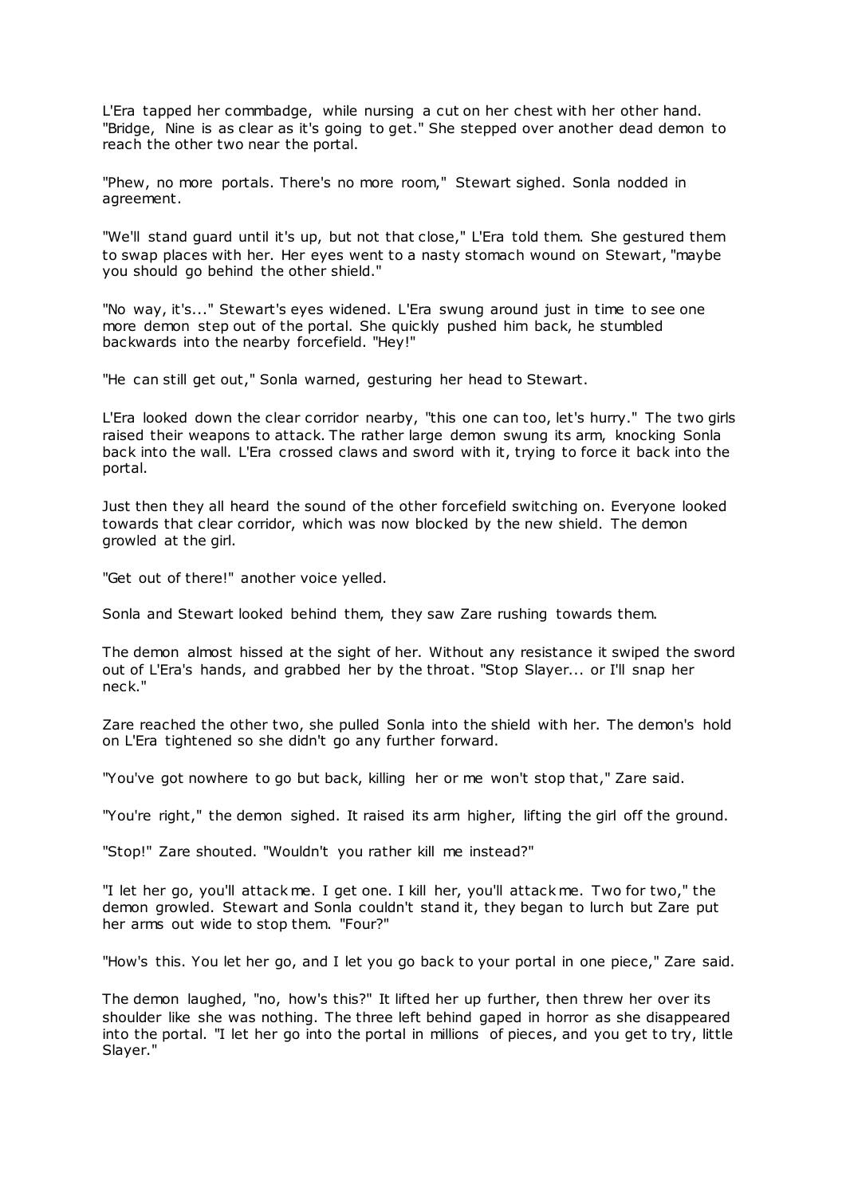L'Era tapped her commbadge, while nursing a cut on her chest with her other hand. "Bridge, Nine is as clear as it's going to get." She stepped over another dead demon to reach the other two near the portal.

"Phew, no more portals. There's no more room," Stewart sighed. Sonla nodded in agreement.

"We'll stand guard until it's up, but not that close," L'Era told them. She gestured them to swap places with her. Her eyes went to a nasty stomach wound on Stewart, "maybe you should go behind the other shield."

"No way, it's..." Stewart's eyes widened. L'Era swung around just in time to see one more demon step out of the portal. She quickly pushed him back, he stumbled backwards into the nearby forcefield. "Hey!"

"He can still get out," Sonla warned, gesturing her head to Stewart.

L'Era looked down the clear corridor nearby, "this one can too, let's hurry." The two girls raised their weapons to attack. The rather large demon swung its arm, knocking Sonla back into the wall. L'Era crossed claws and sword with it, trying to force it back into the portal.

Just then they all heard the sound of the other forcefield switching on. Everyone looked towards that clear corridor, which was now blocked by the new shield. The demon growled at the girl.

"Get out of there!" another voice yelled.

Sonla and Stewart looked behind them, they saw Zare rushing towards them.

The demon almost hissed at the sight of her. Without any resistance it swiped the sword out of L'Era's hands, and grabbed her by the throat. "Stop Slayer... or I'll snap her neck."

Zare reached the other two, she pulled Sonla into the shield with her. The demon's hold on L'Era tightened so she didn't go any further forward.

"You've got nowhere to go but back, killing her or me won't stop that," Zare said.

"You're right," the demon sighed. It raised its arm higher, lifting the girl off the ground.

"Stop!" Zare shouted. "Wouldn't you rather kill me instead?"

"I let her go, you'll attack me. I get one. I kill her, you'll attack me. Two for two," the demon growled. Stewart and Sonla couldn't stand it, they began to lurch but Zare put her arms out wide to stop them. "Four?"

"How's this. You let her go, and I let you go back to your portal in one piece," Zare said.

The demon laughed, "no, how's this?" It lifted her up further, then threw her over its shoulder like she was nothing. The three left behind gaped in horror as she disappeared into the portal. "I let her go into the portal in millions of pieces, and you get to try, little Slayer."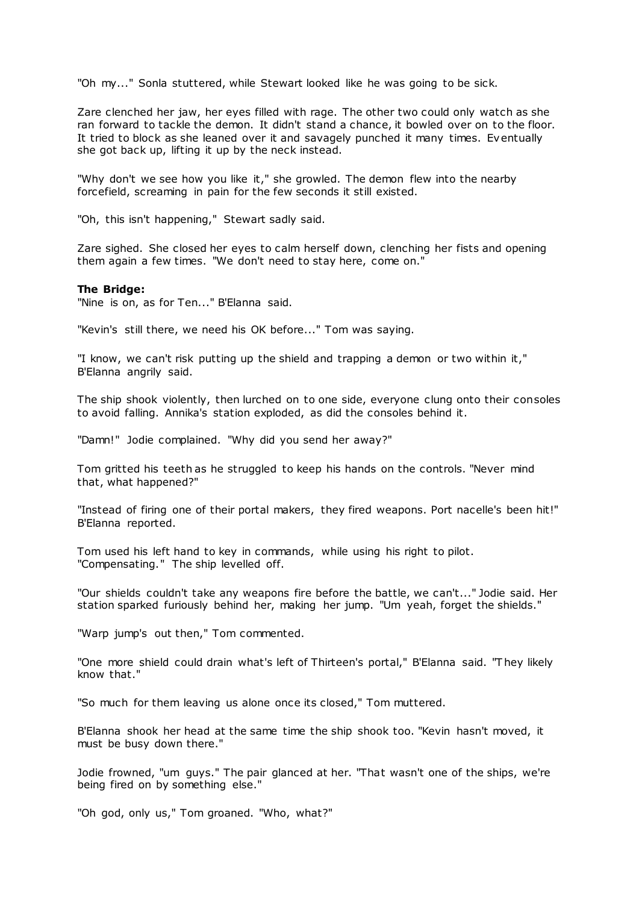"Oh my..." Sonla stuttered, while Stewart looked like he was going to be sick.

Zare clenched her jaw, her eyes filled with rage. The other two could only watch as she ran forward to tackle the demon. It didn't stand a chance, it bowled over on to the floor. It tried to block as she leaned over it and savagely punched it many times. Eventually she got back up, lifting it up by the neck instead.

"Why don't we see how you like it," she growled. The demon flew into the nearby forcefield, screaming in pain for the few seconds it still existed.

"Oh, this isn't happening," Stewart sadly said.

Zare sighed. She closed her eyes to calm herself down, clenching her fists and opening them again a few times. "We don't need to stay here, come on."

**The Bridge:**
"Nine is on, as for Ten..." B'Elanna said.

"Kevin's still there, we need his OK before..." Tom was saying.

"I know, we can't risk putting up the shield and trapping a demon or two within it," B'Elanna angrily said.

The ship shook violently, then lurched on to one side, everyone clung onto their consoles to avoid falling. Annika's station exploded, as did the consoles behind it.

"Damn!" Jodie complained. "Why did you send her away?"

Tom gritted his teeth as he struggled to keep his hands on the controls. "Never mind that, what happened?"

"Instead of firing one of their portal makers, they fired weapons. Port nacelle's been hit!" B'Elanna reported.

Tom used his left hand to key in commands, while using his right to pilot. "Compensating." The ship levelled off.

"Our shields couldn't take any weapons fire before the battle, we can't..." Jodie said. Her station sparked furiously behind her, making her jump. "Um yeah, forget the shields."

"Warp jump's out then," Tom commented.

"One more shield could drain what's left of Thirteen's portal," B'Elanna said. "They likely know that."

"So much for them leaving us alone once its closed," Tom muttered.

B'Elanna shook her head at the same time the ship shook too. "Kevin hasn't moved, it must be busy down there."

Jodie frowned, "um guys." The pair glanced at her. "That wasn't one of the ships, we're being fired on by something else."

"Oh god, only us," Tom groaned. "Who, what?"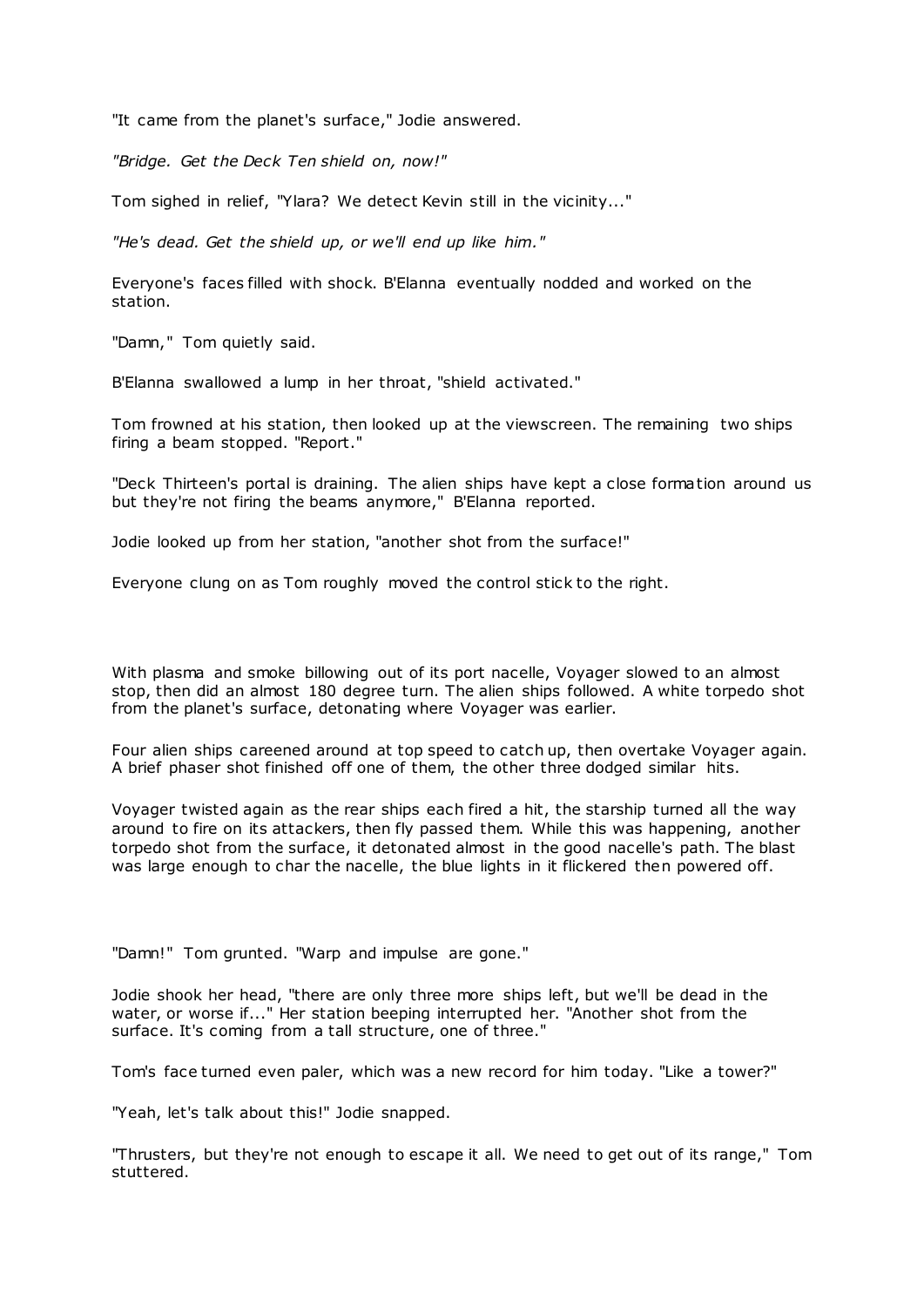"It came from the planet's surface," Jodie answered.

*"Bridge. Get the Deck Ten shield on, now!"*

Tom sighed in relief, "Ylara? We detect Kevin still in the vicinity..."

*"He's dead. Get the shield up, or we'll end up like him."*

Everyone's faces filled with shock. B'Elanna eventually nodded and worked on the station.

"Damn," Tom quietly said.

B'Elanna swallowed a lump in her throat, "shield activated."

Tom frowned at his station, then looked up at the viewscreen. The remaining two ships firing a beam stopped. "Report."

"Deck Thirteen's portal is draining. The alien ships have kept a close formation around us but they're not firing the beams anymore," B'Elanna reported.

Jodie looked up from her station, "another shot from the surface!"

Everyone clung on as Tom roughly moved the control stick to the right.

With plasma and smoke billowing out of its port nacelle, Voyager slowed to an almost stop, then did an almost 180 degree turn. The alien ships followed. A white torpedo shot from the planet's surface, detonating where Voyager was earlier.

Four alien ships careened around at top speed to catch up, then overtake Voyager again. A brief phaser shot finished off one of them, the other three dodged similar hits.

Voyager twisted again as the rear ships each fired a hit, the starship turned all the way around to fire on its attackers, then fly passed them. While this was happening, another torpedo shot from the surface, it detonated almost in the good nacelle's path. The blast was large enough to char the nacelle, the blue lights in it flickered then powered off.

"Damn!" Tom grunted. "Warp and impulse are gone."

Jodie shook her head, "there are only three more ships left, but we'll be dead in the water, or worse if..." Her station beeping interrupted her. "Another shot from the surface. It's coming from a tall structure, one of three."

Tom's face turned even paler, which was a new record for him today. "Like a tower?"

"Yeah, let's talk about this!" Jodie snapped.

"Thrusters, but they're not enough to escape it all. We need to get out of its range," Tom stuttered.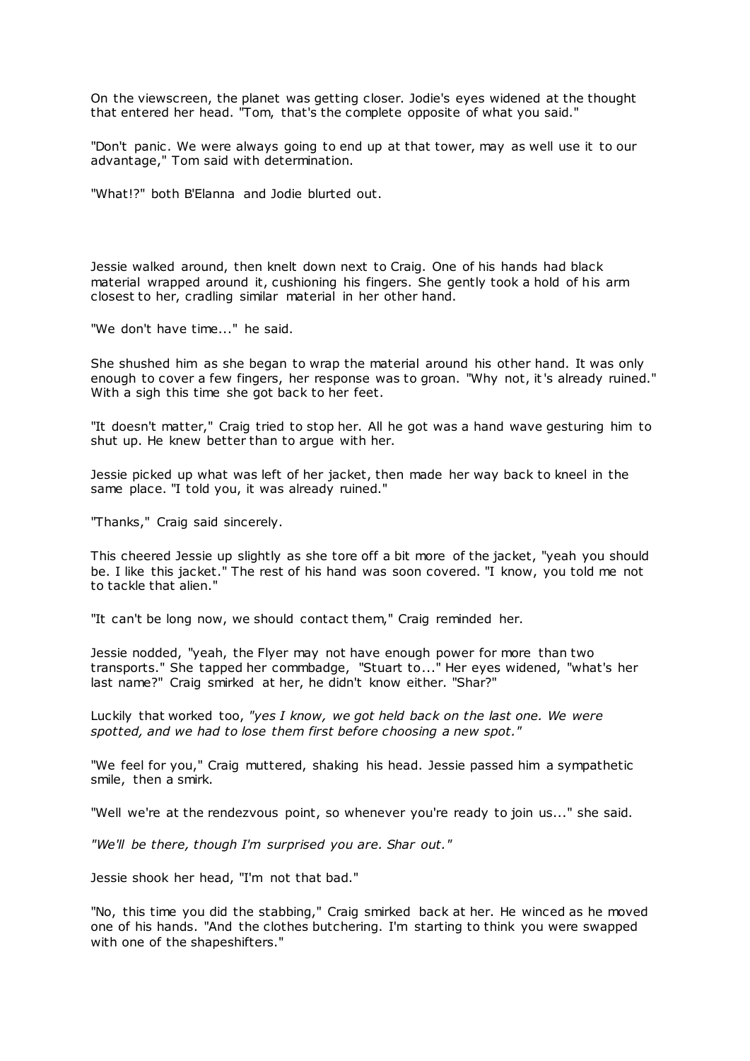On the viewscreen, the planet was getting closer. Jodie's eyes widened at the thought that entered her head. "Tom, that's the complete opposite of what you said."

"Don't panic. We were always going to end up at that tower, may as well use it to our advantage," Tom said with determination.

"What!?" both B'Elanna and Jodie blurted out.

Jessie walked around, then knelt down next to Craig. One of his hands had black material wrapped around it, cushioning his fingers. She gently took a hold of his arm closest to her, cradling similar material in her other hand.

"We don't have time..." he said.

She shushed him as she began to wrap the material around his other hand. It was only enough to cover a few fingers, her response was to groan. "Why not, it's already ruined." With a sigh this time she got back to her feet.

"It doesn't matter," Craig tried to stop her. All he got was a hand wave gesturing him to shut up. He knew better than to argue with her.

Jessie picked up what was left of her jacket, then made her way back to kneel in the same place. "I told you, it was already ruined."

"Thanks," Craig said sincerely.

This cheered Jessie up slightly as she tore off a bit more of the jacket, "yeah you should be. I like this jacket." The rest of his hand was soon covered. "I know, you told me not to tackle that alien."

"It can't be long now, we should contact them," Craig reminded her.

Jessie nodded, "yeah, the Flyer may not have enough power for more than two transports." She tapped her commbadge, "Stuart to..." Her eyes widened, "what's her last name?" Craig smirked at her, he didn't know either. "Shar?"

Luckily that worked too, *"yes I know, we got held back on the last one. We were spotted, and we had to lose them first before choosing a new spot."*

"We feel for you," Craig muttered, shaking his head. Jessie passed him a sympathetic smile, then a smirk.

"Well we're at the rendezvous point, so whenever you're ready to join us..." she said.

*"We'll be there, though I'm surprised you are. Shar out."*

Jessie shook her head, "I'm not that bad."

"No, this time you did the stabbing," Craig smirked back at her. He winced as he moved one of his hands. "And the clothes butchering. I'm starting to think you were swapped with one of the shapeshifters."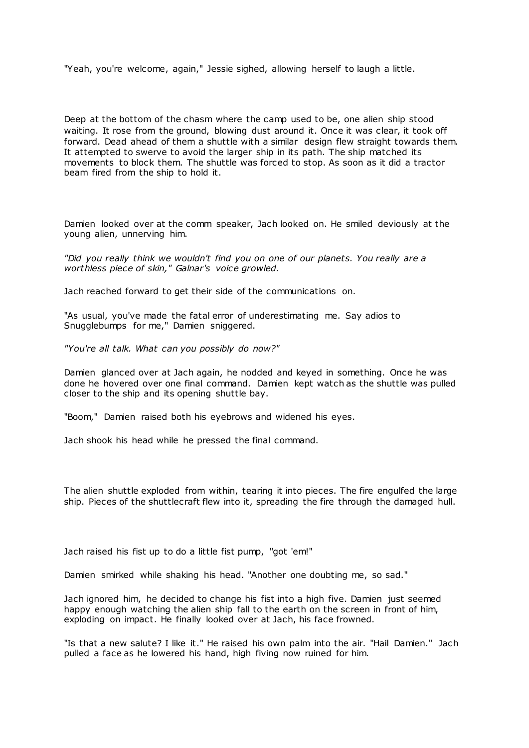"Yeah, you're welcome, again," Jessie sighed, allowing herself to laugh a little.

Deep at the bottom of the chasm where the camp used to be, one alien ship stood waiting. It rose from the ground, blowing dust around it. Once it was clear, it took off forward. Dead ahead of them a shuttle with a similar design flew straight towards them. It attempted to swerve to avoid the larger ship in its path. The ship matched its movements to block them. The shuttle was forced to stop. As soon as it did a tractor beam fired from the ship to hold it.

Damien looked over at the comm speaker, Jach looked on. He smiled deviously at the young alien, unnerving him.

*"Did you really think we wouldn't find you on one of our planets. You really are a worthless piece of skin," Galnar's voice growled.*

Jach reached forward to get their side of the communications on.

"As usual, you've made the fatal error of underestimating me. Say adios to Snugglebumps for me," Damien sniggered.

*"You're all talk. What can you possibly do now?"*

Damien glanced over at Jach again, he nodded and keyed in something. Once he was done he hovered over one final command. Damien kept watch as the shuttle was pulled closer to the ship and its opening shuttle bay.

"Boom," Damien raised both his eyebrows and widened his eyes.

Jach shook his head while he pressed the final command.

The alien shuttle exploded from within, tearing it into pieces. The fire engulfed the large ship. Pieces of the shuttlecraft flew into it, spreading the fire through the damaged hull.

Jach raised his fist up to do a little fist pump, "got 'em!"

Damien smirked while shaking his head. "Another one doubting me, so sad."

Jach ignored him, he decided to change his fist into a high five. Damien just seemed happy enough watching the alien ship fall to the earth on the screen in front of him, exploding on impact. He finally looked over at Jach, his face frowned.

"Is that a new salute? I like it." He raised his own palm into the air. "Hail Damien." Jach pulled a face as he lowered his hand, high fiving now ruined for him.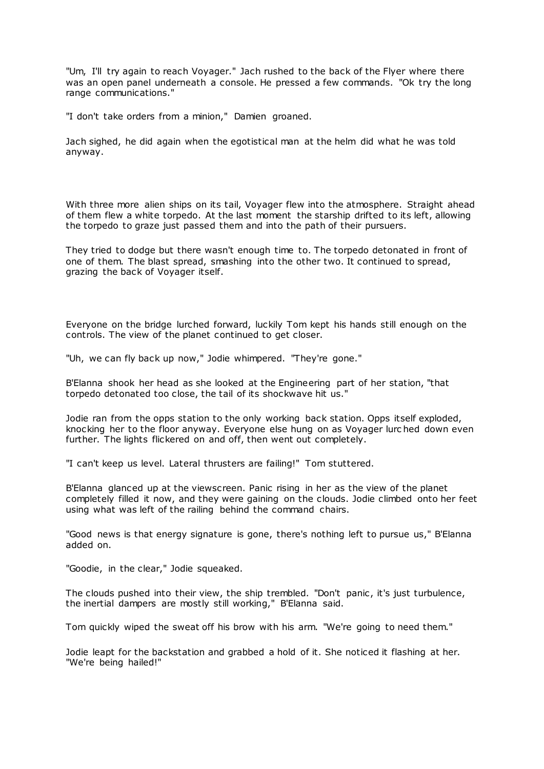"Um, I'll try again to reach Voyager." Jach rushed to the back of the Flyer where there was an open panel underneath a console. He pressed a few commands. "Ok try the long range communications."

"I don't take orders from a minion," Damien groaned.

Jach sighed, he did again when the egotistical man at the helm did what he was told anyway.

With three more alien ships on its tail, Voyager flew into the atmosphere. Straight ahead of them flew a white torpedo. At the last moment the starship drifted to its left, allowing the torpedo to graze just passed them and into the path of their pursuers.

They tried to dodge but there wasn't enough time to. The torpedo detonated in front of one of them. The blast spread, smashing into the other two. It continued to spread, grazing the back of Voyager itself.

Everyone on the bridge lurched forward, luckily Tom kept his hands still enough on the controls. The view of the planet continued to get closer.

"Uh, we can fly back up now," Jodie whimpered. "They're gone."

B'Elanna shook her head as she looked at the Engineering part of her station, "that torpedo detonated too close, the tail of its shockwave hit us."

Jodie ran from the opps station to the only working back station. Opps itself exploded, knocking her to the floor anyway. Everyone else hung on as Voyager lurched down even further. The lights flickered on and off, then went out completely.

"I can't keep us level. Lateral thrusters are failing!" Tom stuttered.

B'Elanna glanced up at the viewscreen. Panic rising in her as the view of the planet completely filled it now, and they were gaining on the clouds. Jodie climbed onto her feet using what was left of the railing behind the command chairs.

"Good news is that energy signature is gone, there's nothing left to pursue us," B'Elanna added on.

"Goodie, in the clear," Jodie squeaked.

The clouds pushed into their view, the ship trembled. "Don't panic, it's just turbulence, the inertial dampers are mostly still working," B'Elanna said.

Tom quickly wiped the sweat off his brow with his arm. "We're going to need them."

Jodie leapt for the backstation and grabbed a hold of it. She noticed it flashing at her. "We're being hailed!"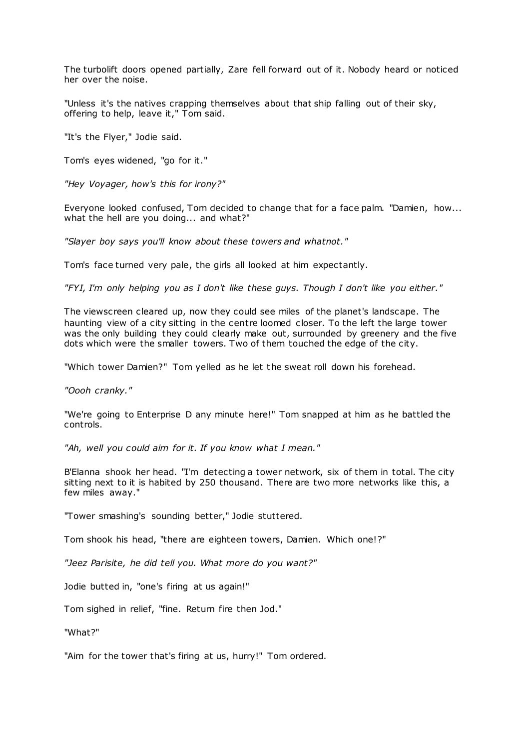The turbolift doors opened partially, Zare fell forward out of it. Nobody heard or noticed her over the noise.

"Unless it's the natives crapping themselves about that ship falling out of their sky, offering to help, leave it," Tom said.

"It's the Flyer," Jodie said.

Tom's eyes widened, "go for it."

*"Hey Voyager, how's this for irony?"*

Everyone looked confused, Tom decided to change that for a face palm. "Damien, how... what the hell are you doing... and what?"

*"Slayer boy says you'll know about these towers and whatnot."*

Tom's face turned very pale, the girls all looked at him expectantly.

*"FYI, I'm only helping you as I don't like these guys. Though I don't like you either."*

The viewscreen cleared up, now they could see miles of the planet's landscape. The haunting view of a city sitting in the centre loomed closer. To the left the large tower was the only building they could clearly make out, surrounded by greenery and the five dots which were the smaller towers. Two of them touched the edge of the city.

"Which tower Damien?" Tom yelled as he let the sweat roll down his forehead.

*"Oooh cranky."*

"We're going to Enterprise D any minute here!" Tom snapped at him as he battled the controls.

*"Ah, well you could aim for it. If you know what I mean."*

B'Elanna shook her head. "I'm detecting a tower network, six of them in total. The city sitting next to it is habited by 250 thousand. There are two more networks like this, a few miles away."

"Tower smashing's sounding better," Jodie stuttered.

Tom shook his head, "there are eighteen towers, Damien. Which one!?"

*"Jeez Parisite, he did tell you. What more do you want?"*

Jodie butted in, "one's firing at us again!"

Tom sighed in relief, "fine. Return fire then Jod."

"What?"

"Aim for the tower that's firing at us, hurry!" Tom ordered.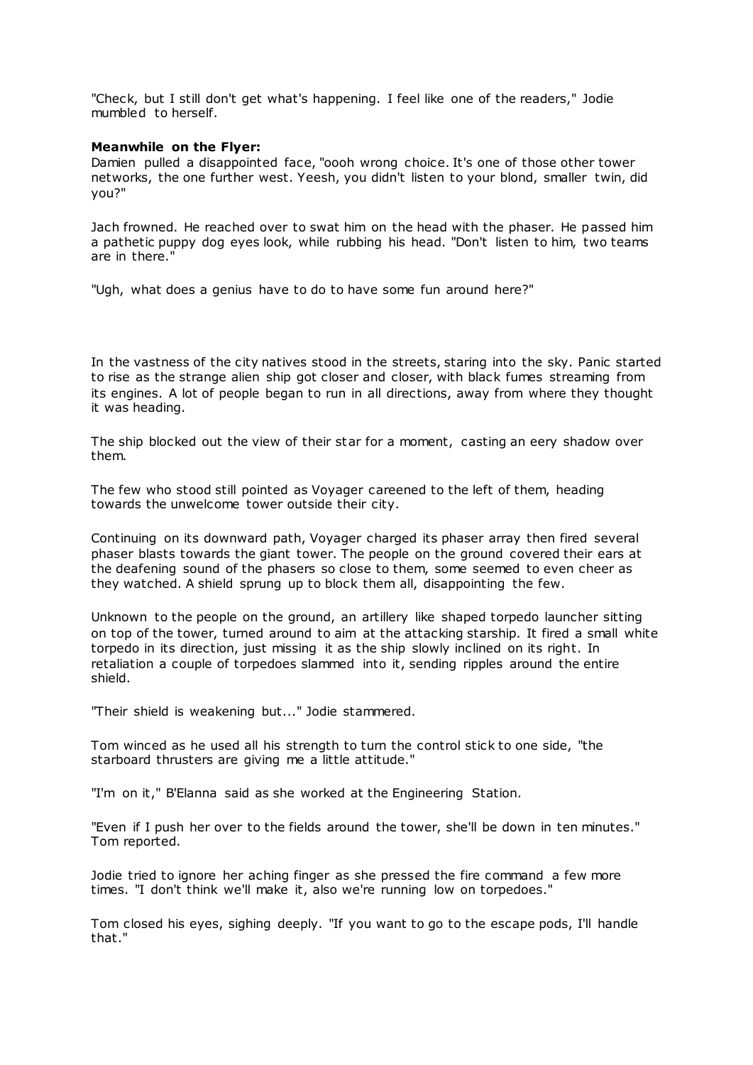"Check, but I still don't get what's happening. I feel like one of the readers," Jodie mumbled to herself.

**Meanwhile on the Flyer:**

Damien pulled a disappointed face, "oooh wrong choice. It's one of those other tower networks, the one further west. Yeesh, you didn't listen to your blond, smaller twin, did you?"

Jach frowned. He reached over to swat him on the head with the phaser. He passed him a pathetic puppy dog eyes look, while rubbing his head. "Don't listen to him, two teams are in there."

"Ugh, what does a genius have to do to have some fun around here?"

In the vastness of the city natives stood in the streets, staring into the sky. Panic started to rise as the strange alien ship got closer and closer, with black fumes streaming from its engines. A lot of people began to run in all directions, away from where they thought it was heading.

The ship blocked out the view of their star for a moment, casting an eery shadow over them.

The few who stood still pointed as Voyager careened to the left of them, heading towards the unwelcome tower outside their city.

Continuing on its downward path, Voyager charged its phaser array then fired several phaser blasts towards the giant tower. The people on the ground covered their ears at the deafening sound of the phasers so close to them, some seemed to even cheer as they watched. A shield sprung up to block them all, disappointing the few.

Unknown to the people on the ground, an artillery like shaped torpedo launcher sitting on top of the tower, turned around to aim at the attacking starship. It fired a small white torpedo in its direction, just missing it as the ship slowly inclined on its right. In retaliation a couple of torpedoes slammed into it, sending ripples around the entire shield.

"Their shield is weakening but..." Jodie stammered.

Tom winced as he used all his strength to turn the control stick to one side, "the starboard thrusters are giving me a little attitude."

"I'm on it," B'Elanna said as she worked at the Engineering Station.

"Even if I push her over to the fields around the tower, she'll be down in ten minutes." Tom reported.

Jodie tried to ignore her aching finger as she pressed the fire command a few more times. "I don't think we'll make it, also we're running low on torpedoes."

Tom closed his eyes, sighing deeply. "If you want to go to the escape pods, I'll handle that."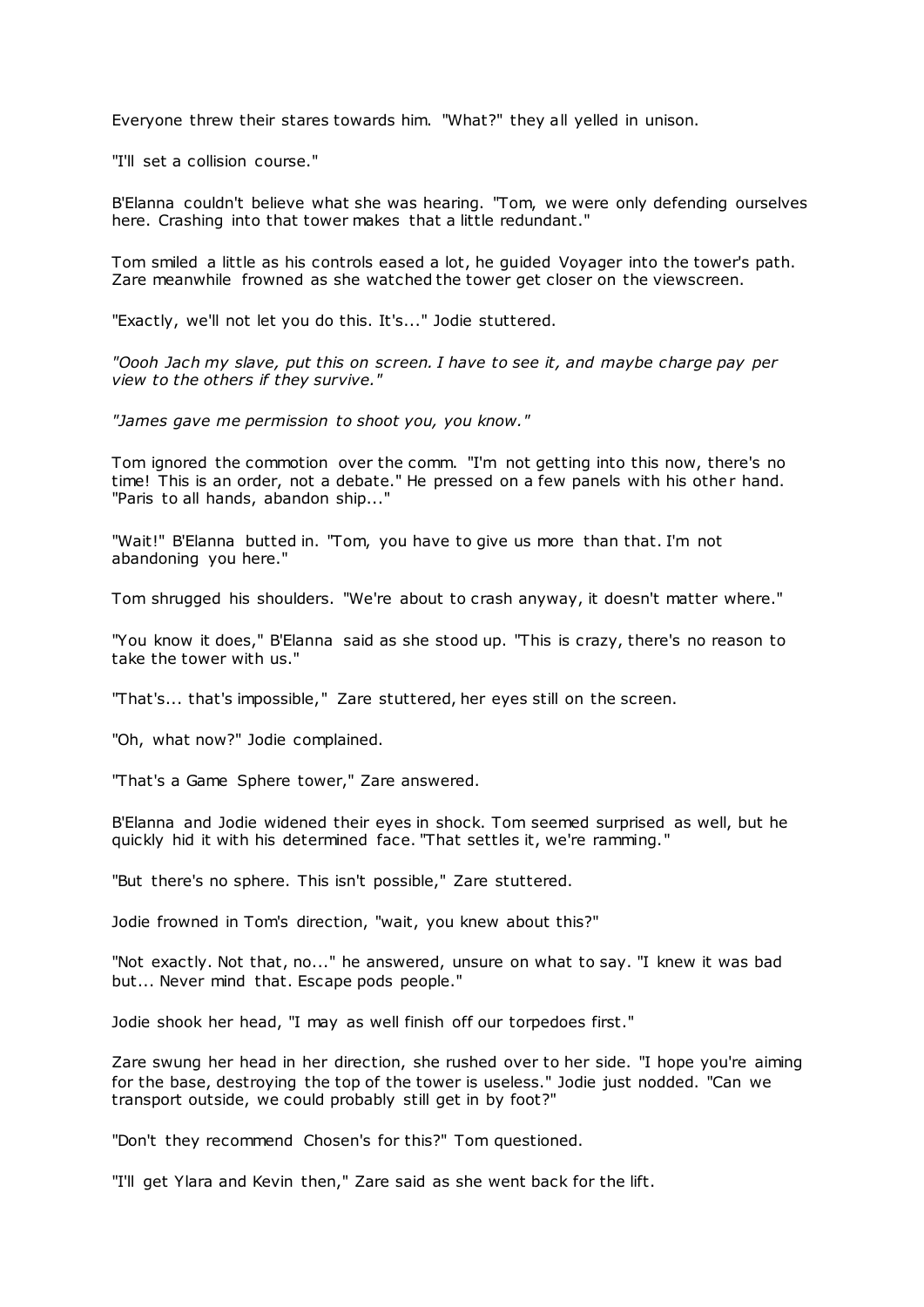Everyone threw their stares towards him. "What?" they all yelled in unison.

"I'll set a collision course."

B'Elanna couldn't believe what she was hearing. "Tom, we were only defending ourselves here. Crashing into that tower makes that a little redundant."

Tom smiled a little as his controls eased a lot, he guided Voyager into the tower's path. Zare meanwhile frowned as she watched the tower get closer on the viewscreen.

"Exactly, we'll not let you do this. It's..." Jodie stuttered.

*"Oooh Jach my slave, put this on screen. I have to see it, and maybe charge pay per view to the others if they survive."*

*"James gave me permission to shoot you, you know."*

Tom ignored the commotion over the comm. "I'm not getting into this now, there's no time! This is an order, not a debate." He pressed on a few panels with his other hand. "Paris to all hands, abandon ship..."

"Wait!" B'Elanna butted in. "Tom, you have to give us more than that. I'm not abandoning you here."

Tom shrugged his shoulders. "We're about to crash anyway, it doesn't matter where."

"You know it does," B'Elanna said as she stood up. "This is crazy, there's no reason to take the tower with us."

"That's... that's impossible," Zare stuttered, her eyes still on the screen.

"Oh, what now?" Jodie complained.

"That's a Game Sphere tower," Zare answered.

B'Elanna and Jodie widened their eyes in shock. Tom seemed surprised as well, but he quickly hid it with his determined face. "That settles it, we're ramming."

"But there's no sphere. This isn't possible," Zare stuttered.

Jodie frowned in Tom's direction, "wait, you knew about this?"

"Not exactly. Not that, no..." he answered, unsure on what to say. "I knew it was bad but... Never mind that. Escape pods people."

Jodie shook her head, "I may as well finish off our torpedoes first."

Zare swung her head in her direction, she rushed over to her side. "I hope you're aiming for the base, destroying the top of the tower is useless." Jodie just nodded. "Can we transport outside, we could probably still get in by foot?"

"Don't they recommend Chosen's for this?" Tom questioned.

"I'll get Ylara and Kevin then," Zare said as she went back for the lift.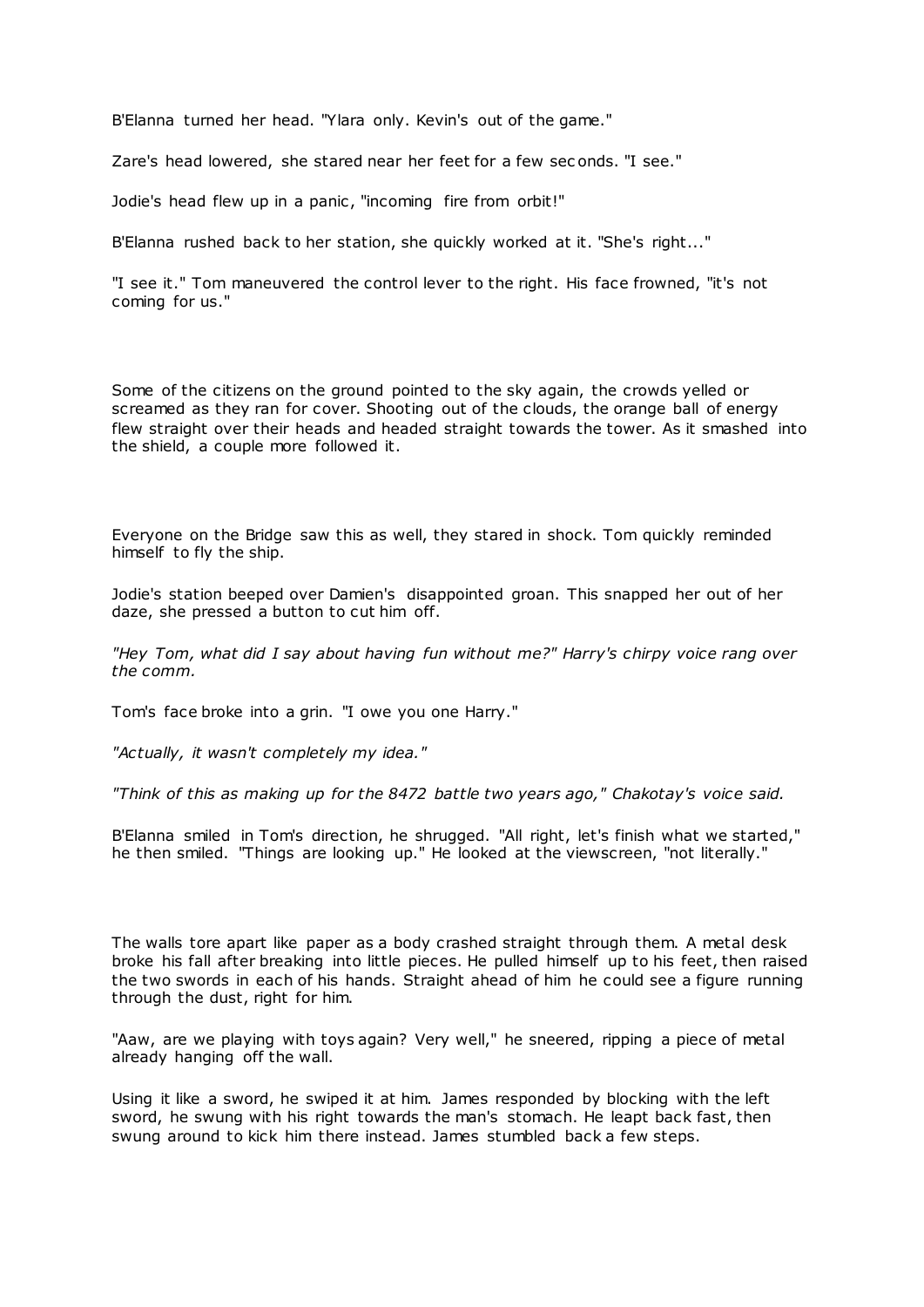B'Elanna turned her head. "Ylara only. Kevin's out of the game."

Zare's head lowered, she stared near her feet for a few seconds. "I see."

Jodie's head flew up in a panic, "incoming fire from orbit!"

B'Elanna rushed back to her station, she quickly worked at it. "She's right..."

"I see it." Tom maneuvered the control lever to the right. His face frowned, "it's not coming for us."

Some of the citizens on the ground pointed to the sky again, the crowds yelled or screamed as they ran for cover. Shooting out of the clouds, the orange ball of energy flew straight over their heads and headed straight towards the tower. As it smashed into the shield, a couple more followed it.

Everyone on the Bridge saw this as well, they stared in shock. Tom quickly reminded himself to fly the ship.

Jodie's station beeped over Damien's disappointed groan. This snapped her out of her daze, she pressed a button to cut him off.

*"Hey Tom, what did I say about having fun without me?" Harry's chirpy voice rang over the comm.*

Tom's face broke into a grin. "I owe you one Harry."

*"Actually, it wasn't completely my idea."*

*"Think of this as making up for the 8472 battle two years ago," Chakotay's voice said.*

B'Elanna smiled in Tom's direction, he shrugged. "All right, let's finish what we started," he then smiled. "Things are looking up." He looked at the viewscreen, "not literally."

The walls tore apart like paper as a body crashed straight through them. A metal desk broke his fall after breaking into little pieces. He pulled himself up to his feet, then raised the two swords in each of his hands. Straight ahead of him he could see a figure running through the dust, right for him.

"Aaw, are we playing with toys again? Very well," he sneered, ripping a piece of metal already hanging off the wall.

Using it like a sword, he swiped it at him. James responded by blocking with the left sword, he swung with his right towards the man's stomach. He leapt back fast, then swung around to kick him there instead. James stumbled back a few steps.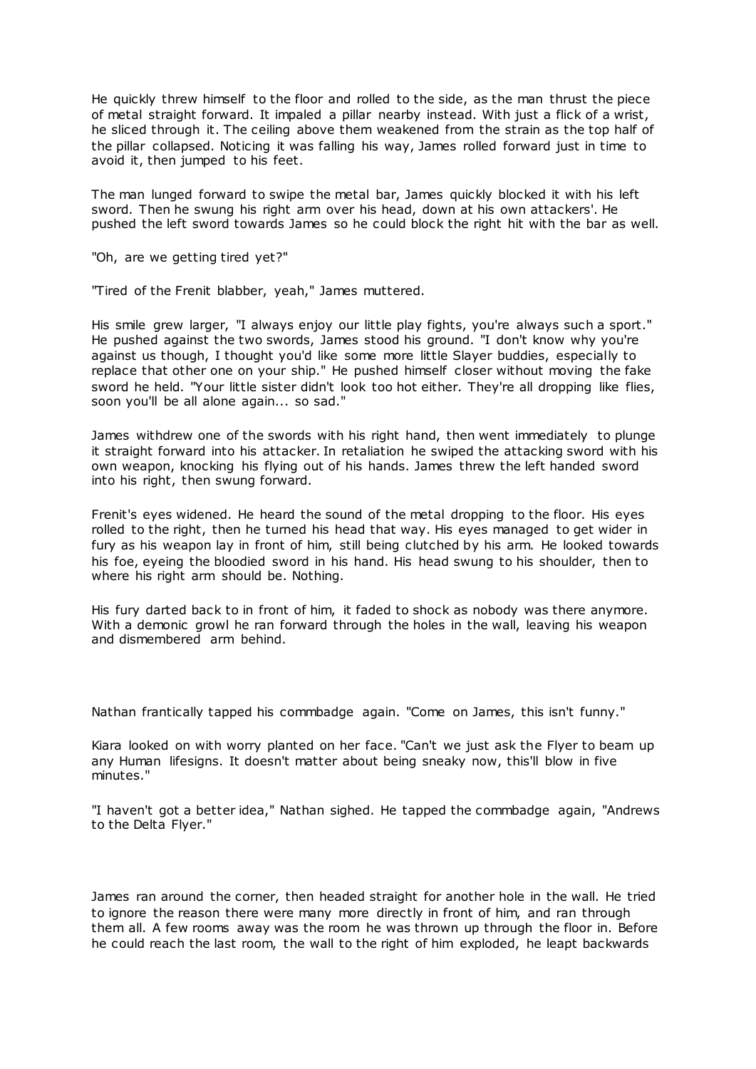He quickly threw himself to the floor and rolled to the side, as the man thrust the piece of metal straight forward. It impaled a pillar nearby instead. With just a flick of a wrist, he sliced through it. The ceiling above them weakened from the strain as the top half of the pillar collapsed. Noticing it was falling his way, James rolled forward just in time to avoid it, then jumped to his feet.

The man lunged forward to swipe the metal bar, James quickly blocked it with his left sword. Then he swung his right arm over his head, down at his own attackers'. He pushed the left sword towards James so he could block the right hit with the bar as well.

"Oh, are we getting tired yet?"

"Tired of the Frenit blabber, yeah," James muttered.

His smile grew larger, "I always enjoy our little play fights, you're always such a sport." He pushed against the two swords, James stood his ground. "I don't know why you're against us though, I thought you'd like some more little Slayer buddies, especially to replace that other one on your ship." He pushed himself closer without moving the fake sword he held. "Your little sister didn't look too hot either. They're all dropping like flies, soon you'll be all alone again... so sad."

James withdrew one of the swords with his right hand, then went immediately to plunge it straight forward into his attacker. In retaliation he swiped the attacking sword with his own weapon, knocking his flying out of his hands. James threw the left handed sword into his right, then swung forward.

Frenit's eyes widened. He heard the sound of the metal dropping to the floor. His eyes rolled to the right, then he turned his head that way. His eyes managed to get wider in fury as his weapon lay in front of him, still being clutched by his arm. He looked towards his foe, eyeing the bloodied sword in his hand. His head swung to his shoulder, then to where his right arm should be. Nothing.

His fury darted back to in front of him, it faded to shock as nobody was there anymore. With a demonic growl he ran forward through the holes in the wall, leaving his weapon and dismembered arm behind.

Nathan frantically tapped his commbadge again. "Come on James, this isn't funny."

Kiara looked on with worry planted on her face. "Can't we just ask the Flyer to beam up any Human lifesigns. It doesn't matter about being sneaky now, this'll blow in five minutes."

"I haven't got a better idea," Nathan sighed. He tapped the commbadge again, "Andrews to the Delta Flyer."

James ran around the corner, then headed straight for another hole in the wall. He tried to ignore the reason there were many more directly in front of him, and ran through them all. A few rooms away was the room he was thrown up through the floor in. Before he could reach the last room, the wall to the right of him exploded, he leapt backwards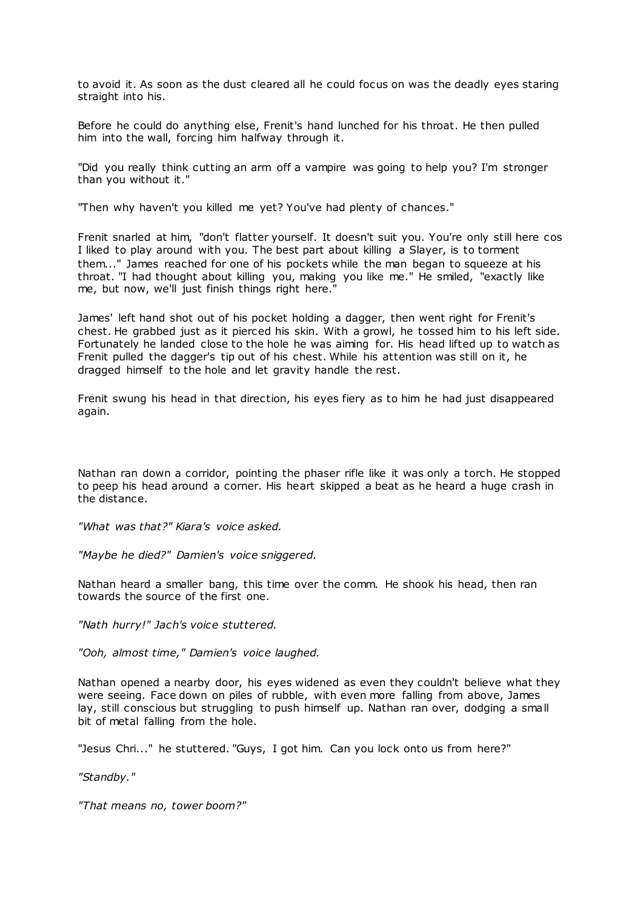to avoid it. As soon as the dust cleared all he could focus on was the deadly eyes staring straight into his.

Before he could do anything else, Frenit's hand lunched for his throat. He then pulled him into the wall, forcing him halfway through it.

"Did you really think cutting an arm off a vampire was going to help you? I'm stronger than you without it."

"Then why haven't you killed me yet? You've had plenty of chances."

Frenit snarled at him, "don't flatter yourself. It doesn't suit you. You're only still here cos I liked to play around with you. The best part about killing a Slayer, is to torment them..." James reached for one of his pockets while the man began to squeeze at his throat. "I had thought about killing you, making you like me." He smiled, "exactly like me, but now, we'll just finish things right here."

James' left hand shot out of his pocket holding a dagger, then went right for Frenit's chest. He grabbed just as it pierced his skin. With a growl, he tossed him to his left side. Fortunately he landed close to the hole he was aiming for. His head lifted up to watch as Frenit pulled the dagger's tip out of his chest. While his attention was still on it, he dragged himself to the hole and let gravity handle the rest.

Frenit swung his head in that direction, his eyes fiery as to him he had just disappeared again.

Nathan ran down a corridor, pointing the phaser rifle like it was only a torch. He stopped to peep his head around a corner. His heart skipped a beat as he heard a huge crash in the distance.

*"What was that?" Kiara's voice asked.*

*"Maybe he died?" Damien's voice sniggered.*

Nathan heard a smaller bang, this time over the comm. He shook his head, then ran towards the source of the first one.

*"Nath hurry!" Jach's voice stuttered.*

*"Ooh, almost time," Damien's voice laughed.*

Nathan opened a nearby door, his eyes widened as even they couldn't believe what they were seeing. Face down on piles of rubble, with even more falling from above, James lay, still conscious but struggling to push himself up. Nathan ran over, dodging a small bit of metal falling from the hole.

"Jesus Chri..." he stuttered. "Guys, I got him. Can you lock onto us from here?"

*"Standby."*

*"That means no, tower boom?"*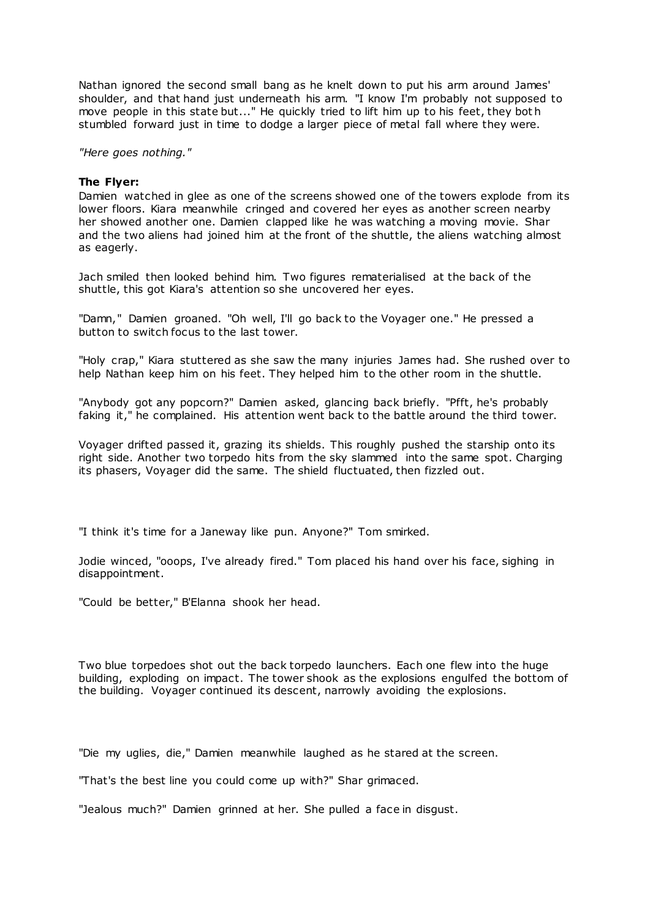Nathan ignored the second small bang as he knelt down to put his arm around James' shoulder, and that hand just underneath his arm. "I know I'm probably not supposed to move people in this state but..." He quickly tried to lift him up to his feet, they both stumbled forward just in time to dodge a larger piece of metal fall where they were.

*"Here goes nothing."*

**The Flyer:**

Damien watched in glee as one of the screens showed one of the towers explode from its lower floors. Kiara meanwhile cringed and covered her eyes as another screen nearby her showed another one. Damien clapped like he was watching a moving movie. Shar and the two aliens had joined him at the front of the shuttle, the aliens watching almost as eagerly.

Jach smiled then looked behind him. Two figures rematerialised at the back of the shuttle, this got Kiara's attention so she uncovered her eyes.

"Damn," Damien groaned. "Oh well, I'll go back to the Voyager one." He pressed a button to switch focus to the last tower.

"Holy crap," Kiara stuttered as she saw the many injuries James had. She rushed over to help Nathan keep him on his feet. They helped him to the other room in the shuttle.

"Anybody got any popcorn?" Damien asked, glancing back briefly. "Pfft, he's probably faking it," he complained. His attention went back to the battle around the third tower.

Voyager drifted passed it, grazing its shields. This roughly pushed the starship onto its right side. Another two torpedo hits from the sky slammed into the same spot. Charging its phasers, Voyager did the same. The shield fluctuated, then fizzled out.

"I think it's time for a Janeway like pun. Anyone?" Tom smirked.

Jodie winced, "ooops, I've already fired." Tom placed his hand over his face, sighing in disappointment.

"Could be better," B'Elanna shook her head.

Two blue torpedoes shot out the back torpedo launchers. Each one flew into the huge building, exploding on impact. The tower shook as the explosions engulfed the bottom of the building. Voyager continued its descent, narrowly avoiding the explosions.

"Die my uglies, die," Damien meanwhile laughed as he stared at the screen.

"That's the best line you could come up with?" Shar grimaced.

"Jealous much?" Damien grinned at her. She pulled a face in disgust.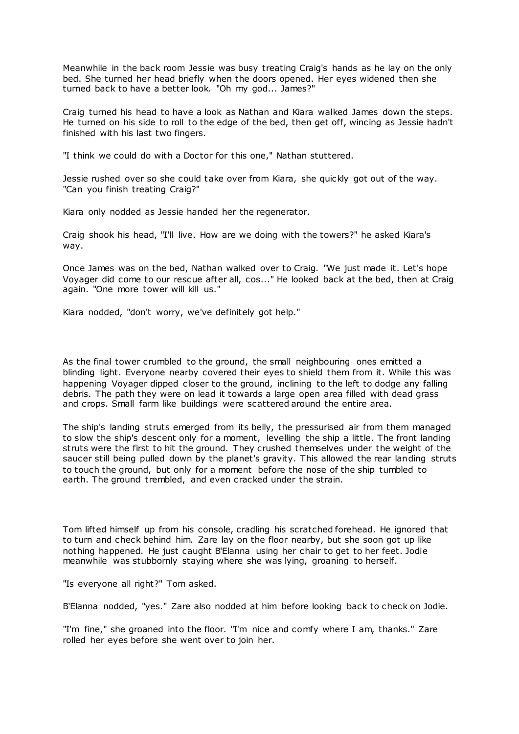Meanwhile in the back room Jessie was busy treating Craig's hands as he lay on the only bed. She turned her head briefly when the doors opened. Her eyes widened then she turned back to have a better look. "Oh my god... James?"

Craig turned his head to have a look as Nathan and Kiara walked James down the steps. He turned on his side to roll to the edge of the bed, then get off, wincing as Jessie hadn't finished with his last two fingers.

"I think we could do with a Doctor for this one," Nathan stuttered.

Jessie rushed over so she could take over from Kiara, she quickly got out of the way. "Can you finish treating Craig?"

Kiara only nodded as Jessie handed her the regenerator.

Craig shook his head, "I'll live. How are we doing with the towers?" he asked Kiara's way.

Once James was on the bed, Nathan walked over to Craig. "We just made it. Let's hope Voyager did come to our rescue after all, cos..." He looked back at the bed, then at Craig again. "One more tower will kill us."

Kiara nodded, "don't worry, we've definitely got help."

As the final tower crumbled to the ground, the small neighbouring ones emitted a blinding light. Everyone nearby covered their eyes to shield them from it. While this was happening Voyager dipped closer to the ground, inclining to the left to dodge any falling debris. The path they were on lead it towards a large open area filled with dead grass and crops. Small farm like buildings were scattered around the entire area.

The ship's landing struts emerged from its belly, the pressurised air from them managed to slow the ship's descent only for a moment, levelling the ship a little. The front landing struts were the first to hit the ground. They crushed themselves under the weight of the saucer still being pulled down by the planet's gravity. This allowed the rear landing struts to touch the ground, but only for a moment before the nose of the ship tumbled to earth. The ground trembled, and even cracked under the strain.

Tom lifted himself up from his console, cradling his scratched forehead. He ignored that to turn and check behind him. Zare lay on the floor nearby, but she soon got up like nothing happened. He just caught B'Elanna using her chair to get to her feet. Jodie meanwhile was stubbornly staying where she was lying, groaning to herself.

"Is everyone all right?" Tom asked.

B'Elanna nodded, "yes." Zare also nodded at him before looking back to check on Jodie.

"I'm fine," she groaned into the floor. "I'm nice and comfy where I am, thanks." Zare rolled her eyes before she went over to join her.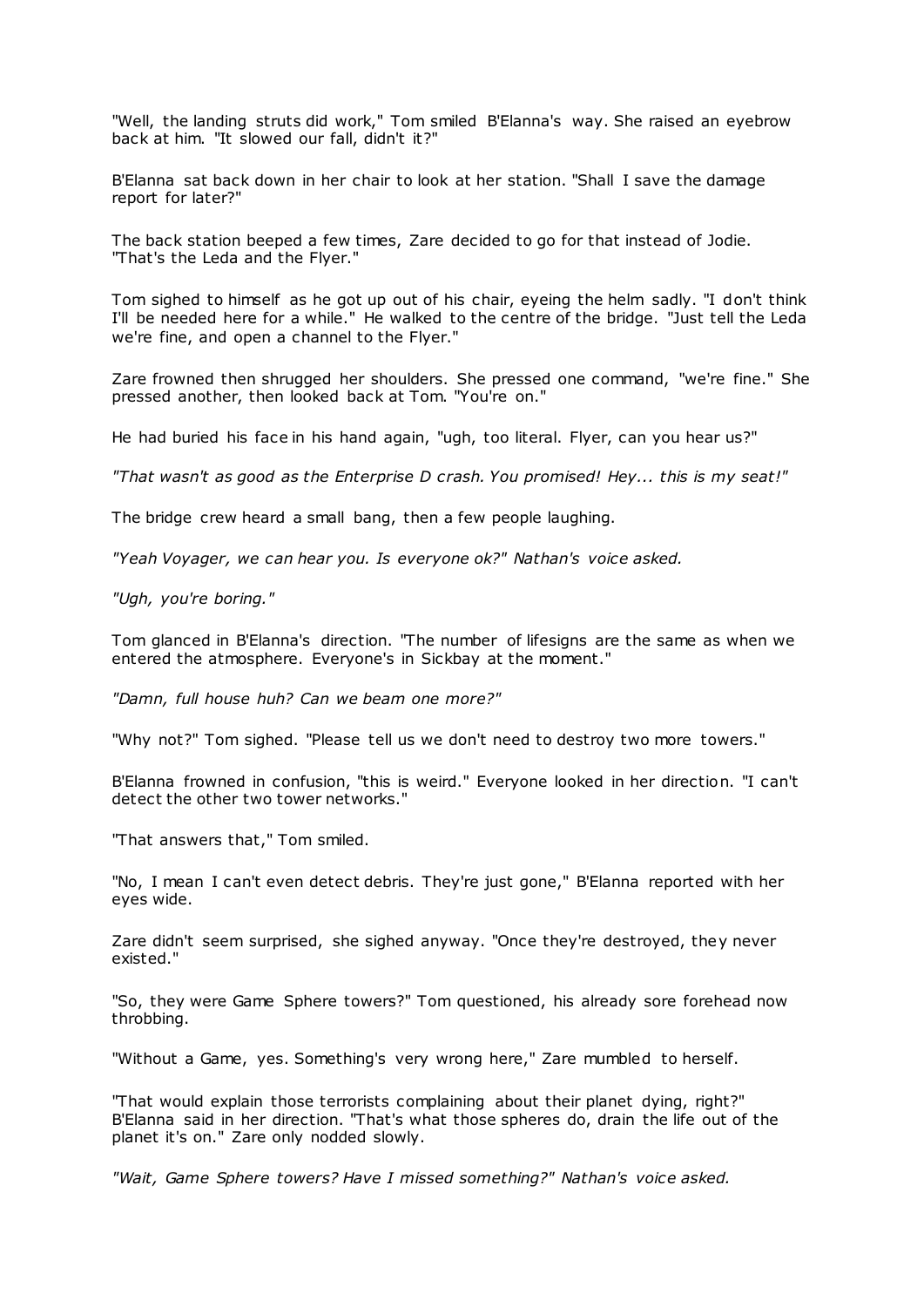"Well, the landing struts did work," Tom smiled B'Elanna's way. She raised an eyebrow back at him. "It slowed our fall, didn't it?"

B'Elanna sat back down in her chair to look at her station. "Shall I save the damage report for later?"

The back station beeped a few times, Zare decided to go for that instead of Jodie. "That's the Leda and the Flyer."

Tom sighed to himself as he got up out of his chair, eyeing the helm sadly. "I don't think I'll be needed here for a while." He walked to the centre of the bridge. "Just tell the Leda we're fine, and open a channel to the Flyer."

Zare frowned then shrugged her shoulders. She pressed one command, "we're fine." She pressed another, then looked back at Tom. "You're on."

He had buried his face in his hand again, "ugh, too literal. Flyer, can you hear us?"

*"That wasn't as good as the Enterprise D crash. You promised! Hey... this is my seat!"*

The bridge crew heard a small bang, then a few people laughing.

*"Yeah Voyager, we can hear you. Is everyone ok?" Nathan's voice asked.*

*"Ugh, you're boring."*

Tom glanced in B'Elanna's direction. "The number of lifesigns are the same as when we entered the atmosphere. Everyone's in Sickbay at the moment."

*"Damn, full house huh? Can we beam one more?"*

"Why not?" Tom sighed. "Please tell us we don't need to destroy two more towers."

B'Elanna frowned in confusion, "this is weird." Everyone looked in her direction. "I can't detect the other two tower networks."

"That answers that," Tom smiled.

"No, I mean I can't even detect debris. They're just gone," B'Elanna reported with her eyes wide.

Zare didn't seem surprised, she sighed anyway. "Once they're destroyed, they never existed."

"So, they were Game Sphere towers?" Tom questioned, his already sore forehead now throbbing.

"Without a Game, yes. Something's very wrong here," Zare mumbled to herself.

"That would explain those terrorists complaining about their planet dying, right?" B'Elanna said in her direction. "That's what those spheres do, drain the life out of the planet it's on." Zare only nodded slowly.

*"Wait, Game Sphere towers? Have I missed something?" Nathan's voice asked.*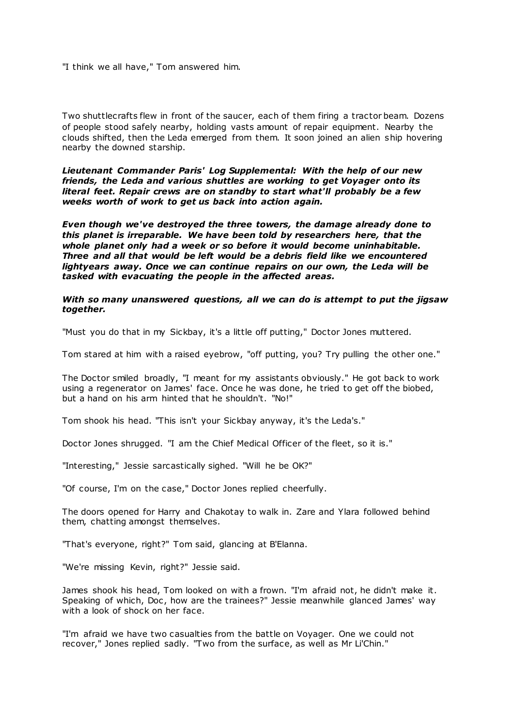"I think we all have," Tom answered him.

Two shuttlecrafts flew in front of the saucer, each of them firing a tractor beam. Dozens of people stood safely nearby, holding vasts amount of repair equipment. Nearby the clouds shifted, then the Leda emerged from them. It soon joined an alien ship hovering nearby the downed starship.

***Lieutenant Commander Paris' Log Supplemental: With the help of our new friends, the Leda and various shuttles are working to get Voyager onto its literal feet. Repair crews are on standby to start what'll probably be a few weeks worth of work to get us back into action again.***

***Even though we've destroyed the three towers, the damage already done to this planet is irreparable. We have been told by researchers here, that the whole planet only had a week or so before it would become uninhabitable. Three and all that would be left would be a debris field like we encountered lightyears away. Once we can continue repairs on our own, the Leda will be tasked with evacuating the people in the affected areas.***

***With so many unanswered questions, all we can do is attempt to put the jigsaw together.***

"Must you do that in my Sickbay, it's a little off putting," Doctor Jones muttered.

Tom stared at him with a raised eyebrow, "off putting, you? Try pulling the other one."

The Doctor smiled broadly, "I meant for my assistants obviously." He got back to work using a regenerator on James' face. Once he was done, he tried to get off the biobed, but a hand on his arm hinted that he shouldn't. "No!"

Tom shook his head. "This isn't your Sickbay anyway, it's the Leda's."

Doctor Jones shrugged. "I am the Chief Medical Officer of the fleet, so it is."

"Interesting," Jessie sarcastically sighed. "Will he be OK?"

"Of course, I'm on the case," Doctor Jones replied cheerfully.

The doors opened for Harry and Chakotay to walk in. Zare and Ylara followed behind them, chatting amongst themselves.

"That's everyone, right?" Tom said, glancing at B'Elanna.

"We're missing Kevin, right?" Jessie said.

James shook his head, Tom looked on with a frown. "I'm afraid not, he didn't make it. Speaking of which, Doc, how are the trainees?" Jessie meanwhile glanced James' way with a look of shock on her face.

"I'm afraid we have two casualties from the battle on Voyager. One we could not recover," Jones replied sadly. "Two from the surface, as well as Mr Li'Chin."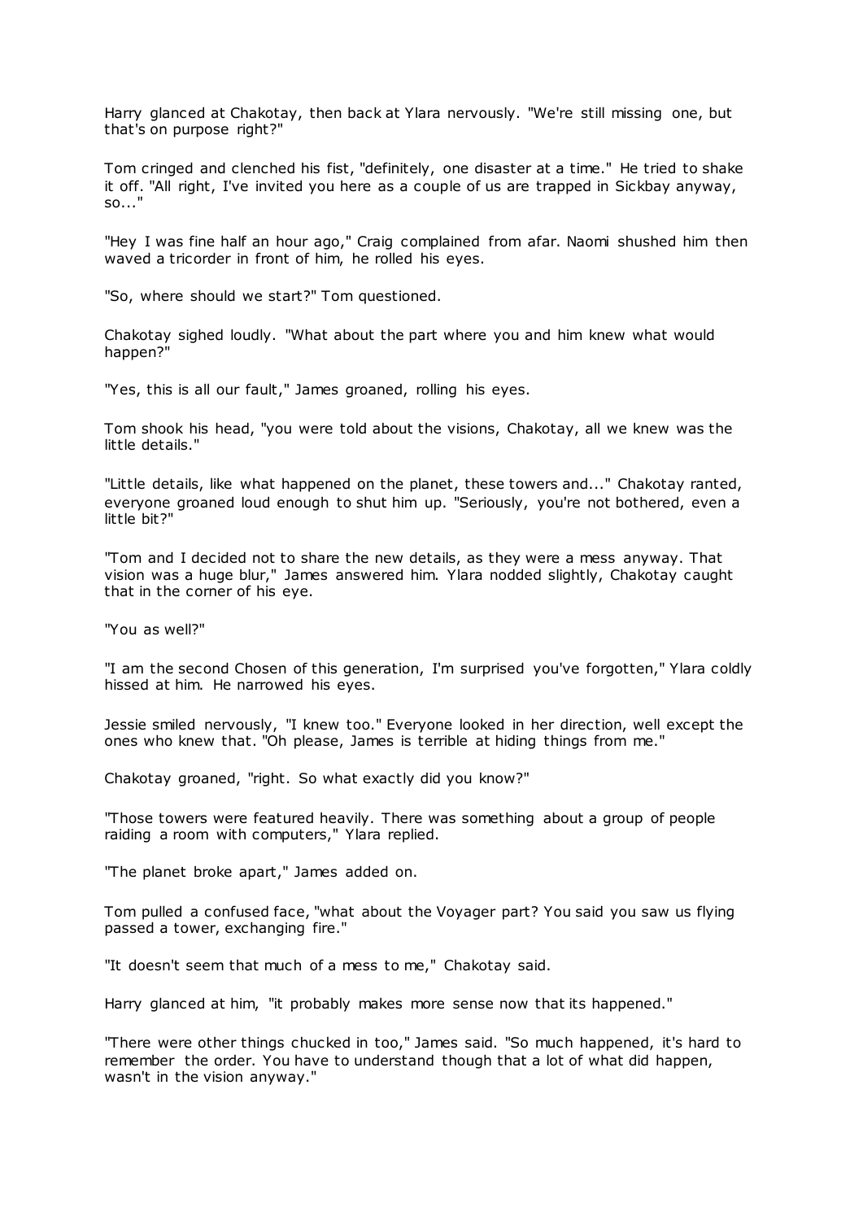Harry glanced at Chakotay, then back at Ylara nervously. "We're still missing one, but that's on purpose right?"

Tom cringed and clenched his fist, "definitely, one disaster at a time." He tried to shake it off. "All right, I've invited you here as a couple of us are trapped in Sickbay anyway, so..."

"Hey I was fine half an hour ago," Craig complained from afar. Naomi shushed him then waved a tricorder in front of him, he rolled his eyes.

"So, where should we start?" Tom questioned.

Chakotay sighed loudly. "What about the part where you and him knew what would happen?"

"Yes, this is all our fault," James groaned, rolling his eyes.

Tom shook his head, "you were told about the visions, Chakotay, all we knew was the little details."

"Little details, like what happened on the planet, these towers and..." Chakotay ranted, everyone groaned loud enough to shut him up. "Seriously, you're not bothered, even a little bit?"

"Tom and I decided not to share the new details, as they were a mess anyway. That vision was a huge blur," James answered him. Ylara nodded slightly, Chakotay caught that in the corner of his eye.

"You as well?"

"I am the second Chosen of this generation, I'm surprised you've forgotten," Ylara coldly hissed at him. He narrowed his eyes.

Jessie smiled nervously, "I knew too." Everyone looked in her direction, well except the ones who knew that. "Oh please, James is terrible at hiding things from me."

Chakotay groaned, "right. So what exactly did you know?"

"Those towers were featured heavily. There was something about a group of people raiding a room with computers," Ylara replied.

"The planet broke apart," James added on.

Tom pulled a confused face, "what about the Voyager part? You said you saw us flying passed a tower, exchanging fire."

"It doesn't seem that much of a mess to me," Chakotay said.

Harry glanced at him, "it probably makes more sense now that its happened."

"There were other things chucked in too," James said. "So much happened, it's hard to remember the order. You have to understand though that a lot of what did happen, wasn't in the vision anyway."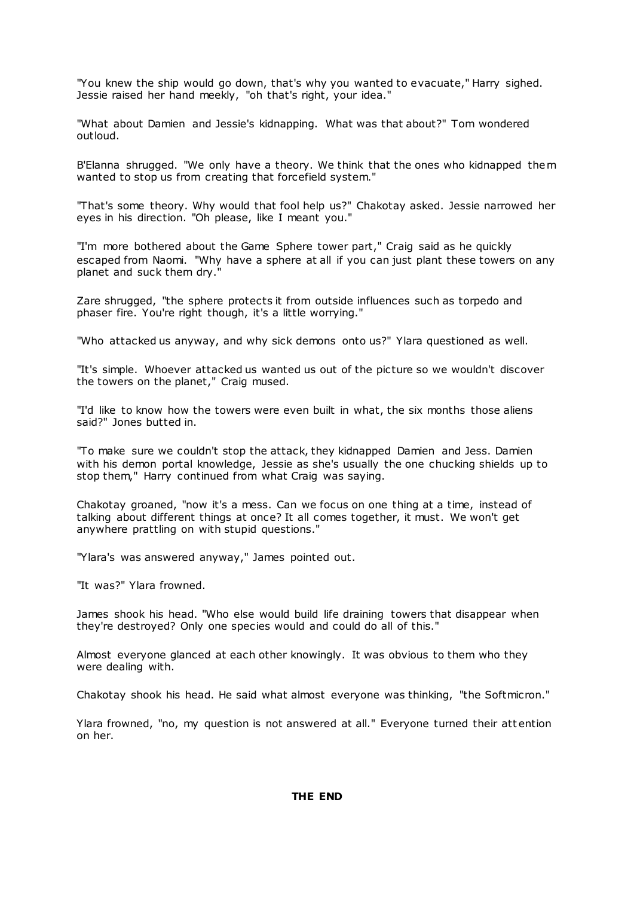"You knew the ship would go down, that's why you wanted to evacuate," Harry sighed. Jessie raised her hand meekly, "oh that's right, your idea."

"What about Damien and Jessie's kidnapping. What was that about?" Tom wondered outloud.

B'Elanna shrugged. "We only have a theory. We think that the ones who kidnapped them wanted to stop us from creating that forcefield system."

"That's some theory. Why would that fool help us?" Chakotay asked. Jessie narrowed her eyes in his direction. "Oh please, like I meant you."

"I'm more bothered about the Game Sphere tower part," Craig said as he quickly escaped from Naomi. "Why have a sphere at all if you can just plant these towers on any planet and suck them dry."

Zare shrugged, "the sphere protects it from outside influences such as torpedo and phaser fire. You're right though, it's a little worrying."

"Who attacked us anyway, and why sick demons onto us?" Ylara questioned as well.

"It's simple. Whoever attacked us wanted us out of the picture so we wouldn't discover the towers on the planet," Craig mused.

"I'd like to know how the towers were even built in what, the six months those aliens said?" Jones butted in.

"To make sure we couldn't stop the attack, they kidnapped Damien and Jess. Damien with his demon portal knowledge, Jessie as she's usually the one chucking shields up to stop them," Harry continued from what Craig was saying.

Chakotay groaned, "now it's a mess. Can we focus on one thing at a time, instead of talking about different things at once? It all comes together, it must. We won't get anywhere prattling on with stupid questions."

"Ylara's was answered anyway," James pointed out.

"It was?" Ylara frowned.

James shook his head. "Who else would build life draining towers that disappear when they're destroyed? Only one species would and could do all of this."

Almost everyone glanced at each other knowingly. It was obvious to them who they were dealing with.

Chakotay shook his head. He said what almost everyone was thinking, "the Softmicron."

Ylara frowned, "no, my question is not answered at all." Everyone turned their attention on her.

**THE END**